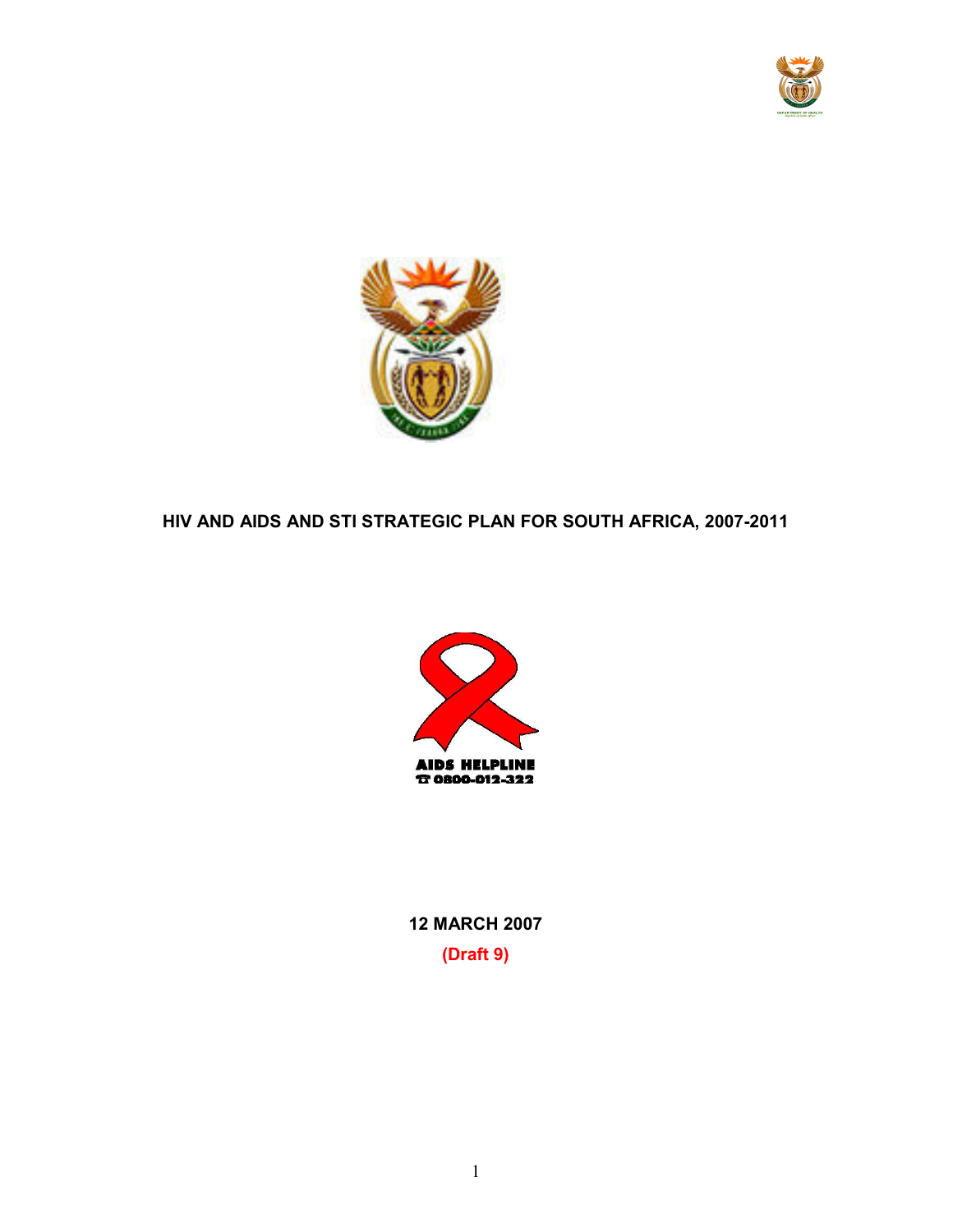# HIV AND AIDS AND STI STRATEGIC PLAN FOR SOUTH AFRICA, 2007-2011

AIDS HELPLINE
☎ 0800-012-322

**12 MARCH 2007**

**(Draft 9)**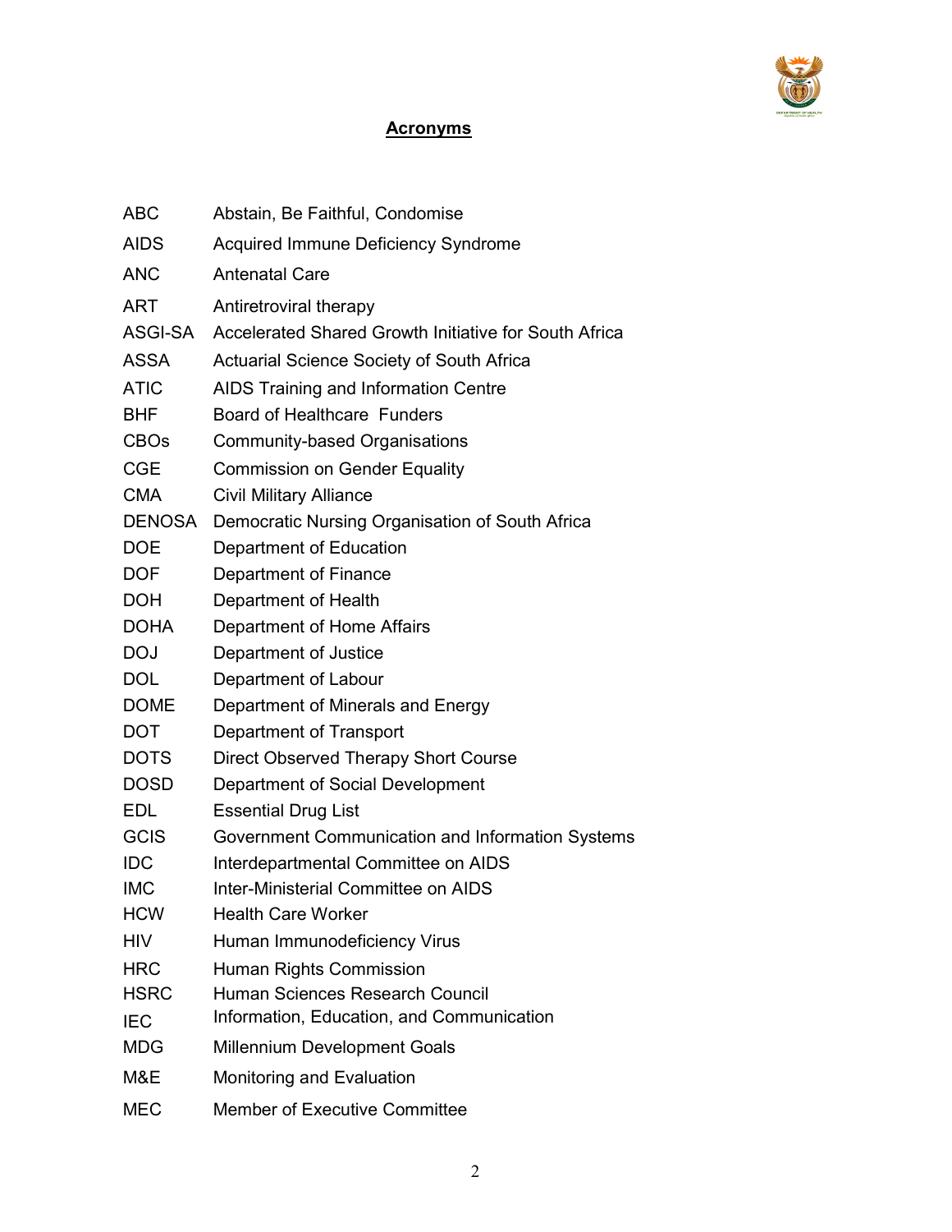## Acronyms

| | |
|---|---|
| ABC | Abstain, Be Faithful, Condomise |
| AIDS | Acquired Immune Deficiency Syndrome |
| ANC | Antenatal Care |
| ART | Antiretroviral therapy |
| ASGI-SA | Accelerated Shared Growth Initiative for South Africa |
| ASSA | Actuarial Science Society of South Africa |
| ATIC | AIDS Training and Information Centre |
| BHF | Board of Healthcare Funders |
| CBOs | Community-based Organisations |
| CGE | Commission on Gender Equality |
| CMA | Civil Military Alliance |
| DENOSA | Democratic Nursing Organisation of South Africa |
| DOE | Department of Education |
| DOF | Department of Finance |
| DOH | Department of Health |
| DOHA | Department of Home Affairs |
| DOJ | Department of Justice |
| DOL | Department of Labour |
| DOME | Department of Minerals and Energy |
| DOT | Department of Transport |
| DOTS | Direct Observed Therapy Short Course |
| DOSD | Department of Social Development |
| EDL | Essential Drug List |
| GCIS | Government Communication and Information Systems |
| IDC | Interdepartmental Committee on AIDS |
| IMC | Inter-Ministerial Committee on AIDS |
| HCW | Health Care Worker |
| HIV | Human Immunodeficiency Virus |
| HRC | Human Rights Commission |
| HSRC | Human Sciences Research Council |
| IEC | Information, Education, and Communication |
| MDG | Millennium Development Goals |
| M&E | Monitoring and Evaluation |
| MEC | Member of Executive Committee |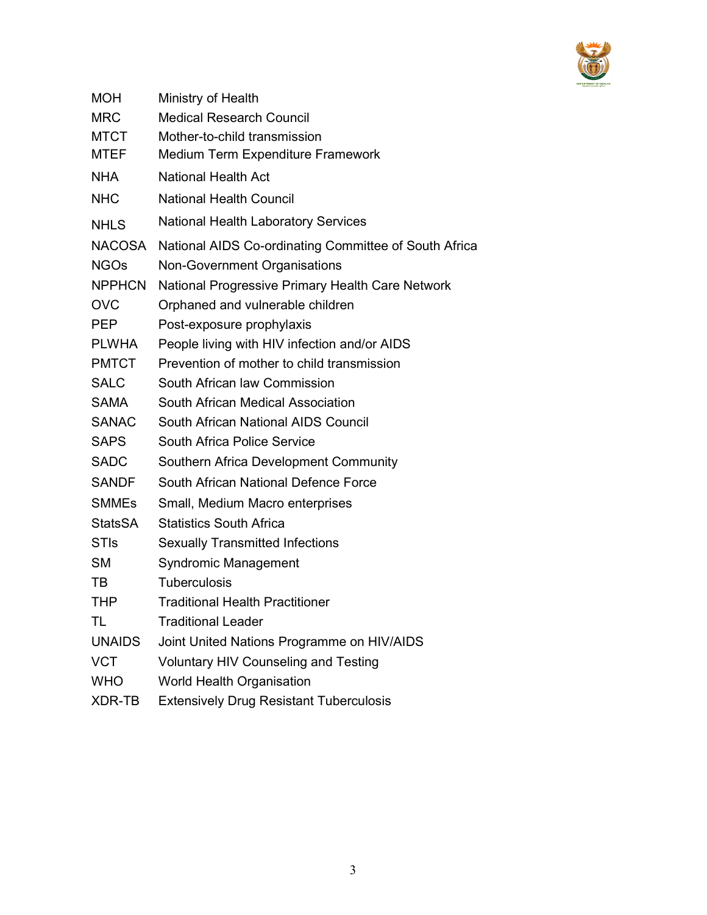| | |
|---|---|
| MOH | Ministry of Health |
| MRC | Medical Research Council |
| MTCT | Mother-to-child transmission |
| MTEF | Medium Term Expenditure Framework |
| NHA | National Health Act |
| NHC | National Health Council |
| NHLS | National Health Laboratory Services |
| NACOSA | National AIDS Co-ordinating Committee of South Africa |
| NGOs | Non-Government Organisations |
| NPPHCN | National Progressive Primary Health Care Network |
| OVC | Orphaned and vulnerable children |
| PEP | Post-exposure prophylaxis |
| PLWHA | People living with HIV infection and/or AIDS |
| PMTCT | Prevention of mother to child transmission |
| SALC | South African law Commission |
| SAMA | South African Medical Association |
| SANAC | South African National AIDS Council |
| SAPS | South Africa Police Service |
| SADC | Southern Africa Development Community |
| SANDF | South African National Defence Force |
| SMMEs | Small, Medium Macro enterprises |
| StatsSA | Statistics South Africa |
| STIs | Sexually Transmitted Infections |
| SM | Syndromic Management |
| TB | Tuberculosis |
| THP | Traditional Health Practitioner |
| TL | Traditional Leader |
| UNAIDS | Joint United Nations Programme on HIV/AIDS |
| VCT | Voluntary HIV Counseling and Testing |
| WHO | World Health Organisation |
| XDR-TB | Extensively Drug Resistant Tuberculosis |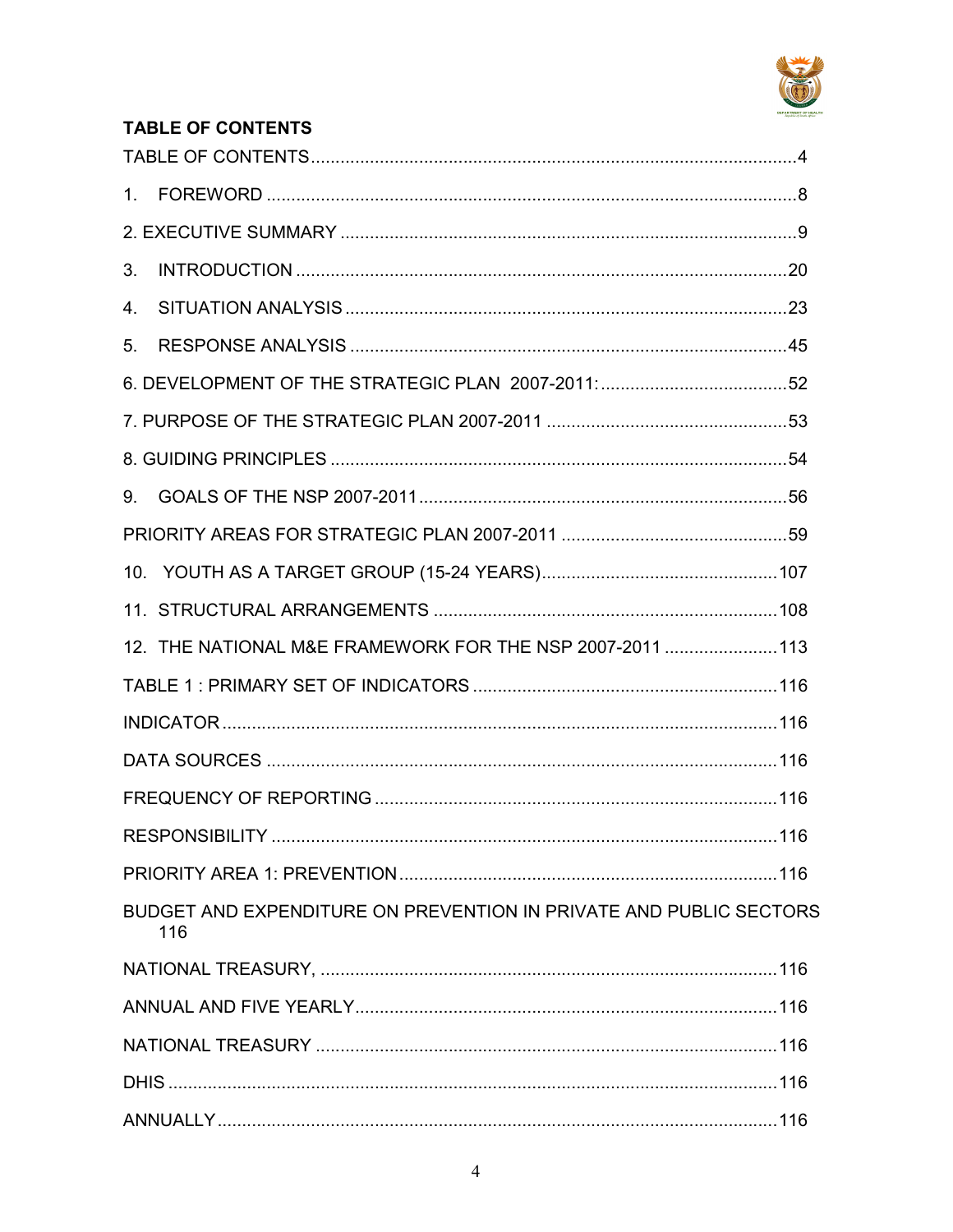## TABLE OF CONTENTS

TABLE OF CONTENTS ............................................................ 4

1. FOREWORD ............................................................ 8

2. EXECUTIVE SUMMARY ............................................................ 9

3. INTRODUCTION ............................................................ 20

4. SITUATION ANALYSIS ............................................................ 23

5. RESPONSE ANALYSIS ............................................................ 45

6. DEVELOPMENT OF THE STRATEGIC PLAN 2007-2011: ............................................................ 52

7. PURPOSE OF THE STRATEGIC PLAN 2007-2011 ............................................................ 53

8. GUIDING PRINCIPLES ............................................................ 54

9. GOALS OF THE NSP 2007-2011 ............................................................ 56

PRIORITY AREAS FOR STRATEGIC PLAN 2007-2011 ............................................................ 59

10. YOUTH AS A TARGET GROUP (15-24 YEARS) ............................................................ 107

11. STRUCTURAL ARRANGEMENTS ............................................................ 108

12. THE NATIONAL M&E FRAMEWORK FOR THE NSP 2007-2011 ............................................................ 113

TABLE 1 : PRIMARY SET OF INDICATORS ............................................................ 116

INDICATOR ............................................................ 116

DATA SOURCES ............................................................ 116

FREQUENCY OF REPORTING ............................................................ 116

RESPONSIBILITY ............................................................ 116

PRIORITY AREA 1: PREVENTION ............................................................ 116

BUDGET AND EXPENDITURE ON PREVENTION IN PRIVATE AND PUBLIC SECTORS 116

NATIONAL TREASURY, ............................................................ 116

ANNUAL AND FIVE YEARLY ............................................................ 116

NATIONAL TREASURY ............................................................ 116

DHIS ............................................................ 116

ANNUALLY ............................................................ 116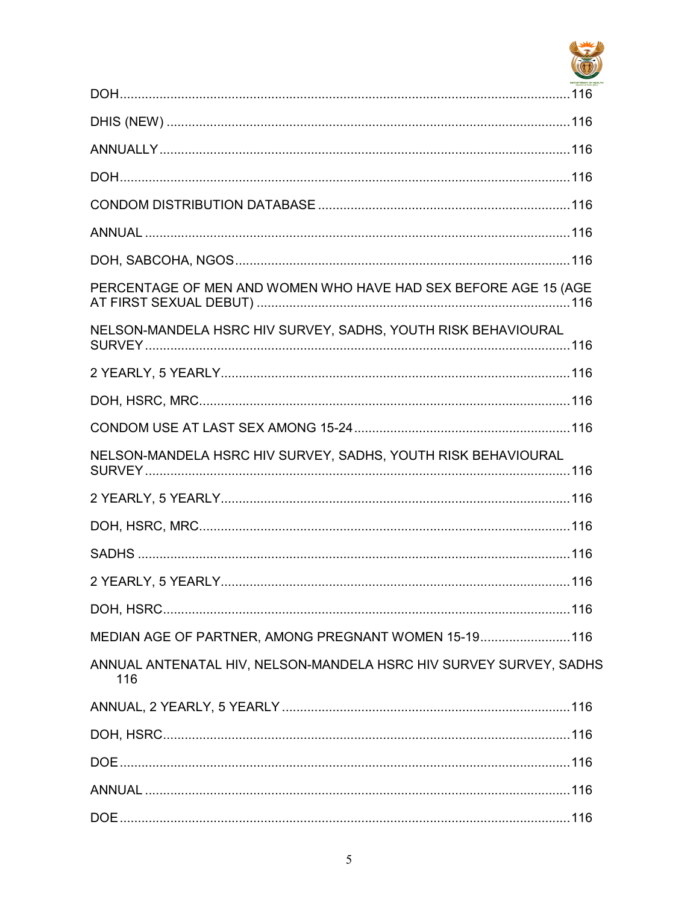DOH ........................................................................................................................ 116

DHIS (NEW) ............................................................................................................ 116

ANNUALLY ............................................................................................................. 116

DOH ........................................................................................................................ 116

CONDOM DISTRIBUTION DATABASE .................................................................... 116

ANNUAL .................................................................................................................. 116

DOH, SABCOHA, NGOS .......................................................................................... 116

PERCENTAGE OF MEN AND WOMEN WHO HAVE HAD SEX BEFORE AGE 15 (AGE AT FIRST SEXUAL DEBUT) ..................................................................................... 116

NELSON-MANDELA HSRC HIV SURVEY, SADHS, YOUTH RISK BEHAVIOURAL SURVEY ................................................................................................................. 116

2 YEARLY, 5 YEARLY ............................................................................................. 116

DOH, HSRC, MRC .................................................................................................... 116

CONDOM USE AT LAST SEX AMONG 15-24 ........................................................... 116

NELSON-MANDELA HSRC HIV SURVEY, SADHS, YOUTH RISK BEHAVIOURAL SURVEY ................................................................................................................. 116

2 YEARLY, 5 YEARLY ............................................................................................. 116

DOH, HSRC, MRC .................................................................................................... 116

SADHS .................................................................................................................... 116

2 YEARLY, 5 YEARLY ............................................................................................. 116

DOH, HSRC ............................................................................................................. 116

MEDIAN AGE OF PARTNER, AMONG PREGNANT WOMEN 15-19 ......................... 116

ANNUAL ANTENATAL HIV, NELSON-MANDELA HSRC HIV SURVEY SURVEY, SADHS 116

ANNUAL, 2 YEARLY, 5 YEARLY .............................................................................. 116

DOH, HSRC ............................................................................................................. 116

DOE ........................................................................................................................ 116

ANNUAL .................................................................................................................. 116

DOE ........................................................................................................................ 116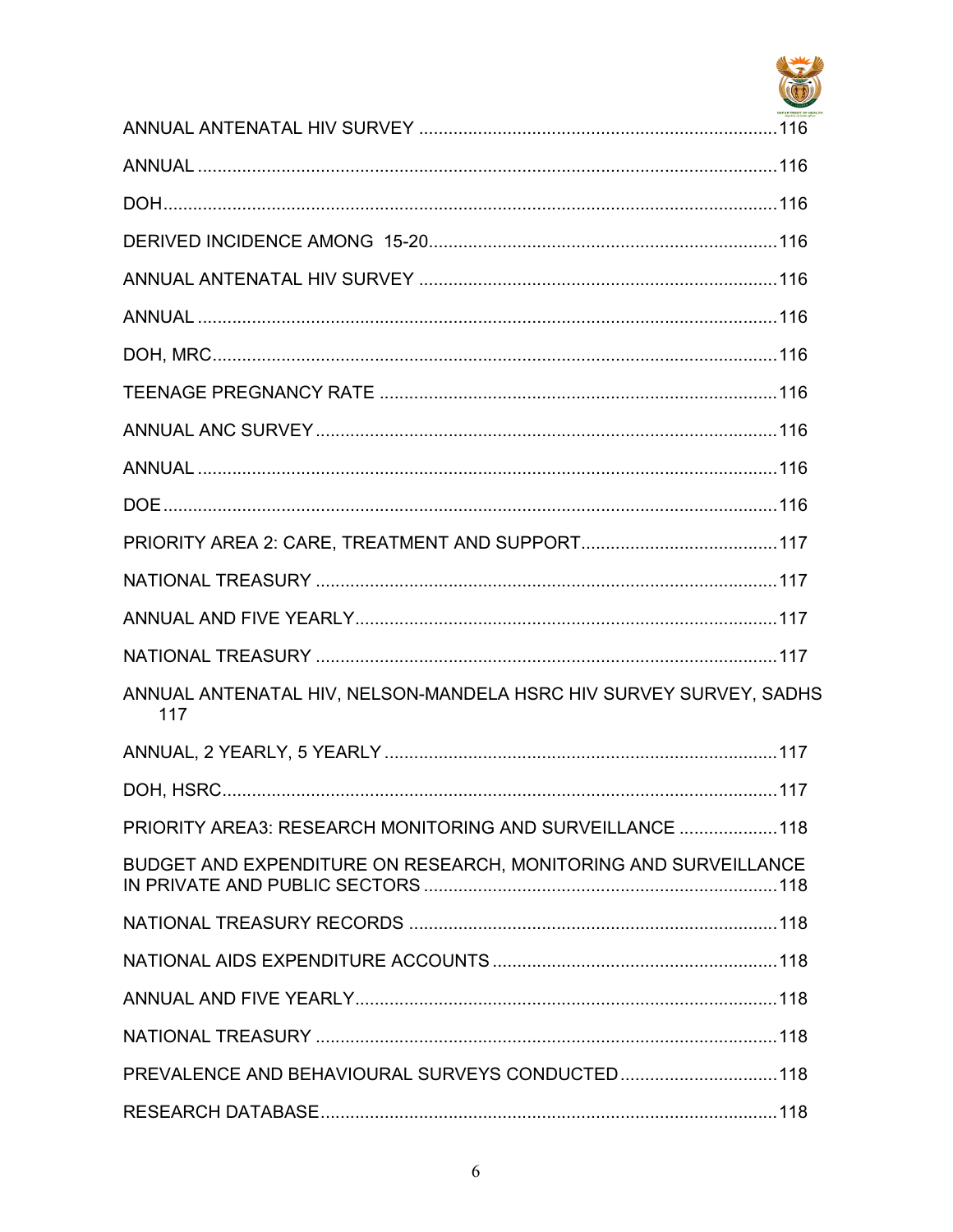ANNUAL ANTENATAL HIV SURVEY .......................................................................116

ANNUAL .....................................................................................................116

DOH............................................................................................................116

DERIVED INCIDENCE AMONG 15-20......................................................................116

ANNUAL ANTENATAL HIV SURVEY .......................................................................116

ANNUAL .....................................................................................................116

DOH, MRC..................................................................................................116

TEENAGE PREGNANCY RATE ...............................................................................116

ANNUAL ANC SURVEY ............................................................................................116

ANNUAL .....................................................................................................116

DOE ............................................................................................................116

PRIORITY AREA 2: CARE, TREATMENT AND SUPPORT.......................................117

NATIONAL TREASURY ............................................................................................117

ANNUAL AND FIVE YEARLY....................................................................................117

NATIONAL TREASURY ............................................................................................117

ANNUAL ANTENATAL HIV, NELSON-MANDELA HSRC HIV SURVEY SURVEY, SADHS 117

ANNUAL, 2 YEARLY, 5 YEARLY ..............................................................................117

DOH, HSRC................................................................................................117

PRIORITY AREA3: RESEARCH MONITORING AND SURVEILLANCE ...................118

BUDGET AND EXPENDITURE ON RESEARCH, MONITORING AND SURVEILLANCE IN PRIVATE AND PUBLIC SECTORS ......................................................................118

NATIONAL TREASURY RECORDS .........................................................................118

NATIONAL AIDS EXPENDITURE ACCOUNTS .........................................................118

ANNUAL AND FIVE YEARLY....................................................................................118

NATIONAL TREASURY ............................................................................................118

PREVALENCE AND BEHAVIOURAL SURVEYS CONDUCTED ...............................118

RESEARCH DATABASE............................................................................................118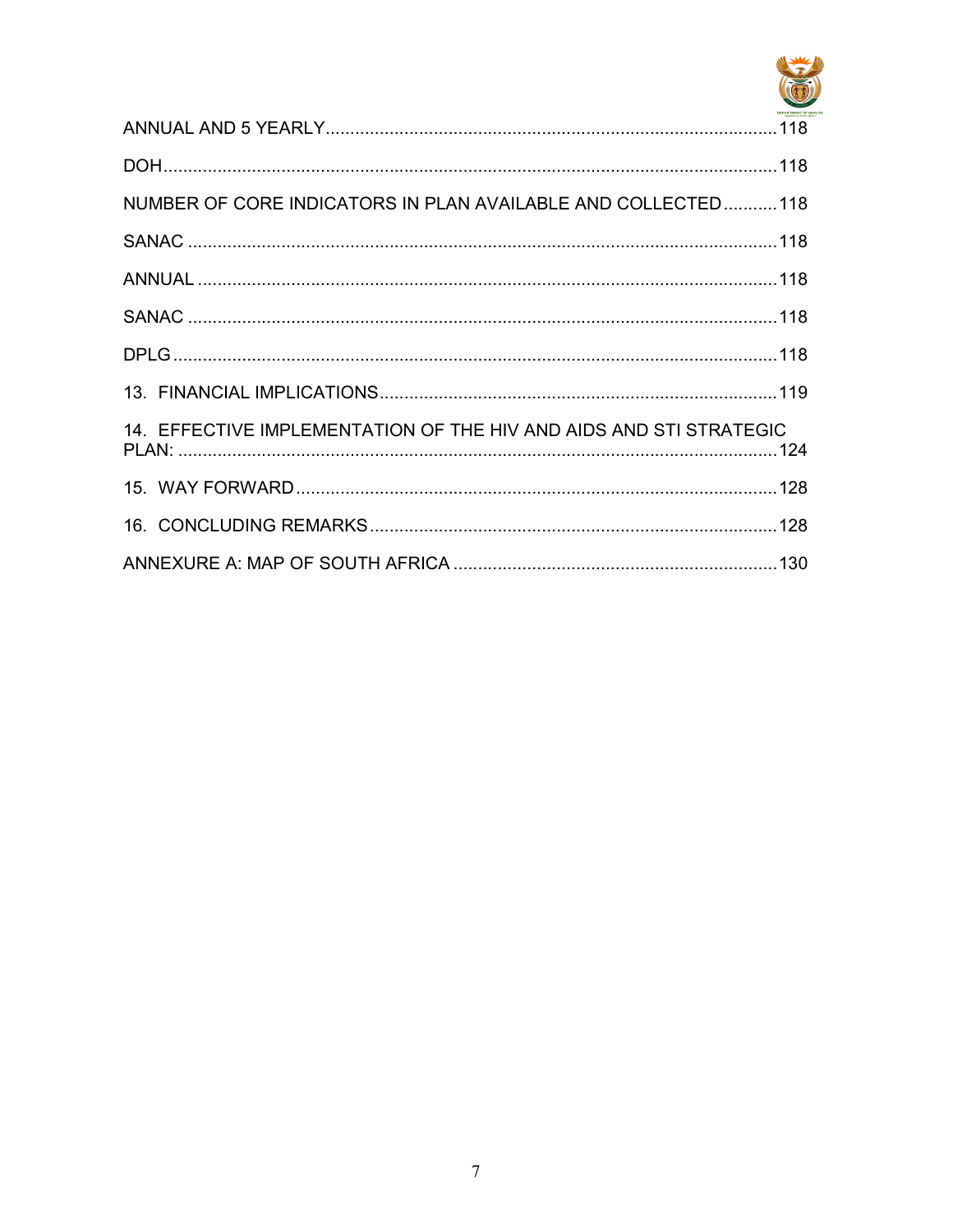ANNUAL AND 5 YEARLY ........................................................................................ 118

DOH ........................................................................................................................ 118

NUMBER OF CORE INDICATORS IN PLAN AVAILABLE AND COLLECTED ........... 118

SANAC .................................................................................................................... 118

ANNUAL .................................................................................................................. 118

SANAC .................................................................................................................... 118

DPLG ...................................................................................................................... 118

13. FINANCIAL IMPLICATIONS ............................................................................. 119

14. EFFECTIVE IMPLEMENTATION OF THE HIV AND AIDS AND STI STRATEGIC PLAN: ...................................................................................................................... 124

15. WAY FORWARD ............................................................................................... 128

16. CONCLUDING REMARKS ................................................................................ 128

ANNEXURE A: MAP OF SOUTH AFRICA ............................................................... 130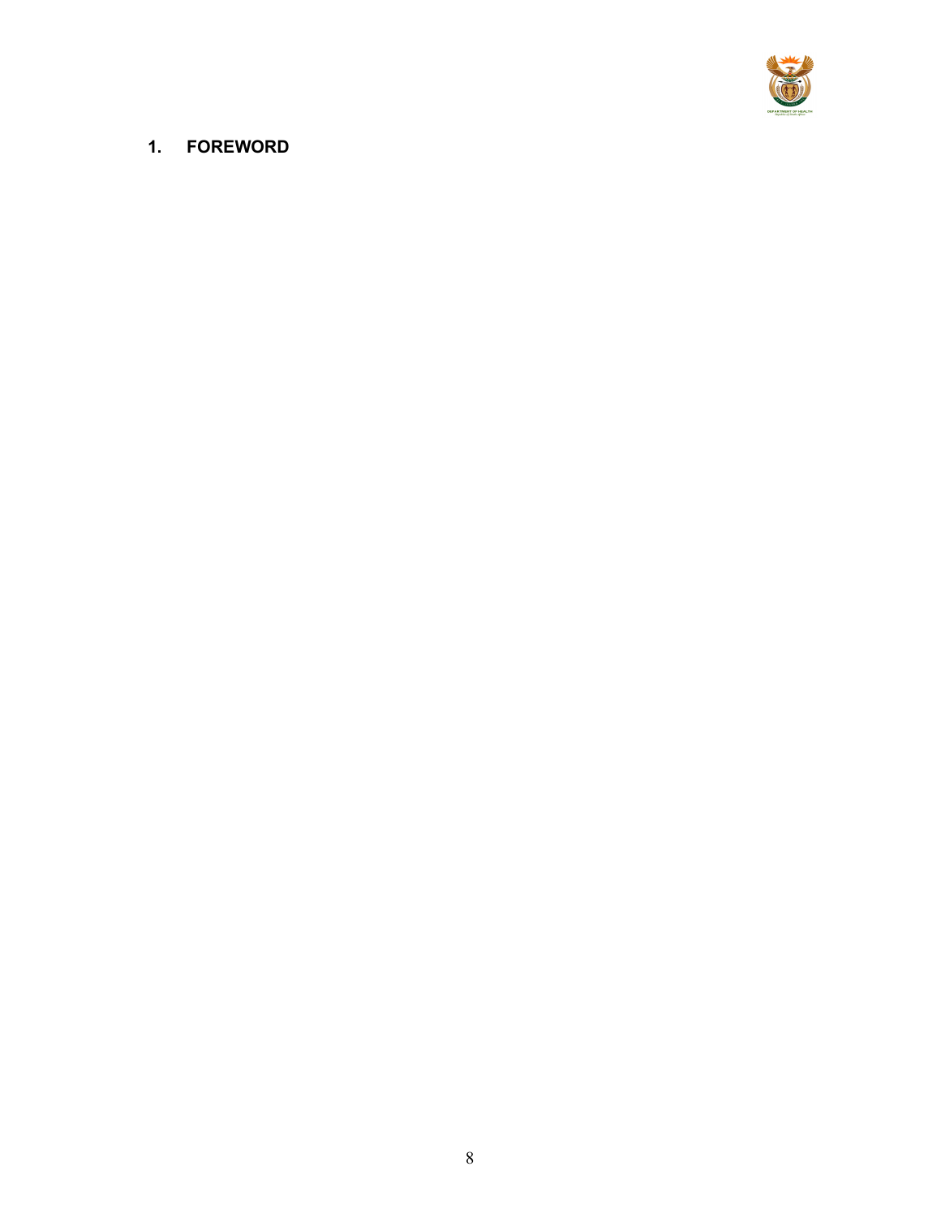## 1. FOREWORD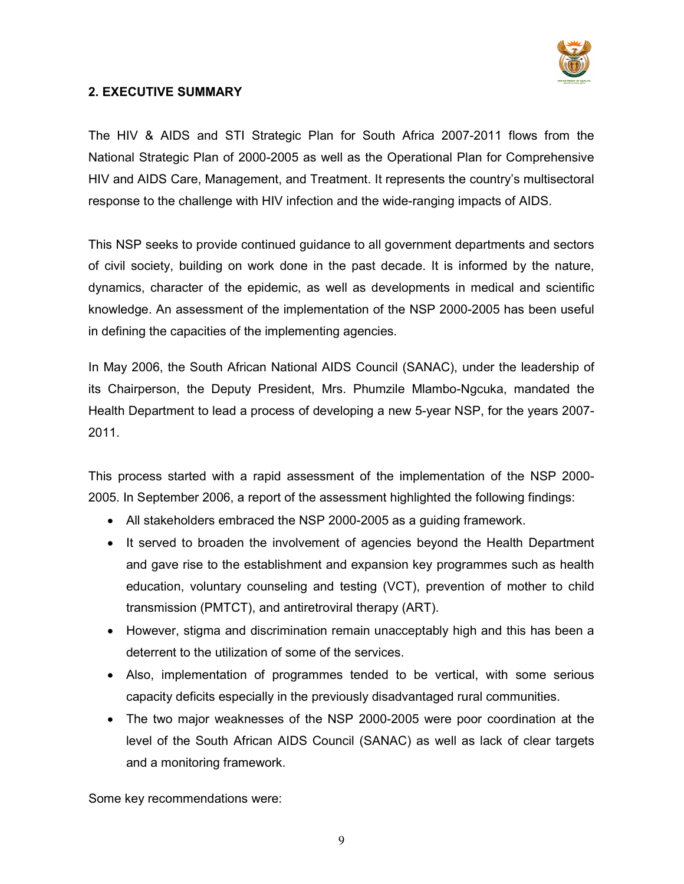## 2. EXECUTIVE SUMMARY

The HIV & AIDS and STI Strategic Plan for South Africa 2007-2011 flows from the National Strategic Plan of 2000-2005 as well as the Operational Plan for Comprehensive HIV and AIDS Care, Management, and Treatment. It represents the country's multisectoral response to the challenge with HIV infection and the wide-ranging impacts of AIDS.

This NSP seeks to provide continued guidance to all government departments and sectors of civil society, building on work done in the past decade. It is informed by the nature, dynamics, character of the epidemic, as well as developments in medical and scientific knowledge. An assessment of the implementation of the NSP 2000-2005 has been useful in defining the capacities of the implementing agencies.

In May 2006, the South African National AIDS Council (SANAC), under the leadership of its Chairperson, the Deputy President, Mrs. Phumzile Mlambo-Ngcuka, mandated the Health Department to lead a process of developing a new 5-year NSP, for the years 2007-2011.

This process started with a rapid assessment of the implementation of the NSP 2000-2005. In September 2006, a report of the assessment highlighted the following findings:

- All stakeholders embraced the NSP 2000-2005 as a guiding framework.
- It served to broaden the involvement of agencies beyond the Health Department and gave rise to the establishment and expansion key programmes such as health education, voluntary counseling and testing (VCT), prevention of mother to child transmission (PMTCT), and antiretroviral therapy (ART).
- However, stigma and discrimination remain unacceptably high and this has been a deterrent to the utilization of some of the services.
- Also, implementation of programmes tended to be vertical, with some serious capacity deficits especially in the previously disadvantaged rural communities.
- The two major weaknesses of the NSP 2000-2005 were poor coordination at the level of the South African AIDS Council (SANAC) as well as lack of clear targets and a monitoring framework.

Some key recommendations were: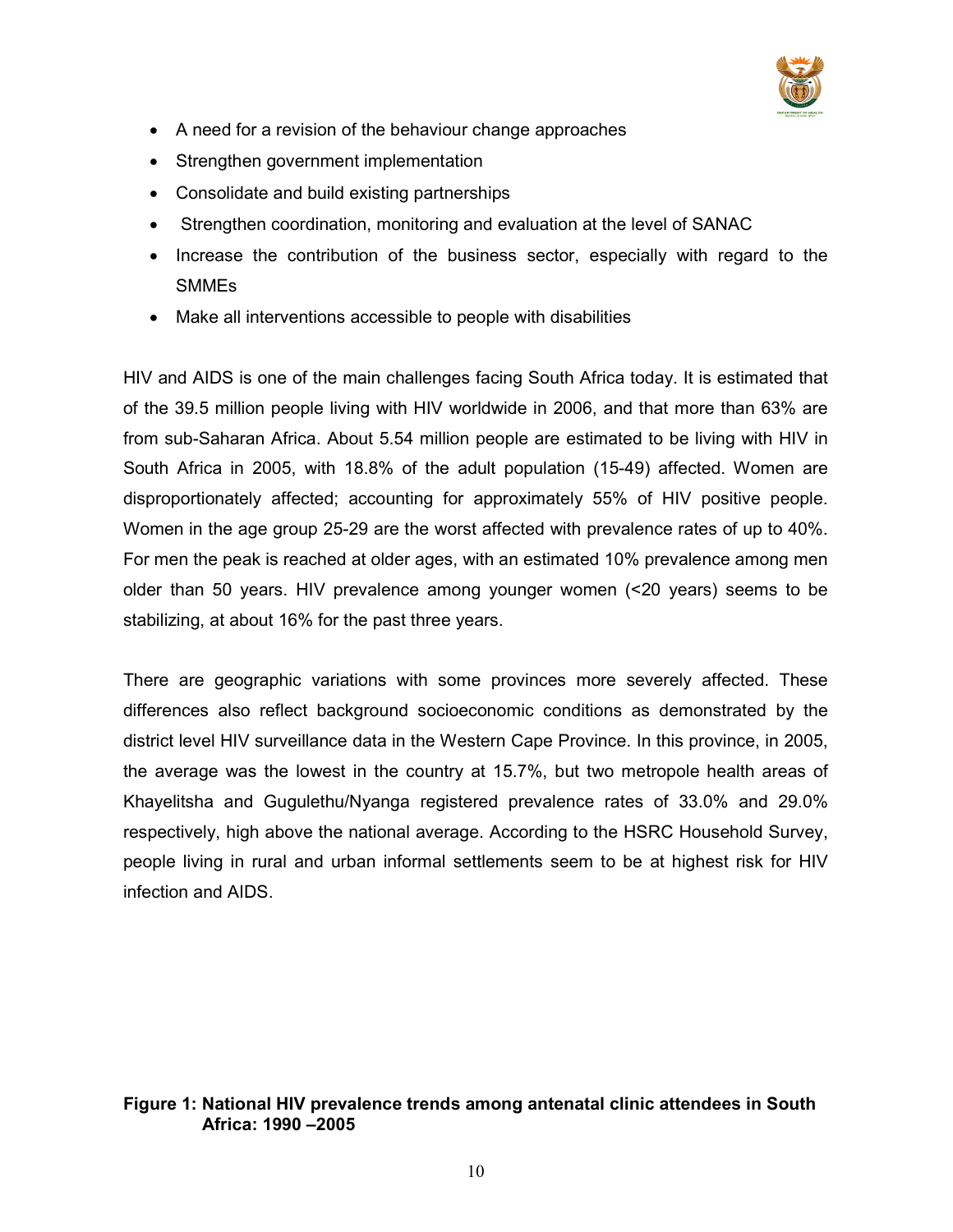- A need for a revision of the behaviour change approaches
- Strengthen government implementation
- Consolidate and build existing partnerships
- Strengthen coordination, monitoring and evaluation at the level of SANAC
- Increase the contribution of the business sector, especially with regard to the SMMEs
- Make all interventions accessible to people with disabilities

HIV and AIDS is one of the main challenges facing South Africa today. It is estimated that of the 39.5 million people living with HIV worldwide in 2006, and that more than 63% are from sub-Saharan Africa. About 5.54 million people are estimated to be living with HIV in South Africa in 2005, with 18.8% of the adult population (15-49) affected. Women are disproportionately affected; accounting for approximately 55% of HIV positive people. Women in the age group 25-29 are the worst affected with prevalence rates of up to 40%. For men the peak is reached at older ages, with an estimated 10% prevalence among men older than 50 years. HIV prevalence among younger women (<20 years) seems to be stabilizing, at about 16% for the past three years.

There are geographic variations with some provinces more severely affected. These differences also reflect background socioeconomic conditions as demonstrated by the district level HIV surveillance data in the Western Cape Province. In this province, in 2005, the average was the lowest in the country at 15.7%, but two metropole health areas of Khayelitsha and Gugulethu/Nyanga registered prevalence rates of 33.0% and 29.0% respectively, high above the national average. According to the HSRC Household Survey, people living in rural and urban informal settlements seem to be at highest risk for HIV infection and AIDS.

**Figure 1: National HIV prevalence trends among antenatal clinic attendees in South Africa: 1990 –2005**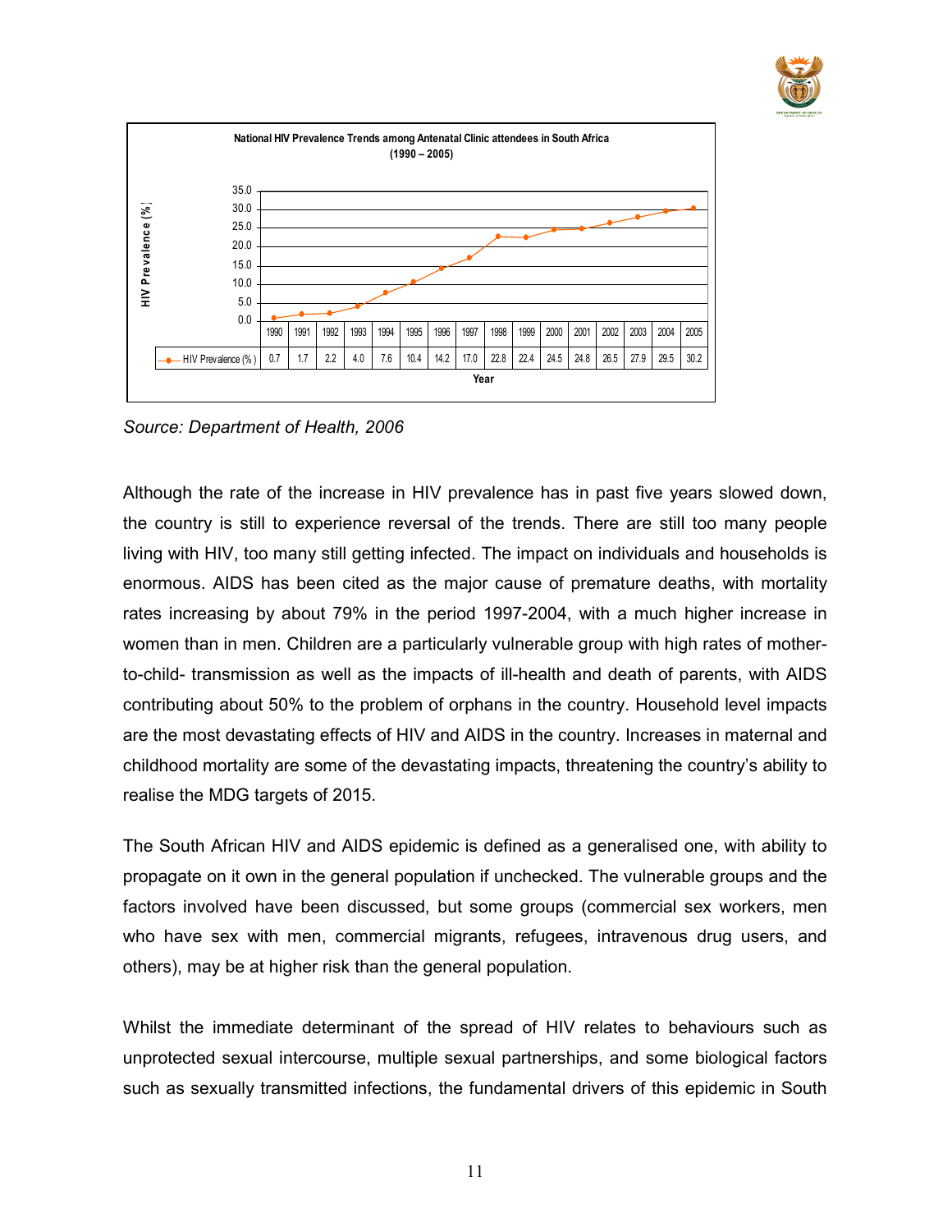**National HIV Prevalence Trends among Antenatal Clinic attendees in South Africa (1990 – 2005)**

| Year | 1990 | 1991 | 1992 | 1993 | 1994 | 1995 | 1996 | 1997 | 1998 | 1999 | 2000 | 2001 | 2002 | 2003 | 2004 | 2005 |
|---|---|---|---|---|---|---|---|---|---|---|---|---|---|---|---|---|
| HIV Prevalence (%) | 0.7 | 1.7 | 2.2 | 4.0 | 7.6 | 10.4 | 14.2 | 17.0 | 22.8 | 22.4 | 24.5 | 24.8 | 26.5 | 27.9 | 29.5 | 30.2 |

*Source: Department of Health, 2006*

Although the rate of the increase in HIV prevalence has in past five years slowed down, the country is still to experience reversal of the trends. There are still too many people living with HIV, too many still getting infected. The impact on individuals and households is enormous. AIDS has been cited as the major cause of premature deaths, with mortality rates increasing by about 79% in the period 1997-2004, with a much higher increase in women than in men. Children are a particularly vulnerable group with high rates of mother-to-child- transmission as well as the impacts of ill-health and death of parents, with AIDS contributing about 50% to the problem of orphans in the country. Household level impacts are the most devastating effects of HIV and AIDS in the country. Increases in maternal and childhood mortality are some of the devastating impacts, threatening the country's ability to realise the MDG targets of 2015.

The South African HIV and AIDS epidemic is defined as a generalised one, with ability to propagate on it own in the general population if unchecked. The vulnerable groups and the factors involved have been discussed, but some groups (commercial sex workers, men who have sex with men, commercial migrants, refugees, intravenous drug users, and others), may be at higher risk than the general population.

Whilst the immediate determinant of the spread of HIV relates to behaviours such as unprotected sexual intercourse, multiple sexual partnerships, and some biological factors such as sexually transmitted infections, the fundamental drivers of this epidemic in South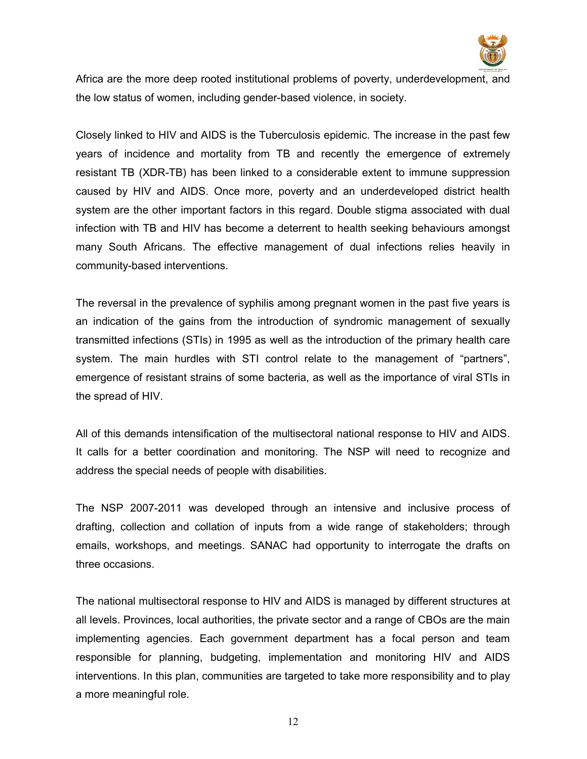Africa are the more deep rooted institutional problems of poverty, underdevelopment, and the low status of women, including gender-based violence, in society.

Closely linked to HIV and AIDS is the Tuberculosis epidemic. The increase in the past few years of incidence and mortality from TB and recently the emergence of extremely resistant TB (XDR-TB) has been linked to a considerable extent to immune suppression caused by HIV and AIDS. Once more, poverty and an underdeveloped district health system are the other important factors in this regard. Double stigma associated with dual infection with TB and HIV has become a deterrent to health seeking behaviours amongst many South Africans. The effective management of dual infections relies heavily in community-based interventions.

The reversal in the prevalence of syphilis among pregnant women in the past five years is an indication of the gains from the introduction of syndromic management of sexually transmitted infections (STIs) in 1995 as well as the introduction of the primary health care system. The main hurdles with STI control relate to the management of "partners", emergence of resistant strains of some bacteria, as well as the importance of viral STIs in the spread of HIV.

All of this demands intensification of the multisectoral national response to HIV and AIDS. It calls for a better coordination and monitoring. The NSP will need to recognize and address the special needs of people with disabilities.

The NSP 2007-2011 was developed through an intensive and inclusive process of drafting, collection and collation of inputs from a wide range of stakeholders; through emails, workshops, and meetings. SANAC had opportunity to interrogate the drafts on three occasions.

The national multisectoral response to HIV and AIDS is managed by different structures at all levels. Provinces, local authorities, the private sector and a range of CBOs are the main implementing agencies. Each government department has a focal person and team responsible for planning, budgeting, implementation and monitoring HIV and AIDS interventions. In this plan, communities are targeted to take more responsibility and to play a more meaningful role.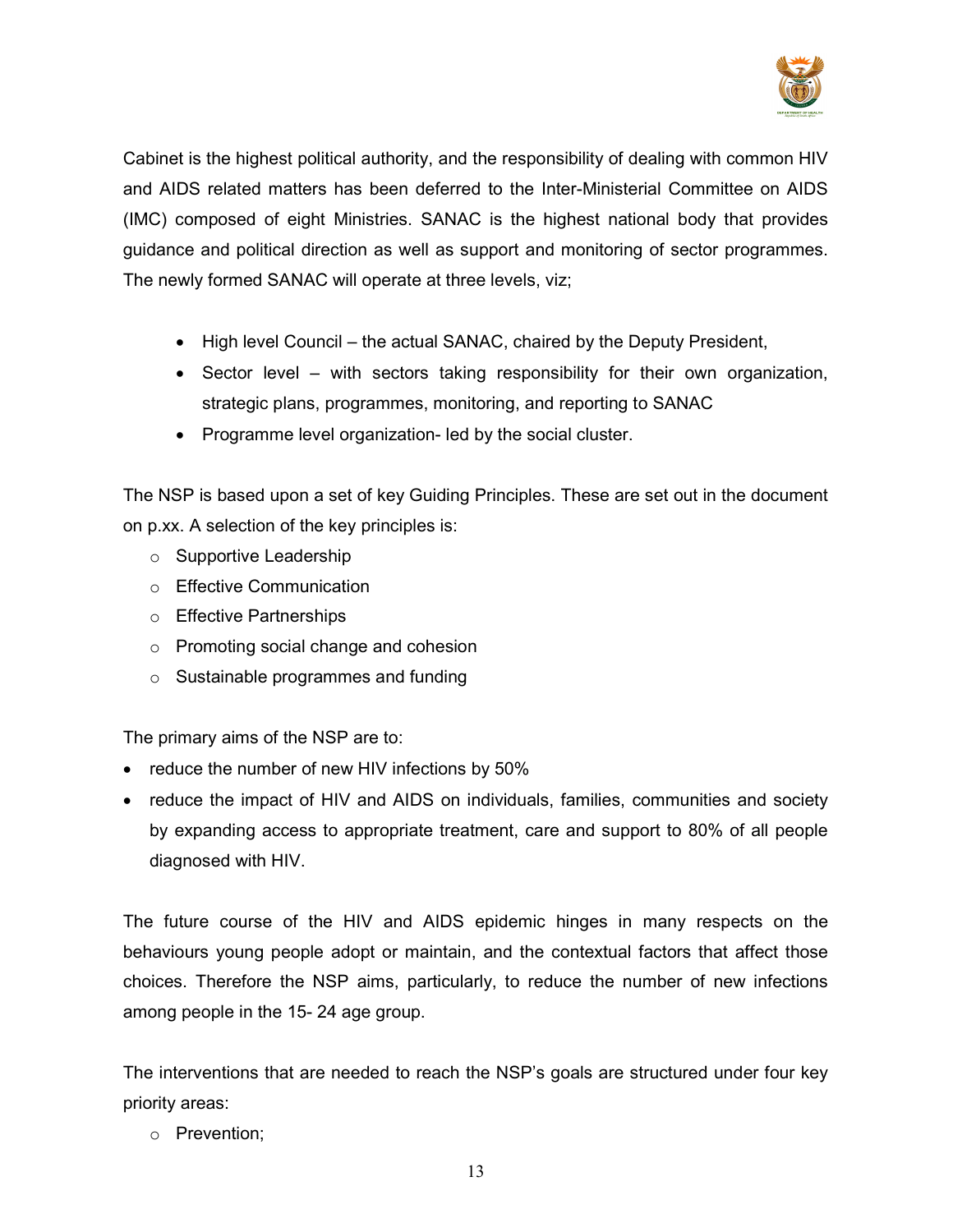Cabinet is the highest political authority, and the responsibility of dealing with common HIV and AIDS related matters has been deferred to the Inter-Ministerial Committee on AIDS (IMC) composed of eight Ministries. SANAC is the highest national body that provides guidance and political direction as well as support and monitoring of sector programmes. The newly formed SANAC will operate at three levels, viz;

- High level Council – the actual SANAC, chaired by the Deputy President,
- Sector level – with sectors taking responsibility for their own organization, strategic plans, programmes, monitoring, and reporting to SANAC
- Programme level organization- led by the social cluster.

The NSP is based upon a set of key Guiding Principles. These are set out in the document on p.xx. A selection of the key principles is:

- Supportive Leadership
- Effective Communication
- Effective Partnerships
- Promoting social change and cohesion
- Sustainable programmes and funding

The primary aims of the NSP are to:

- reduce the number of new HIV infections by 50%
- reduce the impact of HIV and AIDS on individuals, families, communities and society by expanding access to appropriate treatment, care and support to 80% of all people diagnosed with HIV.

The future course of the HIV and AIDS epidemic hinges in many respects on the behaviours young people adopt or maintain, and the contextual factors that affect those choices. Therefore the NSP aims, particularly, to reduce the number of new infections among people in the 15- 24 age group.

The interventions that are needed to reach the NSP's goals are structured under four key priority areas:

- Prevention;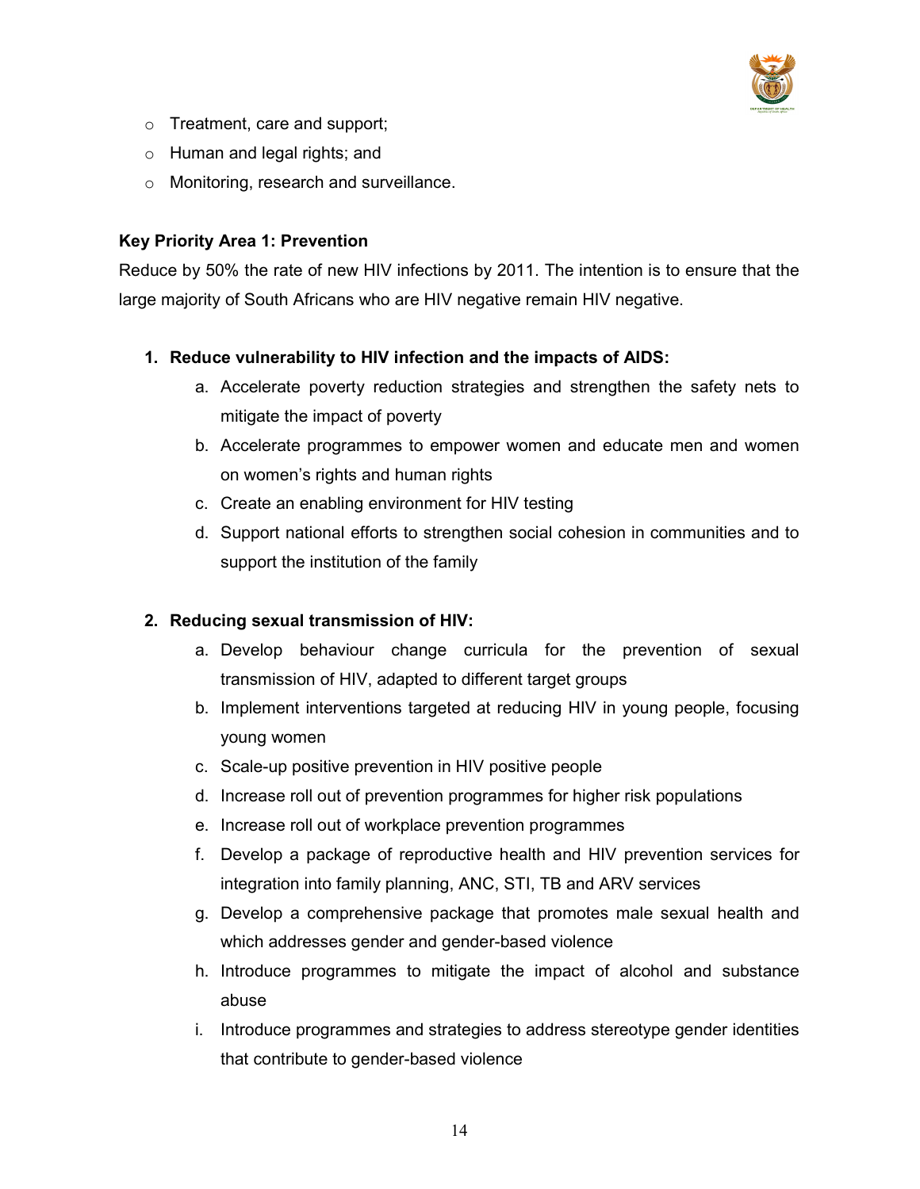- Treatment, care and support;
- Human and legal rights; and
- Monitoring, research and surveillance.

**Key Priority Area 1: Prevention**

Reduce by 50% the rate of new HIV infections by 2011. The intention is to ensure that the large majority of South Africans who are HIV negative remain HIV negative.

1. **Reduce vulnerability to HIV infection and the impacts of AIDS:**
   a. Accelerate poverty reduction strategies and strengthen the safety nets to mitigate the impact of poverty
   b. Accelerate programmes to empower women and educate men and women on women's rights and human rights
   c. Create an enabling environment for HIV testing
   d. Support national efforts to strengthen social cohesion in communities and to support the institution of the family

2. **Reducing sexual transmission of HIV:**
   a. Develop behaviour change curricula for the prevention of sexual transmission of HIV, adapted to different target groups
   b. Implement interventions targeted at reducing HIV in young people, focusing young women
   c. Scale-up positive prevention in HIV positive people
   d. Increase roll out of prevention programmes for higher risk populations
   e. Increase roll out of workplace prevention programmes
   f. Develop a package of reproductive health and HIV prevention services for integration into family planning, ANC, STI, TB and ARV services
   g. Develop a comprehensive package that promotes male sexual health and which addresses gender and gender-based violence
   h. Introduce programmes to mitigate the impact of alcohol and substance abuse
   i. Introduce programmes and strategies to address stereotype gender identities that contribute to gender-based violence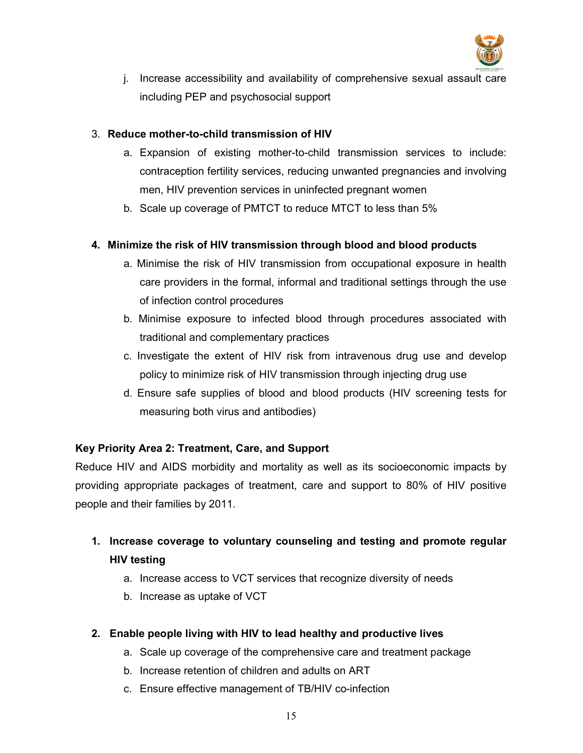j. Increase accessibility and availability of comprehensive sexual assault care including PEP and psychosocial support

3. **Reduce mother-to-child transmission of HIV**
   a. Expansion of existing mother-to-child transmission services to include: contraception fertility services, reducing unwanted pregnancies and involving men, HIV prevention services in uninfected pregnant women
   b. Scale up coverage of PMTCT to reduce MTCT to less than 5%

4. **Minimize the risk of HIV transmission through blood and blood products**
   a. Minimise the risk of HIV transmission from occupational exposure in health care providers in the formal, informal and traditional settings through the use of infection control procedures
   b. Minimise exposure to infected blood through procedures associated with traditional and complementary practices
   c. Investigate the extent of HIV risk from intravenous drug use and develop policy to minimize risk of HIV transmission through injecting drug use
   d. Ensure safe supplies of blood and blood products (HIV screening tests for measuring both virus and antibodies)

**Key Priority Area 2: Treatment, Care, and Support**

Reduce HIV and AIDS morbidity and mortality as well as its socioeconomic impacts by providing appropriate packages of treatment, care and support to 80% of HIV positive people and their families by 2011.

1. **Increase coverage to voluntary counseling and testing and promote regular HIV testing**
   a. Increase access to VCT services that recognize diversity of needs
   b. Increase as uptake of VCT

2. **Enable people living with HIV to lead healthy and productive lives**
   a. Scale up coverage of the comprehensive care and treatment package
   b. Increase retention of children and adults on ART
   c. Ensure effective management of TB/HIV co-infection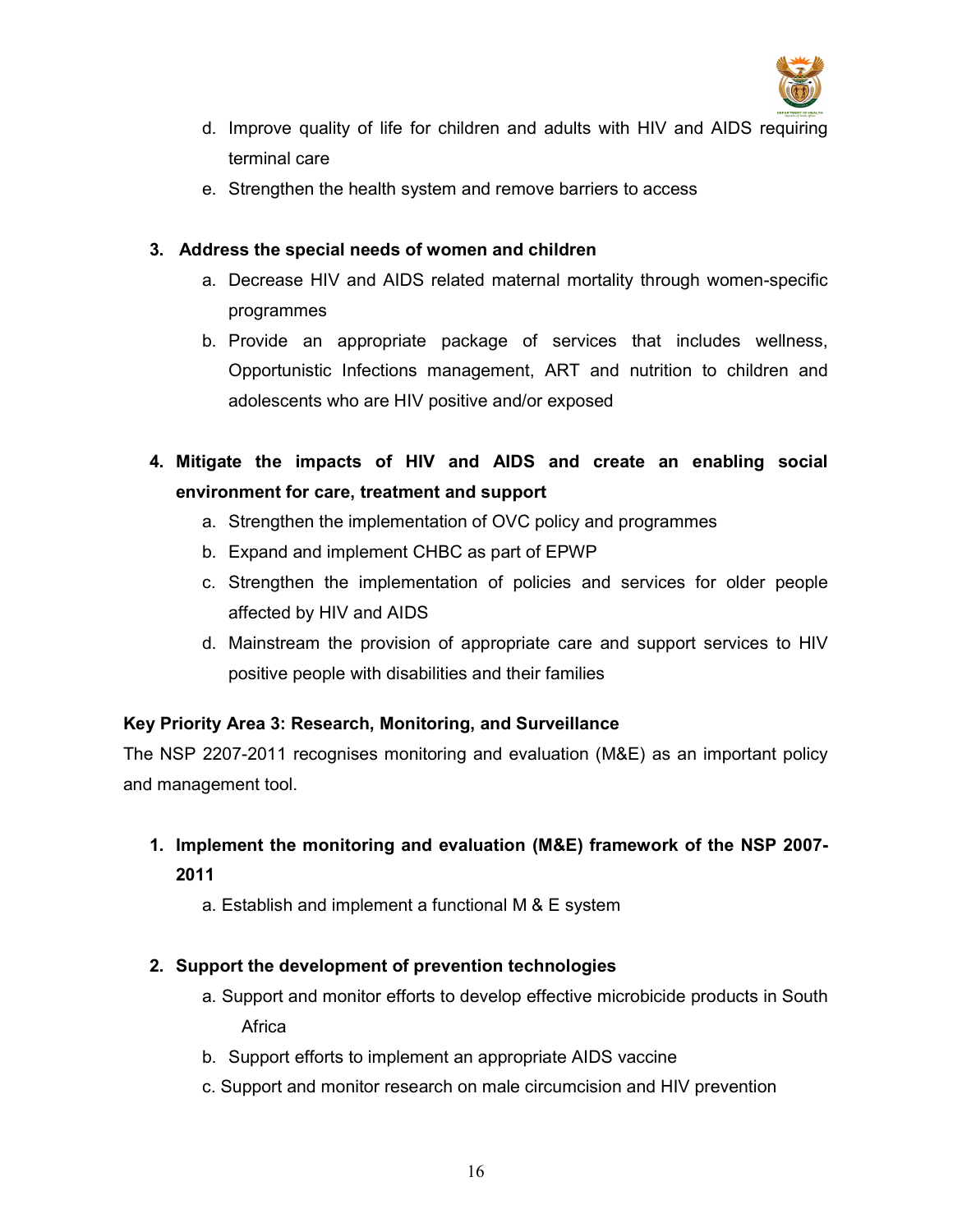d. Improve quality of life for children and adults with HIV and AIDS requiring terminal care
e. Strengthen the health system and remove barriers to access

**3. Address the special needs of women and children**

a. Decrease HIV and AIDS related maternal mortality through women-specific programmes
b. Provide an appropriate package of services that includes wellness, Opportunistic Infections management, ART and nutrition to children and adolescents who are HIV positive and/or exposed

**4. Mitigate the impacts of HIV and AIDS and create an enabling social environment for care, treatment and support**

a. Strengthen the implementation of OVC policy and programmes
b. Expand and implement CHBC as part of EPWP
c. Strengthen the implementation of policies and services for older people affected by HIV and AIDS
d. Mainstream the provision of appropriate care and support services to HIV positive people with disabilities and their families

**Key Priority Area 3: Research, Monitoring, and Surveillance**

The NSP 2207-2011 recognises monitoring and evaluation (M&E) as an important policy and management tool.

**1. Implement the monitoring and evaluation (M&E) framework of the NSP 2007-2011**

a. Establish and implement a functional M & E system

**2. Support the development of prevention technologies**

a. Support and monitor efforts to develop effective microbicide products in South Africa
b. Support efforts to implement an appropriate AIDS vaccine
c. Support and monitor research on male circumcision and HIV prevention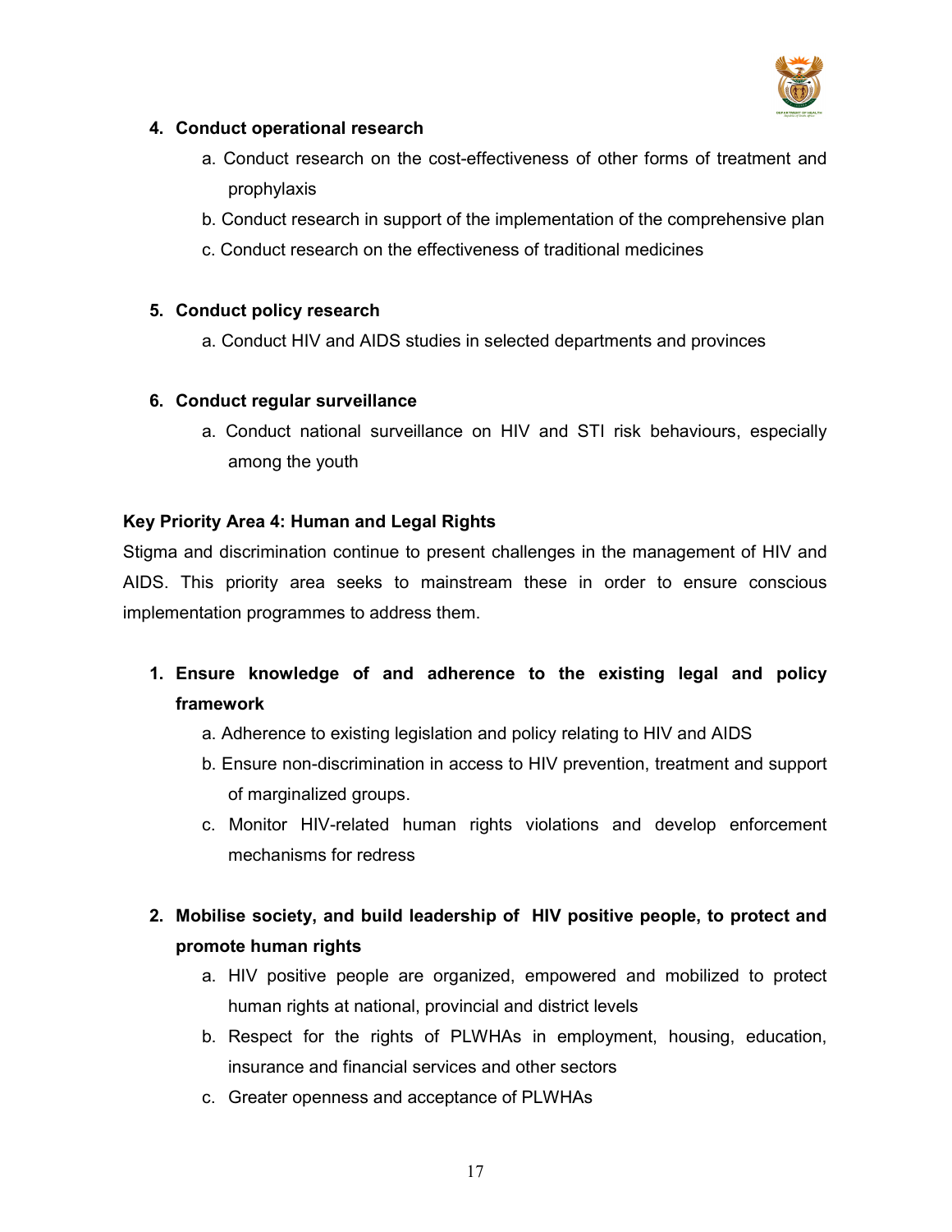4. **Conduct operational research**
    a. Conduct research on the cost-effectiveness of other forms of treatment and prophylaxis
    b. Conduct research in support of the implementation of the comprehensive plan
    c. Conduct research on the effectiveness of traditional medicines

5. **Conduct policy research**
    a. Conduct HIV and AIDS studies in selected departments and provinces

6. **Conduct regular surveillance**
    a. Conduct national surveillance on HIV and STI risk behaviours, especially among the youth

**Key Priority Area 4: Human and Legal Rights**

Stigma and discrimination continue to present challenges in the management of HIV and AIDS. This priority area seeks to mainstream these in order to ensure conscious implementation programmes to address them.

1. **Ensure knowledge of and adherence to the existing legal and policy framework**
    a. Adherence to existing legislation and policy relating to HIV and AIDS
    b. Ensure non-discrimination in access to HIV prevention, treatment and support of marginalized groups.
    c. Monitor HIV-related human rights violations and develop enforcement mechanisms for redress

2. **Mobilise society, and build leadership of HIV positive people, to protect and promote human rights**
    a. HIV positive people are organized, empowered and mobilized to protect human rights at national, provincial and district levels
    b. Respect for the rights of PLWHAs in employment, housing, education, insurance and financial services and other sectors
    c. Greater openness and acceptance of PLWHAs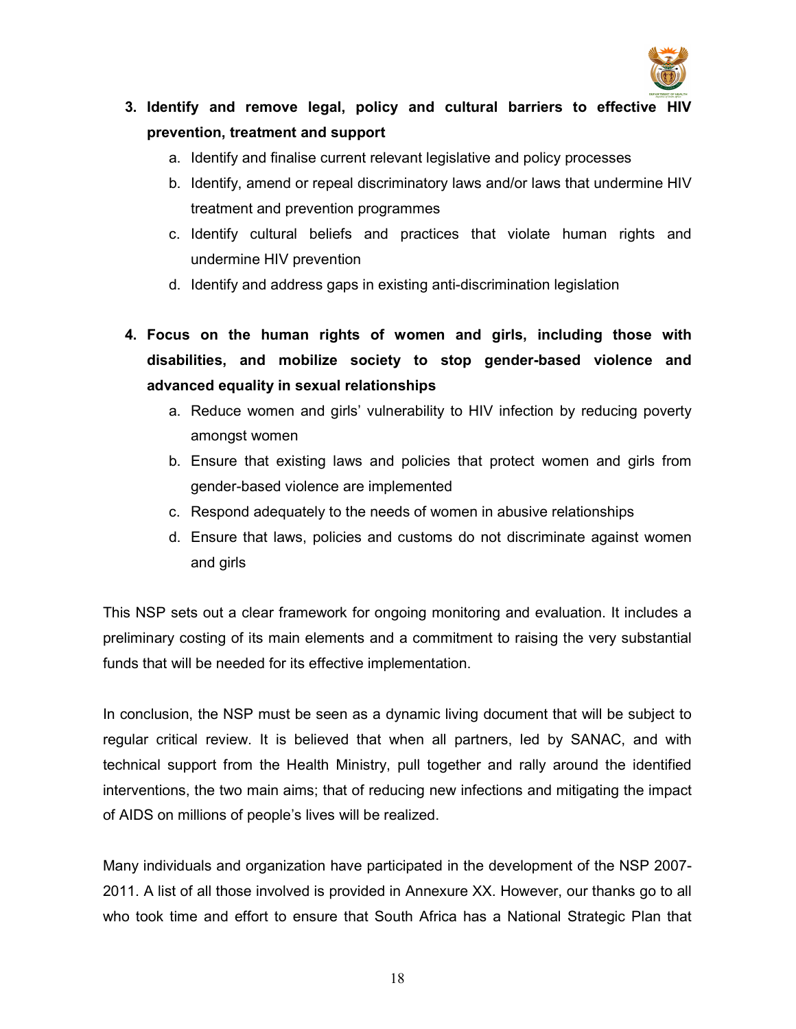3. **Identify and remove legal, policy and cultural barriers to effective HIV prevention, treatment and support**
    a. Identify and finalise current relevant legislative and policy processes
    b. Identify, amend or repeal discriminatory laws and/or laws that undermine HIV treatment and prevention programmes
    c. Identify cultural beliefs and practices that violate human rights and undermine HIV prevention
    d. Identify and address gaps in existing anti-discrimination legislation

4. **Focus on the human rights of women and girls, including those with disabilities, and mobilize society to stop gender-based violence and advanced equality in sexual relationships**
    a. Reduce women and girls' vulnerability to HIV infection by reducing poverty amongst women
    b. Ensure that existing laws and policies that protect women and girls from gender-based violence are implemented
    c. Respond adequately to the needs of women in abusive relationships
    d. Ensure that laws, policies and customs do not discriminate against women and girls

This NSP sets out a clear framework for ongoing monitoring and evaluation. It includes a preliminary costing of its main elements and a commitment to raising the very substantial funds that will be needed for its effective implementation.

In conclusion, the NSP must be seen as a dynamic living document that will be subject to regular critical review. It is believed that when all partners, led by SANAC, and with technical support from the Health Ministry, pull together and rally around the identified interventions, the two main aims; that of reducing new infections and mitigating the impact of AIDS on millions of people's lives will be realized.

Many individuals and organization have participated in the development of the NSP 2007-2011. A list of all those involved is provided in Annexure XX. However, our thanks go to all who took time and effort to ensure that South Africa has a National Strategic Plan that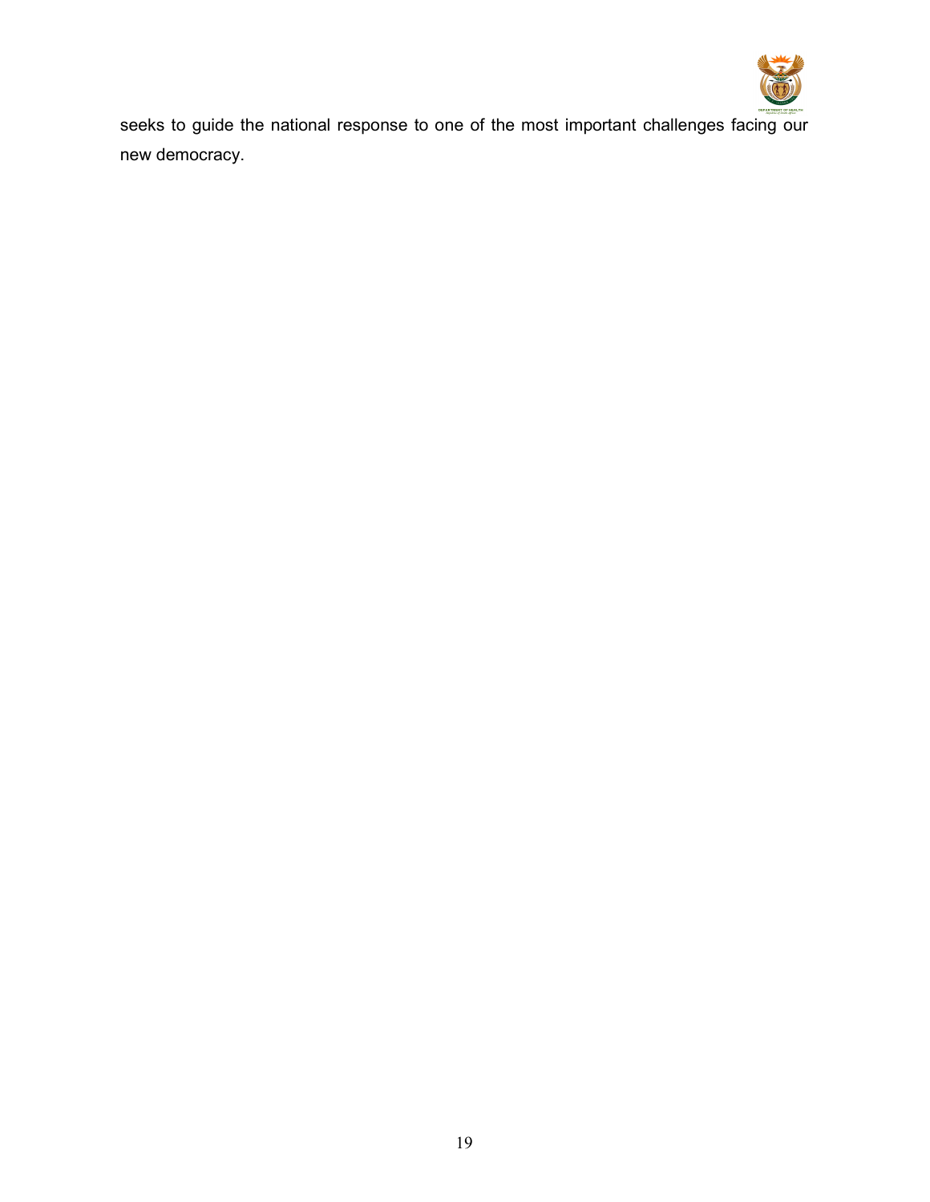seeks to guide the national response to one of the most important challenges facing our new democracy.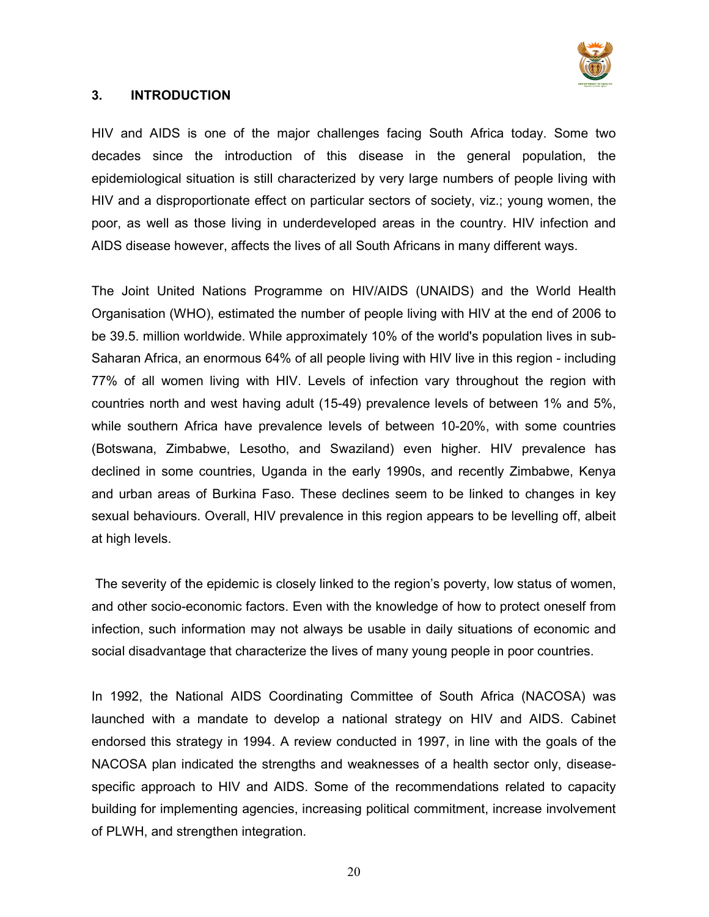## 3. INTRODUCTION

HIV and AIDS is one of the major challenges facing South Africa today. Some two decades since the introduction of this disease in the general population, the epidemiological situation is still characterized by very large numbers of people living with HIV and a disproportionate effect on particular sectors of society, viz.; young women, the poor, as well as those living in underdeveloped areas in the country. HIV infection and AIDS disease however, affects the lives of all South Africans in many different ways.

The Joint United Nations Programme on HIV/AIDS (UNAIDS) and the World Health Organisation (WHO), estimated the number of people living with HIV at the end of 2006 to be 39.5. million worldwide. While approximately 10% of the world's population lives in sub-Saharan Africa, an enormous 64% of all people living with HIV live in this region - including 77% of all women living with HIV. Levels of infection vary throughout the region with countries north and west having adult (15-49) prevalence levels of between 1% and 5%, while southern Africa have prevalence levels of between 10-20%, with some countries (Botswana, Zimbabwe, Lesotho, and Swaziland) even higher. HIV prevalence has declined in some countries, Uganda in the early 1990s, and recently Zimbabwe, Kenya and urban areas of Burkina Faso. These declines seem to be linked to changes in key sexual behaviours. Overall, HIV prevalence in this region appears to be levelling off, albeit at high levels.

The severity of the epidemic is closely linked to the region's poverty, low status of women, and other socio-economic factors. Even with the knowledge of how to protect oneself from infection, such information may not always be usable in daily situations of economic and social disadvantage that characterize the lives of many young people in poor countries.

In 1992, the National AIDS Coordinating Committee of South Africa (NACOSA) was launched with a mandate to develop a national strategy on HIV and AIDS. Cabinet endorsed this strategy in 1994. A review conducted in 1997, in line with the goals of the NACOSA plan indicated the strengths and weaknesses of a health sector only, disease-specific approach to HIV and AIDS. Some of the recommendations related to capacity building for implementing agencies, increasing political commitment, increase involvement of PLWH, and strengthen integration.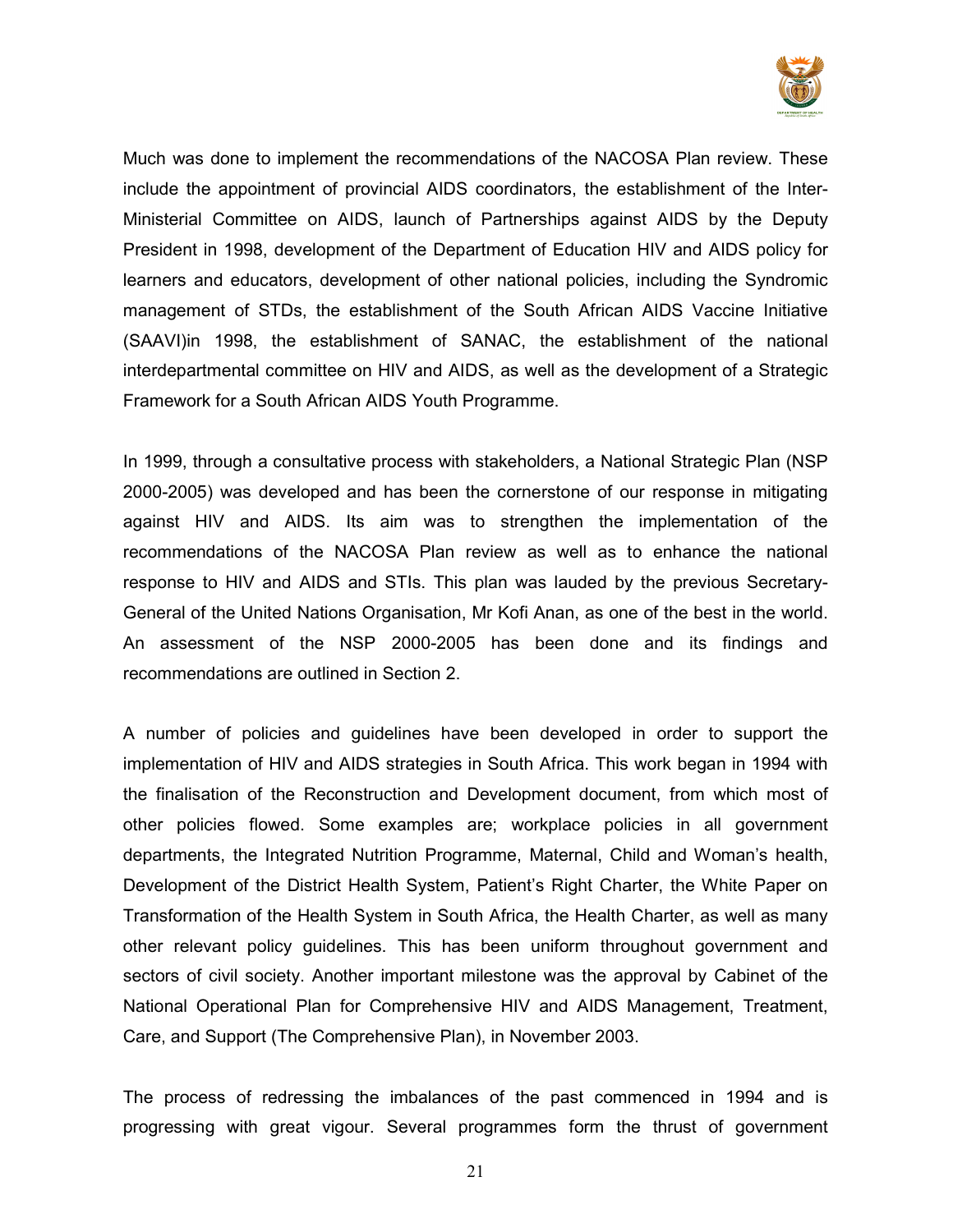Much was done to implement the recommendations of the NACOSA Plan review. These include the appointment of provincial AIDS coordinators, the establishment of the Inter-Ministerial Committee on AIDS, launch of Partnerships against AIDS by the Deputy President in 1998, development of the Department of Education HIV and AIDS policy for learners and educators, development of other national policies, including the Syndromic management of STDs, the establishment of the South African AIDS Vaccine Initiative (SAAVI)in 1998, the establishment of SANAC, the establishment of the national interdepartmental committee on HIV and AIDS, as well as the development of a Strategic Framework for a South African AIDS Youth Programme.

In 1999, through a consultative process with stakeholders, a National Strategic Plan (NSP 2000-2005) was developed and has been the cornerstone of our response in mitigating against HIV and AIDS. Its aim was to strengthen the implementation of the recommendations of the NACOSA Plan review as well as to enhance the national response to HIV and AIDS and STIs. This plan was lauded by the previous Secretary-General of the United Nations Organisation, Mr Kofi Anan, as one of the best in the world. An assessment of the NSP 2000-2005 has been done and its findings and recommendations are outlined in Section 2.

A number of policies and guidelines have been developed in order to support the implementation of HIV and AIDS strategies in South Africa. This work began in 1994 with the finalisation of the Reconstruction and Development document, from which most of other policies flowed. Some examples are; workplace policies in all government departments, the Integrated Nutrition Programme, Maternal, Child and Woman's health, Development of the District Health System, Patient's Right Charter, the White Paper on Transformation of the Health System in South Africa, the Health Charter, as well as many other relevant policy guidelines. This has been uniform throughout government and sectors of civil society. Another important milestone was the approval by Cabinet of the National Operational Plan for Comprehensive HIV and AIDS Management, Treatment, Care, and Support (The Comprehensive Plan), in November 2003.

The process of redressing the imbalances of the past commenced in 1994 and is progressing with great vigour. Several programmes form the thrust of government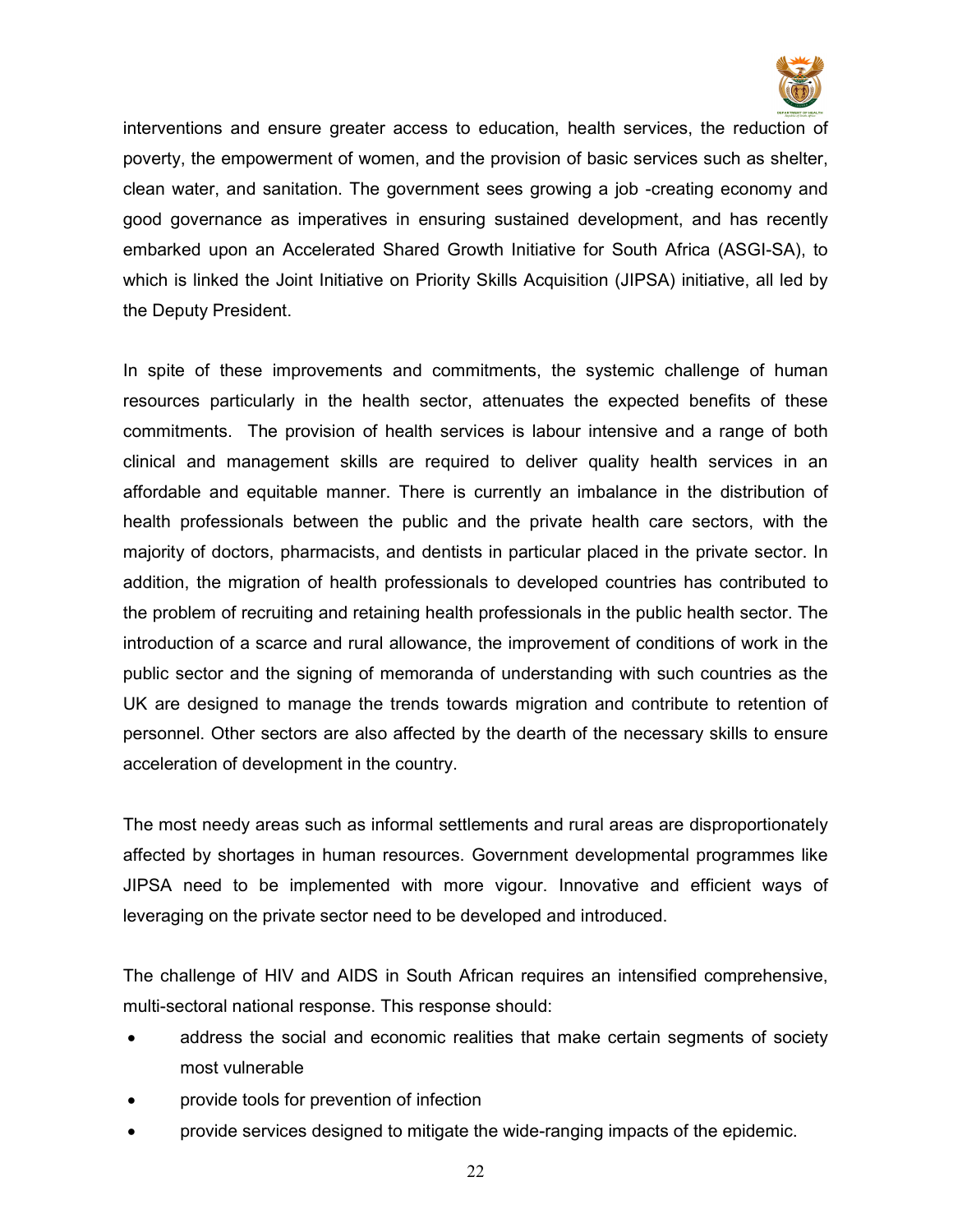interventions and ensure greater access to education, health services, the reduction of poverty, the empowerment of women, and the provision of basic services such as shelter, clean water, and sanitation. The government sees growing a job -creating economy and good governance as imperatives in ensuring sustained development, and has recently embarked upon an Accelerated Shared Growth Initiative for South Africa (ASGI-SA), to which is linked the Joint Initiative on Priority Skills Acquisition (JIPSA) initiative, all led by the Deputy President.

In spite of these improvements and commitments, the systemic challenge of human resources particularly in the health sector, attenuates the expected benefits of these commitments. The provision of health services is labour intensive and a range of both clinical and management skills are required to deliver quality health services in an affordable and equitable manner. There is currently an imbalance in the distribution of health professionals between the public and the private health care sectors, with the majority of doctors, pharmacists, and dentists in particular placed in the private sector. In addition, the migration of health professionals to developed countries has contributed to the problem of recruiting and retaining health professionals in the public health sector. The introduction of a scarce and rural allowance, the improvement of conditions of work in the public sector and the signing of memoranda of understanding with such countries as the UK are designed to manage the trends towards migration and contribute to retention of personnel. Other sectors are also affected by the dearth of the necessary skills to ensure acceleration of development in the country.

The most needy areas such as informal settlements and rural areas are disproportionately affected by shortages in human resources. Government developmental programmes like JIPSA need to be implemented with more vigour. Innovative and efficient ways of leveraging on the private sector need to be developed and introduced.

The challenge of HIV and AIDS in South African requires an intensified comprehensive, multi-sectoral national response. This response should:

- address the social and economic realities that make certain segments of society most vulnerable
- provide tools for prevention of infection
- provide services designed to mitigate the wide-ranging impacts of the epidemic.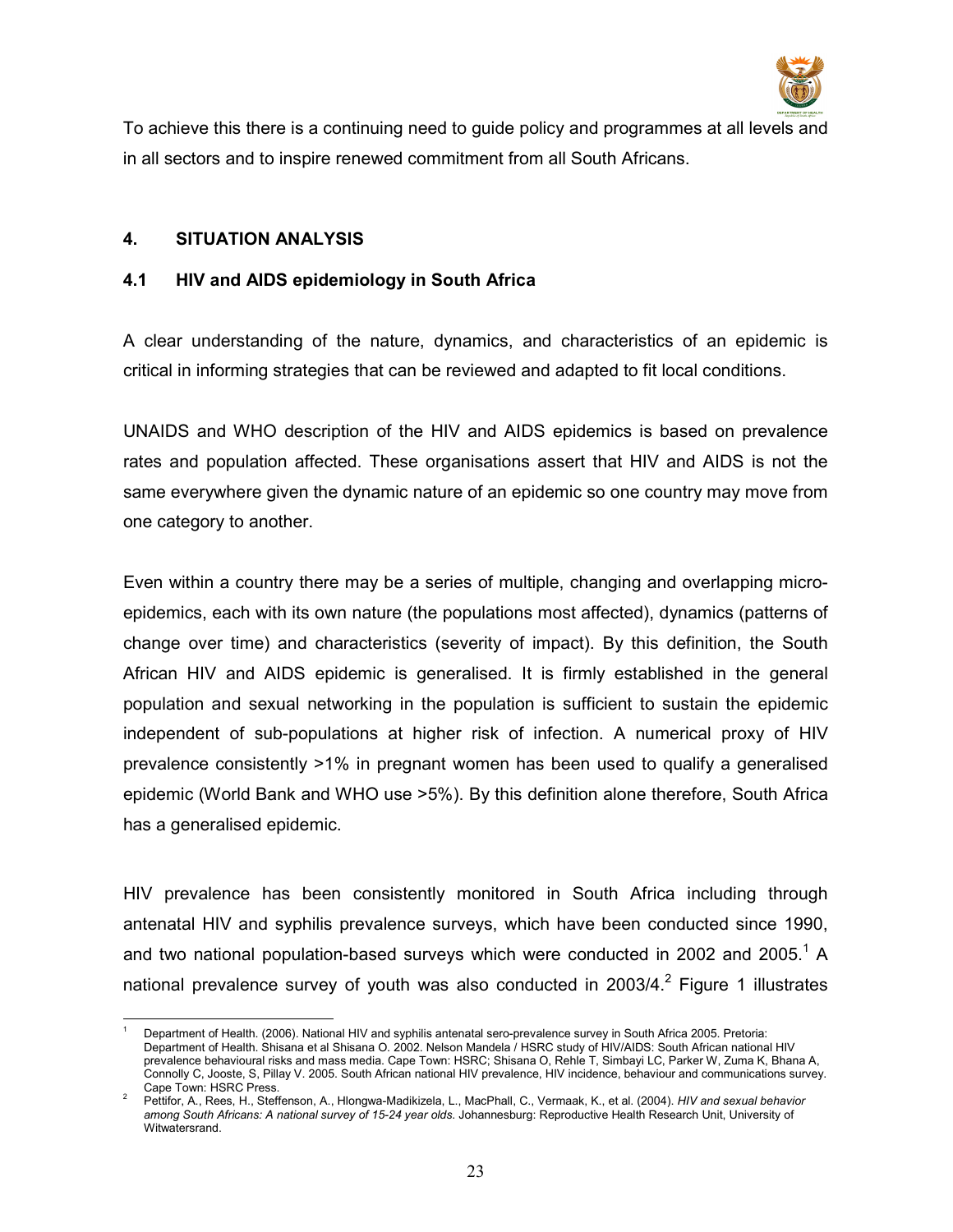To achieve this there is a continuing need to guide policy and programmes at all levels and in all sectors and to inspire renewed commitment from all South Africans.

## 4. SITUATION ANALYSIS

### 4.1 HIV and AIDS epidemiology in South Africa

A clear understanding of the nature, dynamics, and characteristics of an epidemic is critical in informing strategies that can be reviewed and adapted to fit local conditions.

UNAIDS and WHO description of the HIV and AIDS epidemics is based on prevalence rates and population affected. These organisations assert that HIV and AIDS is not the same everywhere given the dynamic nature of an epidemic so one country may move from one category to another.

Even within a country there may be a series of multiple, changing and overlapping micro-epidemics, each with its own nature (the populations most affected), dynamics (patterns of change over time) and characteristics (severity of impact). By this definition, the South African HIV and AIDS epidemic is generalised. It is firmly established in the general population and sexual networking in the population is sufficient to sustain the epidemic independent of sub-populations at higher risk of infection. A numerical proxy of HIV prevalence consistently >1% in pregnant women has been used to qualify a generalised epidemic (World Bank and WHO use >5%). By this definition alone therefore, South Africa has a generalised epidemic.

HIV prevalence has been consistently monitored in South Africa including through antenatal HIV and syphilis prevalence surveys, which have been conducted since 1990, and two national population-based surveys which were conducted in 2002 and 2005.[1] A national prevalence survey of youth was also conducted in 2003/4.[2] Figure 1 illustrates

---

[1] Department of Health. (2006). National HIV and syphilis antenatal sero-prevalence survey in South Africa 2005. Pretoria: Department of Health. Shisana et al Shisana O. 2002. Nelson Mandela / HSRC study of HIV/AIDS: South African national HIV prevalence behavioural risks and mass media. Cape Town: HSRC; Shisana O, Rehle T, Simbayi LC, Parker W, Zuma K, Bhana A, Connolly C, Jooste, S, Pillay V. 2005. South African national HIV prevalence, HIV incidence, behaviour and communications survey. Cape Town: HSRC Press.

[2] Pettifor, A., Rees, H., Steffenson, A., Hlongwa-Madikizela, L., MacPhall, C., Vermaak, K., et al. (2004). *HIV and sexual behavior among South Africans: A national survey of 15-24 year olds*. Johannesburg: Reproductive Health Research Unit, University of Witwatersrand.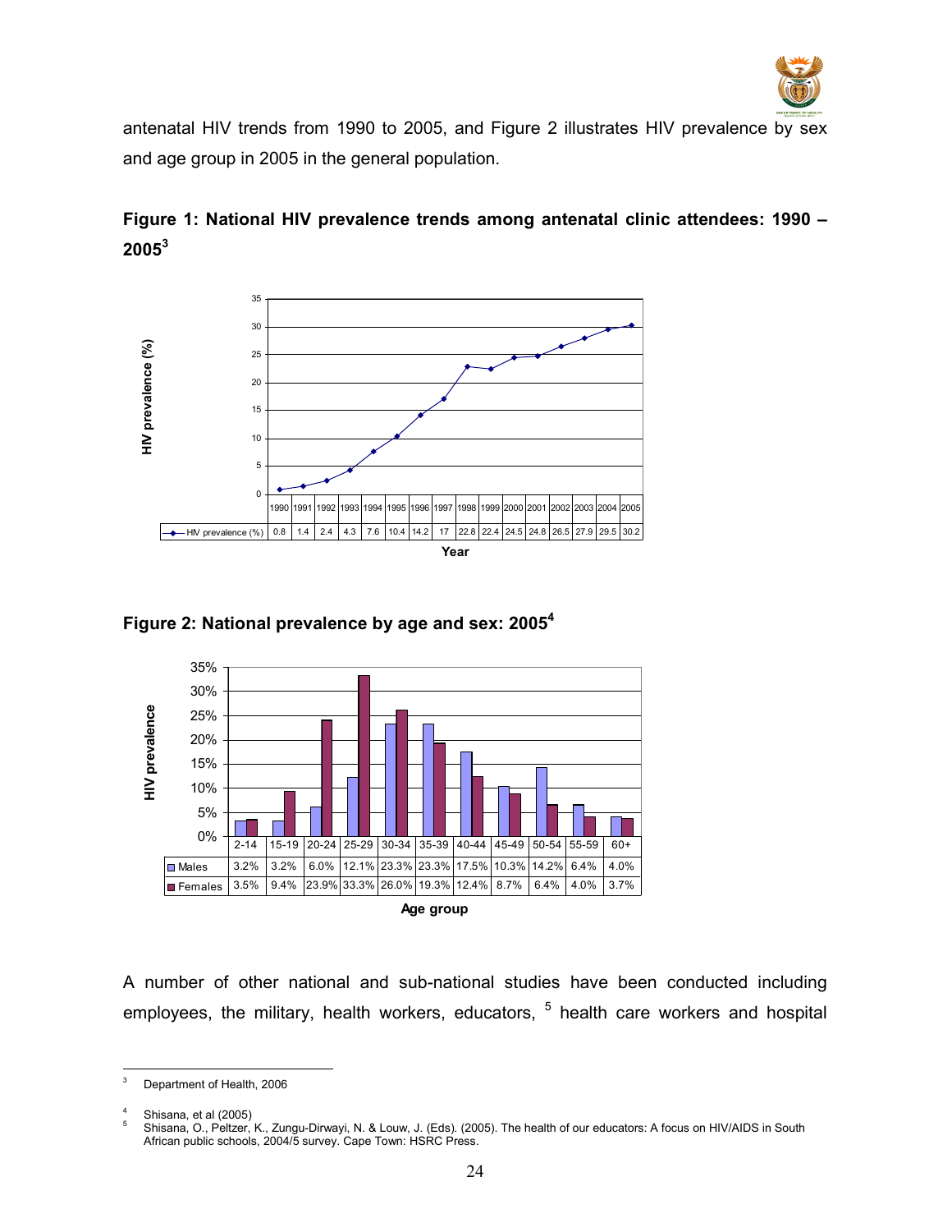antenatal HIV trends from 1990 to 2005, and Figure 2 illustrates HIV prevalence by sex and age group in 2005 in the general population.

**Figure 1: National HIV prevalence trends among antenatal clinic attendees: 1990 – 2005[3]**

| | 1990 | 1991 | 1992 | 1993 | 1994 | 1995 | 1996 | 1997 | 1998 | 1999 | 2000 | 2001 | 2002 | 2003 | 2004 | 2005 |
|---|---|---|---|---|---|---|---|---|---|---|---|---|---|---|---|---|
| HIV prevalence (%) | 0.8 | 1.4 | 2.4 | 4.3 | 7.6 | 10.4 | 14.2 | 17 | 22.8 | 22.4 | 24.5 | 24.8 | 26.5 | 27.9 | 29.5 | 30.2 |

**Figure 2: National prevalence by age and sex: 2005[4]**

| | 2-14 | 15-19 | 20-24 | 25-29 | 30-34 | 35-39 | 40-44 | 45-49 | 50-54 | 55-59 | 60+ |
|---|---|---|---|---|---|---|---|---|---|---|---|
| Males | 3.2% | 3.2% | 6.0% | 12.1% | 23.3% | 23.3% | 17.5% | 10.3% | 14.2% | 6.4% | 4.0% |
| Females | 3.5% | 9.4% | 23.9% | 33.3% | 26.0% | 19.3% | 12.4% | 8.7% | 6.4% | 4.0% | 3.7% |

A number of other national and sub-national studies have been conducted including employees, the military, health workers, educators, [5] health care workers and hospital

---

[3] Department of Health, 2006

[4] Shisana, et al (2005)

[5] Shisana, O., Peltzer, K., Zungu-Dirwayi, N. & Louw, J. (Eds). (2005). The health of our educators: A focus on HIV/AIDS in South African public schools, 2004/5 survey. Cape Town: HSRC Press.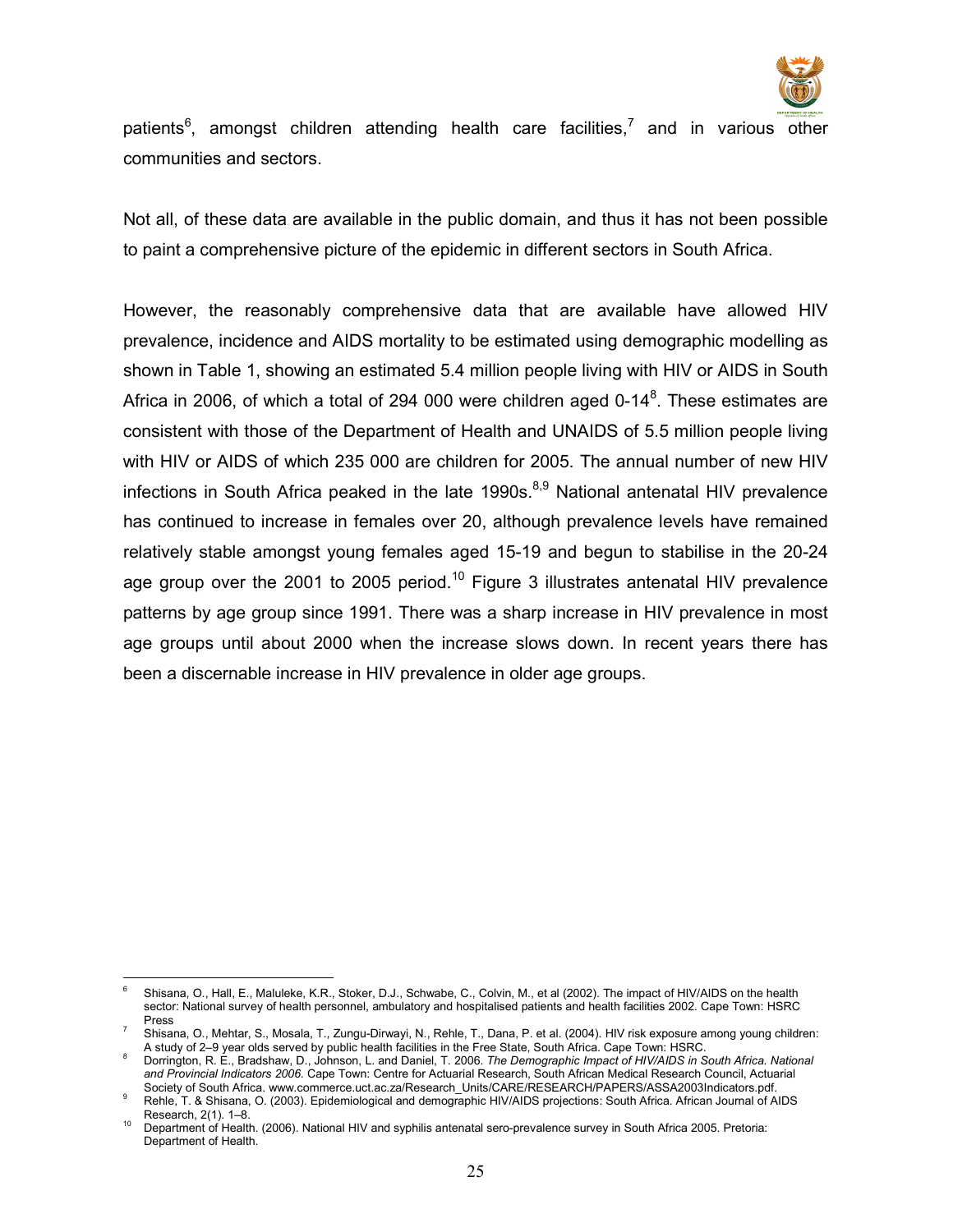patients[6], amongst children attending health care facilities,[7] and in various other communities and sectors.

Not all, of these data are available in the public domain, and thus it has not been possible to paint a comprehensive picture of the epidemic in different sectors in South Africa.

However, the reasonably comprehensive data that are available have allowed HIV prevalence, incidence and AIDS mortality to be estimated using demographic modelling as shown in Table 1, showing an estimated 5.4 million people living with HIV or AIDS in South Africa in 2006, of which a total of 294 000 were children aged 0-14[8]. These estimates are consistent with those of the Department of Health and UNAIDS of 5.5 million people living with HIV or AIDS of which 235 000 are children for 2005. The annual number of new HIV infections in South Africa peaked in the late 1990s.[8,9] National antenatal HIV prevalence has continued to increase in females over 20, although prevalence levels have remained relatively stable amongst young females aged 15-19 and begun to stabilise in the 20-24 age group over the 2001 to 2005 period.[10] Figure 3 illustrates antenatal HIV prevalence patterns by age group since 1991. There was a sharp increase in HIV prevalence in most age groups until about 2000 when the increase slows down. In recent years there has been a discernable increase in HIV prevalence in older age groups.

---

[6] Shisana, O., Hall, E., Maluleke, K.R., Stoker, D.J., Schwabe, C., Colvin, M., et al (2002). The impact of HIV/AIDS on the health sector: National survey of health personnel, ambulatory and hospitalised patients and health facilities 2002. Cape Town: HSRC Press

[7] Shisana, O., Mehtar, S., Mosala, T., Zungu-Dirwayi, N., Rehle, T., Dana, P. et al. (2004). HIV risk exposure among young children: A study of 2–9 year olds served by public health facilities in the Free State, South Africa. Cape Town: HSRC.

[8] Dorrington, R. E., Bradshaw, D., Johnson, L. and Daniel, T. 2006. *The Demographic Impact of HIV/AIDS in South Africa. National and Provincial Indicators 2006.* Cape Town: Centre for Actuarial Research, South African Medical Research Council, Actuarial Society of South Africa. www.commerce.uct.ac.za/Research_Units/CARE/RESEARCH/PAPERS/ASSA2003Indicators.pdf.

[9] Rehle, T. & Shisana, O. (2003). Epidemiological and demographic HIV/AIDS projections: South Africa. African Journal of AIDS Research, 2(1). 1–8.

[10] Department of Health. (2006). National HIV and syphilis antenatal sero-prevalence survey in South Africa 2005. Pretoria: Department of Health.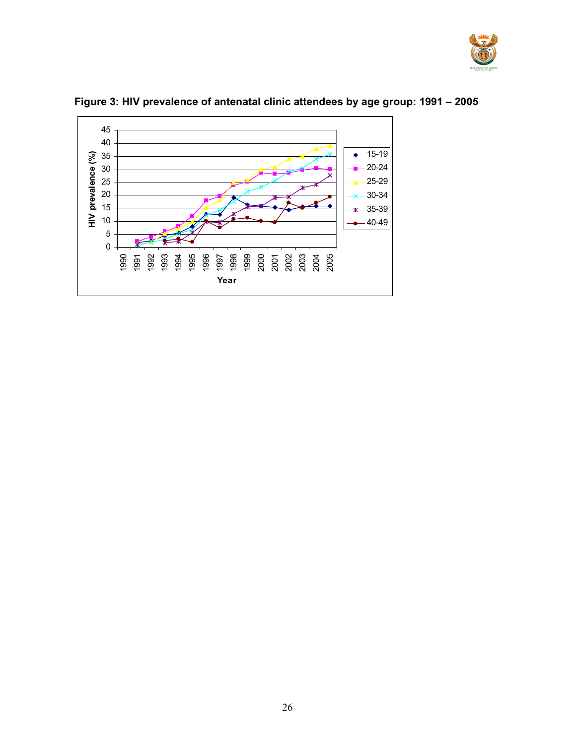**Figure 3: HIV prevalence of antenatal clinic attendees by age group: 1991 – 2005**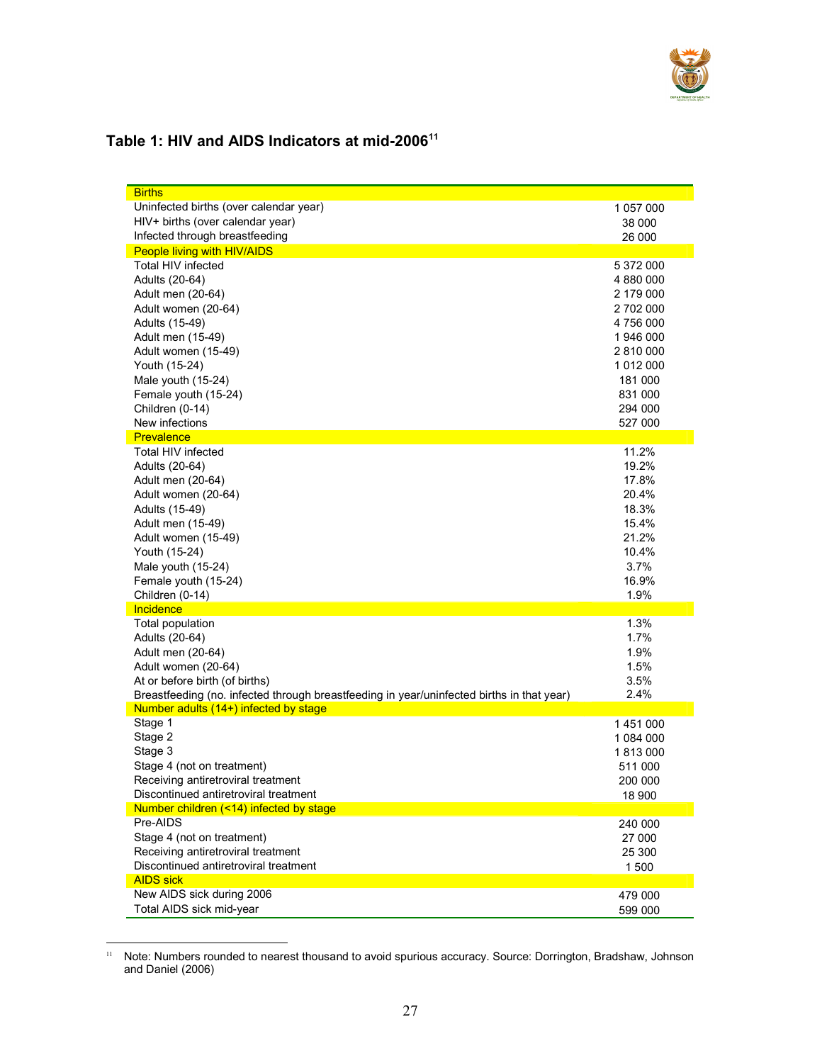## Table 1: HIV and AIDS Indicators at mid-2006[11]

| Births | |
|---|---|
| Uninfected births (over calendar year) | 1 057 000 |
| HIV+ births (over calendar year) | 38 000 |
| Infected through breastfeeding | 26 000 |
| **People living with HIV/AIDS** | |
| Total HIV infected | 5 372 000 |
| Adults (20-64) | 4 880 000 |
| Adult men (20-64) | 2 179 000 |
| Adult women (20-64) | 2 702 000 |
| Adults (15-49) | 4 756 000 |
| Adult men (15-49) | 1 946 000 |
| Adult women (15-49) | 2 810 000 |
| Youth (15-24) | 1 012 000 |
| Male youth (15-24) | 181 000 |
| Female youth (15-24) | 831 000 |
| Children (0-14) | 294 000 |
| New infections | 527 000 |
| **Prevalence** | |
| Total HIV infected | 11.2% |
| Adults (20-64) | 19.2% |
| Adult men (20-64) | 17.8% |
| Adult women (20-64) | 20.4% |
| Adults (15-49) | 18.3% |
| Adult men (15-49) | 15.4% |
| Adult women (15-49) | 21.2% |
| Youth (15-24) | 10.4% |
| Male youth (15-24) | 3.7% |
| Female youth (15-24) | 16.9% |
| Children (0-14) | 1.9% |
| **Incidence** | |
| Total population | 1.3% |
| Adults (20-64) | 1.7% |
| Adult men (20-64) | 1.9% |
| Adult women (20-64) | 1.5% |
| At or before birth (of births) | 3.5% |
| Breastfeeding (no. infected through breastfeeding in year/uninfected births in that year) | 2.4% |
| **Number adults (14+) infected by stage** | |
| Stage 1 | 1 451 000 |
| Stage 2 | 1 084 000 |
| Stage 3 | 1 813 000 |
| Stage 4 (not on treatment) | 511 000 |
| Receiving antiretroviral treatment | 200 000 |
| Discontinued antiretroviral treatment | 18 900 |
| **Number children (<14) infected by stage** | |
| Pre-AIDS | 240 000 |
| Stage 4 (not on treatment) | 27 000 |
| Receiving antiretroviral treatment | 25 300 |
| Discontinued antiretroviral treatment | 1 500 |
| **AIDS sick** | |
| New AIDS sick during 2006 | 479 000 |
| Total AIDS sick mid-year | 599 000 |

[11] Note: Numbers rounded to nearest thousand to avoid spurious accuracy. Source: Dorrington, Bradshaw, Johnson and Daniel (2006)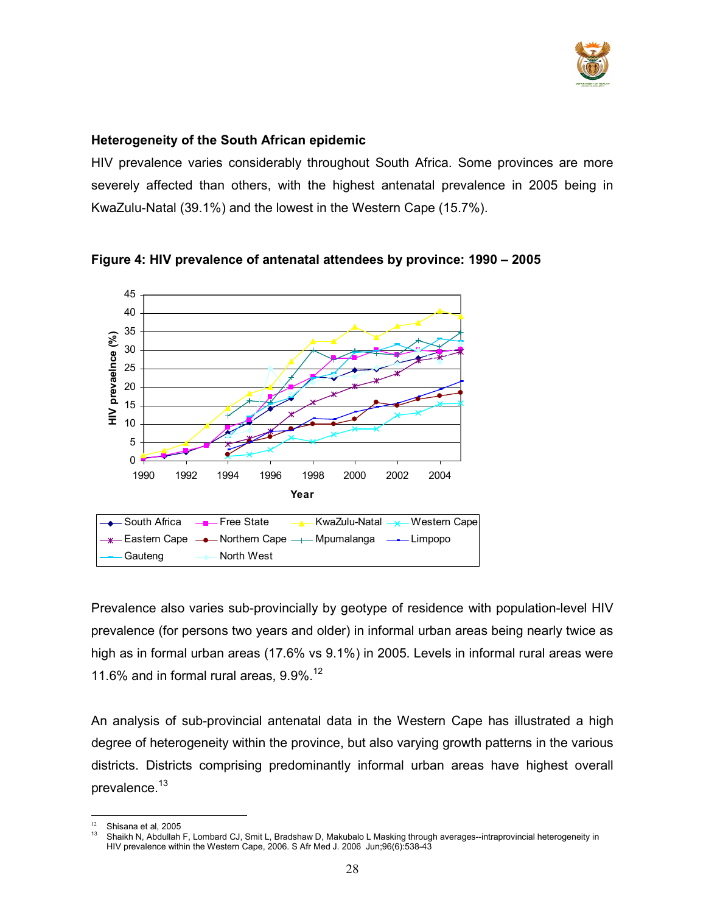### Heterogeneity of the South African epidemic

HIV prevalence varies considerably throughout South Africa. Some provinces are more severely affected than others, with the highest antenatal prevalence in 2005 being in KwaZulu-Natal (39.1%) and the lowest in the Western Cape (15.7%).

**Figure 4: HIV prevalence of antenatal attendees by province: 1990 – 2005**

Prevalence also varies sub-provincially by geotype of residence with population-level HIV prevalence (for persons two years and older) in informal urban areas being nearly twice as high as in formal urban areas (17.6% vs 9.1%) in 2005. Levels in informal rural areas were 11.6% and in formal rural areas, 9.9%.[12]

An analysis of sub-provincial antenatal data in the Western Cape has illustrated a high degree of heterogeneity within the province, but also varying growth patterns in the various districts. Districts comprising predominantly informal urban areas have highest overall prevalence.[13]

---

[12] Shisana et al, 2005

[13] Shaikh N, Abdullah F, Lombard CJ, Smit L, Bradshaw D, Makubalo L Masking through averages--intraprovincial heterogeneity in HIV prevalence within the Western Cape, 2006. S Afr Med J. 2006 Jun;96(6):538-43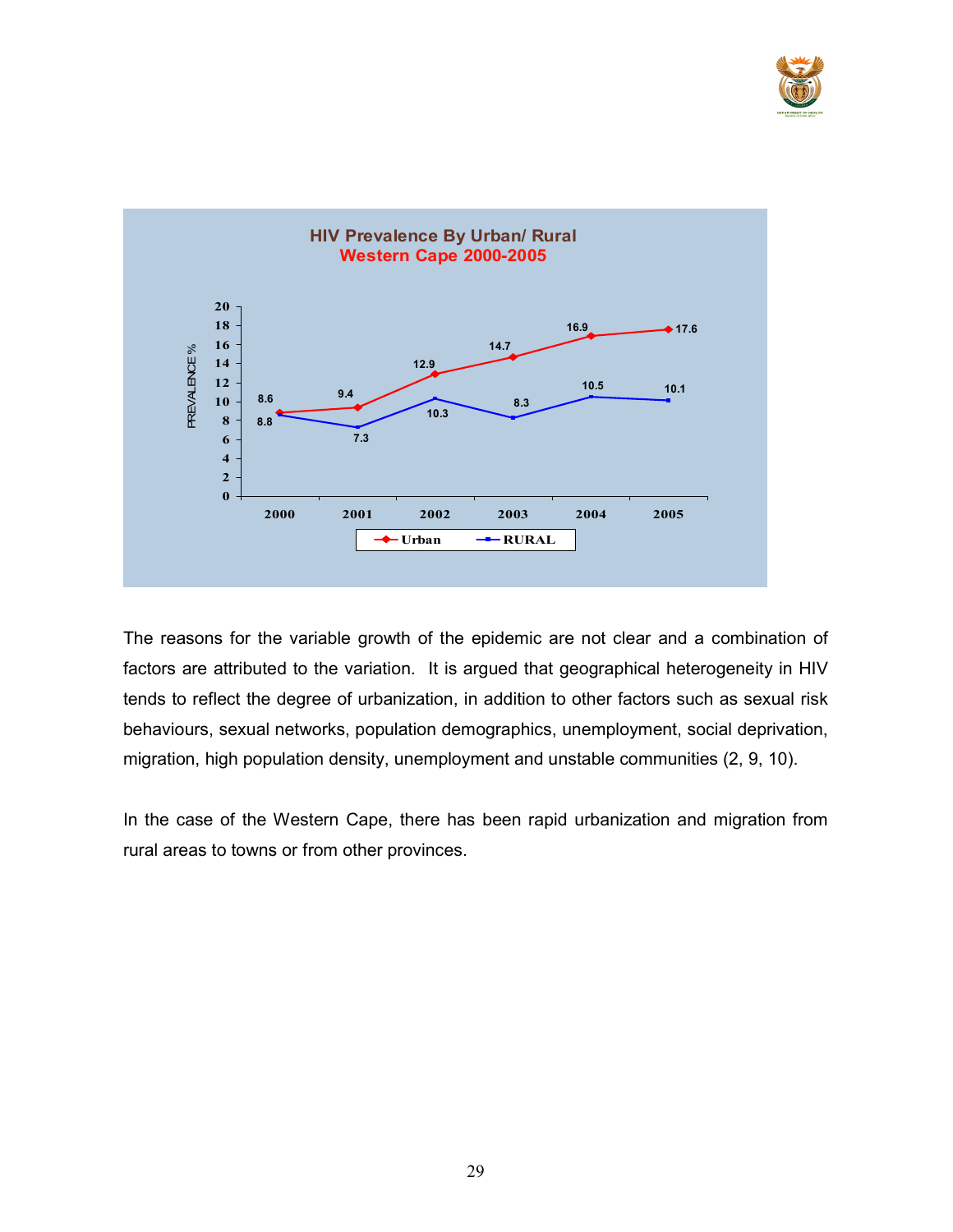**HIV Prevalence By Urban/ Rural**
**Western Cape 2000-2005**

| Year | Urban | RURAL |
|---|---|---|
| 2000 | 8.8 | 8.6 |
| 2001 | 9.4 | 7.3 |
| 2002 | 12.9 | 10.3 |
| 2003 | 14.7 | 8.3 |
| 2004 | 16.9 | 10.5 |
| 2005 | 17.6 | 10.1 |

The reasons for the variable growth of the epidemic are not clear and a combination of factors are attributed to the variation. It is argued that geographical heterogeneity in HIV tends to reflect the degree of urbanization, in addition to other factors such as sexual risk behaviours, sexual networks, population demographics, unemployment, social deprivation, migration, high population density, unemployment and unstable communities (2, 9, 10).

In the case of the Western Cape, there has been rapid urbanization and migration from rural areas to towns or from other provinces.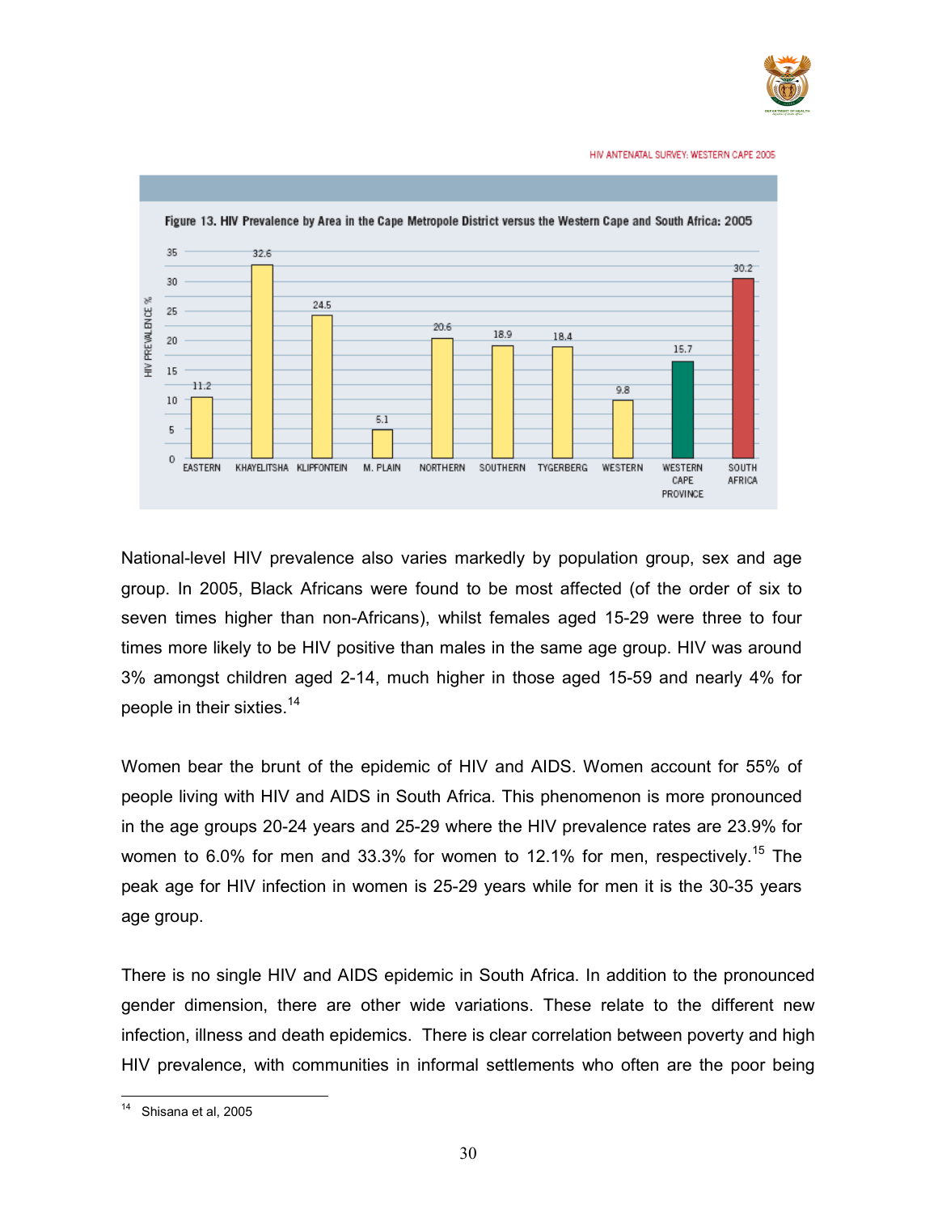Figure 13. HIV Prevalence by Area in the Cape Metropole District versus the Western Cape and South Africa: 2005

| Area | HIV Prevalence % |
|---|---|
| Eastern | 11.2 |
| Khayelitsha | 32.6 |
| Klipfontein | 24.5 |
| M. Plain | 5.1 |
| Northern | 20.6 |
| Southern | 18.9 |
| Tygerberg | 18.4 |
| Western | 9.8 |
| Western Cape Province | 15.7 |
| South Africa | 30.2 |

National-level HIV prevalence also varies markedly by population group, sex and age group. In 2005, Black Africans were found to be most affected (of the order of six to seven times higher than non-Africans), whilst females aged 15-29 were three to four times more likely to be HIV positive than males in the same age group. HIV was around 3% amongst children aged 2-14, much higher in those aged 15-59 and nearly 4% for people in their sixties.[14]

Women bear the brunt of the epidemic of HIV and AIDS. Women account for 55% of people living with HIV and AIDS in South Africa. This phenomenon is more pronounced in the age groups 20-24 years and 25-29 where the HIV prevalence rates are 23.9% for women to 6.0% for men and 33.3% for women to 12.1% for men, respectively.[15] The peak age for HIV infection in women is 25-29 years while for men it is the 30-35 years age group.

There is no single HIV and AIDS epidemic in South Africa. In addition to the pronounced gender dimension, there are other wide variations. These relate to the different new infection, illness and death epidemics. There is clear correlation between poverty and high HIV prevalence, with communities in informal settlements who often are the poor being

[14] Shisana et al, 2005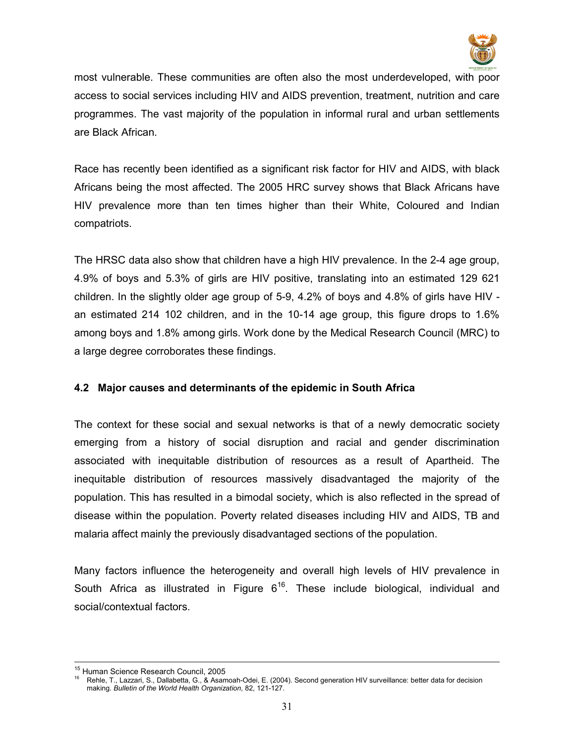most vulnerable. These communities are often also the most underdeveloped, with poor access to social services including HIV and AIDS prevention, treatment, nutrition and care programmes. The vast majority of the population in informal rural and urban settlements are Black African.

Race has recently been identified as a significant risk factor for HIV and AIDS, with black Africans being the most affected. The 2005 HRC survey shows that Black Africans have HIV prevalence more than ten times higher than their White, Coloured and Indian compatriots.

The HRSC data also show that children have a high HIV prevalence. In the 2-4 age group, 4.9% of boys and 5.3% of girls are HIV positive, translating into an estimated 129 621 children. In the slightly older age group of 5-9, 4.2% of boys and 4.8% of girls have HIV - an estimated 214 102 children, and in the 10-14 age group, this figure drops to 1.6% among boys and 1.8% among girls. Work done by the Medical Research Council (MRC) to a large degree corroborates these findings.

### 4.2 Major causes and determinants of the epidemic in South Africa

The context for these social and sexual networks is that of a newly democratic society emerging from a history of social disruption and racial and gender discrimination associated with inequitable distribution of resources as a result of Apartheid. The inequitable distribution of resources massively disadvantaged the majority of the population. This has resulted in a bimodal society, which is also reflected in the spread of disease within the population. Poverty related diseases including HIV and AIDS, TB and malaria affect mainly the previously disadvantaged sections of the population.

Many factors influence the heterogeneity and overall high levels of HIV prevalence in South Africa as illustrated in Figure 6[16]. These include biological, individual and social/contextual factors.

---

[15] Human Science Research Council, 2005

[16] Rehle, T., Lazzari, S., Dallabetta, G., & Asamoah-Odei, E. (2004). Second generation HIV surveillance: better data for decision making. *Bulletin of the World Health Organization*, 82, 121-127.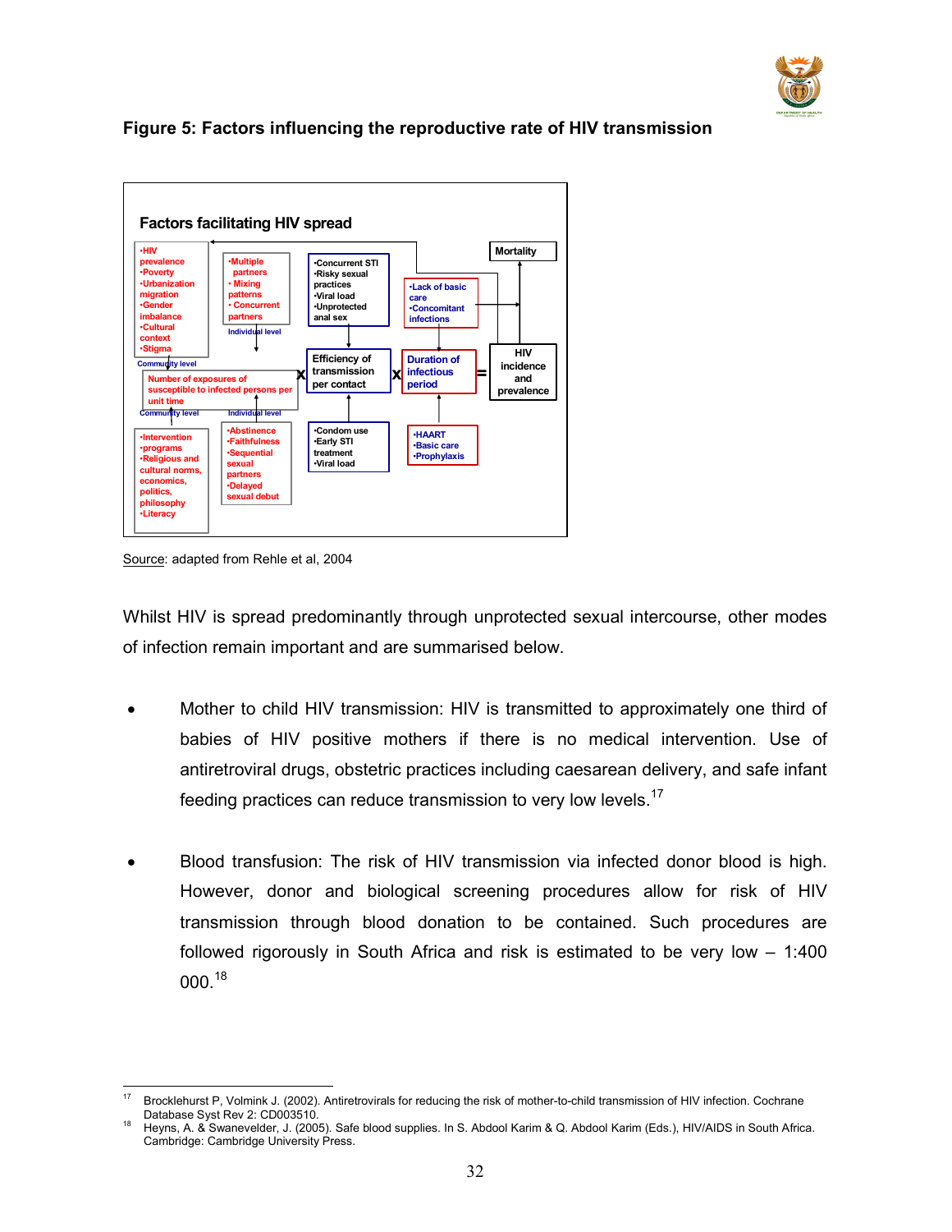**Figure 5: Factors influencing the reproductive rate of HIV transmission**

**Factors facilitating HIV spread**

- •HIV prevalence •Poverty •Urbanization migration •Gender imbalance •Cultural context •Stigma (Community level)
- •Multiple partners • Mixing patterns • Concurrent partners (Individual level)
- •Concurrent STI •Risky sexual practices •Viral load •Unprotected anal sex
- •Lack of basic care •Concomitant infections
- Mortality

Number of exposures of susceptible to infected persons per unit time **x** Efficiency of transmission per contact **x** Duration of infectious period **=** HIV incidence and prevalence

- •Intervention •programs •Religious and cultural norms, economics, politics, philosophy •Literacy (Community level)
- •Abstinence •Faithfulness •Sequential sexual partners •Delayed sexual debut (Individual level)
- •Condom use •Early STI treatment •Viral load
- •HAART •Basic care •Prophylaxis

Source: adapted from Rehle et al, 2004

Whilst HIV is spread predominantly through unprotected sexual intercourse, other modes of infection remain important and are summarised below.

- Mother to child HIV transmission: HIV is transmitted to approximately one third of babies of HIV positive mothers if there is no medical intervention. Use of antiretroviral drugs, obstetric practices including caesarean delivery, and safe infant feeding practices can reduce transmission to very low levels.[17]

- Blood transfusion: The risk of HIV transmission via infected donor blood is high. However, donor and biological screening procedures allow for risk of HIV transmission through blood donation to be contained. Such procedures are followed rigorously in South Africa and risk is estimated to be very low – 1:400 000.[18]

---

[17] Brocklehurst P, Volmink J. (2002). Antiretrovirals for reducing the risk of mother-to-child transmission of HIV infection. Cochrane Database Syst Rev 2: CD003510.

[18] Heyns, A. & Swanevelder, J. (2005). Safe blood supplies. In S. Abdool Karim & Q. Abdool Karim (Eds.), HIV/AIDS in South Africa. Cambridge: Cambridge University Press.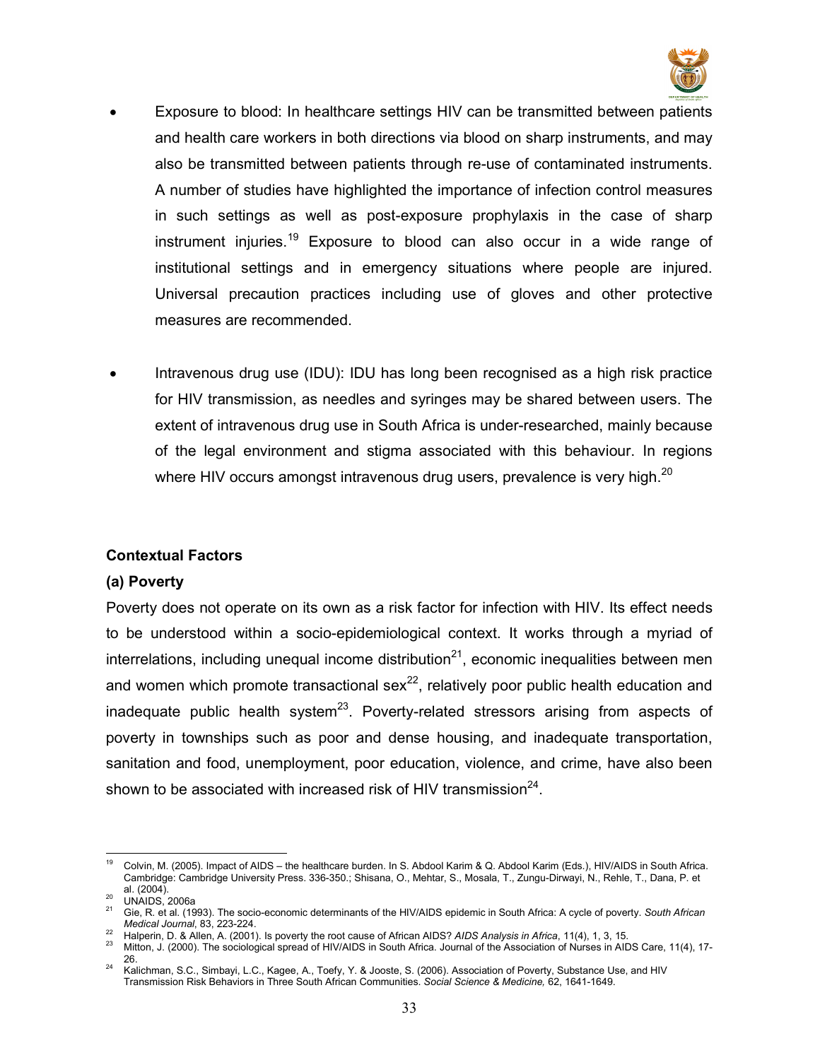- Exposure to blood: In healthcare settings HIV can be transmitted between patients and health care workers in both directions via blood on sharp instruments, and may also be transmitted between patients through re-use of contaminated instruments. A number of studies have highlighted the importance of infection control measures in such settings as well as post-exposure prophylaxis in the case of sharp instrument injuries.[19] Exposure to blood can also occur in a wide range of institutional settings and in emergency situations where people are injured. Universal precaution practices including use of gloves and other protective measures are recommended.

- Intravenous drug use (IDU): IDU has long been recognised as a high risk practice for HIV transmission, as needles and syringes may be shared between users. The extent of intravenous drug use in South Africa is under-researched, mainly because of the legal environment and stigma associated with this behaviour. In regions where HIV occurs amongst intravenous drug users, prevalence is very high.[20]

**Contextual Factors**

**(a) Poverty**

Poverty does not operate on its own as a risk factor for infection with HIV. Its effect needs to be understood within a socio-epidemiological context. It works through a myriad of interrelations, including unequal income distribution[21], economic inequalities between men and women which promote transactional sex[22], relatively poor public health education and inadequate public health system[23]. Poverty-related stressors arising from aspects of poverty in townships such as poor and dense housing, and inadequate transportation, sanitation and food, unemployment, poor education, violence, and crime, have also been shown to be associated with increased risk of HIV transmission[24].

---

[19] Colvin, M. (2005). Impact of AIDS – the healthcare burden. In S. Abdool Karim & Q. Abdool Karim (Eds.), HIV/AIDS in South Africa. Cambridge: Cambridge University Press. 336-350.; Shisana, O., Mehtar, S., Mosala, T., Zungu-Dirwayi, N., Rehle, T., Dana, P. et al. (2004).

[20] UNAIDS, 2006a

[21] Gie, R. et al. (1993). The socio-economic determinants of the HIV/AIDS epidemic in South Africa: A cycle of poverty. *South African Medical Journal*, 83, 223-224.

[22] Halperin, D. & Allen, A. (2001). Is poverty the root cause of African AIDS? *AIDS Analysis in Africa*, 11(4), 1, 3, 15.

[23] Mitton, J. (2000). The sociological spread of HIV/AIDS in South Africa. Journal of the Association of Nurses in AIDS Care, 11(4), 17-26.

[24] Kalichman, S.C., Simbayi, L.C., Kagee, A., Toefy, Y. & Jooste, S. (2006). Association of Poverty, Substance Use, and HIV Transmission Risk Behaviors in Three South African Communities. *Social Science & Medicine,* 62, 1641-1649.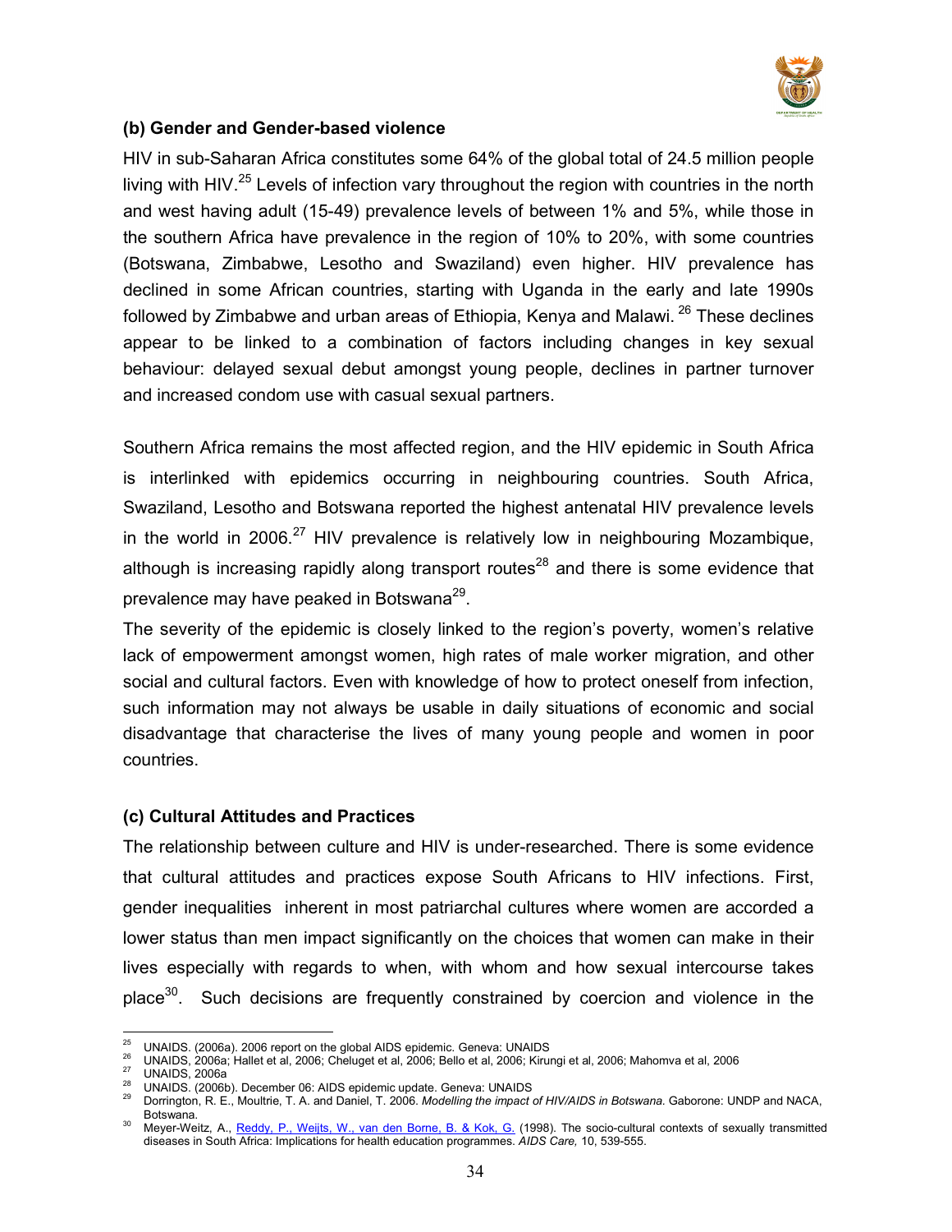### (b) Gender and Gender-based violence

HIV in sub-Saharan Africa constitutes some 64% of the global total of 24.5 million people living with HIV.[25] Levels of infection vary throughout the region with countries in the north and west having adult (15-49) prevalence levels of between 1% and 5%, while those in the southern Africa have prevalence in the region of 10% to 20%, with some countries (Botswana, Zimbabwe, Lesotho and Swaziland) even higher. HIV prevalence has declined in some African countries, starting with Uganda in the early and late 1990s followed by Zimbabwe and urban areas of Ethiopia, Kenya and Malawi. [26] These declines appear to be linked to a combination of factors including changes in key sexual behaviour: delayed sexual debut amongst young people, declines in partner turnover and increased condom use with casual sexual partners.

Southern Africa remains the most affected region, and the HIV epidemic in South Africa is interlinked with epidemics occurring in neighbouring countries. South Africa, Swaziland, Lesotho and Botswana reported the highest antenatal HIV prevalence levels in the world in 2006.[27] HIV prevalence is relatively low in neighbouring Mozambique, although is increasing rapidly along transport routes[28] and there is some evidence that prevalence may have peaked in Botswana[29].

The severity of the epidemic is closely linked to the region's poverty, women's relative lack of empowerment amongst women, high rates of male worker migration, and other social and cultural factors. Even with knowledge of how to protect oneself from infection, such information may not always be usable in daily situations of economic and social disadvantage that characterise the lives of many young people and women in poor countries.

### (c) Cultural Attitudes and Practices

The relationship between culture and HIV is under-researched. There is some evidence that cultural attitudes and practices expose South Africans to HIV infections. First, gender inequalities inherent in most patriarchal cultures where women are accorded a lower status than men impact significantly on the choices that women can make in their lives especially with regards to when, with whom and how sexual intercourse takes place[30]. Such decisions are frequently constrained by coercion and violence in the

---

[25] UNAIDS. (2006a). 2006 report on the global AIDS epidemic. Geneva: UNAIDS

[26] UNAIDS, 2006a; Hallet et al, 2006; Cheluget et al, 2006; Bello et al, 2006; Kirungi et al, 2006; Mahomva et al, 2006

[27] UNAIDS, 2006a

[28] UNAIDS. (2006b). December 06: AIDS epidemic update. Geneva: UNAIDS

[29] Dorrington, R. E., Moultrie, T. A. and Daniel, T. 2006. *Modelling the impact of HIV/AIDS in Botswana.* Gaborone: UNDP and NACA, Botswana.

[30] Meyer-Weitz, A., Reddy, P., Weijts, W., van den Borne, B. & Kok, G. (1998). The socio-cultural contexts of sexually transmitted diseases in South Africa: Implications for health education programmes. *AIDS Care,* 10, 539-555.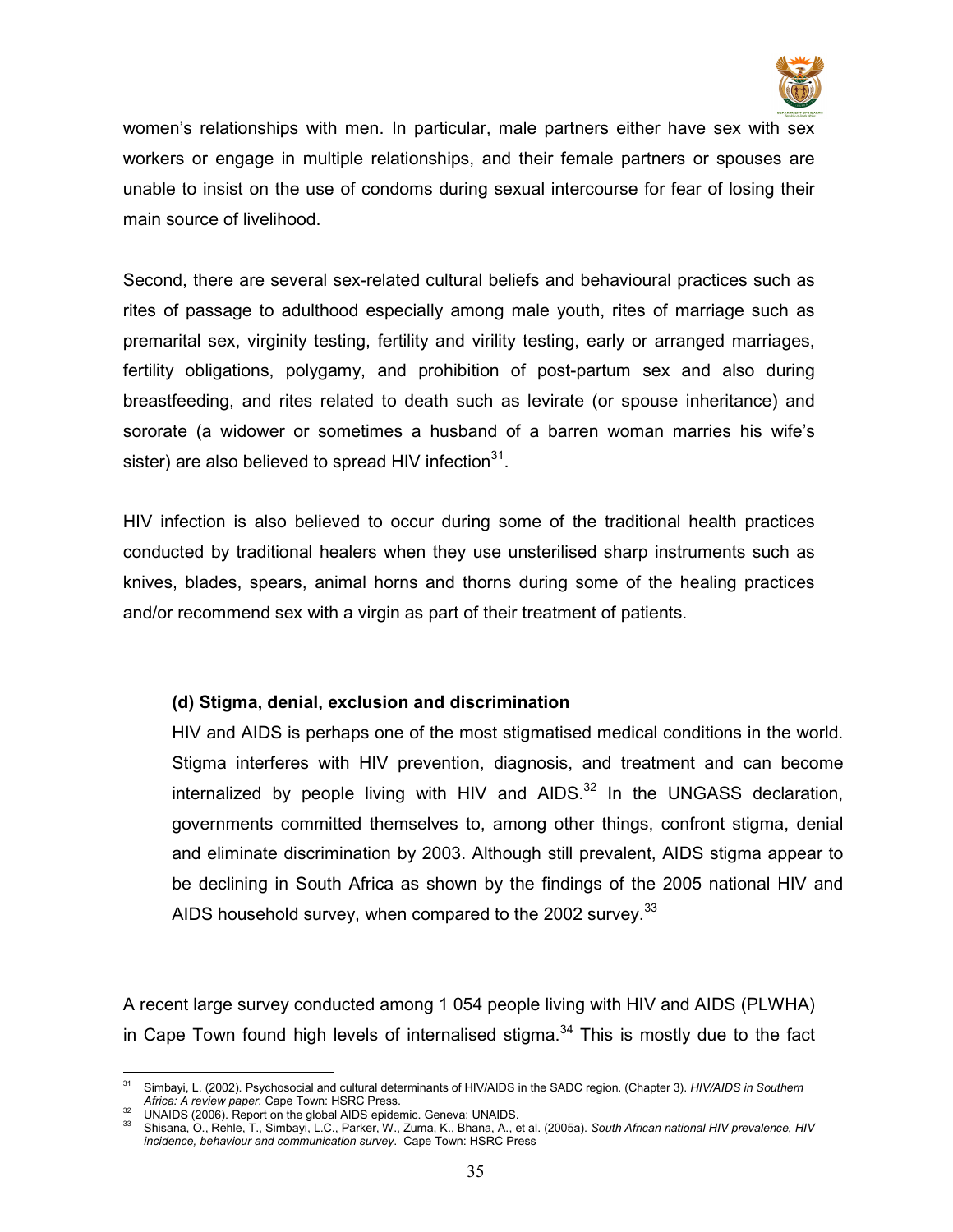women's relationships with men. In particular, male partners either have sex with sex workers or engage in multiple relationships, and their female partners or spouses are unable to insist on the use of condoms during sexual intercourse for fear of losing their main source of livelihood.

Second, there are several sex-related cultural beliefs and behavioural practices such as rites of passage to adulthood especially among male youth, rites of marriage such as premarital sex, virginity testing, fertility and virility testing, early or arranged marriages, fertility obligations, polygamy, and prohibition of post-partum sex and also during breastfeeding, and rites related to death such as levirate (or spouse inheritance) and sororate (a widower or sometimes a husband of a barren woman marries his wife's sister) are also believed to spread HIV infection[31].

HIV infection is also believed to occur during some of the traditional health practices conducted by traditional healers when they use unsterilised sharp instruments such as knives, blades, spears, animal horns and thorns during some of the healing practices and/or recommend sex with a virgin as part of their treatment of patients.

**(d) Stigma, denial, exclusion and discrimination**

HIV and AIDS is perhaps one of the most stigmatised medical conditions in the world. Stigma interferes with HIV prevention, diagnosis, and treatment and can become internalized by people living with HIV and AIDS.[32] In the UNGASS declaration, governments committed themselves to, among other things, confront stigma, denial and eliminate discrimination by 2003. Although still prevalent, AIDS stigma appear to be declining in South Africa as shown by the findings of the 2005 national HIV and AIDS household survey, when compared to the 2002 survey.[33]

A recent large survey conducted among 1 054 people living with HIV and AIDS (PLWHA) in Cape Town found high levels of internalised stigma.[34] This is mostly due to the fact

---

[31] Simbayi, L. (2002). Psychosocial and cultural determinants of HIV/AIDS in the SADC region. (Chapter 3). *HIV/AIDS in Southern Africa: A review paper.* Cape Town: HSRC Press.

[32] UNAIDS (2006). Report on the global AIDS epidemic. Geneva: UNAIDS.

[33] Shisana, O., Rehle, T., Simbayi, L.C., Parker, W., Zuma, K., Bhana, A., et al. (2005a). *South African national HIV prevalence, HIV incidence, behaviour and communication survey*. Cape Town: HSRC Press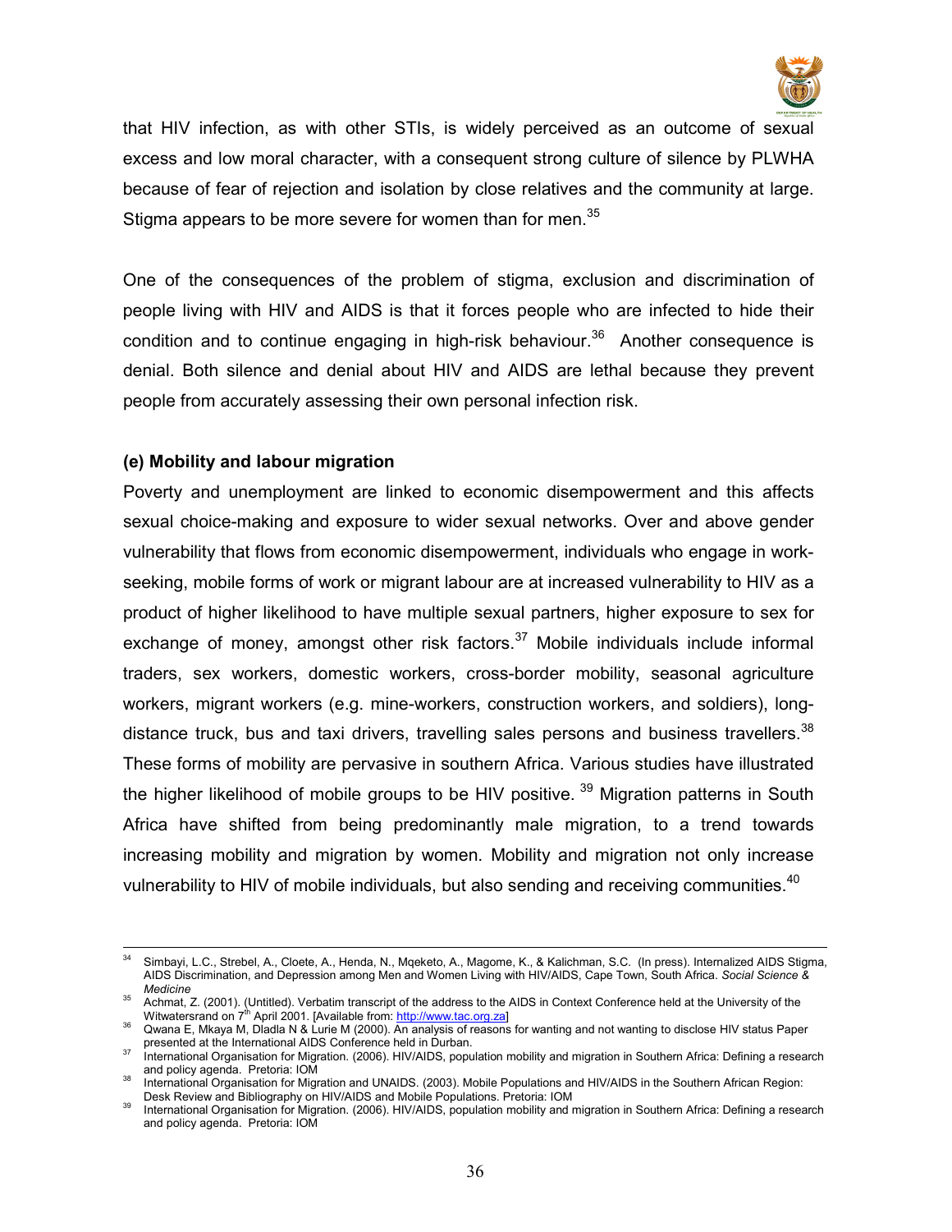that HIV infection, as with other STIs, is widely perceived as an outcome of sexual excess and low moral character, with a consequent strong culture of silence by PLWHA because of fear of rejection and isolation by close relatives and the community at large. Stigma appears to be more severe for women than for men.[35]

One of the consequences of the problem of stigma, exclusion and discrimination of people living with HIV and AIDS is that it forces people who are infected to hide their condition and to continue engaging in high-risk behaviour.[36] Another consequence is denial. Both silence and denial about HIV and AIDS are lethal because they prevent people from accurately assessing their own personal infection risk.

**(e) Mobility and labour migration**

Poverty and unemployment are linked to economic disempowerment and this affects sexual choice-making and exposure to wider sexual networks. Over and above gender vulnerability that flows from economic disempowerment, individuals who engage in work-seeking, mobile forms of work or migrant labour are at increased vulnerability to HIV as a product of higher likelihood to have multiple sexual partners, higher exposure to sex for exchange of money, amongst other risk factors.[37] Mobile individuals include informal traders, sex workers, domestic workers, cross-border mobility, seasonal agriculture workers, migrant workers (e.g. mine-workers, construction workers, and soldiers), long-distance truck, bus and taxi drivers, travelling sales persons and business travellers.[38] These forms of mobility are pervasive in southern Africa. Various studies have illustrated the higher likelihood of mobile groups to be HIV positive. [39] Migration patterns in South Africa have shifted from being predominantly male migration, to a trend towards increasing mobility and migration by women. Mobility and migration not only increase vulnerability to HIV of mobile individuals, but also sending and receiving communities.[40]

---

[34] Simbayi, L.C., Strebel, A., Cloete, A., Henda, N., Mqeketo, A., Magome, K., & Kalichman, S.C. (In press). Internalized AIDS Stigma, AIDS Discrimination, and Depression among Men and Women Living with HIV/AIDS, Cape Town, South Africa. *Social Science & Medicine*

[35] Achmat, Z. (2001). (Untitled). Verbatim transcript of the address to the AIDS in Context Conference held at the University of the Witwatersrand on 7th April 2001. [Available from: http://www.tac.org.za]

[36] Qwana E, Mkaya M, Dladla N & Lurie M (2000). An analysis of reasons for wanting and not wanting to disclose HIV status Paper presented at the International AIDS Conference held in Durban.

[37] International Organisation for Migration. (2006). HIV/AIDS, population mobility and migration in Southern Africa: Defining a research and policy agenda. Pretoria: IOM

[38] International Organisation for Migration and UNAIDS. (2003). Mobile Populations and HIV/AIDS in the Southern African Region: Desk Review and Bibliography on HIV/AIDS and Mobile Populations. Pretoria: IOM

[39] International Organisation for Migration. (2006). HIV/AIDS, population mobility and migration in Southern Africa: Defining a research and policy agenda. Pretoria: IOM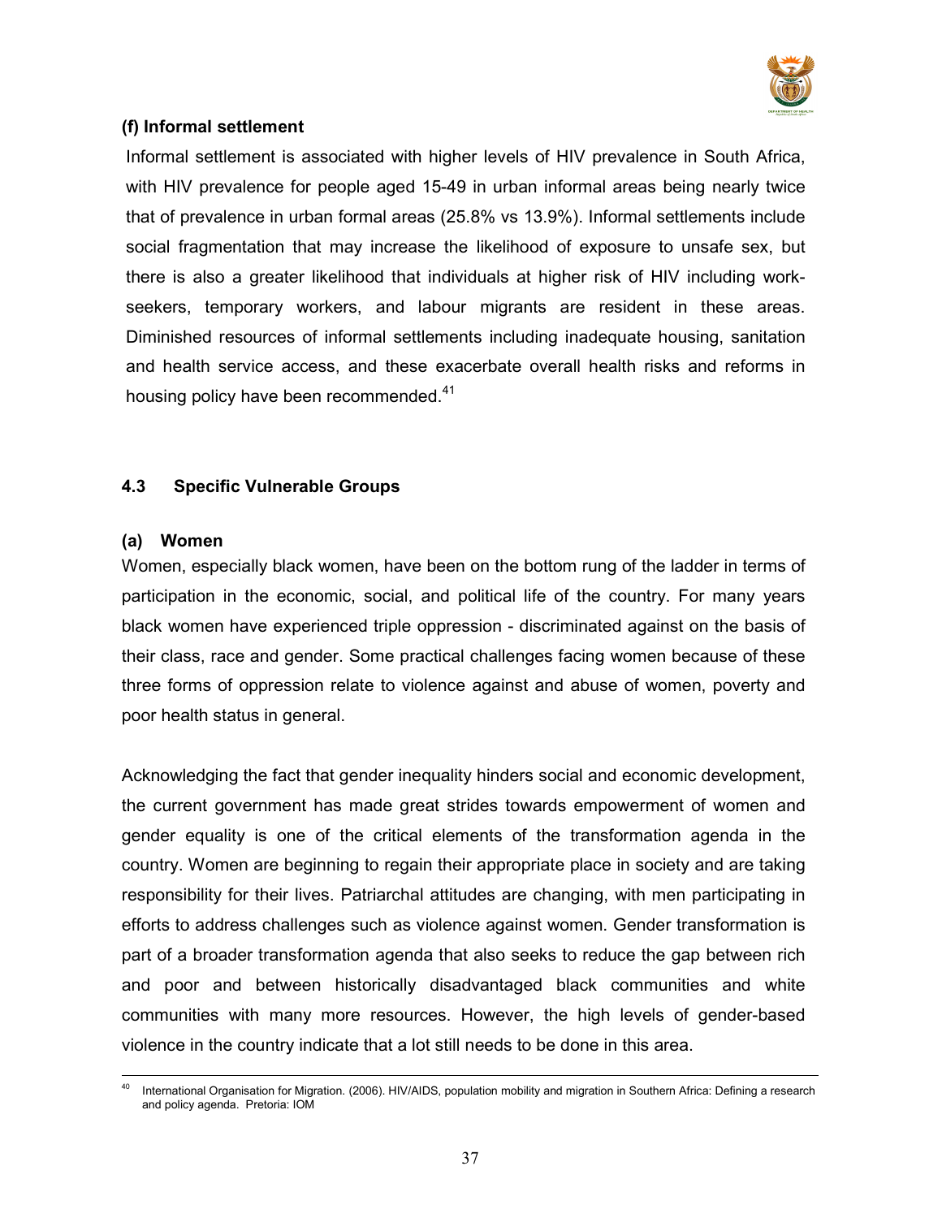**(f) Informal settlement**

Informal settlement is associated with higher levels of HIV prevalence in South Africa, with HIV prevalence for people aged 15-49 in urban informal areas being nearly twice that of prevalence in urban formal areas (25.8% vs 13.9%). Informal settlements include social fragmentation that may increase the likelihood of exposure to unsafe sex, but there is also a greater likelihood that individuals at higher risk of HIV including work-seekers, temporary workers, and labour migrants are resident in these areas. Diminished resources of informal settlements including inadequate housing, sanitation and health service access, and these exacerbate overall health risks and reforms in housing policy have been recommended.[41]

## 4.3 Specific Vulnerable Groups

### (a) Women

Women, especially black women, have been on the bottom rung of the ladder in terms of participation in the economic, social, and political life of the country. For many years black women have experienced triple oppression - discriminated against on the basis of their class, race and gender. Some practical challenges facing women because of these three forms of oppression relate to violence against and abuse of women, poverty and poor health status in general.

Acknowledging the fact that gender inequality hinders social and economic development, the current government has made great strides towards empowerment of women and gender equality is one of the critical elements of the transformation agenda in the country. Women are beginning to regain their appropriate place in society and are taking responsibility for their lives. Patriarchal attitudes are changing, with men participating in efforts to address challenges such as violence against women. Gender transformation is part of a broader transformation agenda that also seeks to reduce the gap between rich and poor and between historically disadvantaged black communities and white communities with many more resources. However, the high levels of gender-based violence in the country indicate that a lot still needs to be done in this area.

[40] International Organisation for Migration. (2006). HIV/AIDS, population mobility and migration in Southern Africa: Defining a research and policy agenda. Pretoria: IOM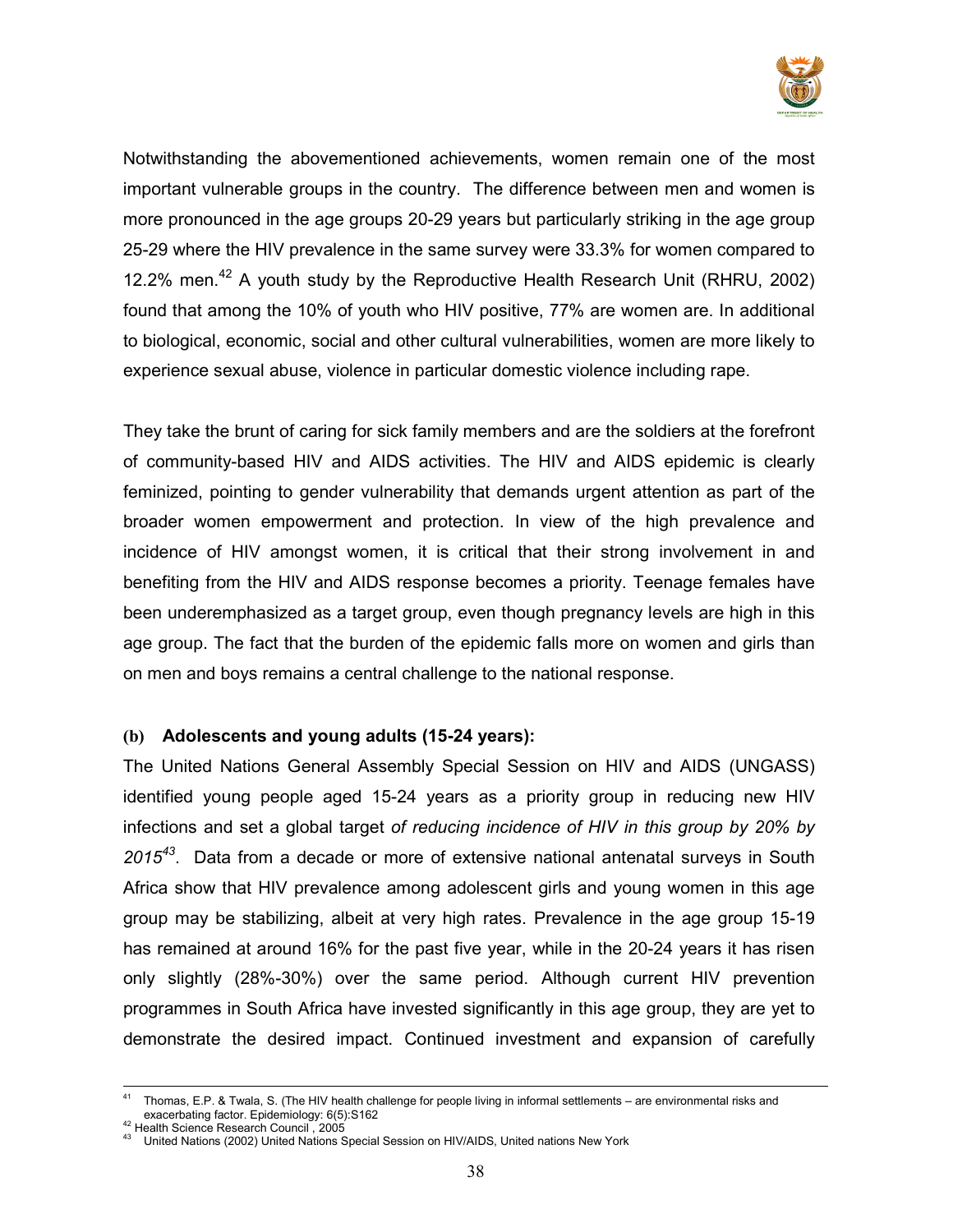Notwithstanding the abovementioned achievements, women remain one of the most important vulnerable groups in the country. The difference between men and women is more pronounced in the age groups 20-29 years but particularly striking in the age group 25-29 where the HIV prevalence in the same survey were 33.3% for women compared to 12.2% men.[42] A youth study by the Reproductive Health Research Unit (RHRU, 2002) found that among the 10% of youth who HIV positive, 77% are women are. In additional to biological, economic, social and other cultural vulnerabilities, women are more likely to experience sexual abuse, violence in particular domestic violence including rape.

They take the brunt of caring for sick family members and are the soldiers at the forefront of community-based HIV and AIDS activities. The HIV and AIDS epidemic is clearly feminized, pointing to gender vulnerability that demands urgent attention as part of the broader women empowerment and protection. In view of the high prevalence and incidence of HIV amongst women, it is critical that their strong involvement in and benefiting from the HIV and AIDS response becomes a priority. Teenage females have been underemphasized as a target group, even though pregnancy levels are high in this age group. The fact that the burden of the epidemic falls more on women and girls than on men and boys remains a central challenge to the national response.

#### (b) Adolescents and young adults (15-24 years):

The United Nations General Assembly Special Session on HIV and AIDS (UNGASS) identified young people aged 15-24 years as a priority group in reducing new HIV infections and set a global target *of reducing incidence of HIV in this group by 20% by 2015*[43]. Data from a decade or more of extensive national antenatal surveys in South Africa show that HIV prevalence among adolescent girls and young women in this age group may be stabilizing, albeit at very high rates. Prevalence in the age group 15-19 has remained at around 16% for the past five year, while in the 20-24 years it has risen only slightly (28%-30%) over the same period. Although current HIV prevention programmes in South Africa have invested significantly in this age group, they are yet to demonstrate the desired impact. Continued investment and expansion of carefully

---

[41] Thomas, E.P. & Twala, S. (The HIV health challenge for people living in informal settlements – are environmental risks and exacerbating factor. Epidemiology: 6(5):S162

[42] Health Science Research Council , 2005

[43] United Nations (2002) United Nations Special Session on HIV/AIDS, United nations New York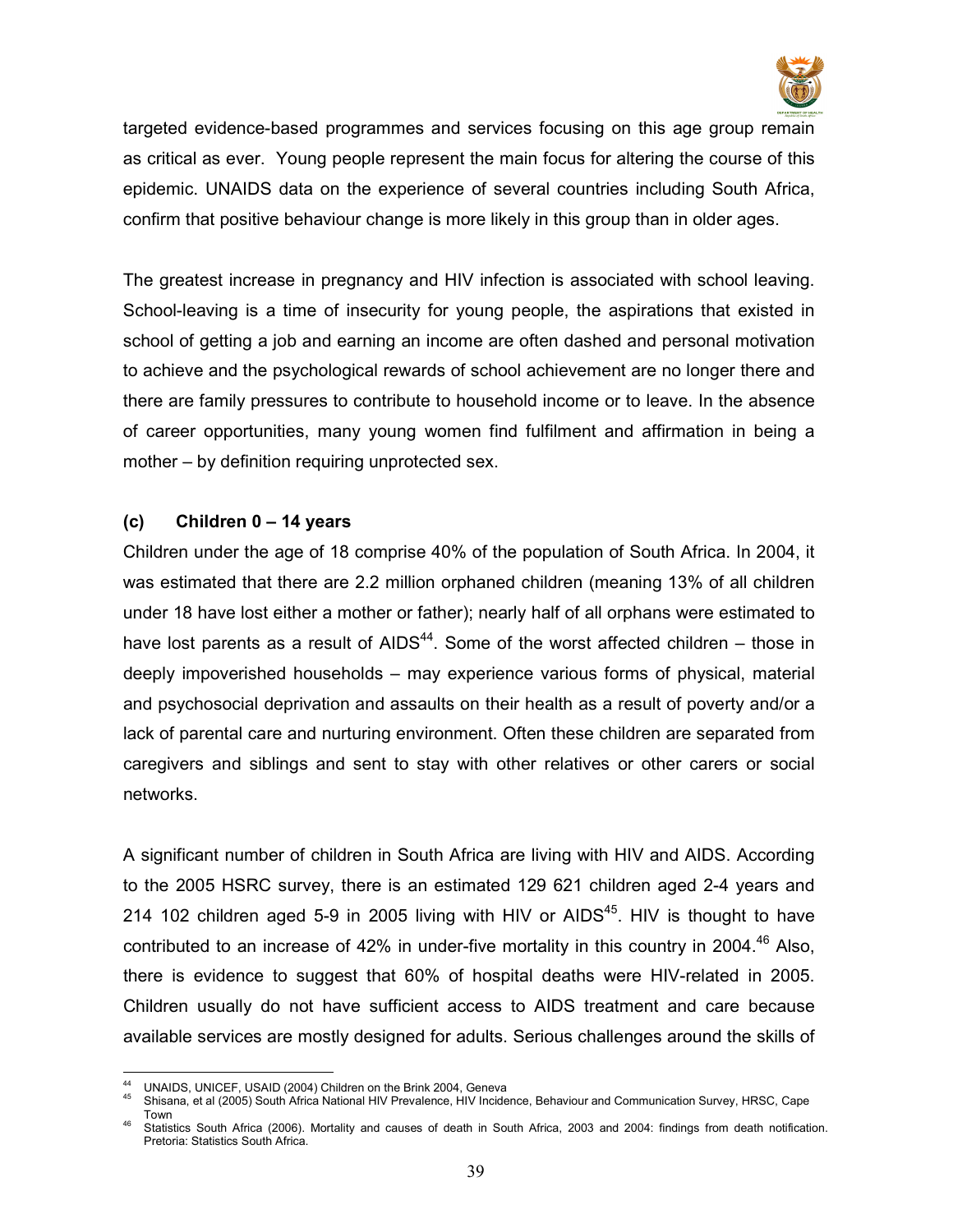targeted evidence-based programmes and services focusing on this age group remain as critical as ever. Young people represent the main focus for altering the course of this epidemic. UNAIDS data on the experience of several countries including South Africa, confirm that positive behaviour change is more likely in this group than in older ages.

The greatest increase in pregnancy and HIV infection is associated with school leaving. School-leaving is a time of insecurity for young people, the aspirations that existed in school of getting a job and earning an income are often dashed and personal motivation to achieve and the psychological rewards of school achievement are no longer there and there are family pressures to contribute to household income or to leave. In the absence of career opportunities, many young women find fulfilment and affirmation in being a mother – by definition requiring unprotected sex.

### (c) Children 0 – 14 years

Children under the age of 18 comprise 40% of the population of South Africa. In 2004, it was estimated that there are 2.2 million orphaned children (meaning 13% of all children under 18 have lost either a mother or father); nearly half of all orphans were estimated to have lost parents as a result of AIDS[44]. Some of the worst affected children – those in deeply impoverished households – may experience various forms of physical, material and psychosocial deprivation and assaults on their health as a result of poverty and/or a lack of parental care and nurturing environment. Often these children are separated from caregivers and siblings and sent to stay with other relatives or other carers or social networks.

A significant number of children in South Africa are living with HIV and AIDS. According to the 2005 HSRC survey, there is an estimated 129 621 children aged 2-4 years and 214 102 children aged 5-9 in 2005 living with HIV or AIDS[45]. HIV is thought to have contributed to an increase of 42% in under-five mortality in this country in 2004.[46] Also, there is evidence to suggest that 60% of hospital deaths were HIV-related in 2005. Children usually do not have sufficient access to AIDS treatment and care because available services are mostly designed for adults. Serious challenges around the skills of

---

[44] UNAIDS, UNICEF, USAID (2004) Children on the Brink 2004, Geneva

[45] Shisana, et al (2005) South Africa National HIV Prevalence, HIV Incidence, Behaviour and Communication Survey, HRSC, Cape Town

[46] Statistics South Africa (2006). Mortality and causes of death in South Africa, 2003 and 2004: findings from death notification. Pretoria: Statistics South Africa.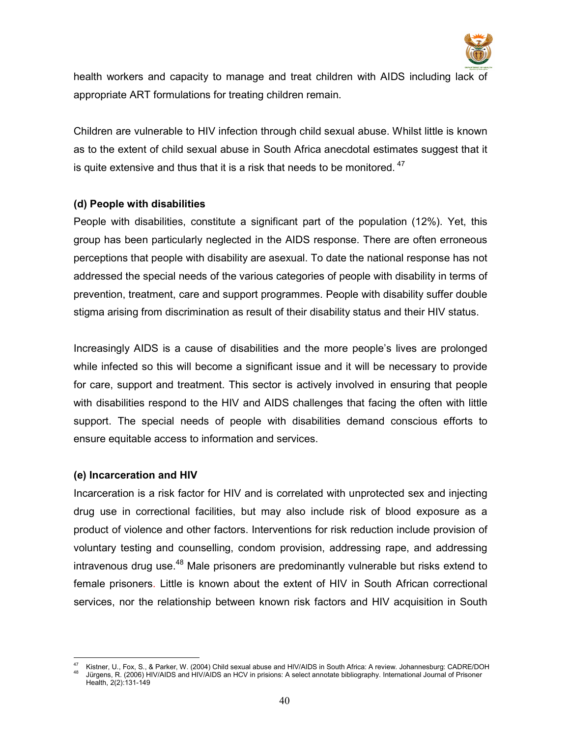health workers and capacity to manage and treat children with AIDS including lack of appropriate ART formulations for treating children remain.

Children are vulnerable to HIV infection through child sexual abuse. Whilst little is known as to the extent of child sexual abuse in South Africa anecdotal estimates suggest that it is quite extensive and thus that it is a risk that needs to be monitored. [47]

### (d) People with disabilities

People with disabilities, constitute a significant part of the population (12%). Yet, this group has been particularly neglected in the AIDS response. There are often erroneous perceptions that people with disability are asexual. To date the national response has not addressed the special needs of the various categories of people with disability in terms of prevention, treatment, care and support programmes. People with disability suffer double stigma arising from discrimination as result of their disability status and their HIV status.

Increasingly AIDS is a cause of disabilities and the more people's lives are prolonged while infected so this will become a significant issue and it will be necessary to provide for care, support and treatment. This sector is actively involved in ensuring that people with disabilities respond to the HIV and AIDS challenges that facing the often with little support. The special needs of people with disabilities demand conscious efforts to ensure equitable access to information and services.

### (e) Incarceration and HIV

Incarceration is a risk factor for HIV and is correlated with unprotected sex and injecting drug use in correctional facilities, but may also include risk of blood exposure as a product of violence and other factors. Interventions for risk reduction include provision of voluntary testing and counselling, condom provision, addressing rape, and addressing intravenous drug use.[48] Male prisoners are predominantly vulnerable but risks extend to female prisoners. Little is known about the extent of HIV in South African correctional services, nor the relationship between known risk factors and HIV acquisition in South

---

[47] Kistner, U., Fox, S., & Parker, W. (2004) Child sexual abuse and HIV/AIDS in South Africa: A review. Johannesburg: CADRE/DOH

[48] Jürgens, R. (2006) HIV/AIDS and HIV/AIDS an HCV in prisions: A select annotate bibliography. International Journal of Prisoner Health, 2(2):131-149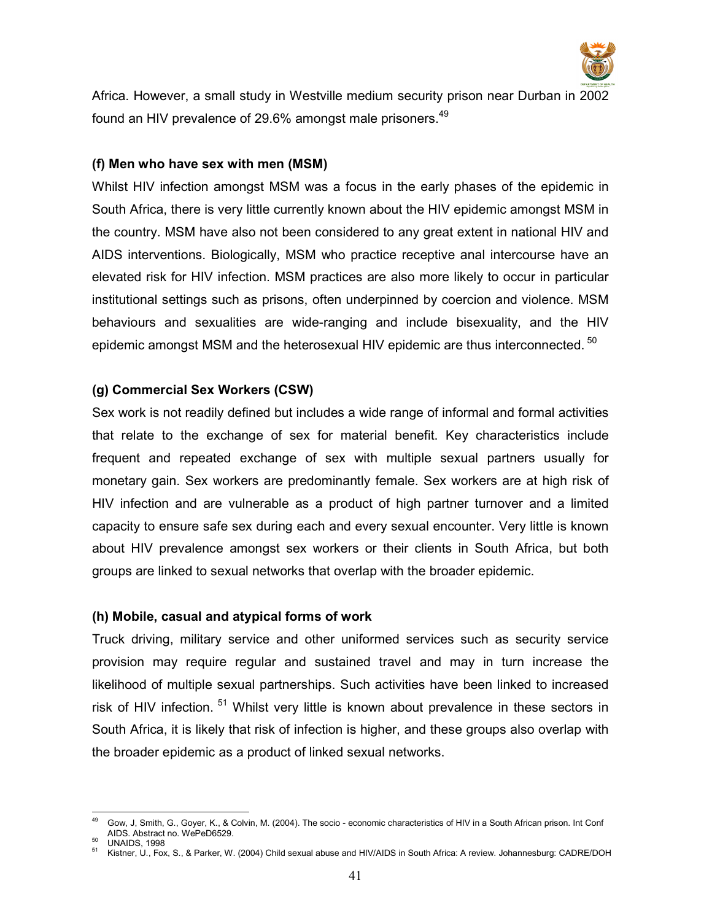Africa. However, a small study in Westville medium security prison near Durban in 2002 found an HIV prevalence of 29.6% amongst male prisoners.[49]

**(f) Men who have sex with men (MSM)**

Whilst HIV infection amongst MSM was a focus in the early phases of the epidemic in South Africa, there is very little currently known about the HIV epidemic amongst MSM in the country. MSM have also not been considered to any great extent in national HIV and AIDS interventions. Biologically, MSM who practice receptive anal intercourse have an elevated risk for HIV infection. MSM practices are also more likely to occur in particular institutional settings such as prisons, often underpinned by coercion and violence. MSM behaviours and sexualities are wide-ranging and include bisexuality, and the HIV epidemic amongst MSM and the heterosexual HIV epidemic are thus interconnected. [50]

**(g) Commercial Sex Workers (CSW)**

Sex work is not readily defined but includes a wide range of informal and formal activities that relate to the exchange of sex for material benefit. Key characteristics include frequent and repeated exchange of sex with multiple sexual partners usually for monetary gain. Sex workers are predominantly female. Sex workers are at high risk of HIV infection and are vulnerable as a product of high partner turnover and a limited capacity to ensure safe sex during each and every sexual encounter. Very little is known about HIV prevalence amongst sex workers or their clients in South Africa, but both groups are linked to sexual networks that overlap with the broader epidemic.

**(h) Mobile, casual and atypical forms of work**

Truck driving, military service and other uniformed services such as security service provision may require regular and sustained travel and may in turn increase the likelihood of multiple sexual partnerships. Such activities have been linked to increased risk of HIV infection. [51] Whilst very little is known about prevalence in these sectors in South Africa, it is likely that risk of infection is higher, and these groups also overlap with the broader epidemic as a product of linked sexual networks.

---

[49] Gow, J, Smith, G., Goyer, K., & Colvin, M. (2004). The socio - economic characteristics of HIV in a South African prison. Int Conf AIDS. Abstract no. WePeD6529.

[50] UNAIDS, 1998

[51] Kistner, U., Fox, S., & Parker, W. (2004) Child sexual abuse and HIV/AIDS in South Africa: A review. Johannesburg: CADRE/DOH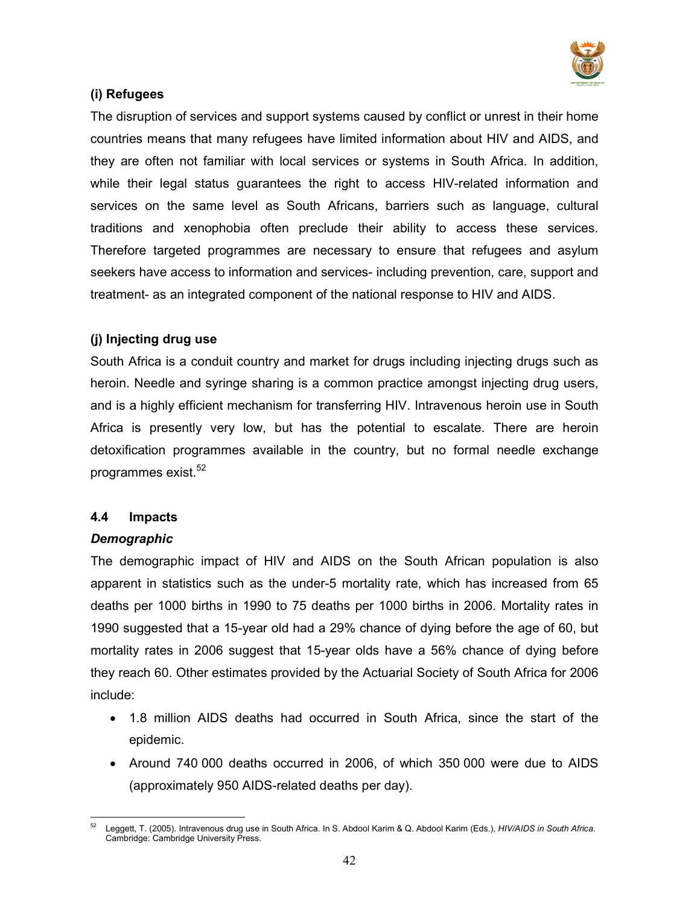**(i) Refugees**

The disruption of services and support systems caused by conflict or unrest in their home countries means that many refugees have limited information about HIV and AIDS, and they are often not familiar with local services or systems in South Africa. In addition, while their legal status guarantees the right to access HIV-related information and services on the same level as South Africans, barriers such as language, cultural traditions and xenophobia often preclude their ability to access these services. Therefore targeted programmes are necessary to ensure that refugees and asylum seekers have access to information and services- including prevention, care, support and treatment- as an integrated component of the national response to HIV and AIDS.

**(j) Injecting drug use**

South Africa is a conduit country and market for drugs including injecting drugs such as heroin. Needle and syringe sharing is a common practice amongst injecting drug users, and is a highly efficient mechanism for transferring HIV. Intravenous heroin use in South Africa is presently very low, but has the potential to escalate. There are heroin detoxification programmes available in the country, but no formal needle exchange programmes exist.[52]

### 4.4 Impacts

***Demographic***

The demographic impact of HIV and AIDS on the South African population is also apparent in statistics such as the under-5 mortality rate, which has increased from 65 deaths per 1000 births in 1990 to 75 deaths per 1000 births in 2006. Mortality rates in 1990 suggested that a 15-year old had a 29% chance of dying before the age of 60, but mortality rates in 2006 suggest that 15-year olds have a 56% chance of dying before they reach 60. Other estimates provided by the Actuarial Society of South Africa for 2006 include:

- 1.8 million AIDS deaths had occurred in South Africa, since the start of the epidemic.
- Around 740 000 deaths occurred in 2006, of which 350 000 were due to AIDS (approximately 950 AIDS-related deaths per day).

[52] Leggett, T. (2005). Intravenous drug use in South Africa. In S. Abdool Karim & Q. Abdool Karim (Eds.), *HIV/AIDS in South Africa*. Cambridge: Cambridge University Press.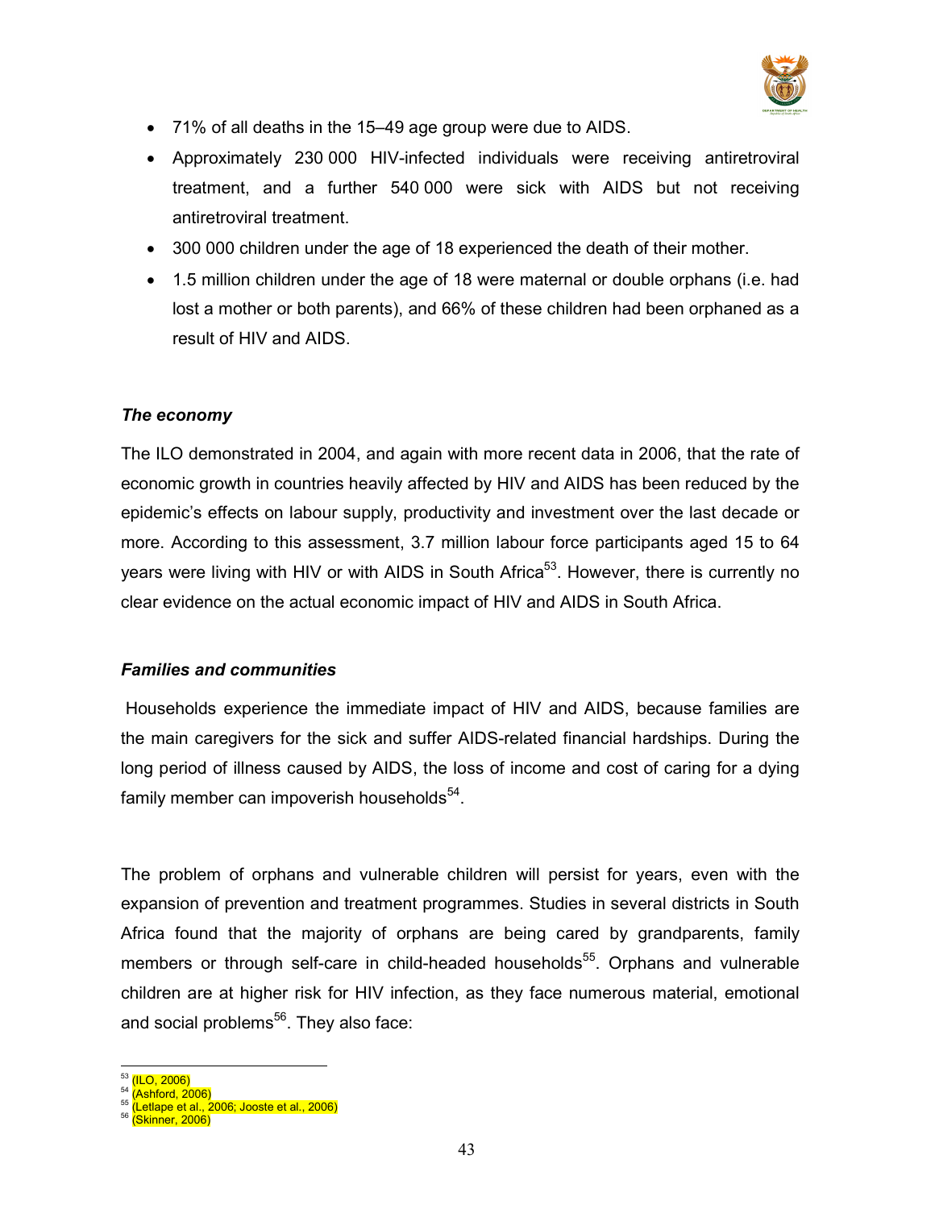- 71% of all deaths in the 15–49 age group were due to AIDS.
- Approximately 230 000 HIV-infected individuals were receiving antiretroviral treatment, and a further 540 000 were sick with AIDS but not receiving antiretroviral treatment.
- 300 000 children under the age of 18 experienced the death of their mother.
- 1.5 million children under the age of 18 were maternal or double orphans (i.e. had lost a mother or both parents), and 66% of these children had been orphaned as a result of HIV and AIDS.

***The economy***

The ILO demonstrated in 2004, and again with more recent data in 2006, that the rate of economic growth in countries heavily affected by HIV and AIDS has been reduced by the epidemic's effects on labour supply, productivity and investment over the last decade or more. According to this assessment, 3.7 million labour force participants aged 15 to 64 years were living with HIV or with AIDS in South Africa[53]. However, there is currently no clear evidence on the actual economic impact of HIV and AIDS in South Africa.

***Families and communities***

Households experience the immediate impact of HIV and AIDS, because families are the main caregivers for the sick and suffer AIDS-related financial hardships. During the long period of illness caused by AIDS, the loss of income and cost of caring for a dying family member can impoverish households[54].

The problem of orphans and vulnerable children will persist for years, even with the expansion of prevention and treatment programmes. Studies in several districts in South Africa found that the majority of orphans are being cared by grandparents, family members or through self-care in child-headed households[55]. Orphans and vulnerable children are at higher risk for HIV infection, as they face numerous material, emotional and social problems[56]. They also face:

---

[53] (ILO, 2006)
[54] (Ashford, 2006)
[55] (Letlape et al., 2006; Jooste et al., 2006)
[56] (Skinner, 2006)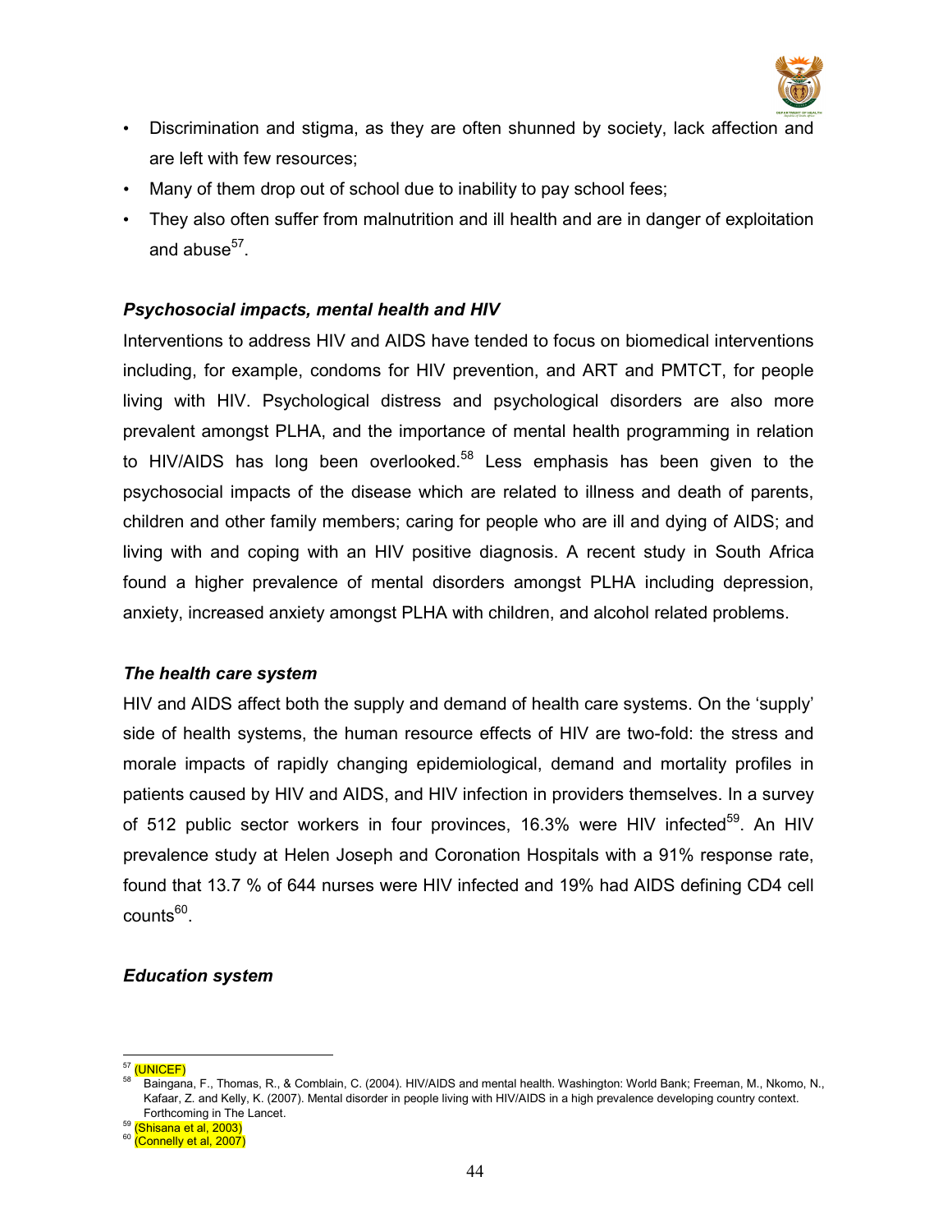- Discrimination and stigma, as they are often shunned by society, lack affection and are left with few resources;
- Many of them drop out of school due to inability to pay school fees;
- They also often suffer from malnutrition and ill health and are in danger of exploitation and abuse[57].

### *Psychosocial impacts, mental health and HIV*

Interventions to address HIV and AIDS have tended to focus on biomedical interventions including, for example, condoms for HIV prevention, and ART and PMTCT, for people living with HIV. Psychological distress and psychological disorders are also more prevalent amongst PLHA, and the importance of mental health programming in relation to HIV/AIDS has long been overlooked.[58] Less emphasis has been given to the psychosocial impacts of the disease which are related to illness and death of parents, children and other family members; caring for people who are ill and dying of AIDS; and living with and coping with an HIV positive diagnosis. A recent study in South Africa found a higher prevalence of mental disorders amongst PLHA including depression, anxiety, increased anxiety amongst PLHA with children, and alcohol related problems.

### *The health care system*

HIV and AIDS affect both the supply and demand of health care systems. On the 'supply' side of health systems, the human resource effects of HIV are two-fold: the stress and morale impacts of rapidly changing epidemiological, demand and mortality profiles in patients caused by HIV and AIDS, and HIV infection in providers themselves. In a survey of 512 public sector workers in four provinces, 16.3% were HIV infected[59]. An HIV prevalence study at Helen Joseph and Coronation Hospitals with a 91% response rate, found that 13.7 % of 644 nurses were HIV infected and 19% had AIDS defining CD4 cell counts[60].

### *Education system*

---

[57] (UNICEF)

[58] Baingana, F., Thomas, R., & Comblain, C. (2004). HIV/AIDS and mental health. Washington: World Bank; Freeman, M., Nkomo, N., Kafaar, Z. and Kelly, K. (2007). Mental disorder in people living with HIV/AIDS in a high prevalence developing country context. Forthcoming in The Lancet.

[59] (Shisana et al, 2003)

[60] (Connelly et al, 2007)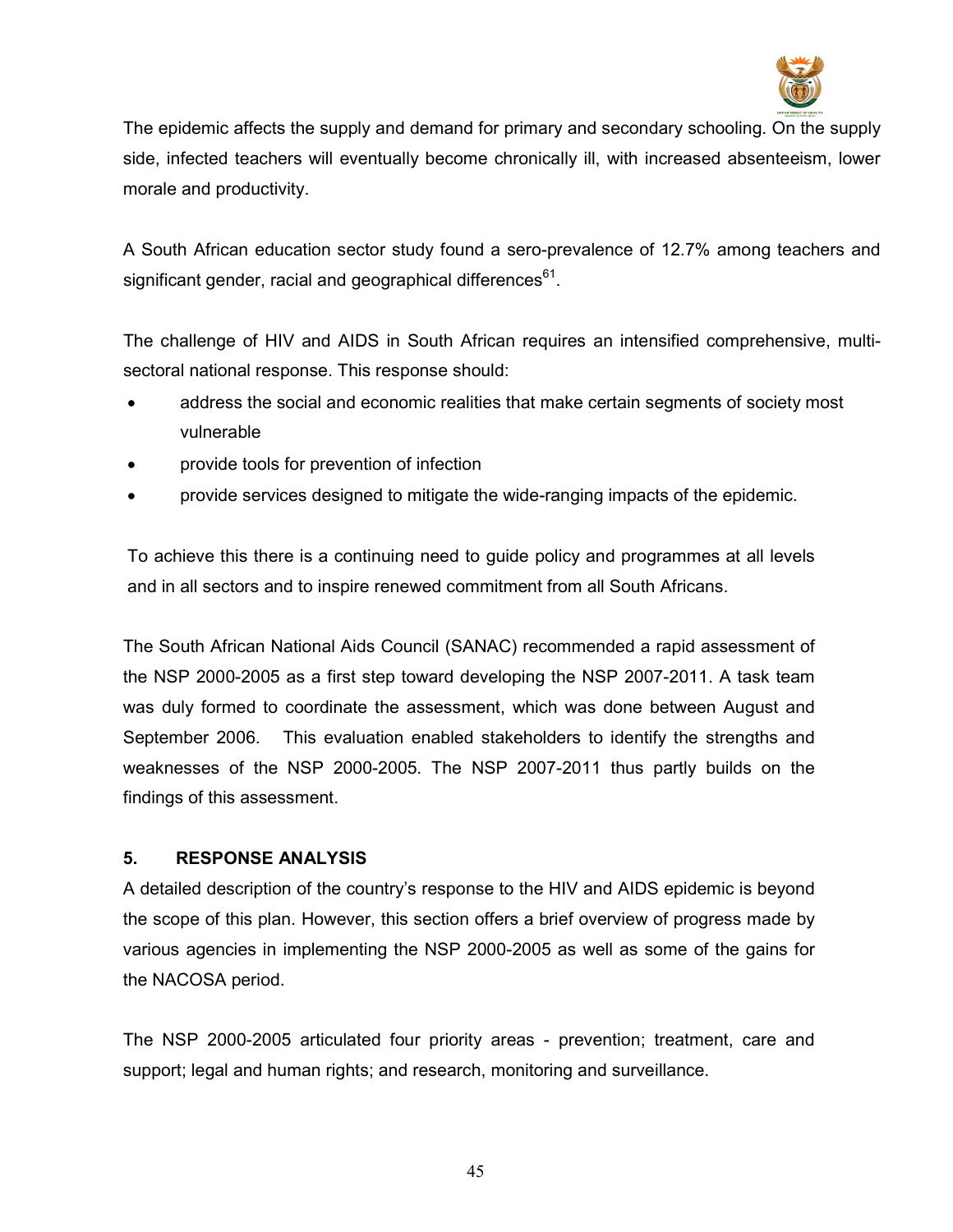The epidemic affects the supply and demand for primary and secondary schooling. On the supply side, infected teachers will eventually become chronically ill, with increased absenteeism, lower morale and productivity.

A South African education sector study found a sero-prevalence of 12.7% among teachers and significant gender, racial and geographical differences[61].

The challenge of HIV and AIDS in South African requires an intensified comprehensive, multi-sectoral national response. This response should:

- address the social and economic realities that make certain segments of society most vulnerable
- provide tools for prevention of infection
- provide services designed to mitigate the wide-ranging impacts of the epidemic.

To achieve this there is a continuing need to guide policy and programmes at all levels and in all sectors and to inspire renewed commitment from all South Africans.

The South African National Aids Council (SANAC) recommended a rapid assessment of the NSP 2000-2005 as a first step toward developing the NSP 2007-2011. A task team was duly formed to coordinate the assessment, which was done between August and September 2006. This evaluation enabled stakeholders to identify the strengths and weaknesses of the NSP 2000-2005. The NSP 2007-2011 thus partly builds on the findings of this assessment.

## 5. RESPONSE ANALYSIS

A detailed description of the country's response to the HIV and AIDS epidemic is beyond the scope of this plan. However, this section offers a brief overview of progress made by various agencies in implementing the NSP 2000-2005 as well as some of the gains for the NACOSA period.

The NSP 2000-2005 articulated four priority areas - prevention; treatment, care and support; legal and human rights; and research, monitoring and surveillance.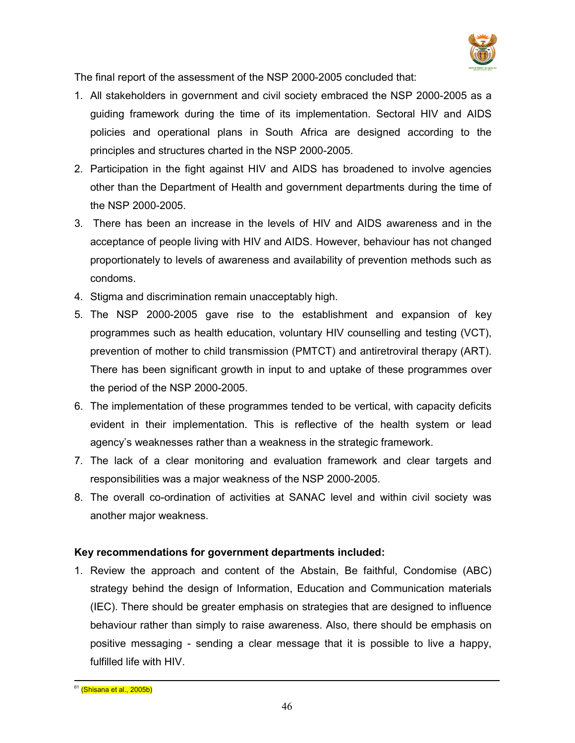The final report of the assessment of the NSP 2000-2005 concluded that:

1. All stakeholders in government and civil society embraced the NSP 2000-2005 as a guiding framework during the time of its implementation. Sectoral HIV and AIDS policies and operational plans in South Africa are designed according to the principles and structures charted in the NSP 2000-2005.
2. Participation in the fight against HIV and AIDS has broadened to involve agencies other than the Department of Health and government departments during the time of the NSP 2000-2005.
3. There has been an increase in the levels of HIV and AIDS awareness and in the acceptance of people living with HIV and AIDS. However, behaviour has not changed proportionately to levels of awareness and availability of prevention methods such as condoms.
4. Stigma and discrimination remain unacceptably high.
5. The NSP 2000-2005 gave rise to the establishment and expansion of key programmes such as health education, voluntary HIV counselling and testing (VCT), prevention of mother to child transmission (PMTCT) and antiretroviral therapy (ART). There has been significant growth in input to and uptake of these programmes over the period of the NSP 2000-2005.
6. The implementation of these programmes tended to be vertical, with capacity deficits evident in their implementation. This is reflective of the health system or lead agency's weaknesses rather than a weakness in the strategic framework.
7. The lack of a clear monitoring and evaluation framework and clear targets and responsibilities was a major weakness of the NSP 2000-2005.
8. The overall co-ordination of activities at SANAC level and within civil society was another major weakness.

**Key recommendations for government departments included:**

1. Review the approach and content of the Abstain, Be faithful, Condomise (ABC) strategy behind the design of Information, Education and Communication materials (IEC). There should be greater emphasis on strategies that are designed to influence behaviour rather than simply to raise awareness. Also, there should be emphasis on positive messaging - sending a clear message that it is possible to live a happy, fulfilled life with HIV.

---

[61] (Shisana et al., 2005b)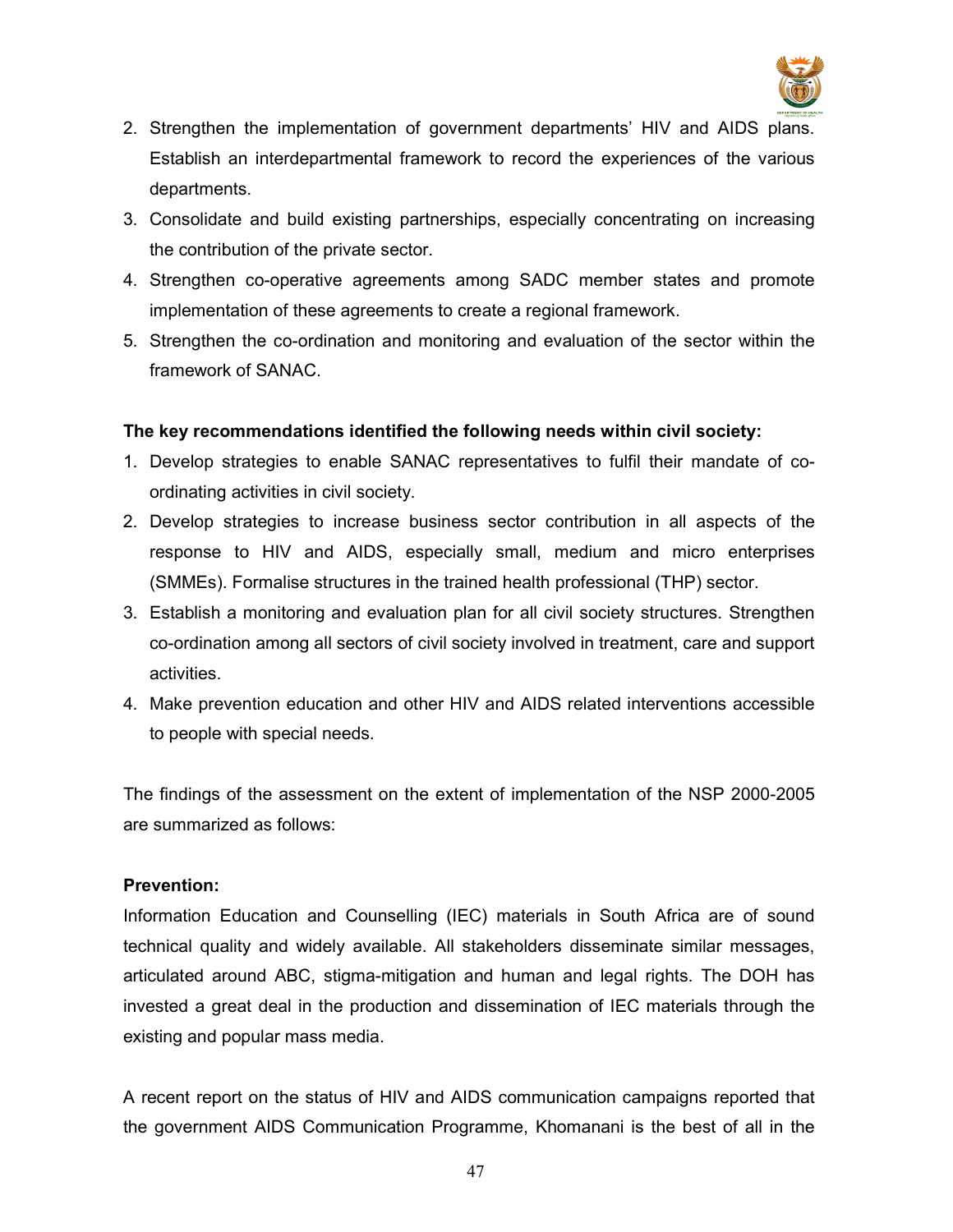2. Strengthen the implementation of government departments' HIV and AIDS plans. Establish an interdepartmental framework to record the experiences of the various departments.
3. Consolidate and build existing partnerships, especially concentrating on increasing the contribution of the private sector.
4. Strengthen co-operative agreements among SADC member states and promote implementation of these agreements to create a regional framework.
5. Strengthen the co-ordination and monitoring and evaluation of the sector within the framework of SANAC.

**The key recommendations identified the following needs within civil society:**

1. Develop strategies to enable SANAC representatives to fulfil their mandate of co-ordinating activities in civil society.
2. Develop strategies to increase business sector contribution in all aspects of the response to HIV and AIDS, especially small, medium and micro enterprises (SMMEs). Formalise structures in the trained health professional (THP) sector.
3. Establish a monitoring and evaluation plan for all civil society structures. Strengthen co-ordination among all sectors of civil society involved in treatment, care and support activities.
4. Make prevention education and other HIV and AIDS related interventions accessible to people with special needs.

The findings of the assessment on the extent of implementation of the NSP 2000-2005 are summarized as follows:

**Prevention:**

Information Education and Counselling (IEC) materials in South Africa are of sound technical quality and widely available. All stakeholders disseminate similar messages, articulated around ABC, stigma-mitigation and human and legal rights. The DOH has invested a great deal in the production and dissemination of IEC materials through the existing and popular mass media.

A recent report on the status of HIV and AIDS communication campaigns reported that the government AIDS Communication Programme, Khomanani is the best of all in the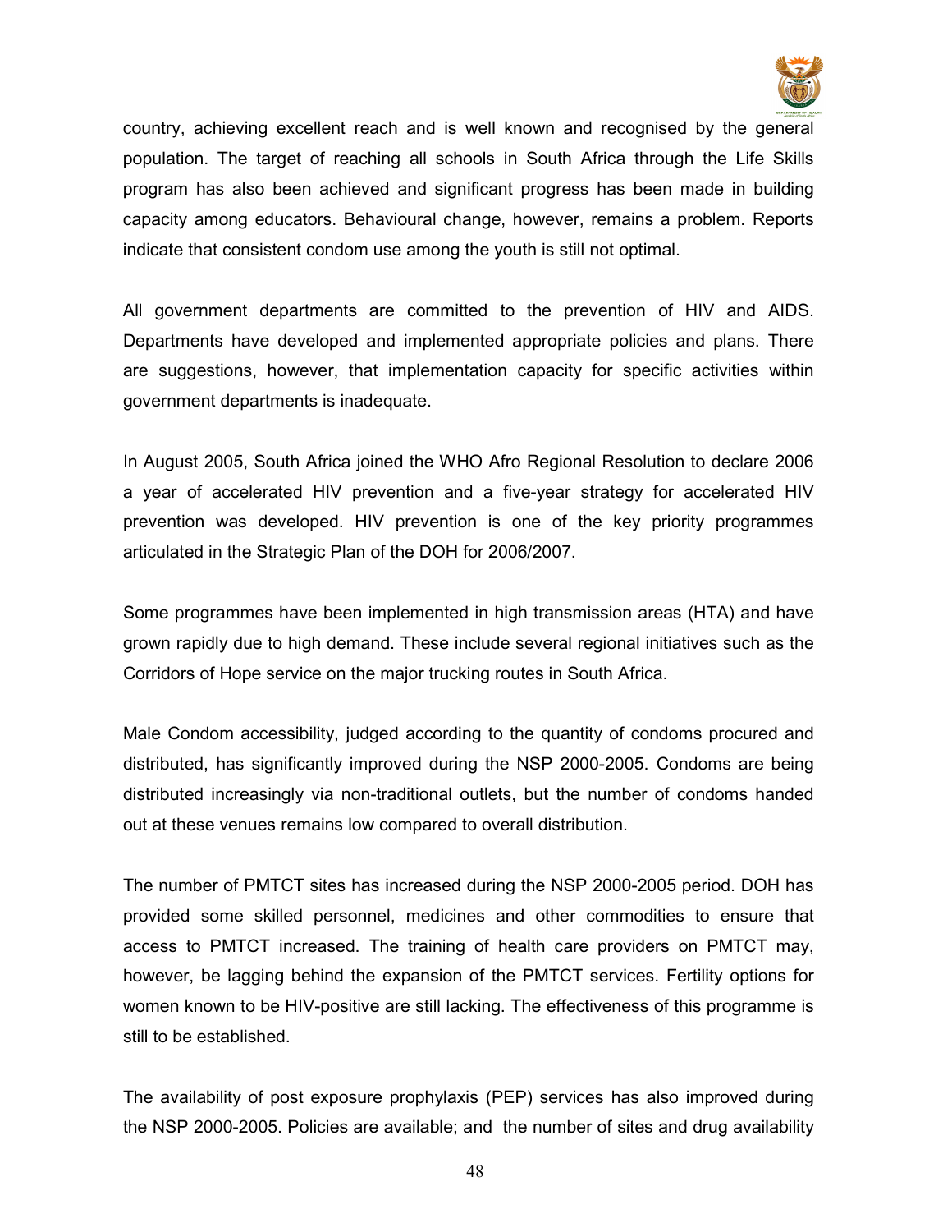country, achieving excellent reach and is well known and recognised by the general population. The target of reaching all schools in South Africa through the Life Skills program has also been achieved and significant progress has been made in building capacity among educators. Behavioural change, however, remains a problem. Reports indicate that consistent condom use among the youth is still not optimal.

All government departments are committed to the prevention of HIV and AIDS. Departments have developed and implemented appropriate policies and plans. There are suggestions, however, that implementation capacity for specific activities within government departments is inadequate.

In August 2005, South Africa joined the WHO Afro Regional Resolution to declare 2006 a year of accelerated HIV prevention and a five-year strategy for accelerated HIV prevention was developed. HIV prevention is one of the key priority programmes articulated in the Strategic Plan of the DOH for 2006/2007.

Some programmes have been implemented in high transmission areas (HTA) and have grown rapidly due to high demand. These include several regional initiatives such as the Corridors of Hope service on the major trucking routes in South Africa.

Male Condom accessibility, judged according to the quantity of condoms procured and distributed, has significantly improved during the NSP 2000-2005. Condoms are being distributed increasingly via non-traditional outlets, but the number of condoms handed out at these venues remains low compared to overall distribution.

The number of PMTCT sites has increased during the NSP 2000-2005 period. DOH has provided some skilled personnel, medicines and other commodities to ensure that access to PMTCT increased. The training of health care providers on PMTCT may, however, be lagging behind the expansion of the PMTCT services. Fertility options for women known to be HIV-positive are still lacking. The effectiveness of this programme is still to be established.

The availability of post exposure prophylaxis (PEP) services has also improved during the NSP 2000-2005. Policies are available; and the number of sites and drug availability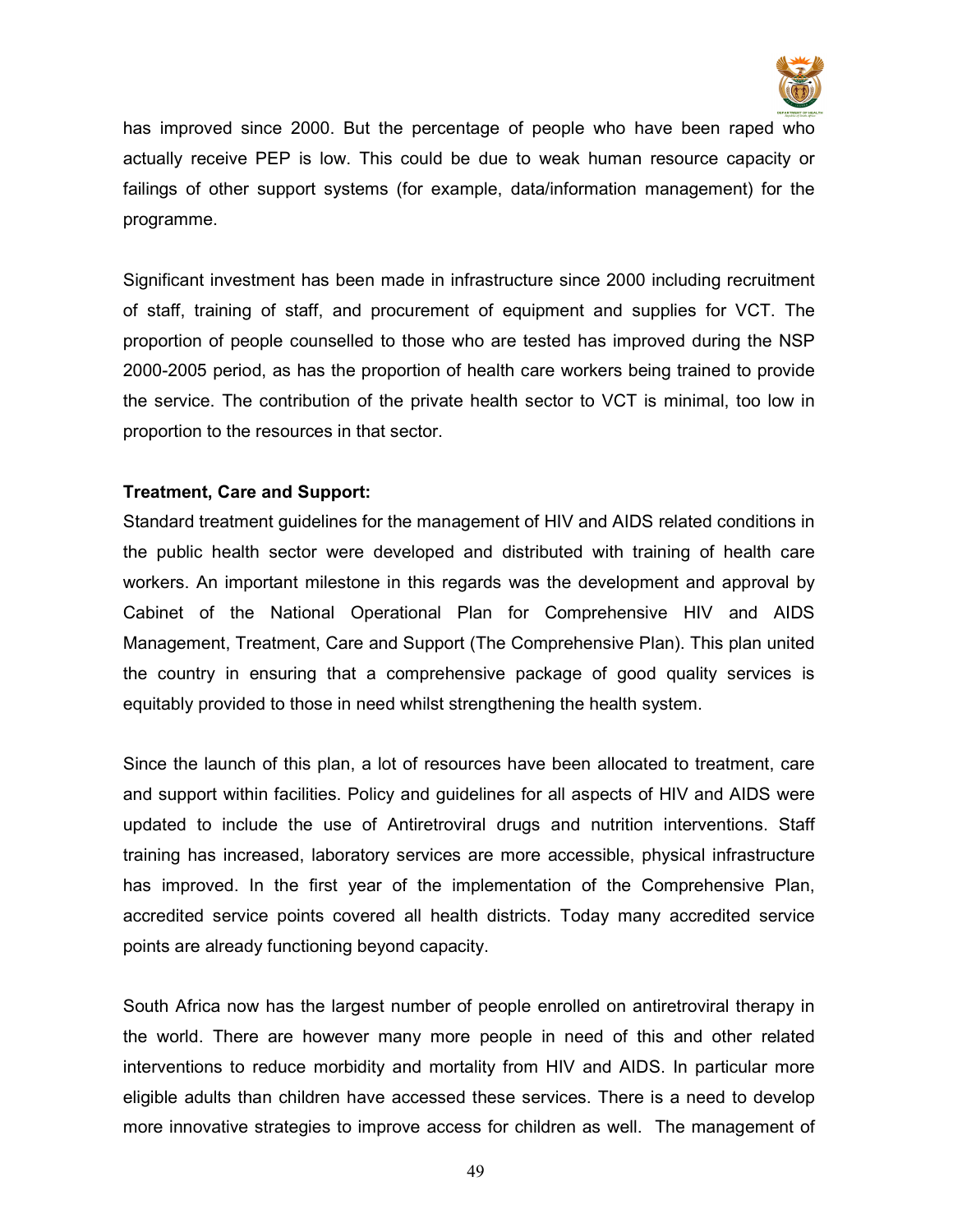has improved since 2000. But the percentage of people who have been raped who actually receive PEP is low. This could be due to weak human resource capacity or failings of other support systems (for example, data/information management) for the programme.

Significant investment has been made in infrastructure since 2000 including recruitment of staff, training of staff, and procurement of equipment and supplies for VCT. The proportion of people counselled to those who are tested has improved during the NSP 2000-2005 period, as has the proportion of health care workers being trained to provide the service. The contribution of the private health sector to VCT is minimal, too low in proportion to the resources in that sector.

**Treatment, Care and Support:**

Standard treatment guidelines for the management of HIV and AIDS related conditions in the public health sector were developed and distributed with training of health care workers. An important milestone in this regards was the development and approval by Cabinet of the National Operational Plan for Comprehensive HIV and AIDS Management, Treatment, Care and Support (The Comprehensive Plan). This plan united the country in ensuring that a comprehensive package of good quality services is equitably provided to those in need whilst strengthening the health system.

Since the launch of this plan, a lot of resources have been allocated to treatment, care and support within facilities. Policy and guidelines for all aspects of HIV and AIDS were updated to include the use of Antiretroviral drugs and nutrition interventions. Staff training has increased, laboratory services are more accessible, physical infrastructure has improved. In the first year of the implementation of the Comprehensive Plan, accredited service points covered all health districts. Today many accredited service points are already functioning beyond capacity.

South Africa now has the largest number of people enrolled on antiretroviral therapy in the world. There are however many more people in need of this and other related interventions to reduce morbidity and mortality from HIV and AIDS. In particular more eligible adults than children have accessed these services. There is a need to develop more innovative strategies to improve access for children as well. The management of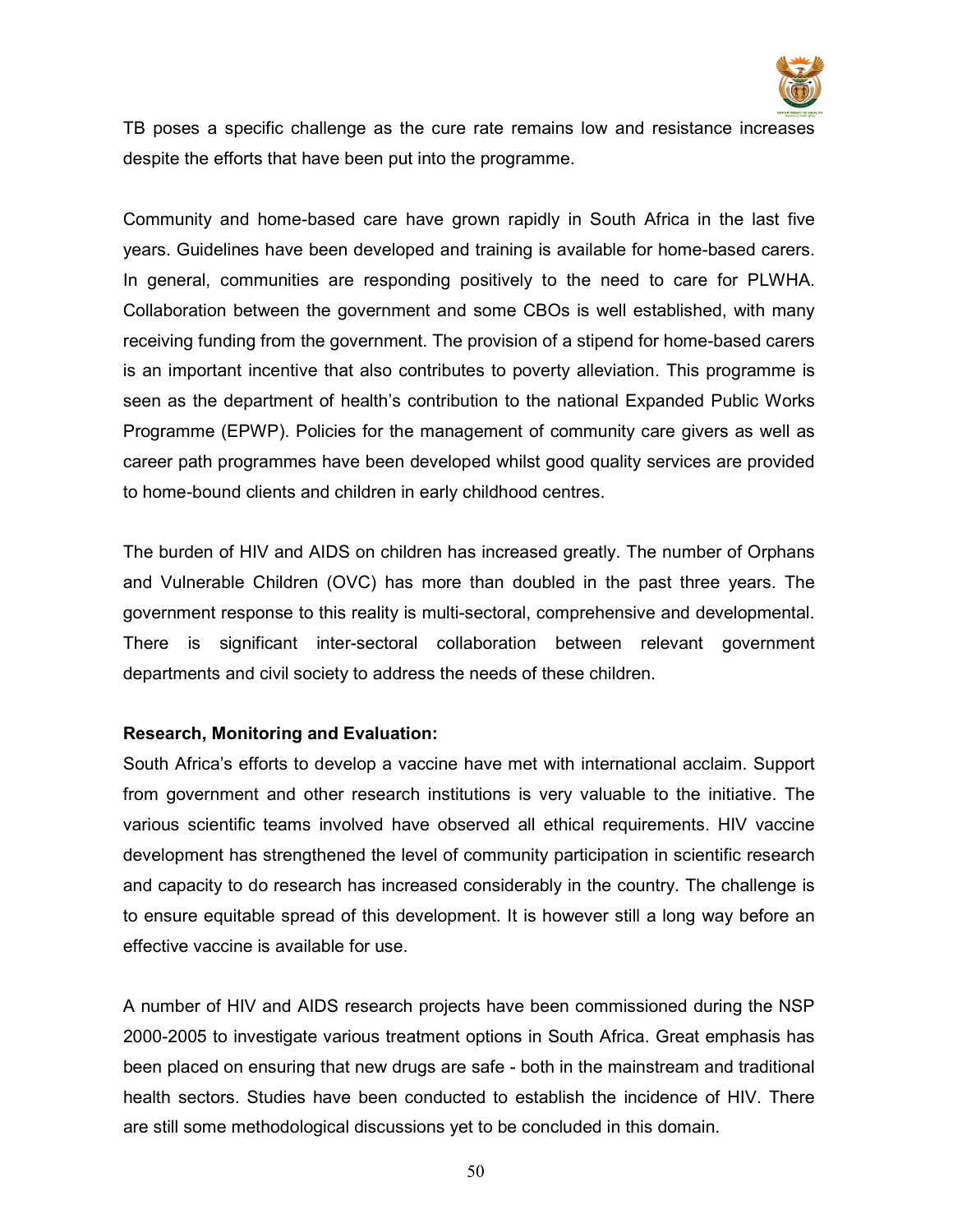TB poses a specific challenge as the cure rate remains low and resistance increases despite the efforts that have been put into the programme.

Community and home-based care have grown rapidly in South Africa in the last five years. Guidelines have been developed and training is available for home-based carers. In general, communities are responding positively to the need to care for PLWHA. Collaboration between the government and some CBOs is well established, with many receiving funding from the government. The provision of a stipend for home-based carers is an important incentive that also contributes to poverty alleviation. This programme is seen as the department of health's contribution to the national Expanded Public Works Programme (EPWP). Policies for the management of community care givers as well as career path programmes have been developed whilst good quality services are provided to home-bound clients and children in early childhood centres.

The burden of HIV and AIDS on children has increased greatly. The number of Orphans and Vulnerable Children (OVC) has more than doubled in the past three years. The government response to this reality is multi-sectoral, comprehensive and developmental. There is significant inter-sectoral collaboration between relevant government departments and civil society to address the needs of these children.

**Research, Monitoring and Evaluation:**

South Africa's efforts to develop a vaccine have met with international acclaim. Support from government and other research institutions is very valuable to the initiative. The various scientific teams involved have observed all ethical requirements. HIV vaccine development has strengthened the level of community participation in scientific research and capacity to do research has increased considerably in the country. The challenge is to ensure equitable spread of this development. It is however still a long way before an effective vaccine is available for use.

A number of HIV and AIDS research projects have been commissioned during the NSP 2000-2005 to investigate various treatment options in South Africa. Great emphasis has been placed on ensuring that new drugs are safe - both in the mainstream and traditional health sectors. Studies have been conducted to establish the incidence of HIV. There are still some methodological discussions yet to be concluded in this domain.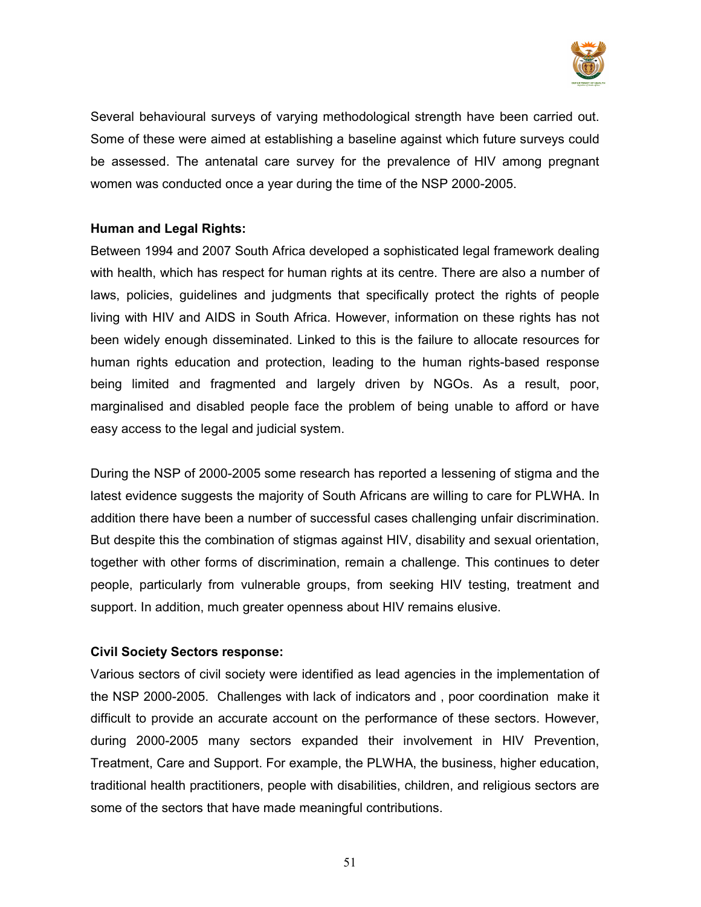Several behavioural surveys of varying methodological strength have been carried out. Some of these were aimed at establishing a baseline against which future surveys could be assessed. The antenatal care survey for the prevalence of HIV among pregnant women was conducted once a year during the time of the NSP 2000-2005.

**Human and Legal Rights:**

Between 1994 and 2007 South Africa developed a sophisticated legal framework dealing with health, which has respect for human rights at its centre. There are also a number of laws, policies, guidelines and judgments that specifically protect the rights of people living with HIV and AIDS in South Africa. However, information on these rights has not been widely enough disseminated. Linked to this is the failure to allocate resources for human rights education and protection, leading to the human rights-based response being limited and fragmented and largely driven by NGOs. As a result, poor, marginalised and disabled people face the problem of being unable to afford or have easy access to the legal and judicial system.

During the NSP of 2000-2005 some research has reported a lessening of stigma and the latest evidence suggests the majority of South Africans are willing to care for PLWHA. In addition there have been a number of successful cases challenging unfair discrimination. But despite this the combination of stigmas against HIV, disability and sexual orientation, together with other forms of discrimination, remain a challenge. This continues to deter people, particularly from vulnerable groups, from seeking HIV testing, treatment and support. In addition, much greater openness about HIV remains elusive.

**Civil Society Sectors response:**

Various sectors of civil society were identified as lead agencies in the implementation of the NSP 2000-2005. Challenges with lack of indicators and , poor coordination make it difficult to provide an accurate account on the performance of these sectors. However, during 2000-2005 many sectors expanded their involvement in HIV Prevention, Treatment, Care and Support. For example, the PLWHA, the business, higher education, traditional health practitioners, people with disabilities, children, and religious sectors are some of the sectors that have made meaningful contributions.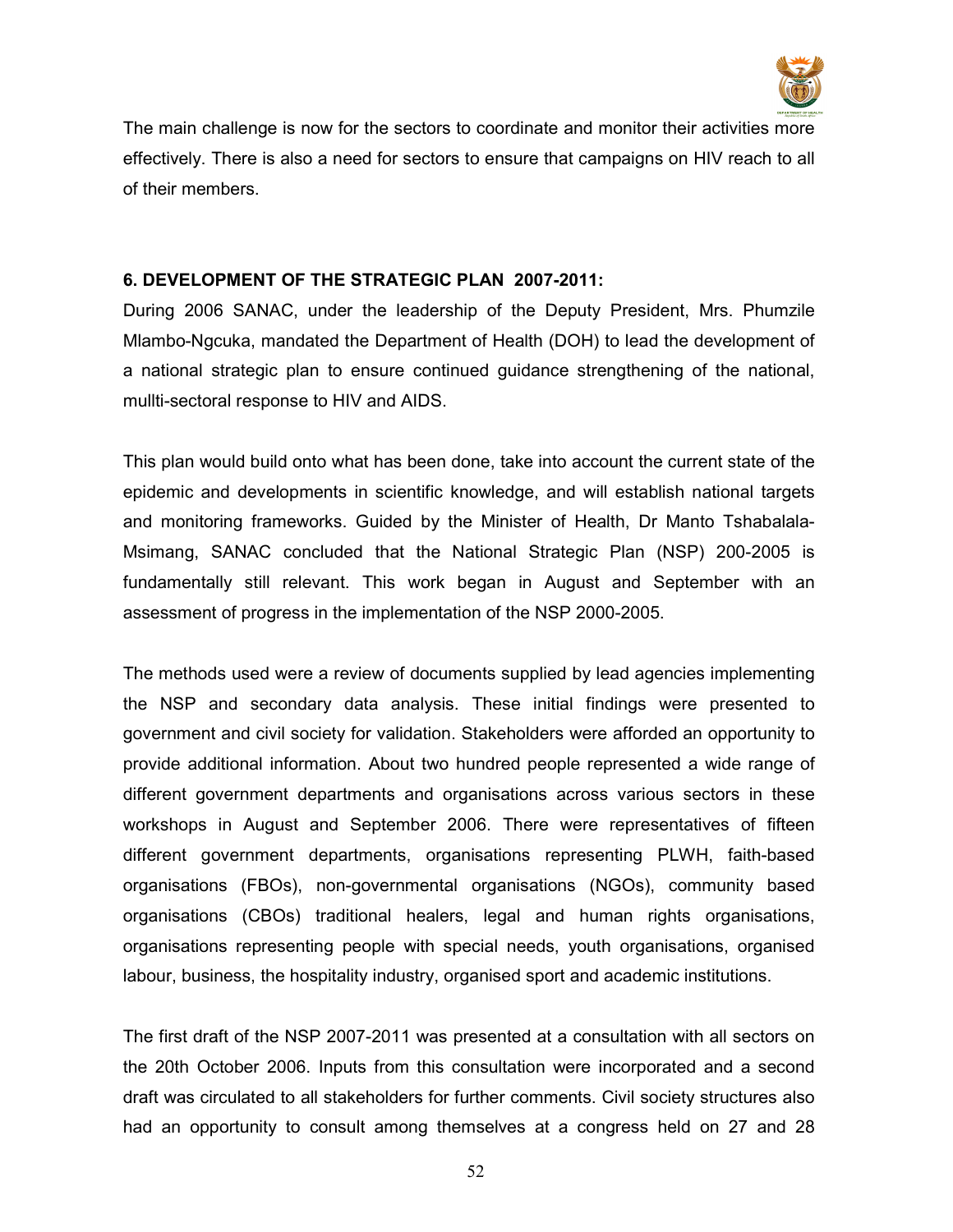The main challenge is now for the sectors to coordinate and monitor their activities more effectively. There is also a need for sectors to ensure that campaigns on HIV reach to all of their members.

### 6. DEVELOPMENT OF THE STRATEGIC PLAN 2007-2011:

During 2006 SANAC, under the leadership of the Deputy President, Mrs. Phumzile Mlambo-Ngcuka, mandated the Department of Health (DOH) to lead the development of a national strategic plan to ensure continued guidance strengthening of the national, mullti-sectoral response to HIV and AIDS.

This plan would build onto what has been done, take into account the current state of the epidemic and developments in scientific knowledge, and will establish national targets and monitoring frameworks. Guided by the Minister of Health, Dr Manto Tshabalala-Msimang, SANAC concluded that the National Strategic Plan (NSP) 200-2005 is fundamentally still relevant. This work began in August and September with an assessment of progress in the implementation of the NSP 2000-2005.

The methods used were a review of documents supplied by lead agencies implementing the NSP and secondary data analysis. These initial findings were presented to government and civil society for validation. Stakeholders were afforded an opportunity to provide additional information. About two hundred people represented a wide range of different government departments and organisations across various sectors in these workshops in August and September 2006. There were representatives of fifteen different government departments, organisations representing PLWH, faith-based organisations (FBOs), non-governmental organisations (NGOs), community based organisations (CBOs) traditional healers, legal and human rights organisations, organisations representing people with special needs, youth organisations, organised labour, business, the hospitality industry, organised sport and academic institutions.

The first draft of the NSP 2007-2011 was presented at a consultation with all sectors on the 20th October 2006. Inputs from this consultation were incorporated and a second draft was circulated to all stakeholders for further comments. Civil society structures also had an opportunity to consult among themselves at a congress held on 27 and 28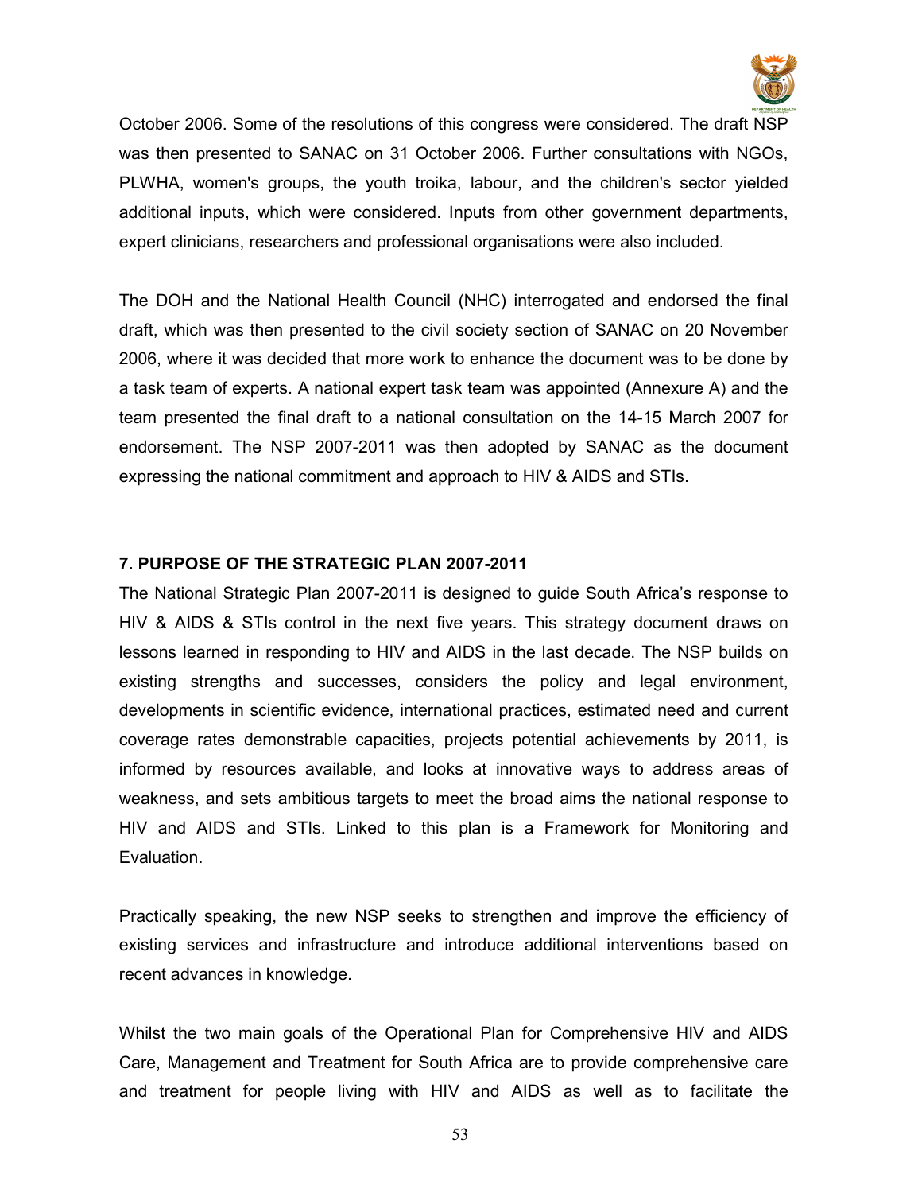October 2006. Some of the resolutions of this congress were considered. The draft NSP was then presented to SANAC on 31 October 2006. Further consultations with NGOs, PLWHA, women's groups, the youth troika, labour, and the children's sector yielded additional inputs, which were considered. Inputs from other government departments, expert clinicians, researchers and professional organisations were also included.

The DOH and the National Health Council (NHC) interrogated and endorsed the final draft, which was then presented to the civil society section of SANAC on 20 November 2006, where it was decided that more work to enhance the document was to be done by a task team of experts. A national expert task team was appointed (Annexure A) and the team presented the final draft to a national consultation on the 14-15 March 2007 for endorsement. The NSP 2007-2011 was then adopted by SANAC as the document expressing the national commitment and approach to HIV & AIDS and STIs.

## 7. PURPOSE OF THE STRATEGIC PLAN 2007-2011

The National Strategic Plan 2007-2011 is designed to guide South Africa's response to HIV & AIDS & STIs control in the next five years. This strategy document draws on lessons learned in responding to HIV and AIDS in the last decade. The NSP builds on existing strengths and successes, considers the policy and legal environment, developments in scientific evidence, international practices, estimated need and current coverage rates demonstrable capacities, projects potential achievements by 2011, is informed by resources available, and looks at innovative ways to address areas of weakness, and sets ambitious targets to meet the broad aims the national response to HIV and AIDS and STIs. Linked to this plan is a Framework for Monitoring and Evaluation.

Practically speaking, the new NSP seeks to strengthen and improve the efficiency of existing services and infrastructure and introduce additional interventions based on recent advances in knowledge.

Whilst the two main goals of the Operational Plan for Comprehensive HIV and AIDS Care, Management and Treatment for South Africa are to provide comprehensive care and treatment for people living with HIV and AIDS as well as to facilitate the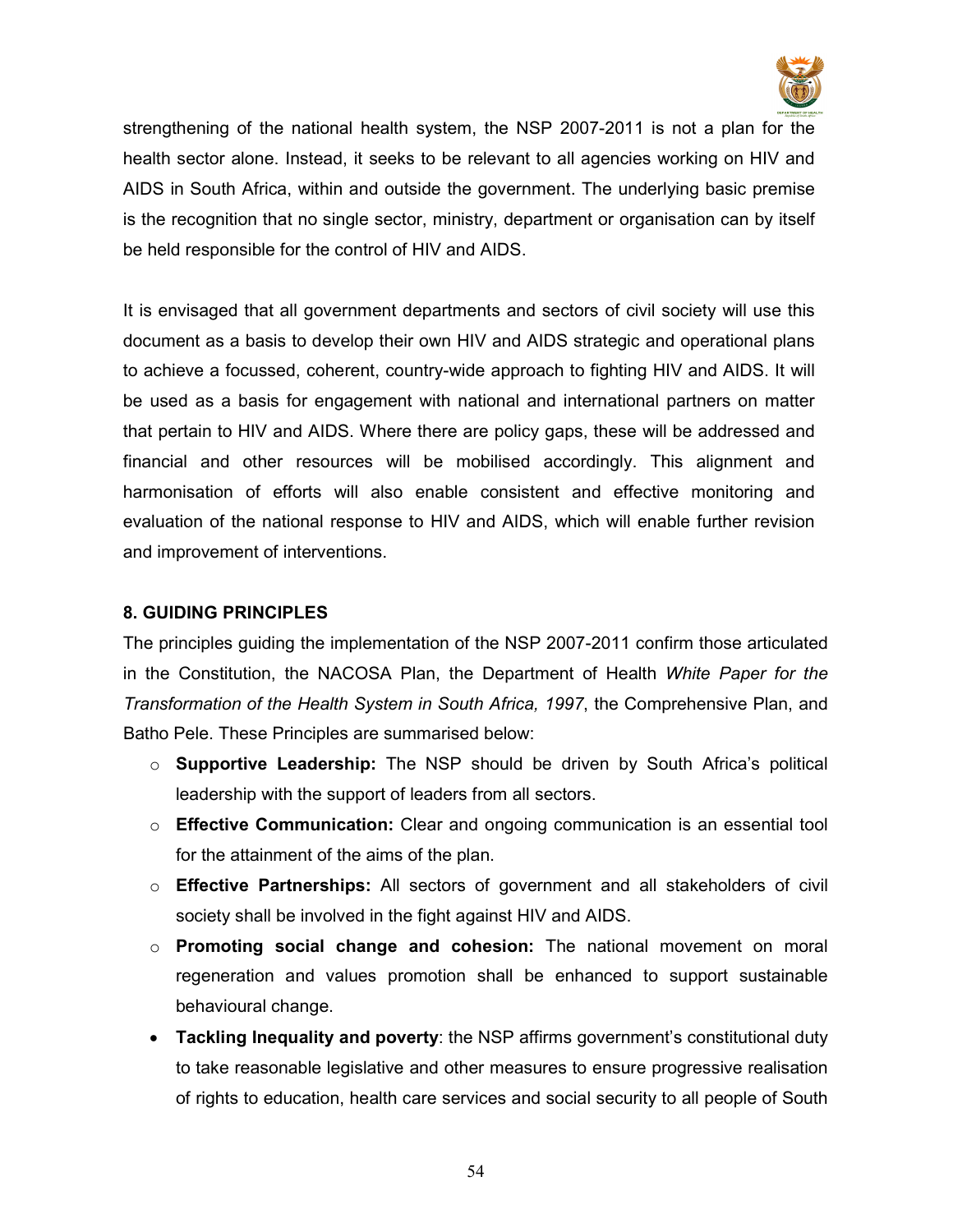strengthening of the national health system, the NSP 2007-2011 is not a plan for the health sector alone. Instead, it seeks to be relevant to all agencies working on HIV and AIDS in South Africa, within and outside the government. The underlying basic premise is the recognition that no single sector, ministry, department or organisation can by itself be held responsible for the control of HIV and AIDS.

It is envisaged that all government departments and sectors of civil society will use this document as a basis to develop their own HIV and AIDS strategic and operational plans to achieve a focussed, coherent, country-wide approach to fighting HIV and AIDS. It will be used as a basis for engagement with national and international partners on matter that pertain to HIV and AIDS. Where there are policy gaps, these will be addressed and financial and other resources will be mobilised accordingly. This alignment and harmonisation of efforts will also enable consistent and effective monitoring and evaluation of the national response to HIV and AIDS, which will enable further revision and improvement of interventions.

## 8. GUIDING PRINCIPLES

The principles guiding the implementation of the NSP 2007-2011 confirm those articulated in the Constitution, the NACOSA Plan, the Department of Health *White Paper for the Transformation of the Health System in South Africa, 1997*, the Comprehensive Plan, and Batho Pele. These Principles are summarised below:

- **Supportive Leadership:** The NSP should be driven by South Africa's political leadership with the support of leaders from all sectors.
- **Effective Communication:** Clear and ongoing communication is an essential tool for the attainment of the aims of the plan.
- **Effective Partnerships:** All sectors of government and all stakeholders of civil society shall be involved in the fight against HIV and AIDS.
- **Promoting social change and cohesion:** The national movement on moral regeneration and values promotion shall be enhanced to support sustainable behavioural change.
- **Tackling Inequality and poverty**: the NSP affirms government's constitutional duty to take reasonable legislative and other measures to ensure progressive realisation of rights to education, health care services and social security to all people of South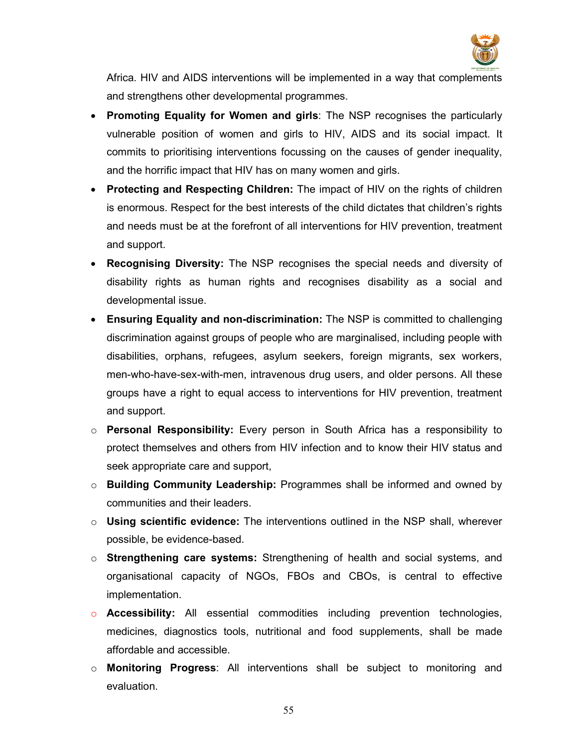Africa. HIV and AIDS interventions will be implemented in a way that complements and strengthens other developmental programmes.

- **Promoting Equality for Women and girls**: The NSP recognises the particularly vulnerable position of women and girls to HIV, AIDS and its social impact. It commits to prioritising interventions focussing on the causes of gender inequality, and the horrific impact that HIV has on many women and girls.
- **Protecting and Respecting Children:** The impact of HIV on the rights of children is enormous. Respect for the best interests of the child dictates that children's rights and needs must be at the forefront of all interventions for HIV prevention, treatment and support.
- **Recognising Diversity:** The NSP recognises the special needs and diversity of disability rights as human rights and recognises disability as a social and developmental issue.
- **Ensuring Equality and non-discrimination:** The NSP is committed to challenging discrimination against groups of people who are marginalised, including people with disabilities, orphans, refugees, asylum seekers, foreign migrants, sex workers, men-who-have-sex-with-men, intravenous drug users, and older persons. All these groups have a right to equal access to interventions for HIV prevention, treatment and support.

  - **Personal Responsibility:** Every person in South Africa has a responsibility to protect themselves and others from HIV infection and to know their HIV status and seek appropriate care and support,
  - **Building Community Leadership:** Programmes shall be informed and owned by communities and their leaders.
  - **Using scientific evidence:** The interventions outlined in the NSP shall, wherever possible, be evidence-based.
  - **Strengthening care systems:** Strengthening of health and social systems, and organisational capacity of NGOs, FBOs and CBOs, is central to effective implementation.
  - **Accessibility:** All essential commodities including prevention technologies, medicines, diagnostics tools, nutritional and food supplements, shall be made affordable and accessible.
  - **Monitoring Progress**: All interventions shall be subject to monitoring and evaluation.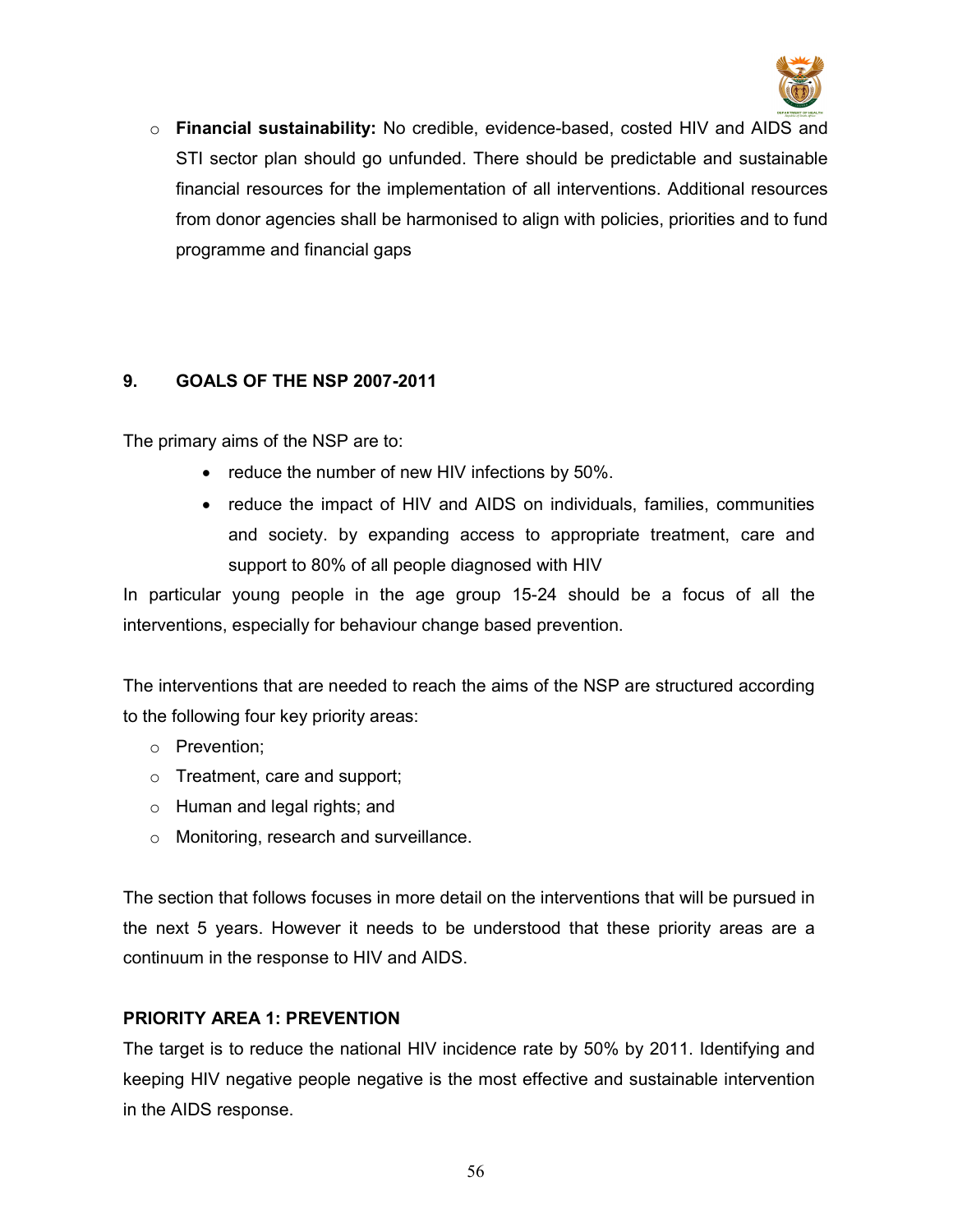- **Financial sustainability:** No credible, evidence-based, costed HIV and AIDS and STI sector plan should go unfunded. There should be predictable and sustainable financial resources for the implementation of all interventions. Additional resources from donor agencies shall be harmonised to align with policies, priorities and to fund programme and financial gaps

## 9. GOALS OF THE NSP 2007-2011

The primary aims of the NSP are to:

- reduce the number of new HIV infections by 50%.
- reduce the impact of HIV and AIDS on individuals, families, communities and society. by expanding access to appropriate treatment, care and support to 80% of all people diagnosed with HIV

In particular young people in the age group 15-24 should be a focus of all the interventions, especially for behaviour change based prevention.

The interventions that are needed to reach the aims of the NSP are structured according to the following four key priority areas:

- Prevention;
- Treatment, care and support;
- Human and legal rights; and
- Monitoring, research and surveillance.

The section that follows focuses in more detail on the interventions that will be pursued in the next 5 years. However it needs to be understood that these priority areas are a continuum in the response to HIV and AIDS.

### PRIORITY AREA 1: PREVENTION

The target is to reduce the national HIV incidence rate by 50% by 2011. Identifying and keeping HIV negative people negative is the most effective and sustainable intervention in the AIDS response.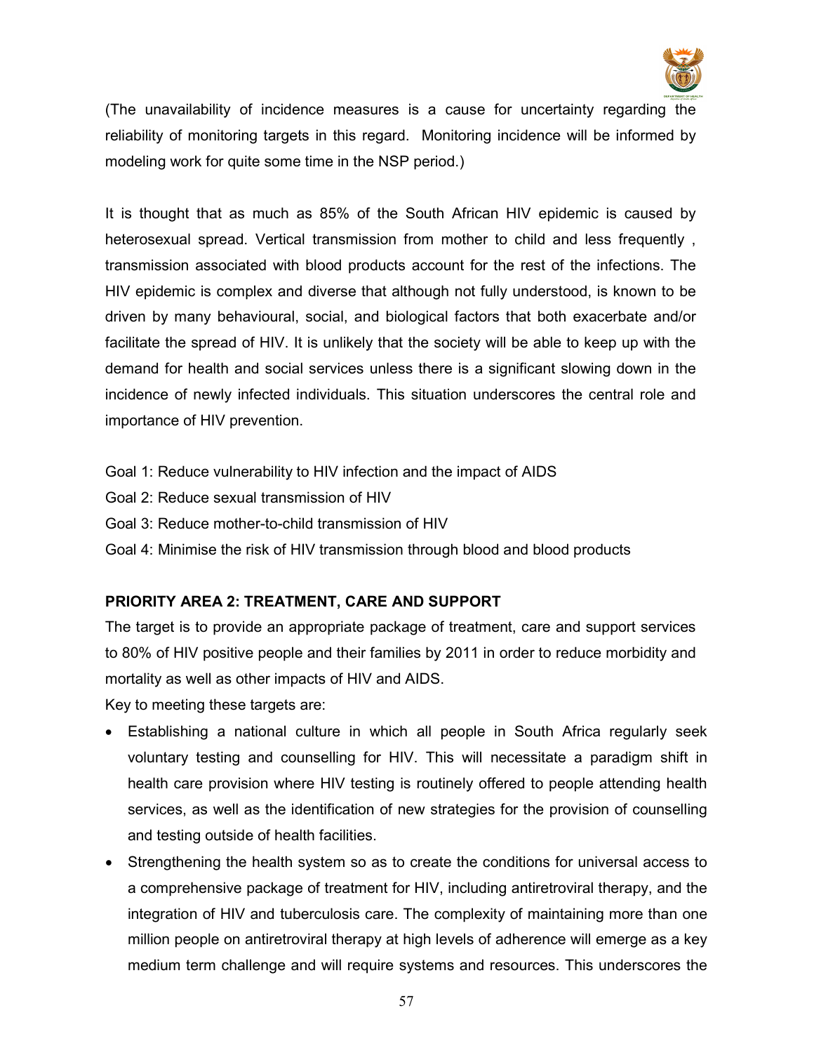(The unavailability of incidence measures is a cause for uncertainty regarding the reliability of monitoring targets in this regard. Monitoring incidence will be informed by modeling work for quite some time in the NSP period.)

It is thought that as much as 85% of the South African HIV epidemic is caused by heterosexual spread. Vertical transmission from mother to child and less frequently , transmission associated with blood products account for the rest of the infections. The HIV epidemic is complex and diverse that although not fully understood, is known to be driven by many behavioural, social, and biological factors that both exacerbate and/or facilitate the spread of HIV. It is unlikely that the society will be able to keep up with the demand for health and social services unless there is a significant slowing down in the incidence of newly infected individuals. This situation underscores the central role and importance of HIV prevention.

Goal 1: Reduce vulnerability to HIV infection and the impact of AIDS

Goal 2: Reduce sexual transmission of HIV

Goal 3: Reduce mother-to-child transmission of HIV

Goal 4: Minimise the risk of HIV transmission through blood and blood products

**PRIORITY AREA 2: TREATMENT, CARE AND SUPPORT**

The target is to provide an appropriate package of treatment, care and support services to 80% of HIV positive people and their families by 2011 in order to reduce morbidity and mortality as well as other impacts of HIV and AIDS.

Key to meeting these targets are:

- Establishing a national culture in which all people in South Africa regularly seek voluntary testing and counselling for HIV. This will necessitate a paradigm shift in health care provision where HIV testing is routinely offered to people attending health services, as well as the identification of new strategies for the provision of counselling and testing outside of health facilities.
- Strengthening the health system so as to create the conditions for universal access to a comprehensive package of treatment for HIV, including antiretroviral therapy, and the integration of HIV and tuberculosis care. The complexity of maintaining more than one million people on antiretroviral therapy at high levels of adherence will emerge as a key medium term challenge and will require systems and resources. This underscores the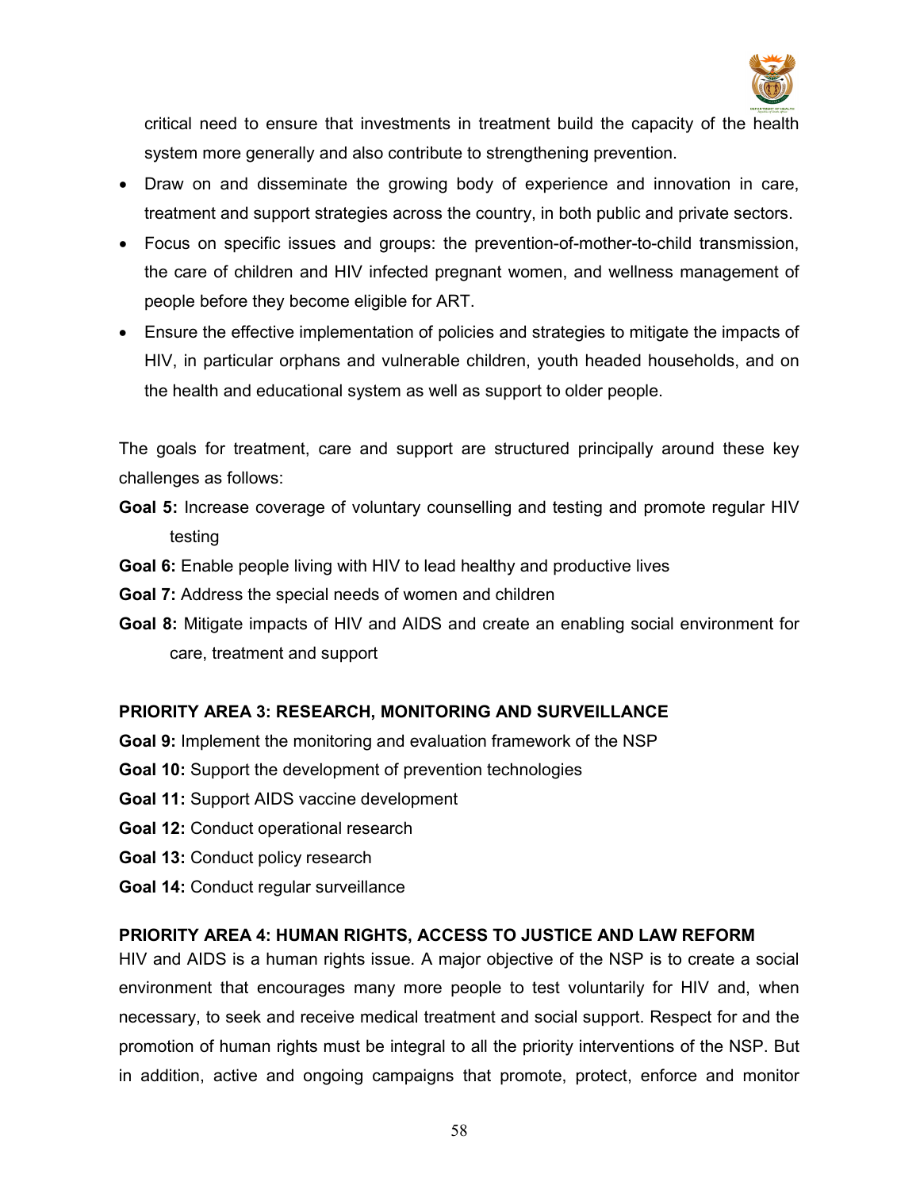critical need to ensure that investments in treatment build the capacity of the health system more generally and also contribute to strengthening prevention.

- Draw on and disseminate the growing body of experience and innovation in care, treatment and support strategies across the country, in both public and private sectors.
- Focus on specific issues and groups: the prevention-of-mother-to-child transmission, the care of children and HIV infected pregnant women, and wellness management of people before they become eligible for ART.
- Ensure the effective implementation of policies and strategies to mitigate the impacts of HIV, in particular orphans and vulnerable children, youth headed households, and on the health and educational system as well as support to older people.

The goals for treatment, care and support are structured principally around these key challenges as follows:

**Goal 5:** Increase coverage of voluntary counselling and testing and promote regular HIV testing

**Goal 6:** Enable people living with HIV to lead healthy and productive lives

**Goal 7:** Address the special needs of women and children

**Goal 8:** Mitigate impacts of HIV and AIDS and create an enabling social environment for care, treatment and support

**PRIORITY AREA 3: RESEARCH, MONITORING AND SURVEILLANCE**

**Goal 9:** Implement the monitoring and evaluation framework of the NSP

**Goal 10:** Support the development of prevention technologies

**Goal 11:** Support AIDS vaccine development

**Goal 12:** Conduct operational research

**Goal 13:** Conduct policy research

**Goal 14:** Conduct regular surveillance

**PRIORITY AREA 4: HUMAN RIGHTS, ACCESS TO JUSTICE AND LAW REFORM**

HIV and AIDS is a human rights issue. A major objective of the NSP is to create a social environment that encourages many more people to test voluntarily for HIV and, when necessary, to seek and receive medical treatment and social support. Respect for and the promotion of human rights must be integral to all the priority interventions of the NSP. But in addition, active and ongoing campaigns that promote, protect, enforce and monitor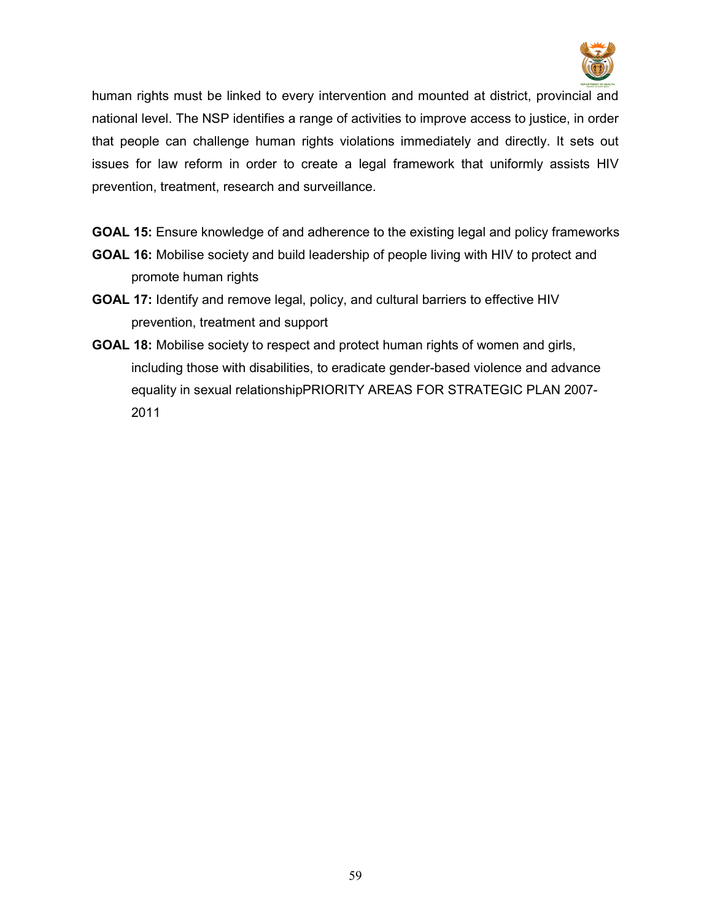human rights must be linked to every intervention and mounted at district, provincial and national level. The NSP identifies a range of activities to improve access to justice, in order that people can challenge human rights violations immediately and directly. It sets out issues for law reform in order to create a legal framework that uniformly assists HIV prevention, treatment, research and surveillance.

**GOAL 15:** Ensure knowledge of and adherence to the existing legal and policy frameworks

**GOAL 16:** Mobilise society and build leadership of people living with HIV to protect and promote human rights

**GOAL 17:** Identify and remove legal, policy, and cultural barriers to effective HIV prevention, treatment and support

**GOAL 18:** Mobilise society to respect and protect human rights of women and girls, including those with disabilities, to eradicate gender-based violence and advance equality in sexual relationshipPRIORITY AREAS FOR STRATEGIC PLAN 2007-2011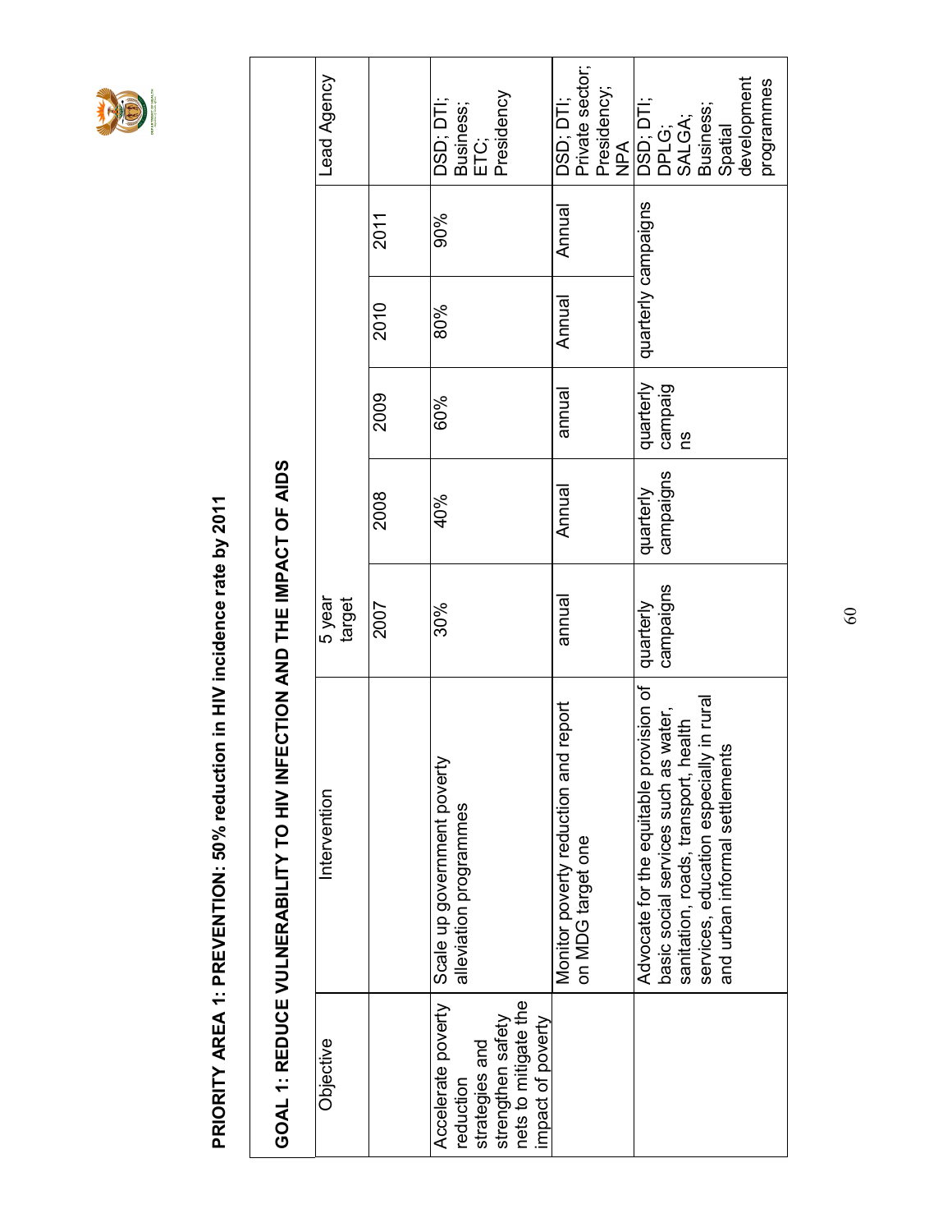## PRIORITY AREA 1: PREVENTION: 50% reduction in HIV incidence rate by 2011

### GOAL 1: REDUCE VULNERABILITY TO HIV INFECTION AND THE IMPACT OF AIDS

| Objective | Intervention | 5 year target | | | | | Lead Agency |
|---|---|---|---|---|---|---|---|
| | | 2007 | 2008 | 2009 | 2010 | 2011 | |
| Accelerate poverty reduction strategies and strengthen safety nets to mitigate the impact of poverty | Scale up government poverty alleviation programmes | 30% | 40% | 60% | 80% | 90% | DSD; DTI; Business; ETC; Presidency |
| | Monitor poverty reduction and report on MDG target one | annual | Annual | annual | Annual | Annual | DSD; DTI; Private sector; Presidency; NPA |
| | Advocate for the equitable provision of basic social services such as water, sanitation, roads, transport, health services, education especially in rural and urban informal settlements | quarterly campaigns | quarterly campaigns | quarterly campaigns | quarterly campaigns | | DSD; DTI; DPLG; SALGA; Business; Spatial development programmes |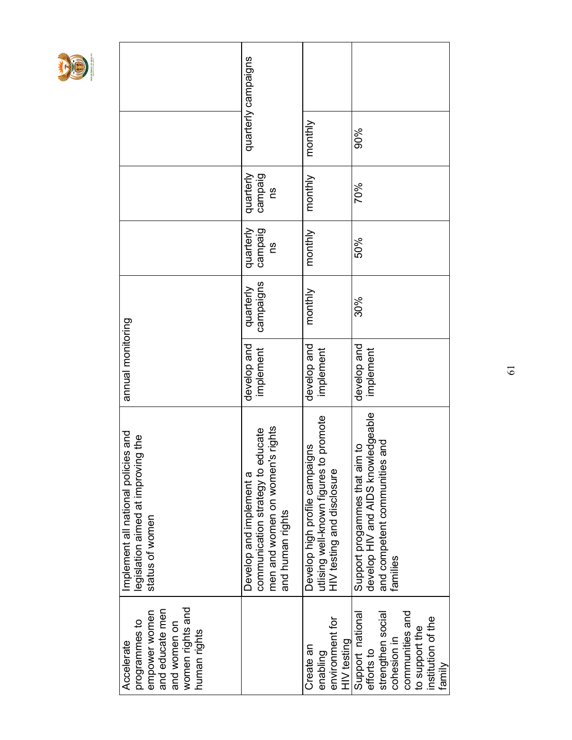| | | | | | | | |
|---|---|---|---|---|---|---|---|
| Accelerate programmes to empower women and educate men and women on women rights and human rights | Implement all national policies and legislation aimed at improving the status of women | annual monitoring | | | | | |
| | Develop and implement a communication strategy to educate men and women on women's rights and human rights | develop and implement | quarterly campaigns | quarterly campaigns | quarterly campaigns | quarterly campaigns | |
| Create an enabling environment for HIV testing | Develop high profile campaigns utlising well-known figures to promote HIV testing and disclosure | develop and implement | monthly | monthly | monthly | monthly | |
| Support national efforts to strengthen social cohesion in communities and to support the institution of the family | Support progammes that aim to develop HIV and AIDS knowledgeable and competent communities and families | develop and implement | 30% | 50% | 70% | 90% | |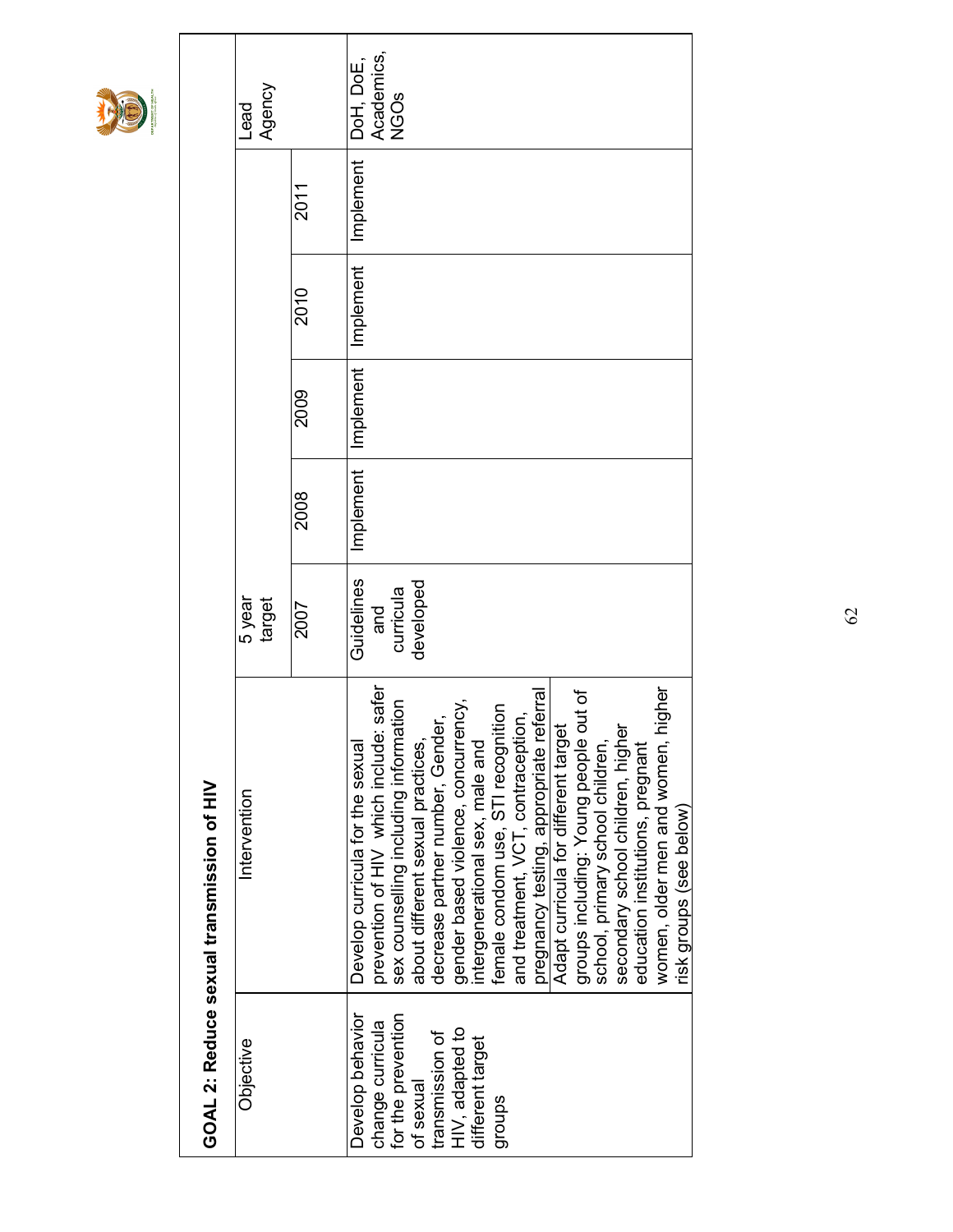## GOAL 2: Reduce sexual transmission of HIV

| Objective | Intervention | 5 year target | | | | | Lead Agency |
|---|---|---|---|---|---|---|---|
| | | 2007 | 2008 | 2009 | 2010 | 2011 | |
| Develop behavior change curricula for the prevention of sexual transmission of HIV, adapted to different target groups | Develop curricula for the sexual prevention of HIV which include: safer sex counselling including information about different sexual practices, decrease partner number, Gender, gender based violence, concurrency, intergenerational sex, male and female condom use, STI recognition and treatment, VCT, contraception, pregnancy testing, appropriate referral | Guidelines and curricula developed | Implement | Implement | Implement | Implement | DoH, DoE, Academics, NGOs |
| | Adapt curricula for different target groups including: Young people out of school, primary school children, secondary school children, higher education institutions, pregnant women, older men and women, higher risk groups (see below) | | | | | | |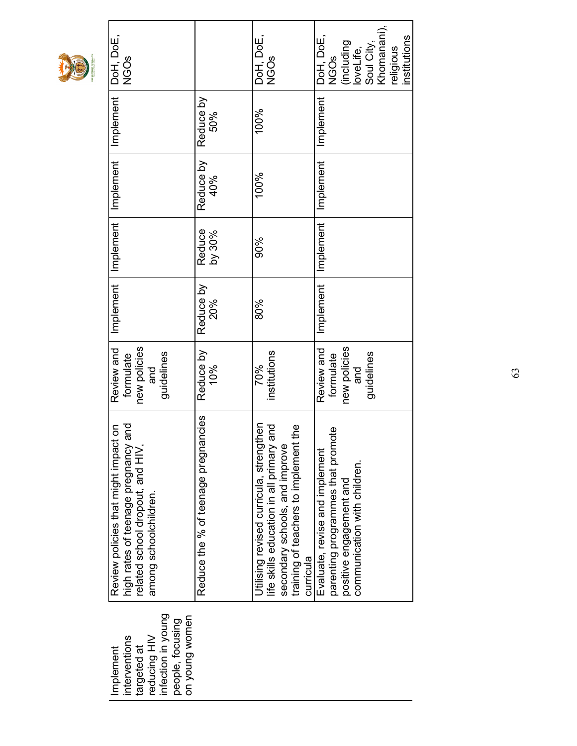| Implement interventions targeted at reducing HIV infection in young people, focusing on young women | Review policies that might impact on high rates of teenage pregnancy and related school dropout, and HIV, among schoolchildren. | Review and formulate new policies and guidelines | Implement | Implement | Implement | Implement | DoH, DoE, NGOs |
|---|---|---|---|---|---|---|---|
| | Reduce the % of teenage pregnancies | Reduce by 10% | Reduce by 20% | Reduce by 30% | Reduce by 40% | Reduce by 50% | |
| | Utilising revised curricula, strengthen life skills education in all primary and secondary schools, and improve training of teachers to implement the curricula | 70% institutions | 80% | 90% | 100% | 100% | DoH, DoE, NGOs |
| | Evaluate, revise and implement parenting programmes that promote positive engagement and communication with children. | Review and formulate new policies and guidelines | Implement | Implement | Implement | Implement | DoH, DoE, NGOs (including loveLife, Soul City, Khomanani), religious institutions |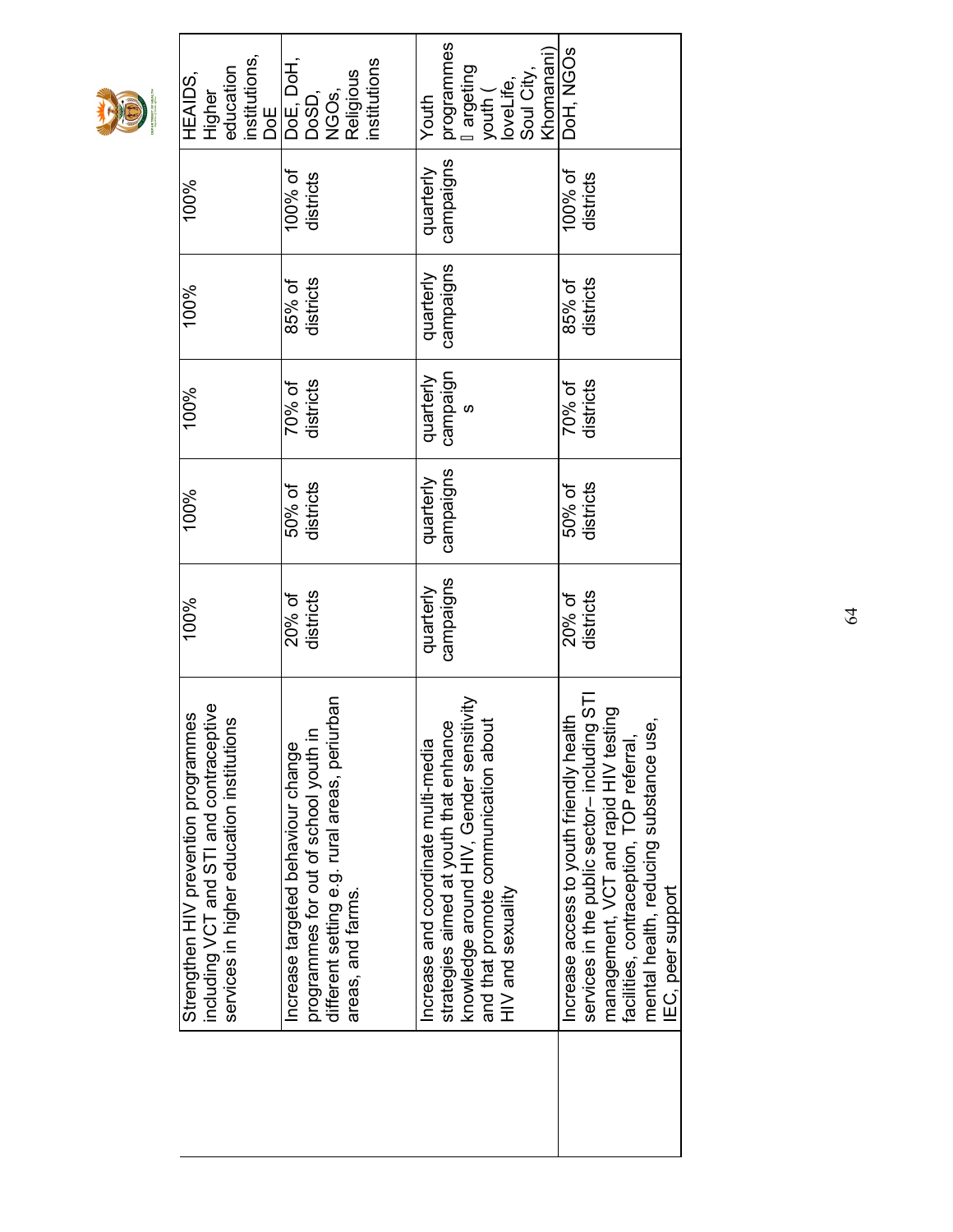| | | | | | | | |
|---|---|---|---|---|---|---|---|
| | Strengthen HIV prevention programmes including VCT and STI and contraceptive services in higher education institutions | 100% | 100% | 100% | 100% | 100% | HEAIDS, Higher education institutions, DoE |
| | Increase targeted behaviour change programmes for out of school youth in different setting e.g. rural areas, periurban areas, and farms. | 20% of districts | 50% of districts | 70% of districts | 85% of districts | 100% of districts | DoE, DoH, DoSD, NGOs, Religious institutions |
| | Increase and coordinate multi-media strategies aimed at youth that enhance knowledge around HIV, Gender sensitivity and that promote communication about HIV and sexuality | quarterly campaigns | quarterly campaigns | quarterly campaigns | quarterly campaigns | quarterly campaigns | Youth programmes targeting youth ( loveLife, Soul City, Khomanani) |
| | Increase access to youth friendly health services in the public sector– including STI management, VCT and rapid HIV testing facilities, contraception, TOP referral, mental health, reducing substance use, IEC, peer support | 20% of districts | 50% of districts | 70% of districts | 85% of districts | 100% of districts | DoH, NGOs |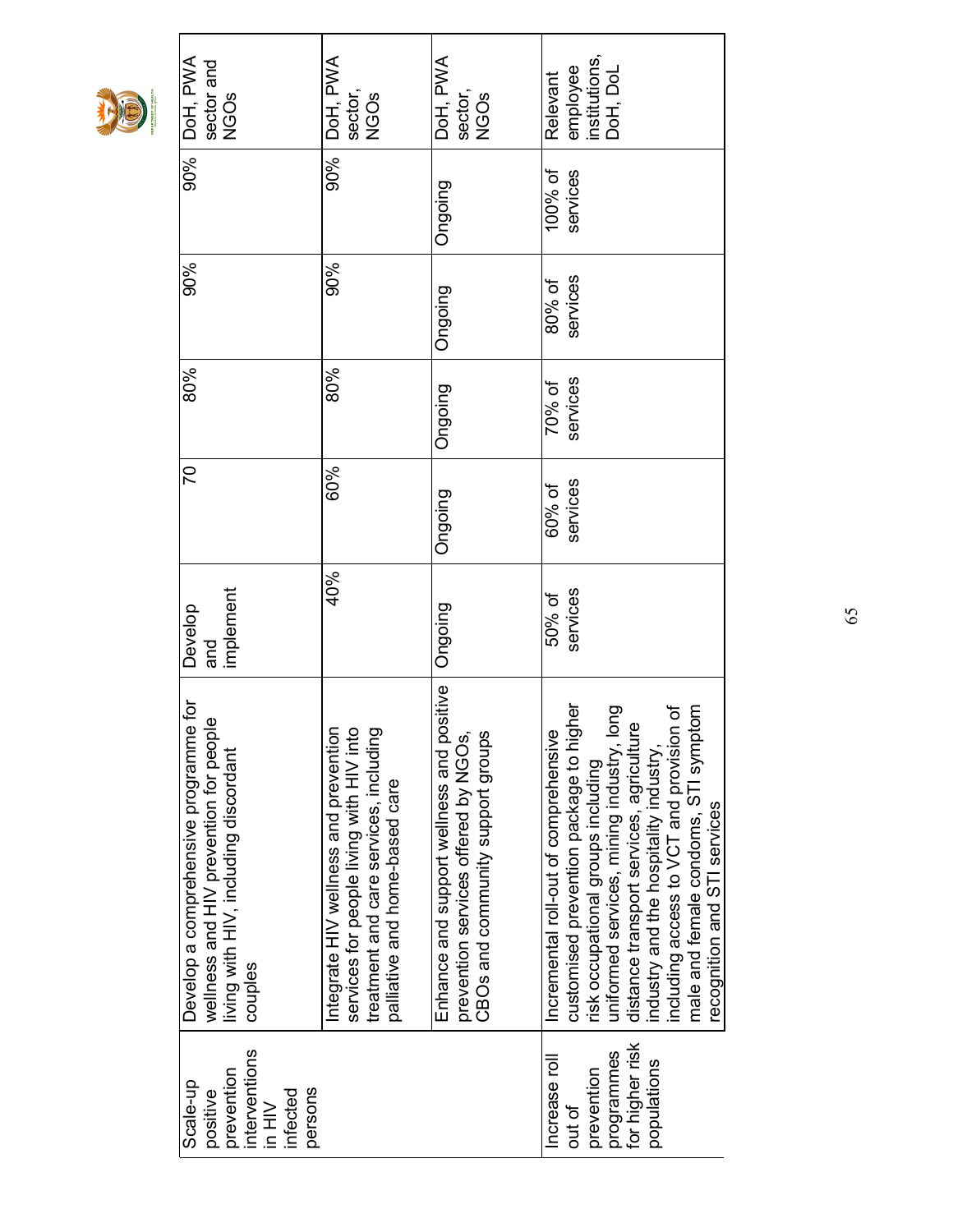| | | | | | | | |
|---|---|---|---|---|---|---|---|
| Scale-up positive prevention interventions in HIV infected persons | Develop a comprehensive programme for wellness and HIV prevention for people living with HIV, including discordant couples | Develop and implement | 70 | 80% | 90% | 90% | DoH, PWA sector and NGOs |
| | Integrate HIV wellness and prevention services for people living with HIV into treatment and care services, including palliative and home-based care | 40% | 60% | 80% | 90% | 90% | DoH, PWA sector, NGOs |
| | Enhance and support wellness and positive prevention services offered by NGOs, CBOs and community support groups | Ongoing | Ongoing | Ongoing | Ongoing | Ongoing | DoH, PWA sector, NGOs |
| Increase roll out of prevention programmes for higher risk populations | Incremental roll-out of comprehensive customised prevention package to higher risk occupational groups including uniformed services, mining industry, long distance transport services, agriculture industry and the hospitality industry, including access to VCT and provision of male and female condoms, STI symptom recognition and STI services | 50% of services | 60% of services | 70% of services | 80% of services | 100% of services | Relevant employee institutions, DoH, DoL |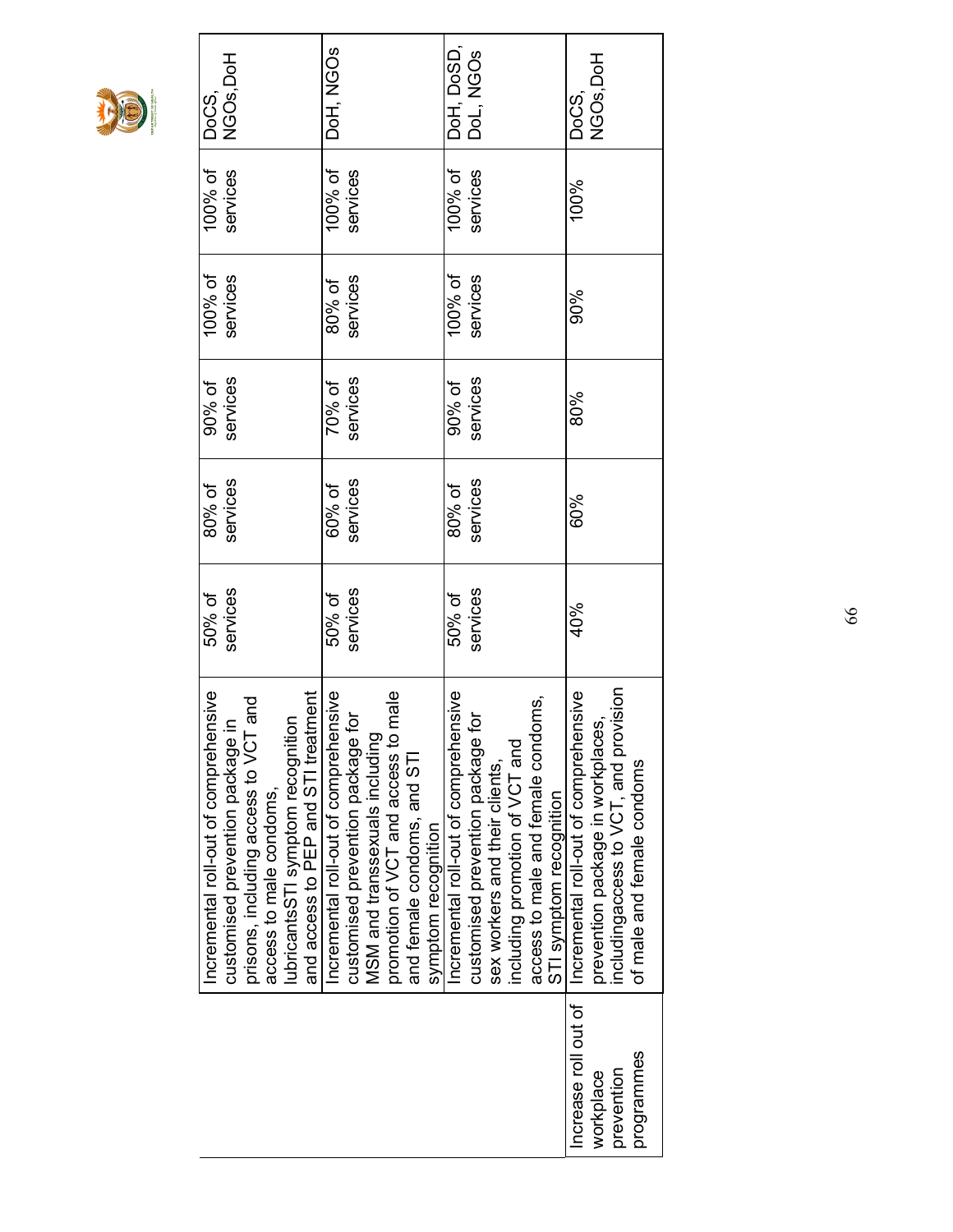| | | | | | | | |
|---|---|---|---|---|---|---|---|
| | Incremental roll-out of comprehensive customised prevention package in prisons, including access to VCT and access to male condoms, lubricantsSTI symptom recognition and access to PEP and STI treatment | 50% of services | 80% of services | 90% of services | 100% of services | 100% of services | DoCS, NGOs,DoH |
| | Incremental roll-out of comprehensive customised prevention package for MSM and transsexuals including promotion of VCT and access to male and female condoms, and STI symptom recognition | 50% of services | 60% of services | 70% of services | 80% of services | 100% of services | DoH, NGOs |
| | Incremental roll-out of comprehensive customised prevention package for sex workers and their clients, including promotion of VCT and access to male and female condoms, STI symptom recognition | 50% of services | 80% of services | 90% of services | 100% of services | 100% of services | DoH, DoSD, DoL, NGOs |
| Increase roll out of workplace prevention programmes | Incremental roll-out of comprehensive prevention package in workplaces, includingaccess to VCT, and provision of male and female condoms | 40% | 60% | 80% | 90% | 100% | DoCS, NGOs,DoH |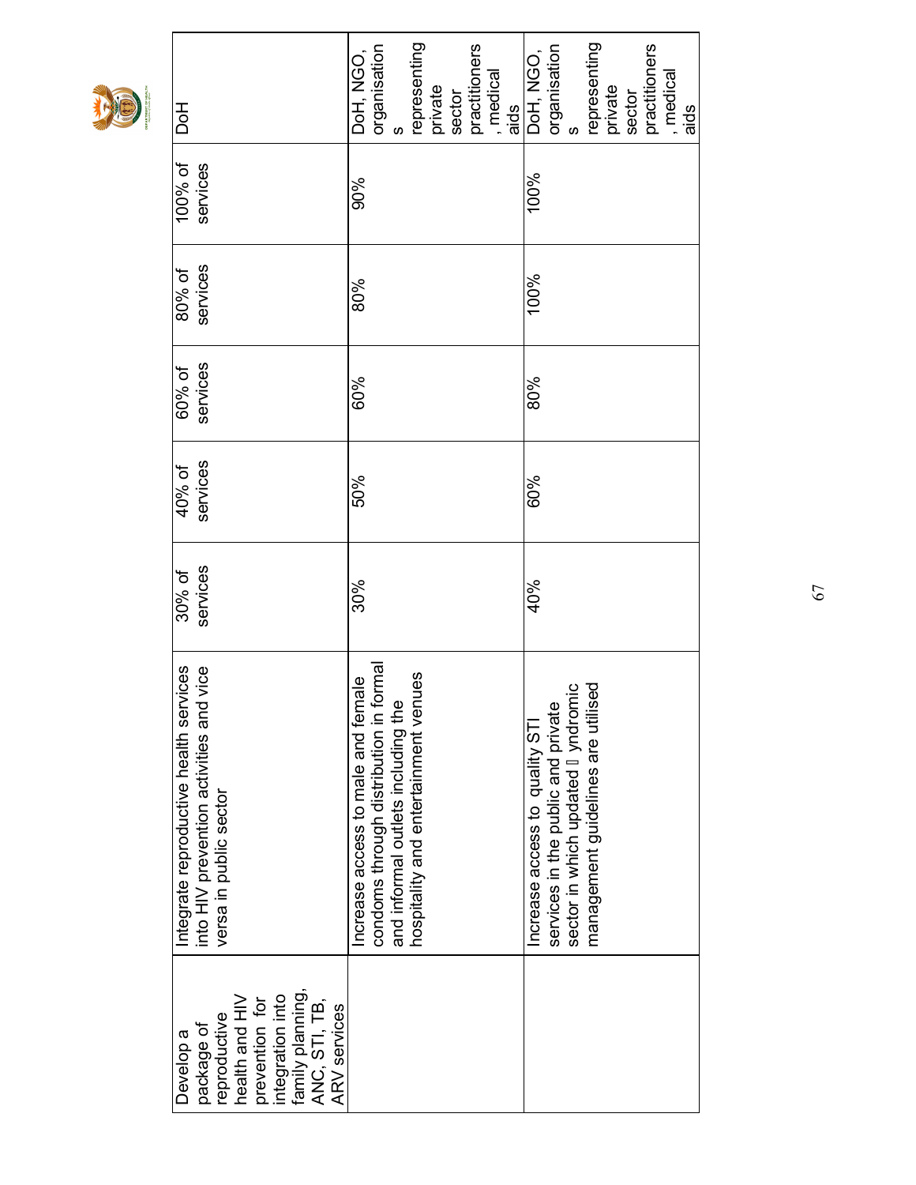| Develop a package of reproductive health and HIV prevention for integration into family planning, ANC, STI, TB, ARV services | Integrate reproductive health services into HIV prevention activities and vice versa in public sector | 30% of services | 40% of services | 60% of services | 80% of services | 100% of services | DoH |
|---|---|---|---|---|---|---|---|
| | Increase access to male and female condoms through distribution in formal and informal outlets including the hospitality and entertainment venues | 30% | 50% | 60% | 80% | 90% | DoH, NGO, organisations representing private sector practitioners, medical aids |
| | Increase access to quality STI services in the public and private sector in which updated syndromic management guidelines are utilised | 40% | 60% | 80% | 100% | 100% | DoH, NGO, organisations representing private sector practitioners, medical aids |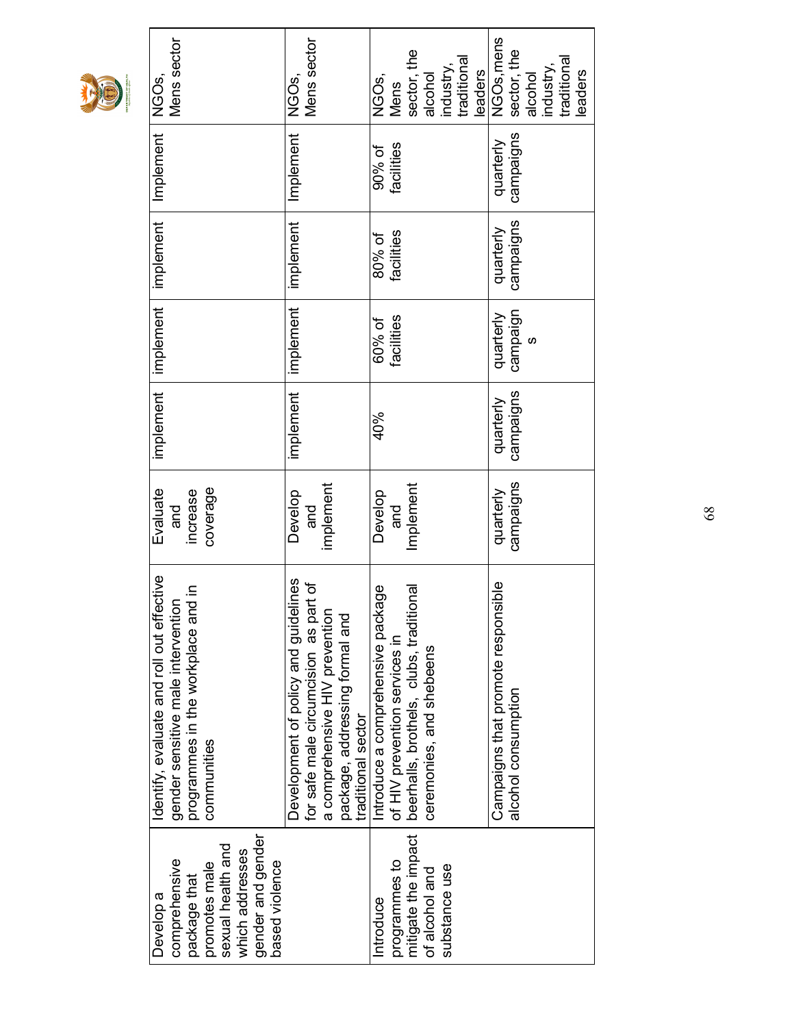| | | | | | | | |
|---|---|---|---|---|---|---|---|
| Develop a comprehensive package that promotes male sexual health and which addresses gender and gender based violence | Identify, evaluate and roll out effective gender sensitive male intervention programmes in the workplace and in communities | Evaluate and increase coverage | implement | implement | implement | Implement | NGOs, Mens sector |
| | Development of policy and guidelines for safe male circumcision as part of a comprehensive HIV prevention package, addressing formal and traditional sector | Develop and implement | implement | implement | implement | Implement | NGOs, Mens sector |
| Introduce programmes to mitigate the impact of alcohol and substance use | Introduce a comprehensive package of HIV prevention services in beerhalls, brothels, clubs, traditional ceremonies, and shebeens | Develop and Implement | 40% | 60% of facilities | 80% of facilities | 90% of facilities | NGOs, Mens sector, the alcohol industry, traditional leaders |
| | Campaigns that promote responsible alcohol consumption | quarterly campaigns | quarterly campaigns | quarterly campaign s | quarterly campaigns | quarterly campaigns | NGOs,mens sector, the alcohol industry, traditional leaders |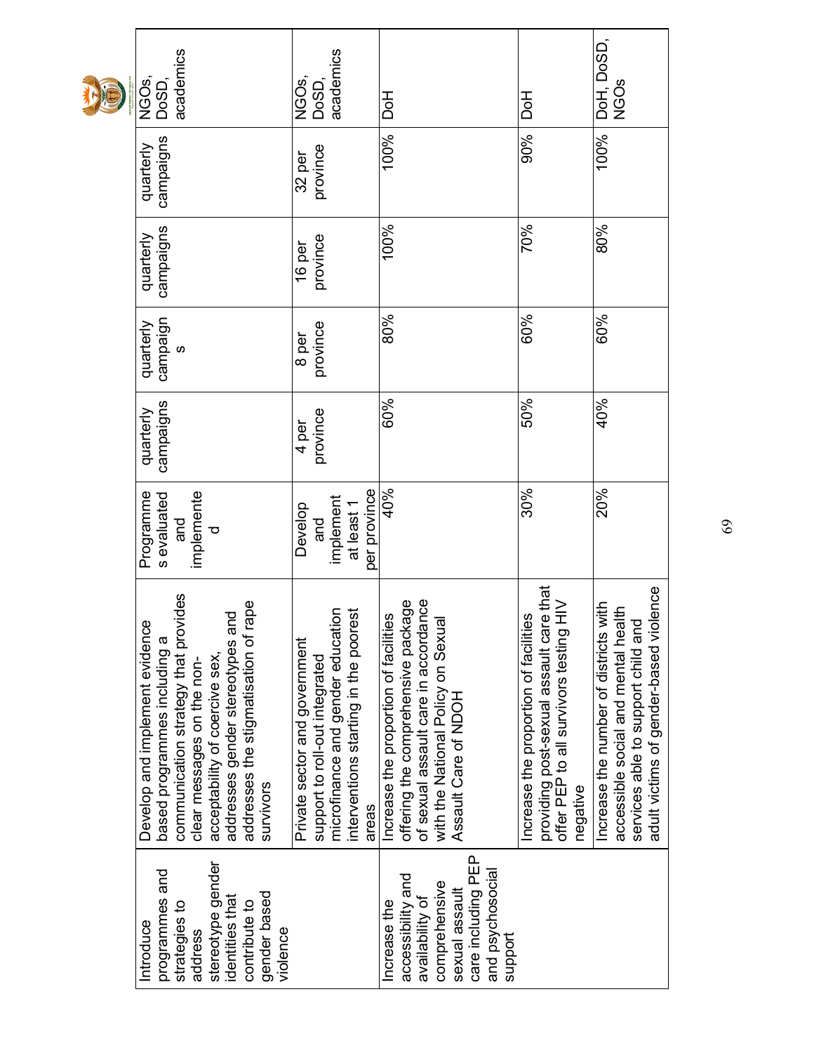| | | | | | | | |
|---|---|---|---|---|---|---|---|
| Introduce programmes and strategies to address stereotype gender identities that contribute to gender based violence | Develop and implement evidence based programmes including a communication strategy that provides clear messages on the non-acceptability of coercive sex, addresses gender stereotypes and addresses the stigmatisation of rape survivors | Programmes evaluated and implemented | quarterly campaigns | quarterly campaigns | quarterly campaigns | quarterly campaigns | NGOs, DoSD, academics |
| | Private sector and government support to roll-out integrated microfinance and gender education interventions starting in the poorest areas | Develop and implement at least 1 per province | 4 per province | 8 per province | 16 per province | 32 per province | NGOs, DoSD, academics |
| Increase the accessibility and availability of comprehensive sexual assault care including PEP and psychosocial support | Increase the proportion of facilities offering the comprehensive package of sexual assault care in accordance with the National Policy on Sexual Assault Care of NDOH | 40% | 60% | 80% | 100% | 100% | DoH |
| | Increase the proportion of facilities providing post-sexual assault care that offer PEP to all survivors testing HIV negative | 30% | 50% | 60% | 70% | 90% | DoH |
| | Increase the number of districts with accessible social and mental health services able to support child and adult victims of gender-based violence | 20% | 40% | 60% | 80% | 100% | DoH, DoSD, NGOs |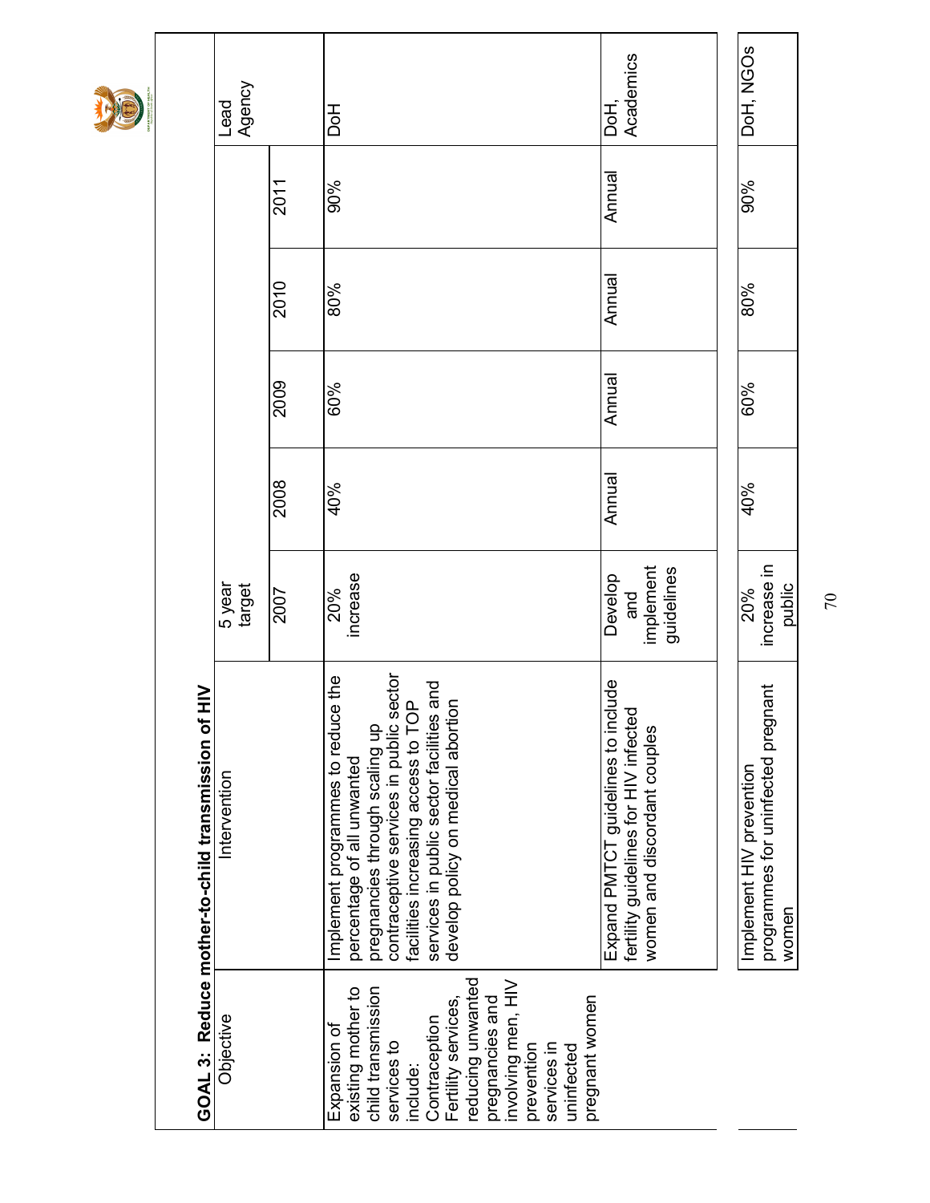**GOAL 3: Reduce mother-to-child transmission of HIV**

| Objective | Intervention | 5 year target | | | | | Lead Agency |
|---|---|---|---|---|---|---|---|
| | | 2007 | 2008 | 2009 | 2010 | 2011 | |
| Expansion of existing mother to child transmission services to include: Contraception Fertility services, reducing unwanted pregnancies and involving men, HIV prevention services in uninfected pregnant women | Implement programmes to reduce the percentage of all unwanted pregnancies through scaling up contraceptive services in public sector facilities increasing access to TOP services in public sector facilities and develop policy on medical abortion | 20% increase | 40% | 60% | 80% | 90% | DoH |
| | Expand PMTCT guidelines to include fertility guidelines for HIV infected women and discordant couples | Develop and implement guidelines | Annual | Annual | Annual | Annual | DoH, Academics |
| | Implement HIV prevention programmes for uninfected pregnant women | 20% increase in public | 40% | 60% | 80% | 90% | DoH, NGOs |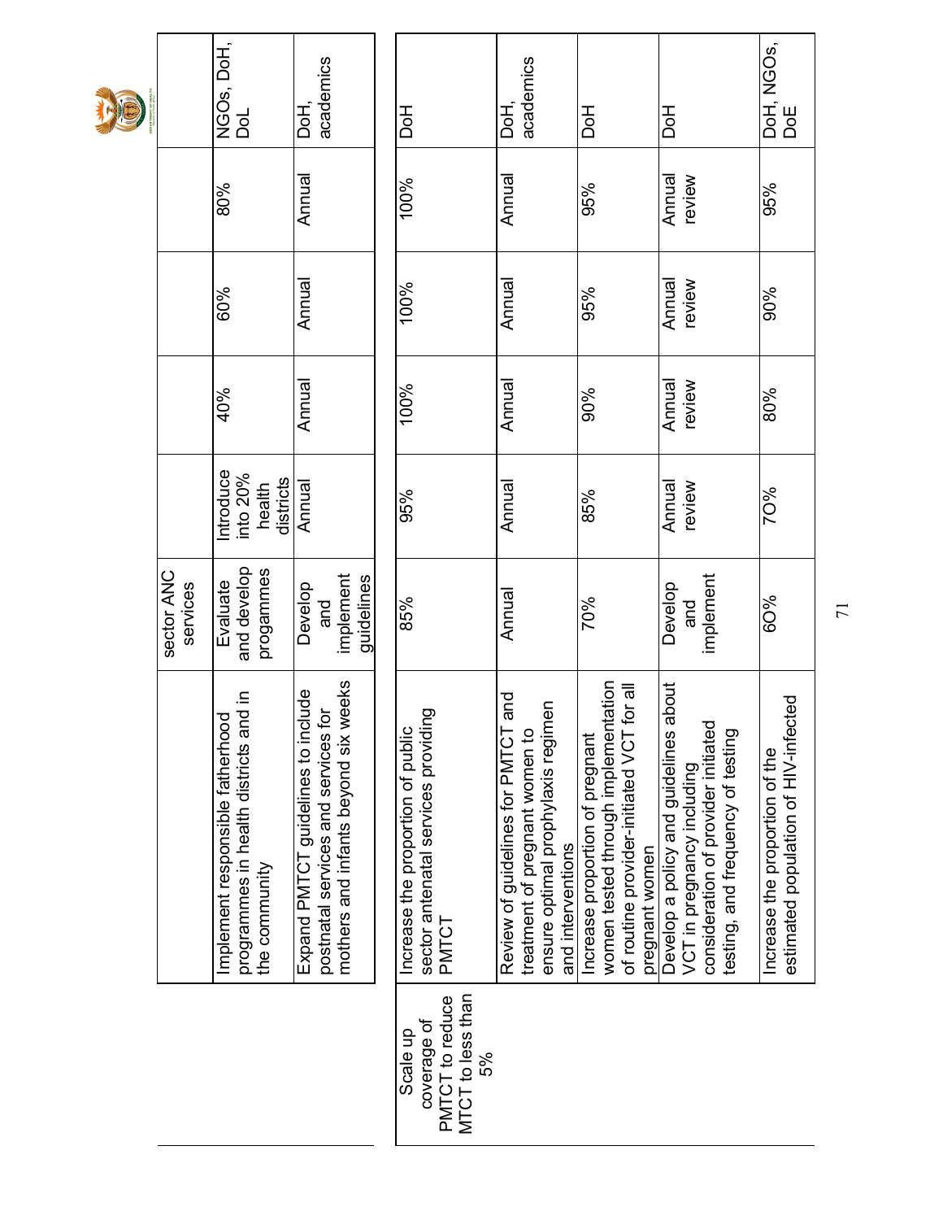| | | sector ANC services | | | | | |
|---|---|---|---|---|---|---|---|
| | Implement responsible fatherhood programmes in health districts and in the community | Evaluate and develop progammes | Introduce into 20% health districts | 40% | 60% | 80% | NGOs, DoH, DoL |
| | Expand PMTCT guidelines to include postnatal services and services for mothers and infants beyond six weeks | Develop and implement guidelines | Annual | Annual | Annual | Annual | DoH, academics |

| | | | | | | | |
|---|---|---|---|---|---|---|---|
| Scale up coverage of PMTCT to reduce MTCT to less than 5% | Increase the proportion of public sector antenatal services providing PMTCT | 85% | 95% | 100% | 100% | 100% | DoH |
| | Review of guidelines for PMTCT and treatment of pregnant women to ensure optimal prophylaxis regimen and interventions | Annual | Annual | Annual | Annual | Annual | DoH, academics |
| | Increase proportion of pregnant women tested through implementation of routine provider-initiated VCT for all pregnant women | 70% | 85% | 90% | 95% | 95% | DoH |
| | Develop a policy and guidelines about VCT in pregnancy including consideration of provider initiated testing, and frequency of testing | Develop and implement | Annual review | Annual review | Annual review | Annual review | DoH |
| | Increase the proportion of the estimated population of HIV-infected | 6O% | 7O% | 80% | 90% | 95% | DoH, NGOs, DoE |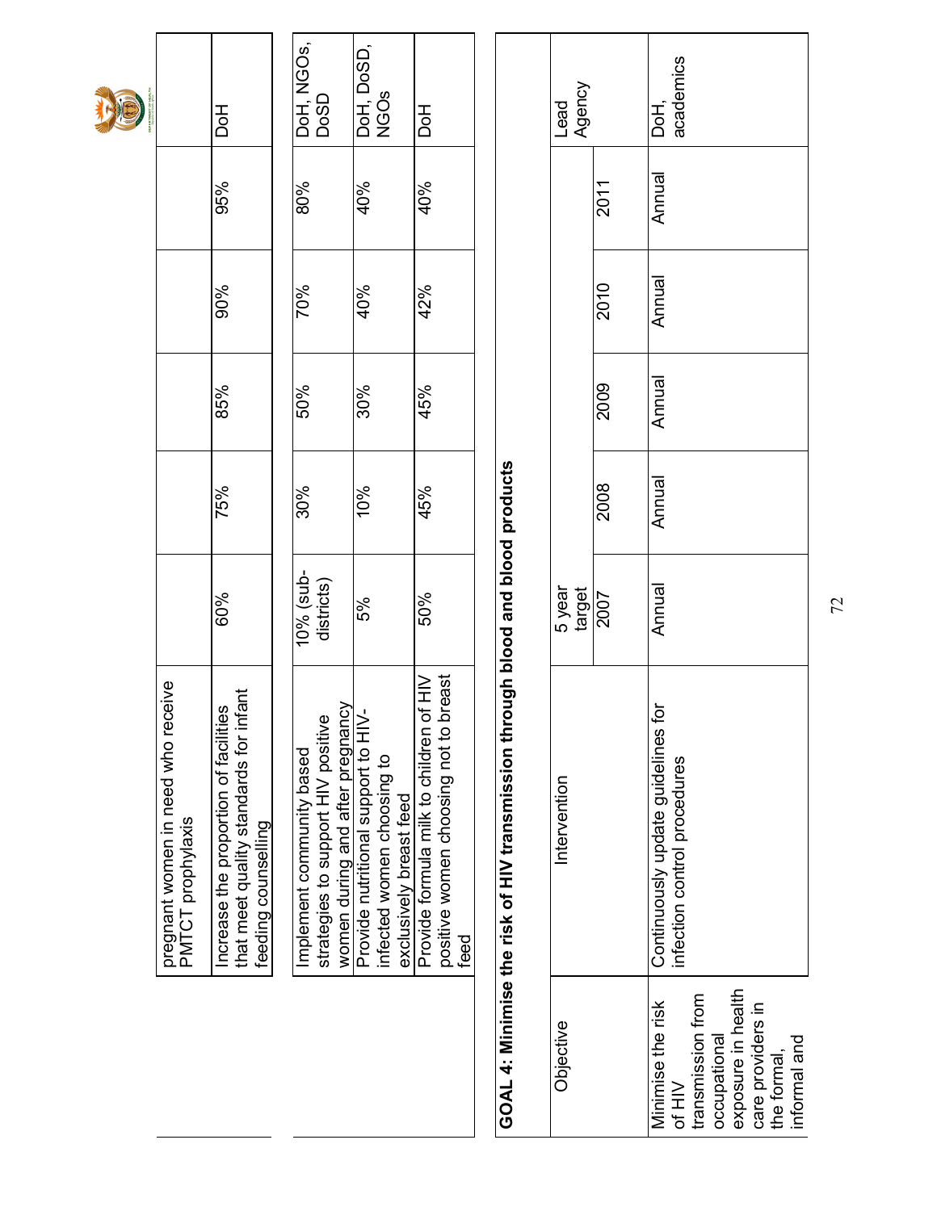| | | | | | | | |
|---|---|---|---|---|---|---|---|
| | pregnant women in need who receive PMTCT prophylaxis | | | | | | |
| | Increase the proportion of facilities that meet quality standards for infant feeding counselling | 60% | 75% | 85% | 90% | 95% | DoH |

| | | | | | | | |
|---|---|---|---|---|---|---|---|
| | Implement community based strategies to support HIV positive women during and after pregnancy | 10% (sub-districts) | 30% | 50% | 70% | 80% | DoH, NGOs, DoSD |
| | Provide nutritional support to HIV-infected women choosing to exclusively breast feed | 5% | 10% | 30% | 40% | 40% | DoH, DoSD, NGOs |
| | Provide formula milk to children of HIV positive women choosing not to breast feed | 50% | 45% | 45% | 42% | 40% | DoH |

**GOAL 4: Minimise the risk of HIV transmission through blood and blood products**

| Objective | Intervention | 5 year target | | | | | Lead Agency |
|---|---|---|---|---|---|---|---|
| | | 2007 | 2008 | 2009 | 2010 | 2011 | |
| Minimise the risk of HIV transmission from occupational exposure in health care providers in the formal, informal and | Continuously update guidelines for infection control procedures | Annual | Annual | Annual | Annual | Annual | DoH, academics |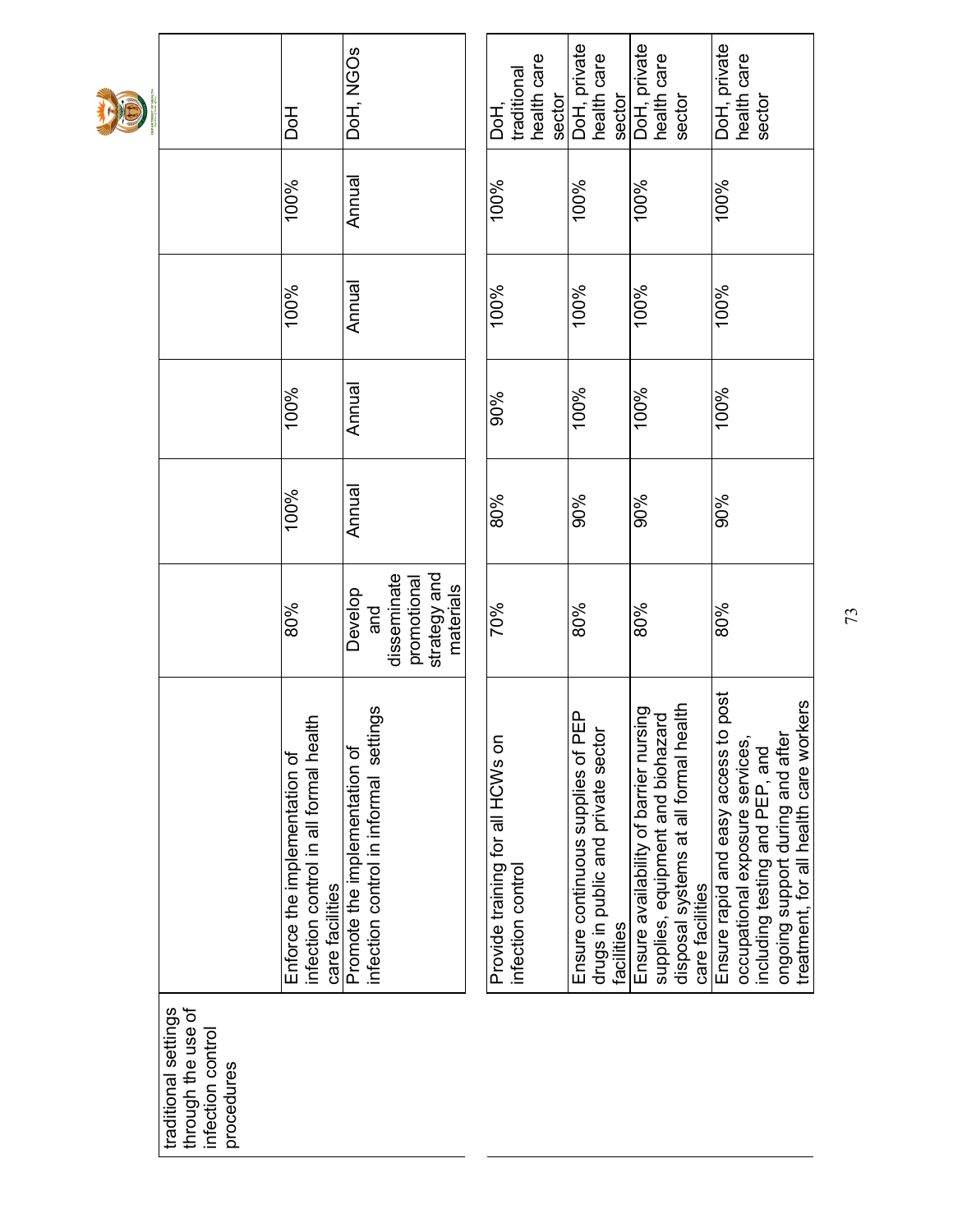| | | | | | | | |
|---|---|---|---|---|---|---|---|
| traditional settings through the use of infection control procedures | | | | | | | |
| | Enforce the implementation of infection control in all formal health care facilities | 80% | 100% | 100% | 100% | 100% | DoH |
| | Promote the implementation of infection control in informal settings | Develop and disseminate promotional strategy and materials | Annual | Annual | Annual | Annual | DoH, NGOs |

| | | | | | | | |
|---|---|---|---|---|---|---|---|
| | Provide training for all HCWs on infection control | 70% | 80% | 90% | 100% | 100% | DoH, traditional health care sector |
| | Ensure continuous supplies of PEP drugs in public and private sector facilities | 80% | 90% | 100% | 100% | 100% | DoH, private health care sector |
| | Ensure availability of barrier nursing supplies, equipment and biohazard disposal systems at all formal health care facilities | 80% | 90% | 100% | 100% | 100% | DoH, private health care sector |
| | Ensure rapid and easy access to post occupational exposure services, including testing and PEP, and ongoing support during and after treatment, for all health care workers | 80% | 90% | 100% | 100% | 100% | DoH, private health care sector |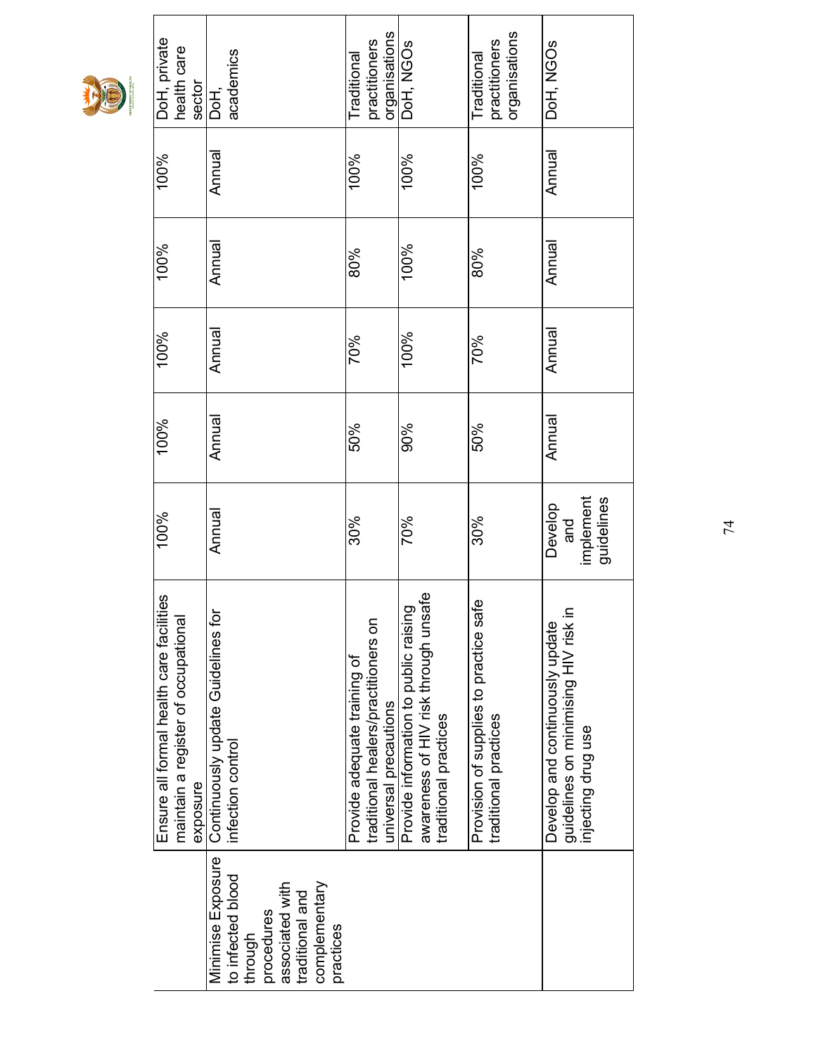| | | | | | | | |
|---|---|---|---|---|---|---|---|
| | Ensure all formal health care facilities maintain a register of occupational exposure | 100% | 100% | 100% | 100% | 100% | DoH, private health care sector |
| Minimise Exposure to infected blood through procedures associated with traditional and complementary practices | Continuously update Guidelines for infection control | Annual | Annual | Annual | Annual | Annual | DoH, academics |
| | Provide adequate training of traditional healers/practitioners on universal precautions | 30% | 50% | 70% | 80% | 100% | Traditional practitioners organisations |
| | Provide information to public raising awareness of HIV risk through unsafe traditional practices | 70% | 90% | 100% | 100% | 100% | DoH, NGOs |
| | Provision of supplies to practice safe traditional practices | 30% | 50% | 70% | 80% | 100% | Traditional practitioners organisations |
| | Develop and continuously update guidelines on minimising HIV risk in injecting drug use | Develop and implement guidelines | Annual | Annual | Annual | Annual | DoH, NGOs |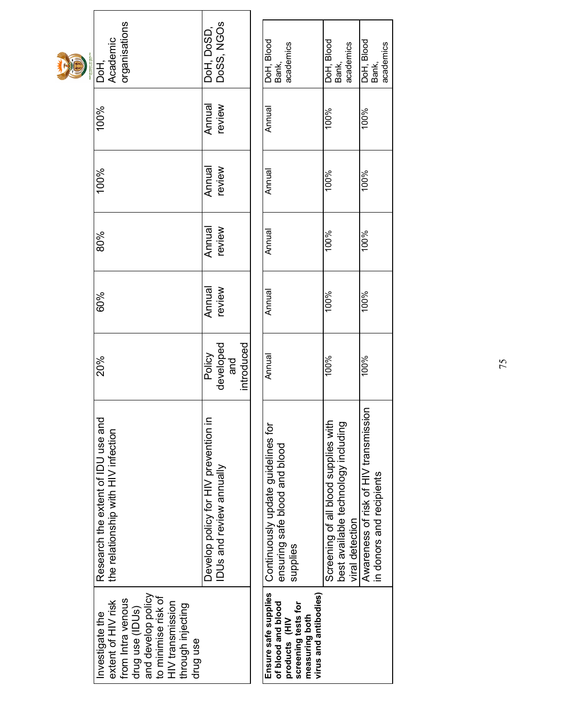| | | | | | | | |
|---|---|---|---|---|---|---|---|
| Investigate the extent of HIV risk from Intra venous drug use (IDUs) and develop policy to minimise risk of HIV transmission through injecting drug use | Research the extent of IDU use and the relationship with HIV infection | 20% | 60% | 80% | 100% | 100% | DoH, Academic organisations |
| | Develop policy for HIV prevention in IDUs and review annually | Policy developed and introduced | Annual review | Annual review | Annual review | Annual review | DoH, DoSD, DoSS, NGOs |

| | | | | | | | |
|---|---|---|---|---|---|---|---|
| **Ensure safe supplies of blood and blood products (HIV screening tests for measuring both virus and antibodies)** | Continuously update guidelines for ensuring safe blood and blood supplies | Annual | Annual | Annual | Annual | Annual | DoH, Blood Bank, academics |
| | Screening of all blood supplies with best available technology including viral detection | 100% | 100% | 100% | 100% | 100% | DoH, Blood Bank, academics |
| | Awareness of risk of HIV transmission in donors and recipients | 100% | 100% | 100% | 100% | 100% | DoH, Blood Bank, academics |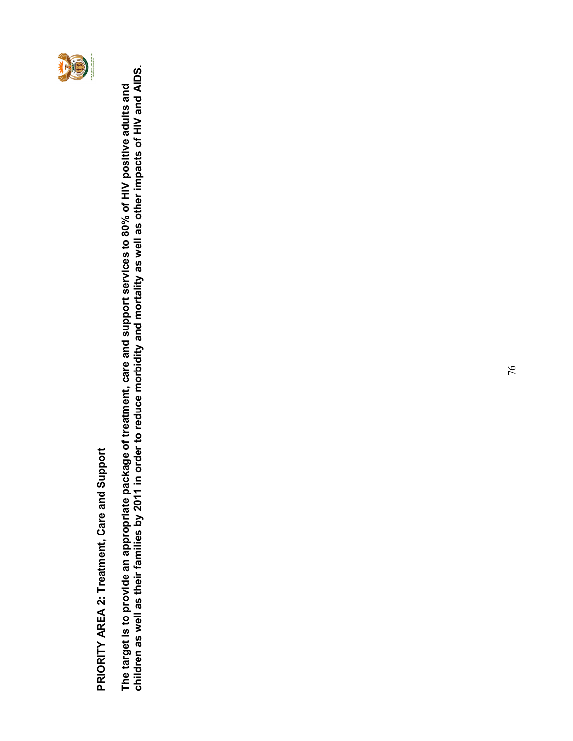**PRIORITY AREA 2: Treatment, Care and Support**

**The target is to provide an appropriate package of treatment, care and support services to 80% of HIV positive adults and children as well as their families by 2011 in order to reduce morbidity and mortality as well as other impacts of HIV and AIDS.**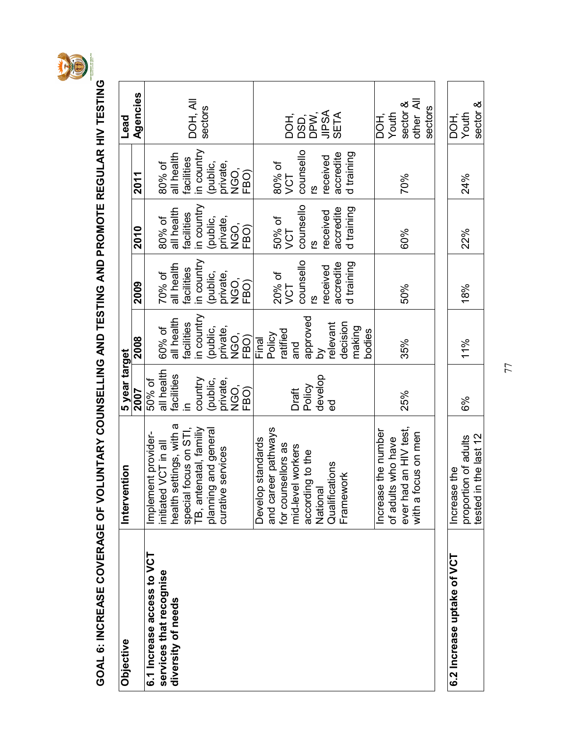## GOAL 6: INCREASE COVERAGE OF VOLUNTARY COUNSELLING AND TESTING AND PROMOTE REGULAR HIV TESTING

| Objective | Intervention | 5 year target | | | | | Lead Agencies |
|---|---|---|---|---|---|---|---|
| | | 2007 | 2008 | 2009 | 2010 | 2011 | |
| **6.1 Increase access to VCT services that recognise diversity of needs** | Implement provider-initiated VCT in all health settings, with a special focus on STI, TB, antenatal, family planning and general curative services | 50% of all health facilities in country (public, private, NGO, FBO) | 60% of all health facilities in country (public, private, NGO, FBO) | 70% of all health facilities in country (public, private, NGO, FBO) | 80% of all health facilities in country (public, private, NGO, FBO) | 80% of all health facilities in country (public, private, NGO, FBO) | DOH, All sectors |
| | Develop standards and career pathways for counsellors as mid-level workers according to the National Qualifications Framework | Draft Policy developed | Final Policy ratified and approved by relevant decision making bodies | 20% of VCT counsellors received accredited training | 50% of VCT counsellors received accredited training | 80% of VCT counsellors received accredited training | DOH, DSD, DPW, JIPSA SETA |
| | Increase the number of adults who have ever had an HIV test, with a focus on men | 25% | 35% | 50% | 60% | 70% | DOH, Youth sector & other All sectors |
| **6.2 Increase uptake of VCT** | Increase the proportion of adults tested in the last 12 | 6% | 11% | 18% | 22% | 24% | DOH, Youth sector & |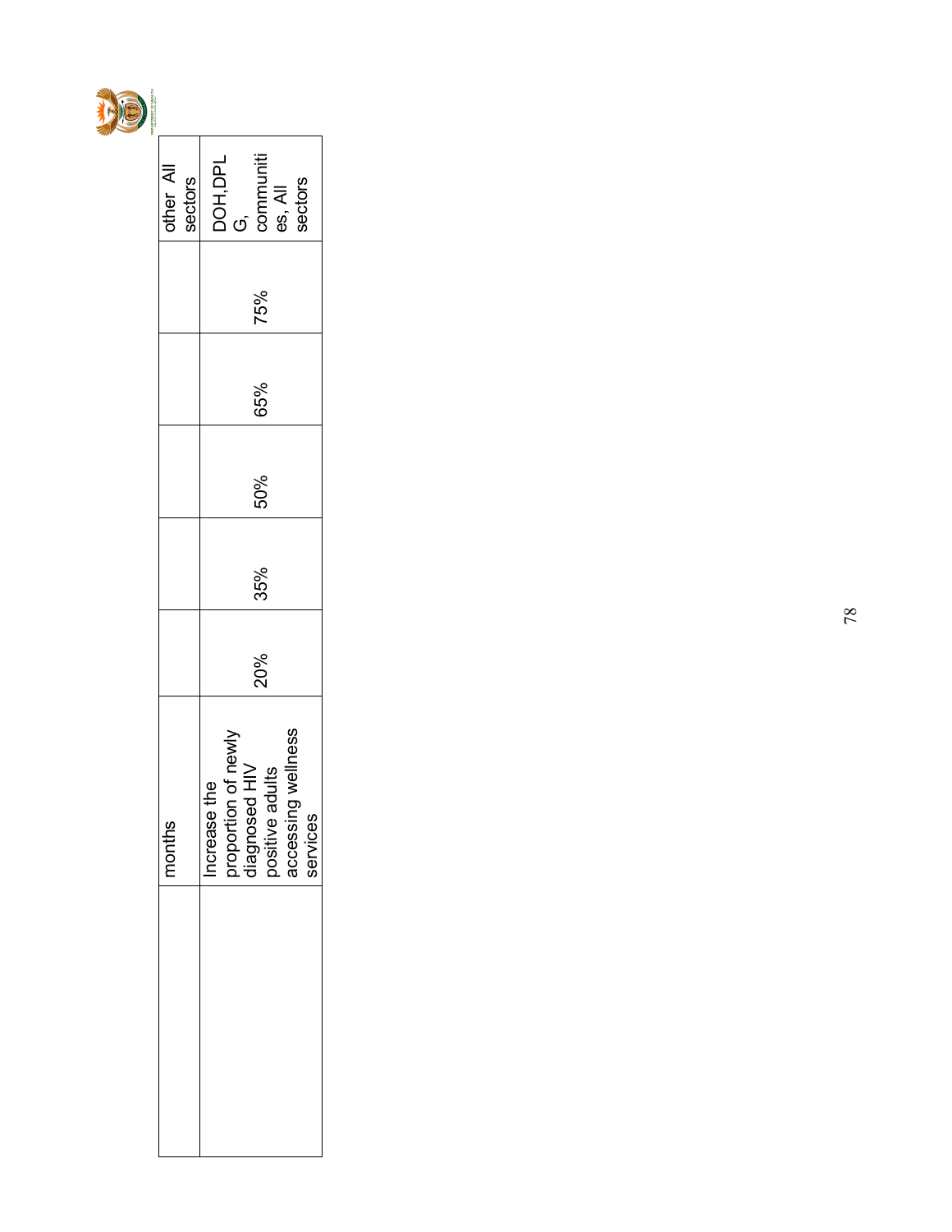| | months | | | | | | other All sectors |
|---|---|---|---|---|---|---|---|
| | Increase the proportion of newly diagnosed HIV positive adults accessing wellness services | 20% | 35% | 50% | 65% | 75% | DOH,DPLG, communities, All sectors |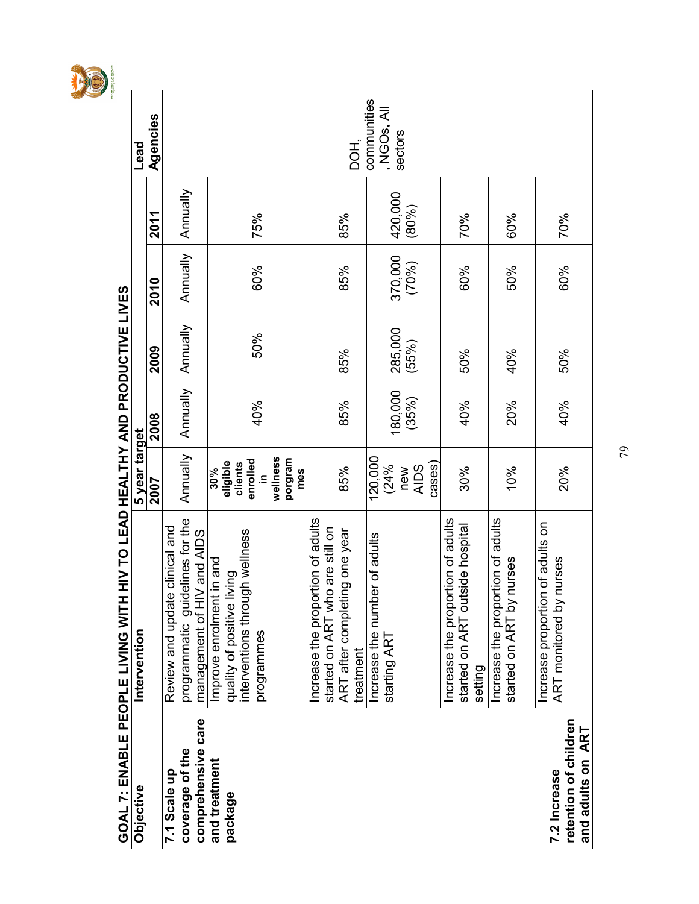## GOAL 7: ENABLE PEOPLE LIVING WITH HIV TO LEAD HEALTHY AND PRODUCTIVE LIVES

| Objective | Intervention | 5 year target | | | | | Lead Agencies |
|---|---|---|---|---|---|---|---|
| | | 2007 | 2008 | 2009 | 2010 | 2011 | |
| **7.1 Scale up coverage of the comprehensive care and treatment package** | Review and update clinical and programmatic guidelines for the management of HIV and AIDS | Annually | Annually | Annually | Annually | Annually | DOH, communities, NGOs, All sectors |
| | Improve enrolment in and quality of positive living interventions through wellness programmes | **30% eligible clients enrolled in wellness porgrammes** | 40% | 50% | 60% | 75% | |
| | Increase the proportion of adults started on ART who are still on ART after completing one year treatment | 85% | 85% | 85% | 85% | 85% | |
| | Increase the number of adults starting ART | 120,000 (24% new AIDS cases) | 180,000 (35%) | 285,000 (55%) | 370,000 (70%) | 420,000 (80%) | |
| | Increase the proportion of adults started on ART outside hospital setting | 30% | 40% | 50% | 60% | 70% | |
| | Increase the proportion of adults started on ART by nurses | 10% | 20% | 40% | 50% | 60% | |
| **7.2 Increase retention of children and adults on ART** | Increase proportion of adults on ART monitored by nurses | 20% | 40% | 50% | 60% | 70% | |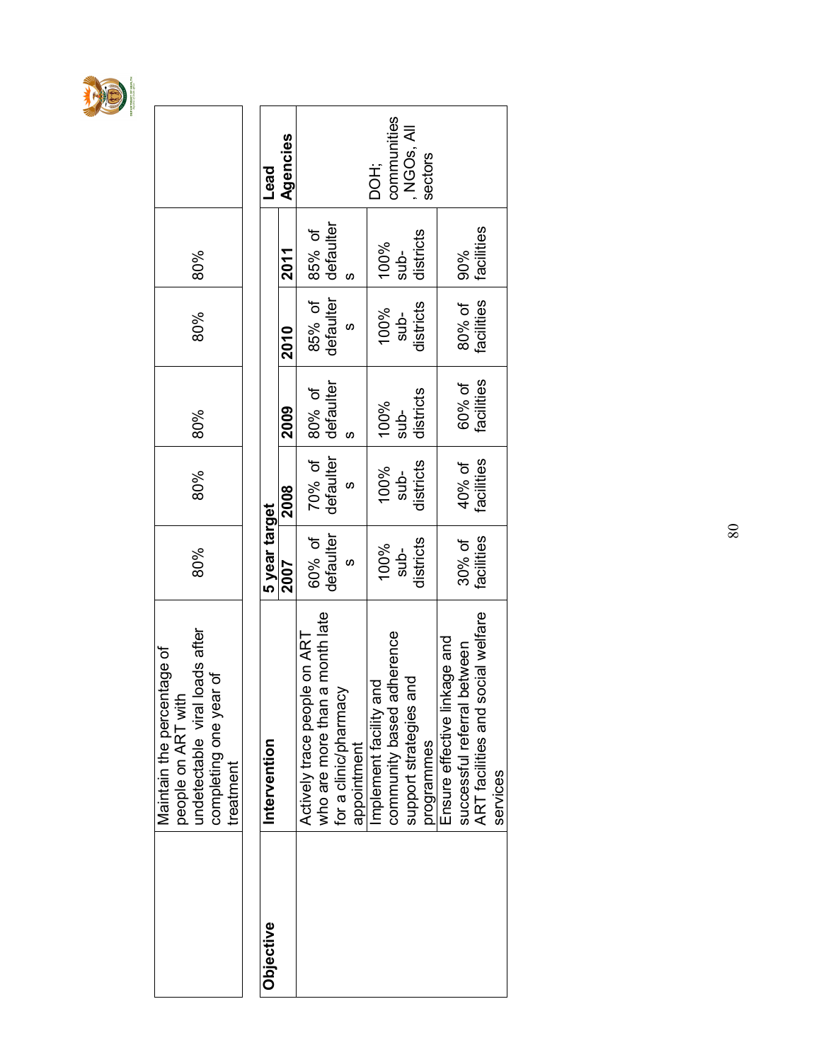| | Maintain the percentage of people on ART with undetectable viral loads after completing one year of treatment | 80% | 80% | 80% | 80% | 80% | |
|---|---|---|---|---|---|---|---|

| Objective | Intervention | 5 year target | | | | | Lead Agencies |
|---|---|---|---|---|---|---|---|
| | | 2007 | 2008 | 2009 | 2010 | 2011 | |
| | Actively trace people on ART who are more than a month late for a clinic/pharmacy appointment | 60% of defaulters | 70% of defaulters | 80% of defaulters | 85% of defaulters | 85% of defaulters | DOH; communities, NGOs, All sectors |
| | Implement facility and community based adherence support strategies and programmes | 100% sub-districts | 100% sub-districts | 100% sub-districts | 100% sub-districts | 100% sub-districts | |
| | Ensure effective linkage and successful referral between ART facilities and social welfare services | 30% of facilities | 40% of facilities | 60% of facilities | 80% of facilities | 90% facilities | |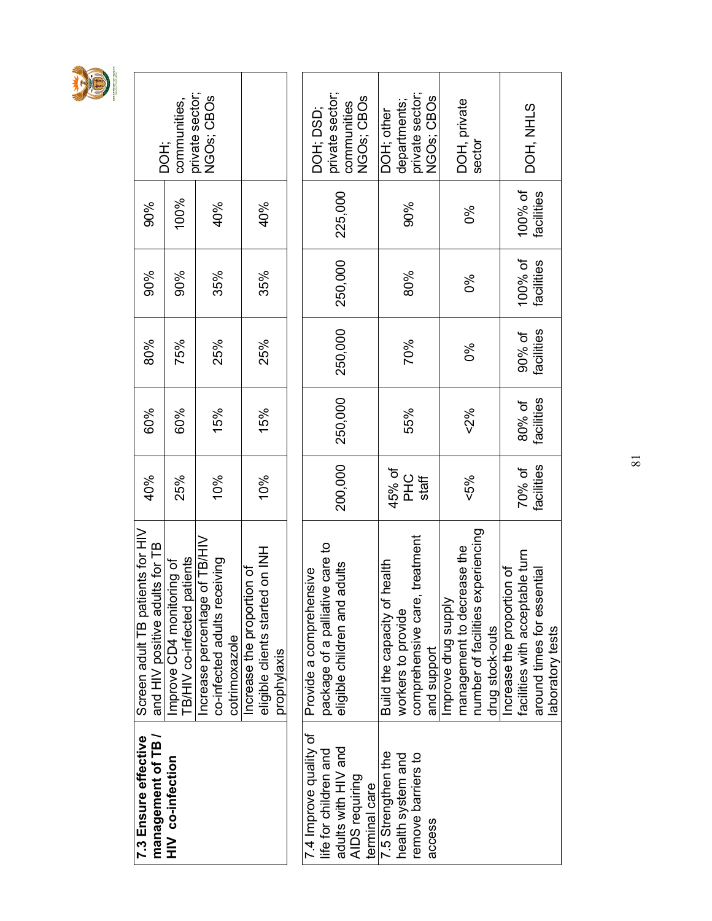| | | | | | | | |
|---|---|---|---|---|---|---|---|
| **7.3 Ensure effective management of TB / HIV co-infection** | Screen adult TB patients for HIV and HIV positive adults for TB | 40% | 60% | 80% | 90% | 90% | DOH; communities, private sector; NGOs; CBOs |
| | Improve CD4 monitoring of TB/HIV co-infected patients | 25% | 60% | 75% | 90% | 100% | |
| | Increase percentage of TB/HIV co-infected adults receiving cotrimoxazole | 10% | 15% | 25% | 35% | 40% | |
| | Increase the proportion of eligible clients started on INH prophylaxis | 10% | 15% | 25% | 35% | 40% | |

| | | | | | | | |
|---|---|---|---|---|---|---|---|
| 7.4 Improve quality of life for children and adults with HIV and AIDS requiring terminal care | Provide a comprehensive package of a palliative care to eligible children and adults | 200,000 | 250,000 | 250,000 | 250,000 | 225,000 | DOH; DSD; private sector; communities NGOs; CBOs |
| 7.5 Strengthen the health system and remove barriers to access | Build the capacity of health workers to provide comprehensive care, treatment and support | 45% of PHC staff | 55% | 70% | 80% | 90% | DOH; other departments; private sector; NGOs; CBOs |
| | Improve drug supply management to decrease the number of facilities experiencing drug stock-outs | <5% | <2% | 0% | 0% | 0% | DOH, private sector |
| | Increase the proportion of facilities with acceptable turn around times for essential laboratory tests | 70% of facilities | 80% of facilities | 90% of facilities | 100% of facilities | 100% of facilities | DOH, NHLS |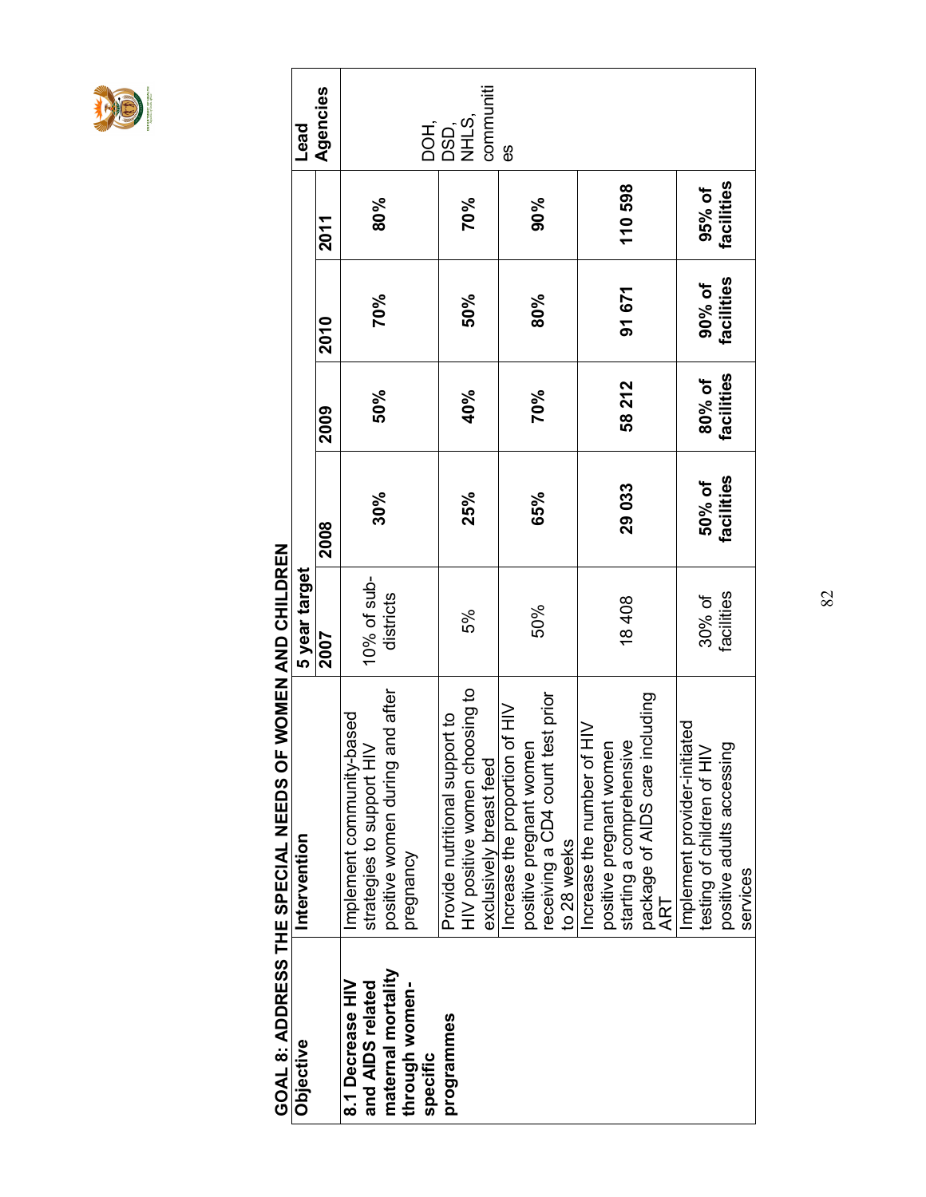## GOAL 8: ADDRESS THE SPECIAL NEEDS OF WOMEN AND CHILDREN

| Objective | Intervention | 5 year target | | | | | Lead Agencies |
|---|---|---|---|---|---|---|---|
| | | 2007 | 2008 | 2009 | 2010 | 2011 | |
| **8.1 Decrease HIV and AIDS related maternal mortality through women-specific programmes** | Implement community-based strategies to support HIV positive women during and after pregnancy | 10% of sub-districts | **30%** | **50%** | **70%** | **80%** | DOH, DSD, NHLS, communities |
| | Provide nutritional support to HIV positive women choosing to exclusively breast feed | 5% | **25%** | **40%** | **50%** | **70%** | |
| | Increase the proportion of HIV positive pregnant women receiving a CD4 count test prior to 28 weeks | 50% | **65%** | **70%** | **80%** | **90%** | |
| | Increase the number of HIV positive pregnant women starting a comprehensive package of AIDS care including ART | 18 408 | **29 033** | **58 212** | **91 671** | **110 598** | |
| | Implement provider-initiated testing of children of HIV positive adults accessing services | 30% of facilities | **50% of facilities** | **80% of facilities** | **90% of facilities** | **95% of facilities** | |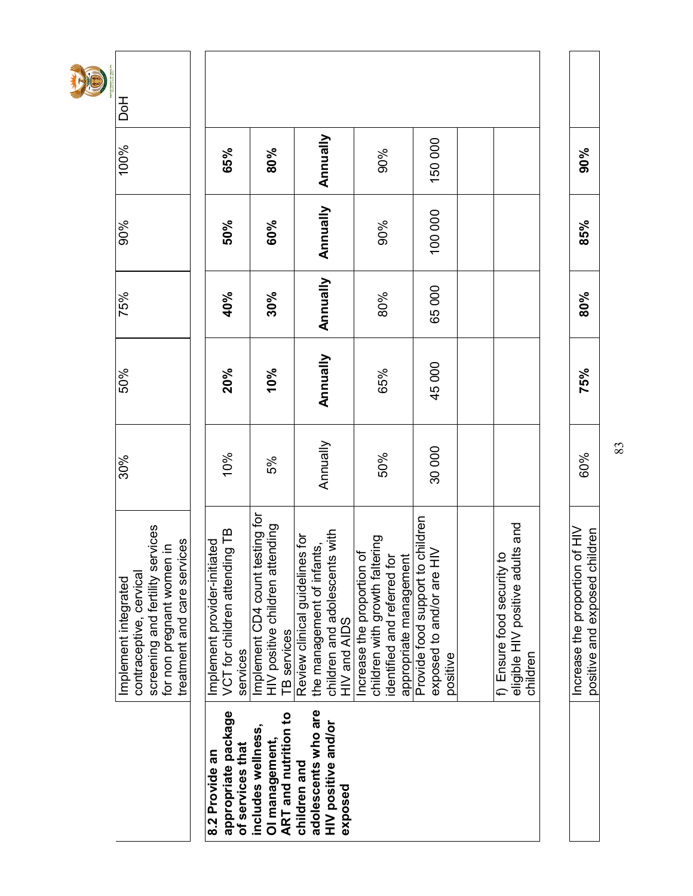|  |  |  |  |  |  |  |  |
|---|---|---|---|---|---|---|---|
|  | Implement integrated contraceptive, cervical screening and fertility services for non pregnant women in treatment and care services | 30% | 50% | 75% | 90% | 100% | DoH |
| **8.2 Provide an appropriate package of services that includes wellness, OI management, ART and nutrition to children and adolescents who are HIV positive and/or exposed** | Implement provider-initiated VCT for children attending TB services | 10% | **20%** | **40%** | **50%** | **65%** |  |
|  | Implement CD4 count testing for HIV positive children attending TB services | 5% | **10%** | **30%** | **60%** | **80%** |  |
|  | Review clinical guidelines for the management of infants, children and adolescents with HIV and AIDS | Annually | **Annually** | **Annually** | **Annually** | **Annually** |  |
|  | Increase the proportion of children with growth faltering identified and referred for appropriate management | 50% | 65% | 80% | 90% | 90% |  |
|  | Provide food support to children exposed to and/or are HIV positive | 30 000 | 45 000 | 65 000 | 100 000 | 150 000 |  |
|  |  |  |  |  |  |  |  |
|  | f) Ensure food security to eligible HIV positive adults and children |  |  |  |  |  |  |
|  | Increase the proportion of HIV positive and exposed children | 60% | **75%** | **80%** | **85%** | **90%** |  |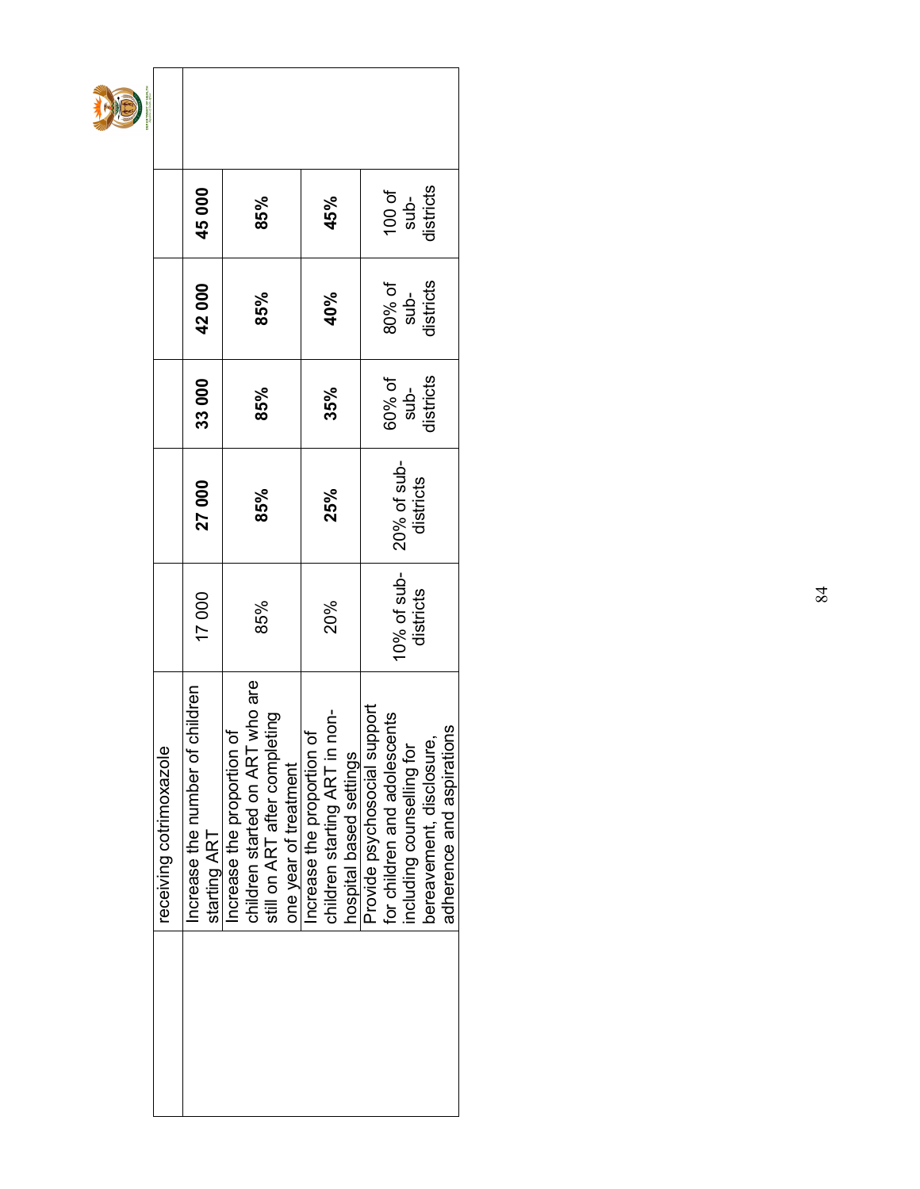| | | | | | | | |
|---|---|---|---|---|---|---|---|
| | receiving cotrimoxazole | | | | | | |
| | Increase the number of children starting ART | 17 000 | **27 000** | **33 000** | **42 000** | **45 000** | |
| | Increase the proportion of children started on ART who are still on ART after completing one year of treatment | 85% | **85%** | **85%** | **85%** | **85%** | |
| | Increase the proportion of children starting ART in non-hospital based settings | 20% | **25%** | **35%** | **40%** | **45%** | |
| | Provide psychosocial support for children and adolescents including counselling for bereavement, disclosure, adherence and aspirations | 10% of sub-districts | 20% of sub-districts | 60% of sub-districts | 80% of sub-districts | 100 of sub-districts | |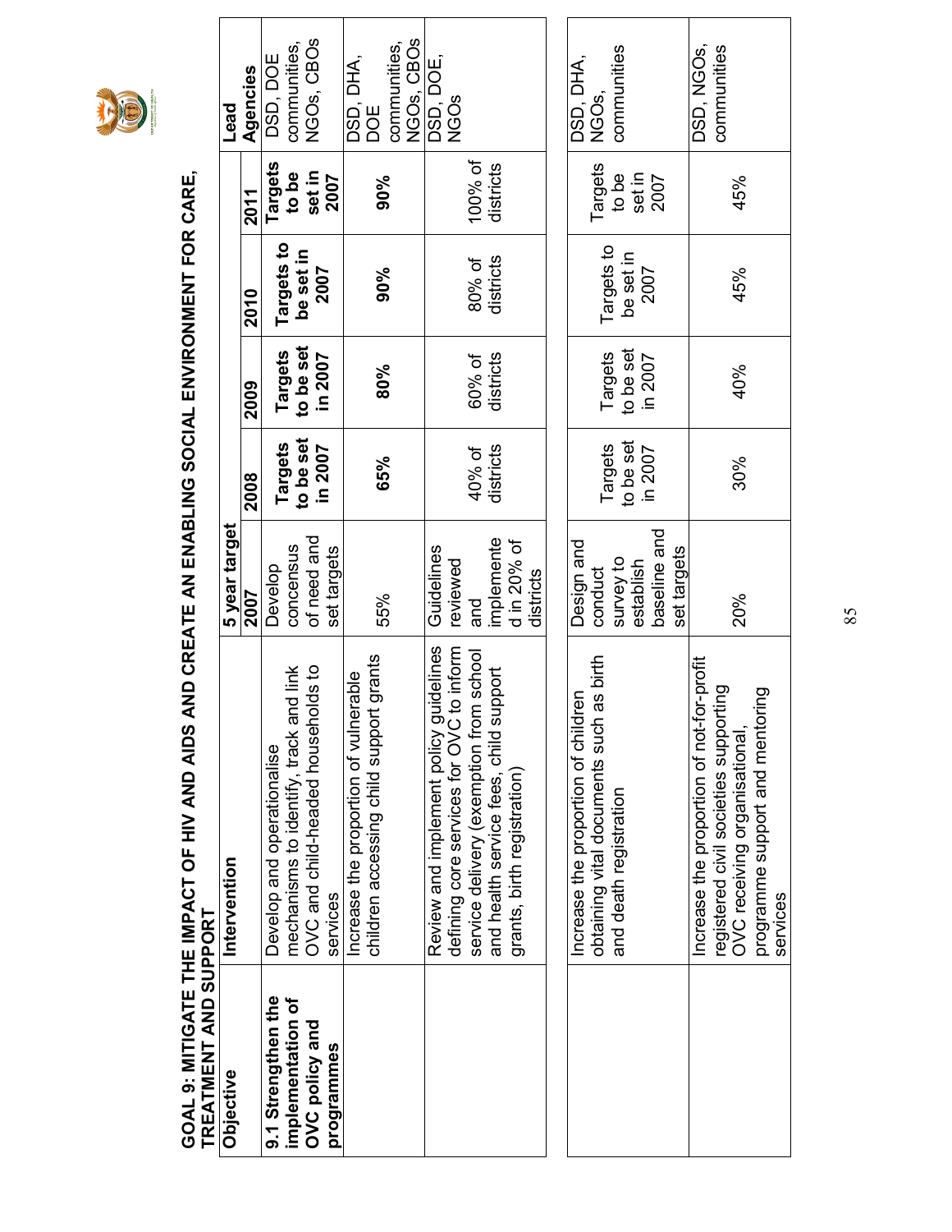# GOAL 9: MITIGATE THE IMPACT OF HIV AND AIDS AND CREATE AN ENABLING SOCIAL ENVIRONMENT FOR CARE, TREATMENT AND SUPPORT

| Objective | Intervention | 5 year target | | | | | Lead Agencies |
|---|---|---|---|---|---|---|---|
| | | 2007 | 2008 | 2009 | 2010 | 2011 | |
| **9.1 Strengthen the implementation of OVC policy and programmes** | Develop and operationalise mechanisms to identify, track and link OVC and child-headed households to services | Develop concensus of need and set targets | **Targets to be set in 2007** | **Targets to be set in 2007** | **Targets to be set in 2007** | **Targets to be set in 2007** | DSD, DOE communities, NGOs, CBOs |
| | Increase the proportion of vulnerable children accessing child support grants | 55% | **65%** | **80%** | **90%** | **90%** | DSD, DHA, DOE communities, NGOs, CBOs |
| | Review and implement policy guidelines defining core services for OVC to inform service delivery (exemption from school and health service fees, child support grants, birth registration) | Guidelines reviewed and implemented in 20% of districts | 40% of districts | 60% of districts | 80% of districts | 100% of districts | DSD, DOE, NGOs |
| | Increase the proportion of children obtaining vital documents such as birth and death registration | Design and conduct survey to establish baseline and set targets | Targets to be set in 2007 | Targets to be set in 2007 | Targets to be set in 2007 | Targets to be set in 2007 | DSD, DHA, NGOs, communities |
| | Increase the proportion of not-for-profit registered civil societies supporting OVC receiving organisational, programme support and mentoring services | 20% | 30% | 40% | 45% | 45% | DSD, NGOs, communities |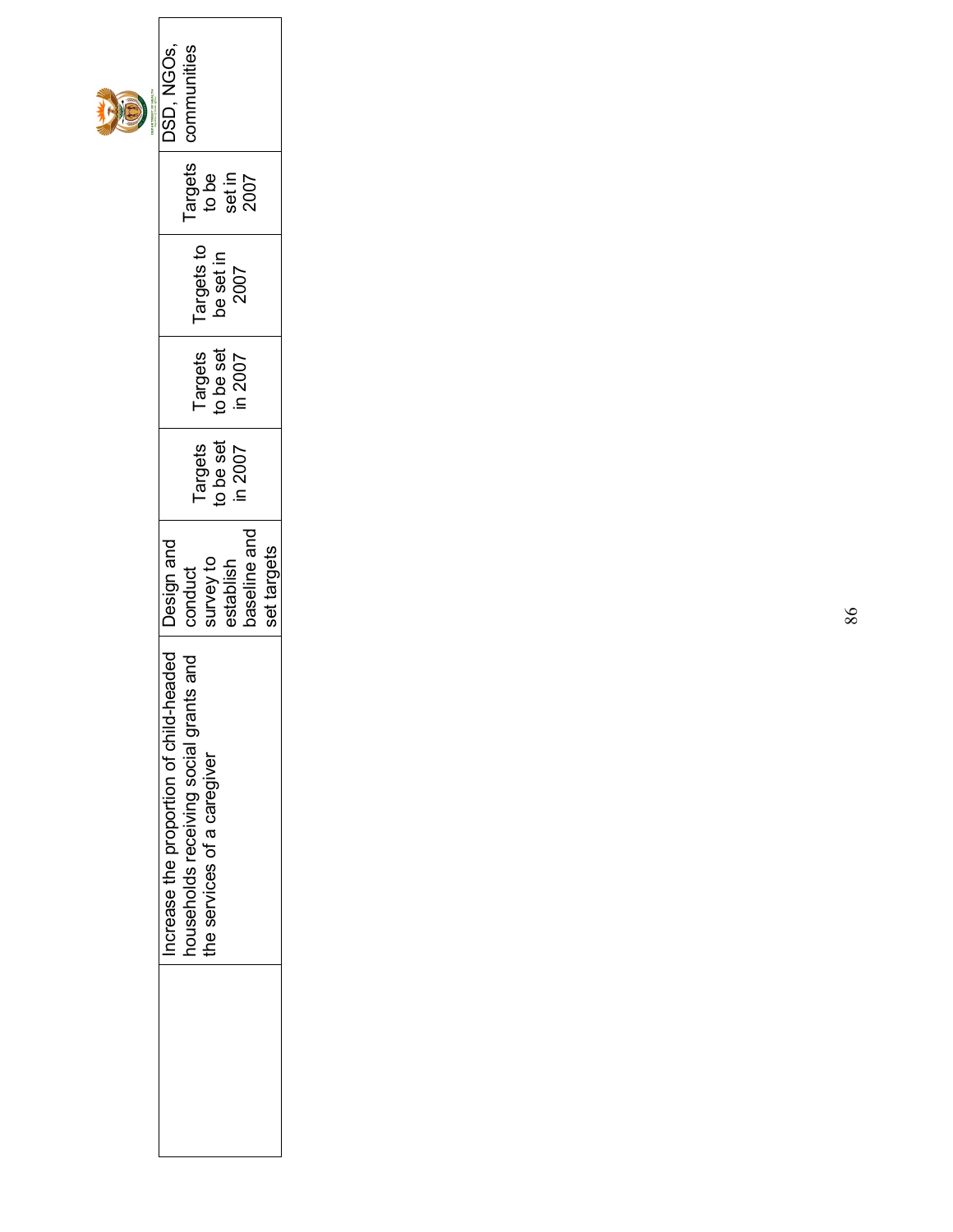| | | | | | | | |
|---|---|---|---|---|---|---|---|
| | Increase the proportion of child-headed households receiving social grants and the services of a caregiver | Design and conduct survey to establish baseline and set targets | Targets to be set in 2007 | Targets to be set in 2007 | Targets to be set in 2007 | Targets to be set in 2007 | DSD, NGOs, communities |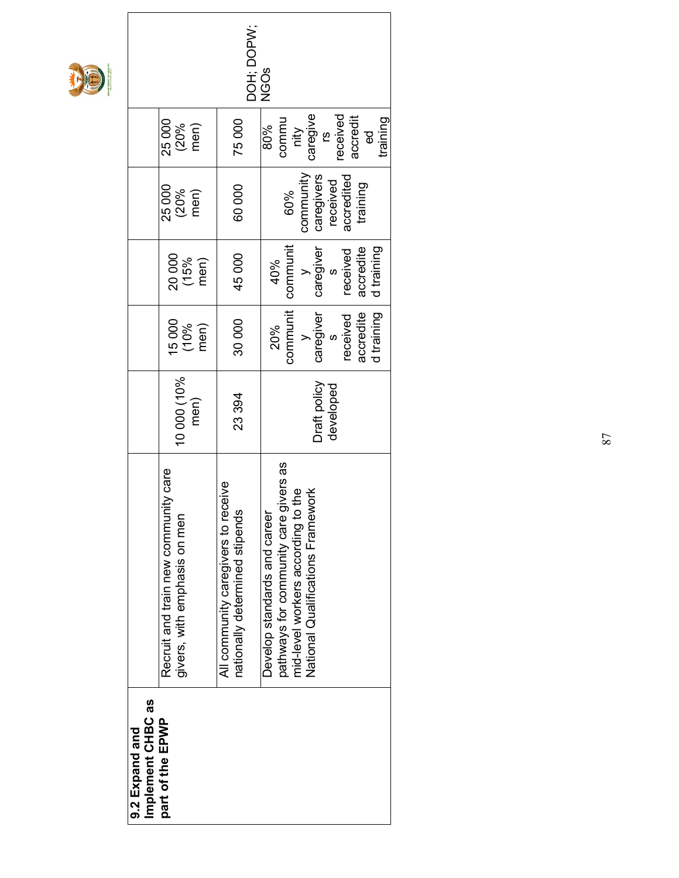| 9.2 Expand and Implement CHBC as part of the EPWP | | | | | | | |
|---|---|---|---|---|---|---|---|
| | Recruit and train new community care givers, with emphasis on men | 10 000 (10% men) | 15 000 (10% men) | 20 000 (15% men) | 25 000 (20% men) | 25 000 (20% men) | |
| | All community caregivers to receive nationally determined stipends | 23 394 | 30 000 | 45 000 | 60 000 | 75 000 | DOH; DOPW; NGOs |
| | Develop standards and career pathways for community care givers as mid-level workers according to the National Qualifications Framework | Draft policy developed | 20% community caregivers received accredited training | 40% community caregivers received accredited training | 60% community caregivers received accredited training | 80% community caregivers received accredited training | |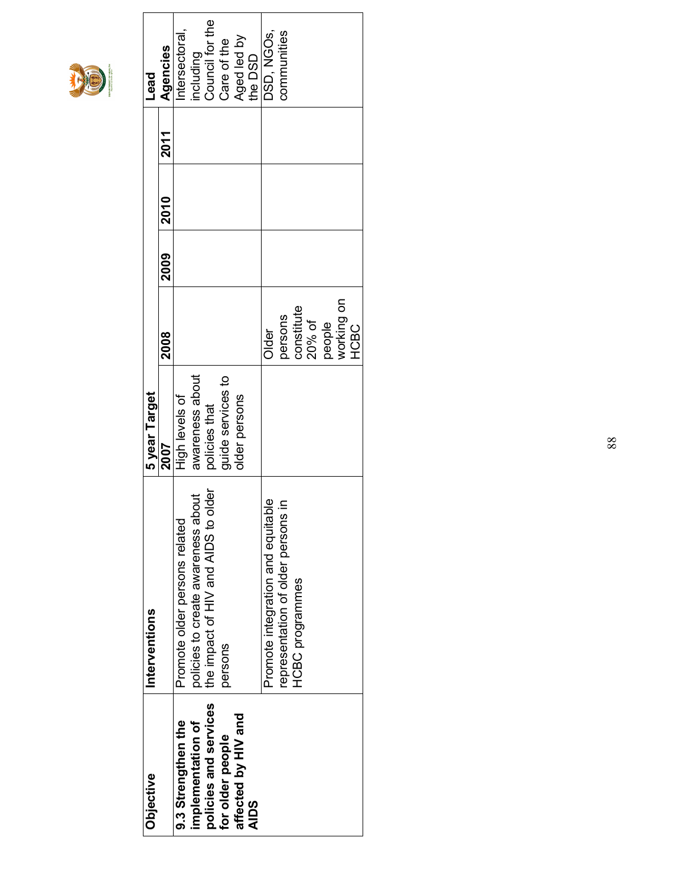| Objective | Interventions | 5 year Target | | | | | Lead Agencies |
|---|---|---|---|---|---|---|---|
| | | 2007 | 2008 | 2009 | 2010 | 2011 | |
| **9.3 Strengthen the implementation of policies and services for older people affected by HIV and AIDS** | Promote older persons related policies to create awareness about the impact of HIV and AIDS to older persons | High levels of awareness about policies that guide services to older persons | | | | | Intersectoral, including Council for the Care of the Aged led by the DSD |
| | Promote integration and equitable representation of older persons in HCBC programmes | | Older persons constitute 20% of people working on HCBC | | | | DSD, NGOs, communities |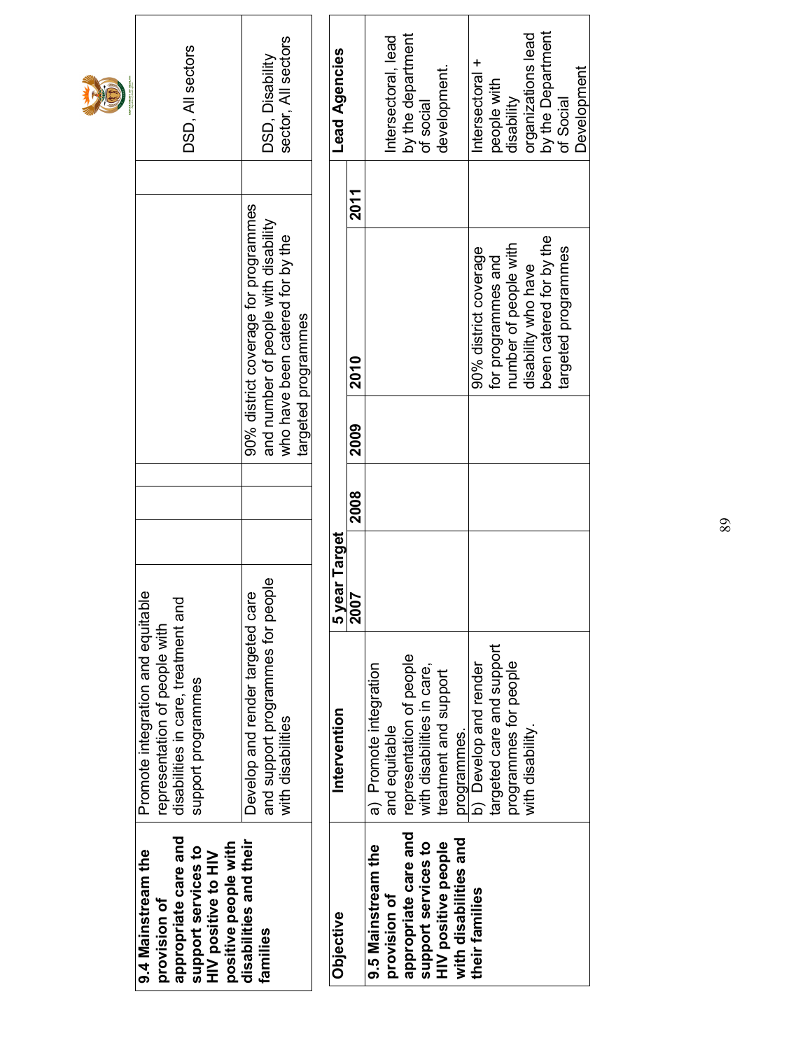| Objective | Intervention | 5 year Target | | | | | Lead Agencies |
|---|---|---|---|---|---|---|---|
| | | 2007 | 2008 | 2009 | 2010 | 2011 | |
| **9.4 Mainstream the provision of appropriate care and support services to HIV positive to HIV positive people with disabilities and their families** | Promote integration and equitable representation of people with disabilities in care, treatment and support programmes | | | | | | DSD, All sectors |
| | Develop and render targeted care and support programmes for people with disabilities | | | | 90% district coverage for programmes and number of people with disability who have been catered for by the targeted programmes | | DSD, Disability sector, All sectors |
| **9.5 Mainstream the provision of appropriate care and support services to HIV positive people with disabilities and their families** | a) Promote integration and equitable representation of people with disabilities in care, treatment and support programmes. | | | | | | Intersectoral, lead by the department of social development. |
| | b) Develop and render targeted care and support programmes for people with disability. | | | | 90% district coverage for programmes and number of people with disability who have been catered for by the targeted programmes | | Intersectoral + people with disability organizations lead by the Department of Social Development |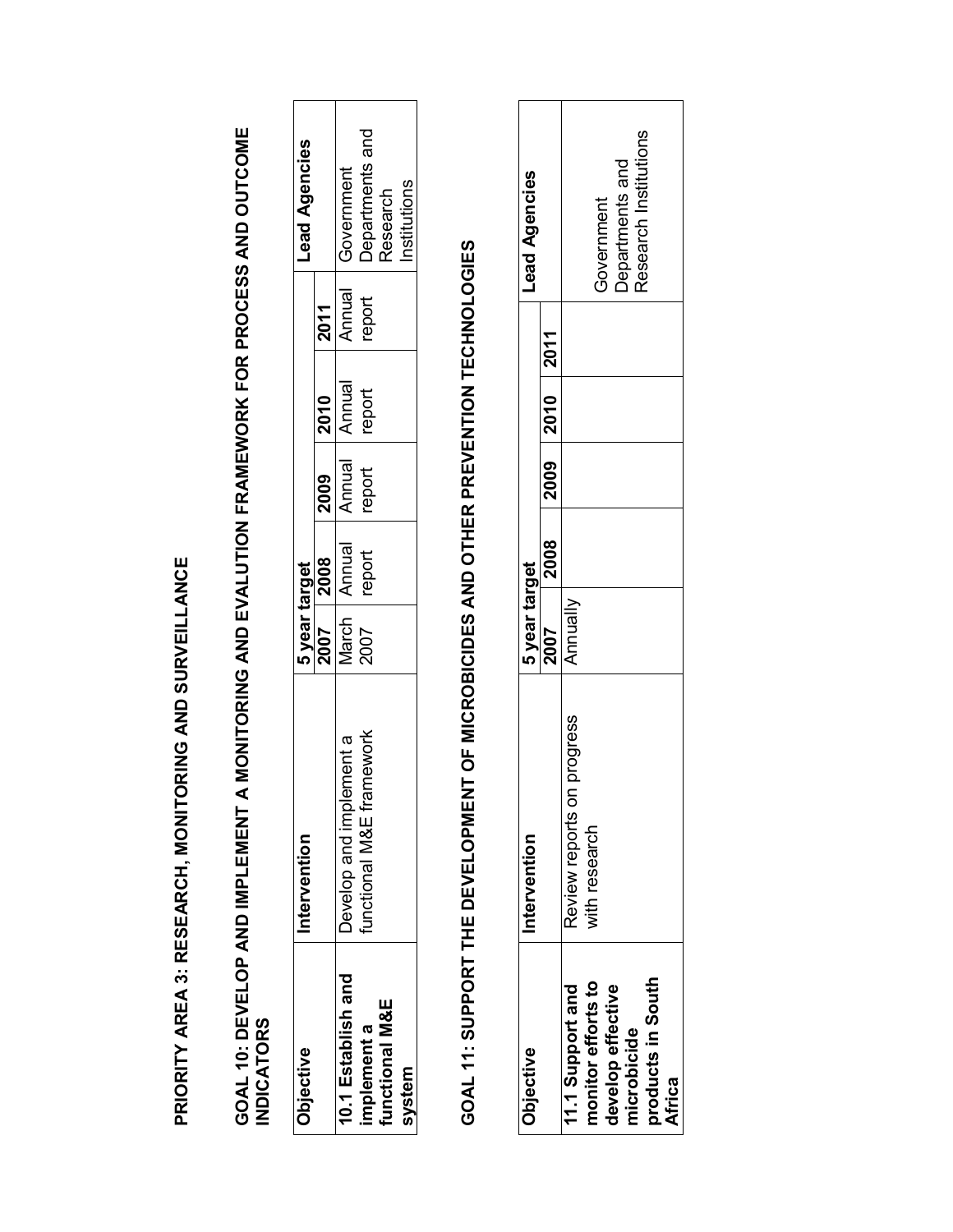# PRIORITY AREA 3: RESEARCH, MONITORING AND SURVEILLANCE

## GOAL 10: DEVELOP AND IMPLEMENT A MONITORING AND EVALUTION FRAMEWORK FOR PROCESS AND OUTCOME INDICATORS

| Objective | Intervention | 5 year target | | | | | Lead Agencies |
|---|---|---|---|---|---|---|---|
| | | 2007 | 2008 | 2009 | 2010 | 2011 | |
| **10.1 Establish and implement a functional M&E system** | Develop and implement a functional M&E framework | March 2007 | Annual report | Annual report | Annual report | Annual report | Government Departments and Research Institutions |

## GOAL 11: SUPPORT THE DEVELOPMENT OF MICROBICIDES AND OTHER PREVENTION TECHNOLOGIES

| Objective | Intervention | 5 year target | | | | | Lead Agencies |
|---|---|---|---|---|---|---|---|
| | | 2007 | 2008 | 2009 | 2010 | 2011 | |
| **11.1 Support and monitor efforts to develop effective microbicide products in South Africa** | Review reports on progress with research | Annually | | | | | Government Departments and Research Institutions |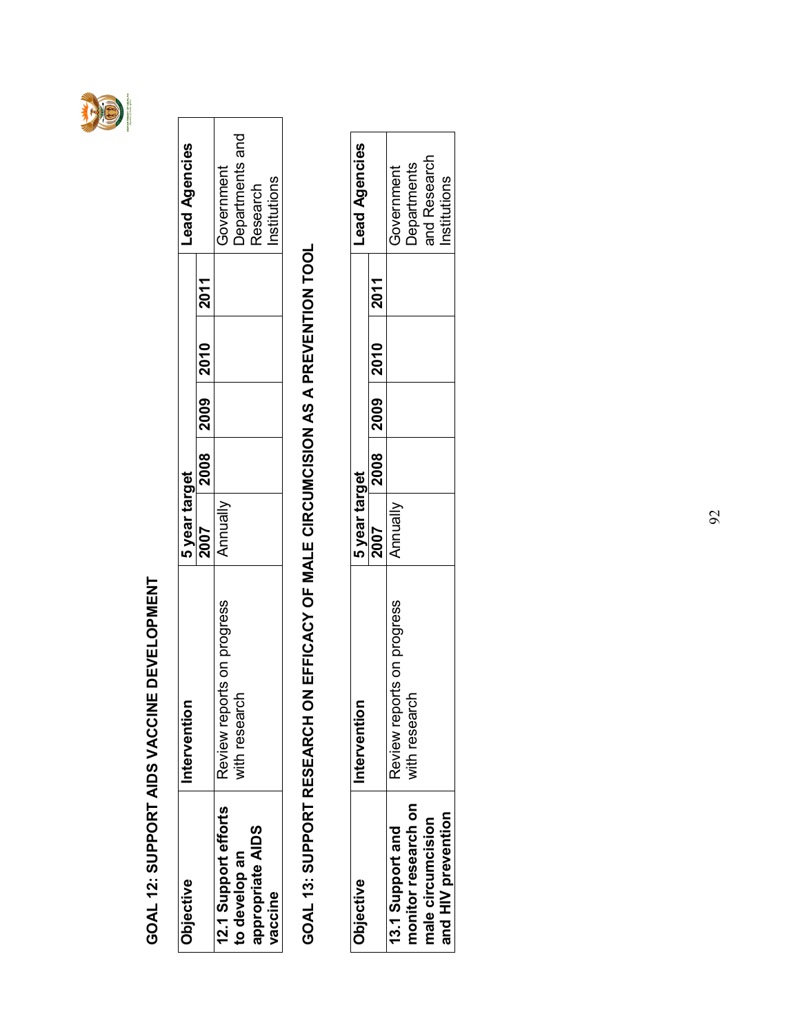## GOAL 12: SUPPORT AIDS VACCINE DEVELOPMENT

| Objective | Intervention | 5 year target | | | | | Lead Agencies |
|---|---|---|---|---|---|---|---|
| | | 2007 | 2008 | 2009 | 2010 | 2011 | |
| **12.1 Support efforts to develop an appropriate AIDS vaccine** | Review reports on progress with research | Annually | | | | | Government Departments and Research Institutions |

## GOAL 13: SUPPORT RESEARCH ON EFFICACY OF MALE CIRCUMCISION AS A PREVENTION TOOL

| Objective | Intervention | 5 year target | | | | | Lead Agencies |
|---|---|---|---|---|---|---|---|
| | | 2007 | 2008 | 2009 | 2010 | 2011 | |
| **13.1 Support and monitor research on male circumcision and HIV prevention** | Review reports on progress with research | Annually | | | | | Government Departments and Research Institutions |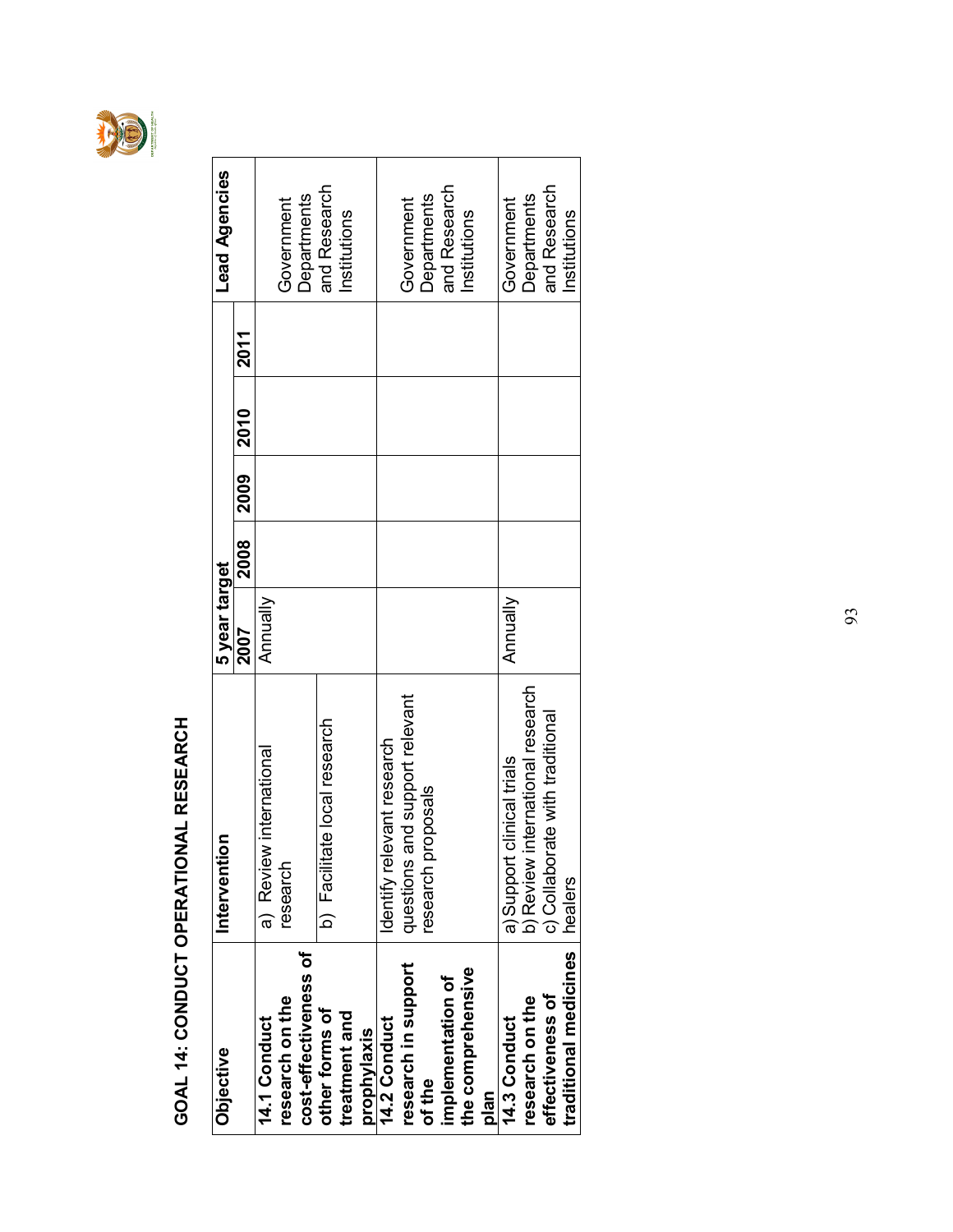# GOAL 14: CONDUCT OPERATIONAL RESEARCH

| Objective | Intervention | 5 year target | | | | | Lead Agencies |
|---|---|---|---|---|---|---|---|
| | | 2007 | 2008 | 2009 | 2010 | 2011 | |
| **14.1 Conduct research on the cost-effectiveness of other forms of treatment and prophylaxis** | a) Review international research | Annually | | | | | Government Departments and Research Institutions |
| | b) Facilitate local research | | | | | | |
| **14.2 Conduct research in support of the implementation of the comprehensive plan** | Identify relevant research questions and support relevant research proposals | | | | | | Government Departments and Research Institutions |
| **14.3 Conduct research on the effectiveness of traditional medicines** | a) Support clinical trials<br>b) Review international research<br>c) Collaborate with traditional healers | Annually | | | | | Government Departments and Research Institutions |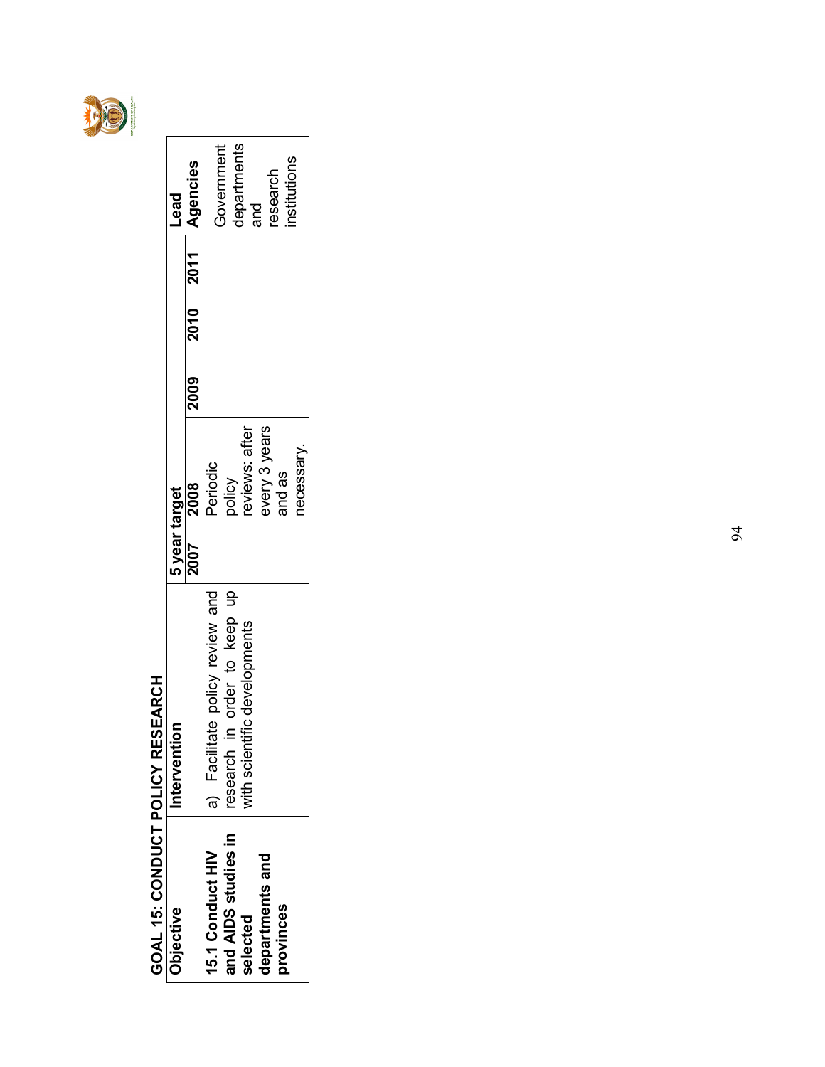## GOAL 15: CONDUCT POLICY RESEARCH

| Objective | Intervention | 5 year target | | | | | Lead Agencies |
|---|---|---|---|---|---|---|---|
| | | 2007 | 2008 | 2009 | 2010 | 2011 | |
| **15.1 Conduct HIV and AIDS studies in selected departments and provinces** | a) Facilitate policy review and research in order to keep up with scientific developments | | Periodic policy reviews: after every 3 years and as necessary. | | | | Government departments and research institutions |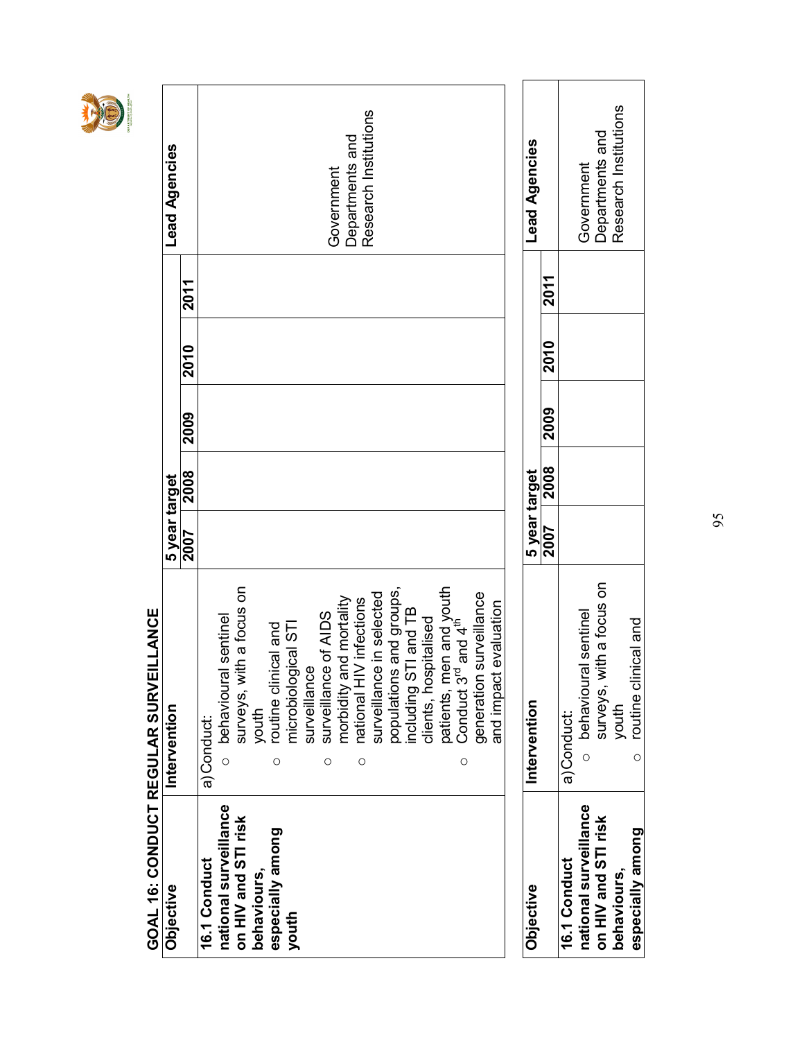## GOAL 16: CONDUCT REGULAR SURVEILLANCE

| Objective | Intervention | 5 year target | | | | | Lead Agencies |
|---|---|---|---|---|---|---|---|
| | | 2007 | 2008 | 2009 | 2010 | 2011 | |
| **16.1 Conduct national surveillance on HIV and STI risk behaviours, especially among youth** | a) Conduct:<br>○ behavioural sentinel surveys, with a focus on youth<br>○ routine clinical and microbiological STI surveillance<br>○ surveillance of AIDS morbidity and mortality<br>○ national HIV infections surveillance in selected populations and groups, including STI and TB clients, hospitalised patients, men and youth<br>○ Conduct 3rd and 4th generation surveillance and impact evaluation | | | | | | Government Departments and Research Institutions |
| **16.1 Conduct national surveillance on HIV and STI risk behaviours, especially among** | a) Conduct:<br>○ behavioural sentinel surveys, with a focus on youth<br>○ routine clinical and | | | | | | Government Departments and Research Institutions |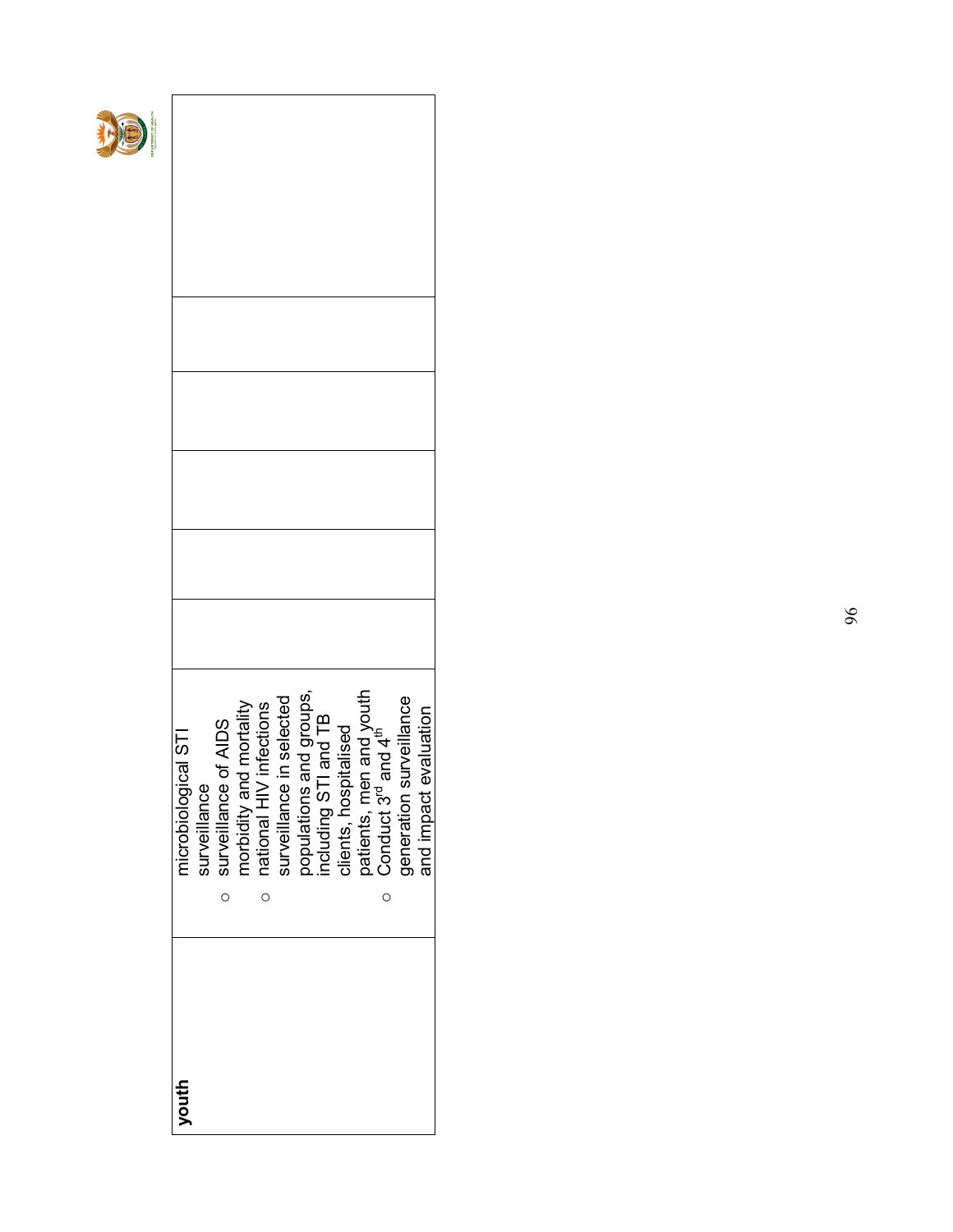| youth | microbiological STI surveillance<br>○ surveillance of AIDS morbidity and mortality<br>○ national HIV infections surveillance in selected populations and groups, including STI and TB clients, hospitalised patients, men and youth<br>○ Conduct 3rd and 4th generation surveillance and impact evaluation | | | | | | |
|---|---|---|---|---|---|---|---|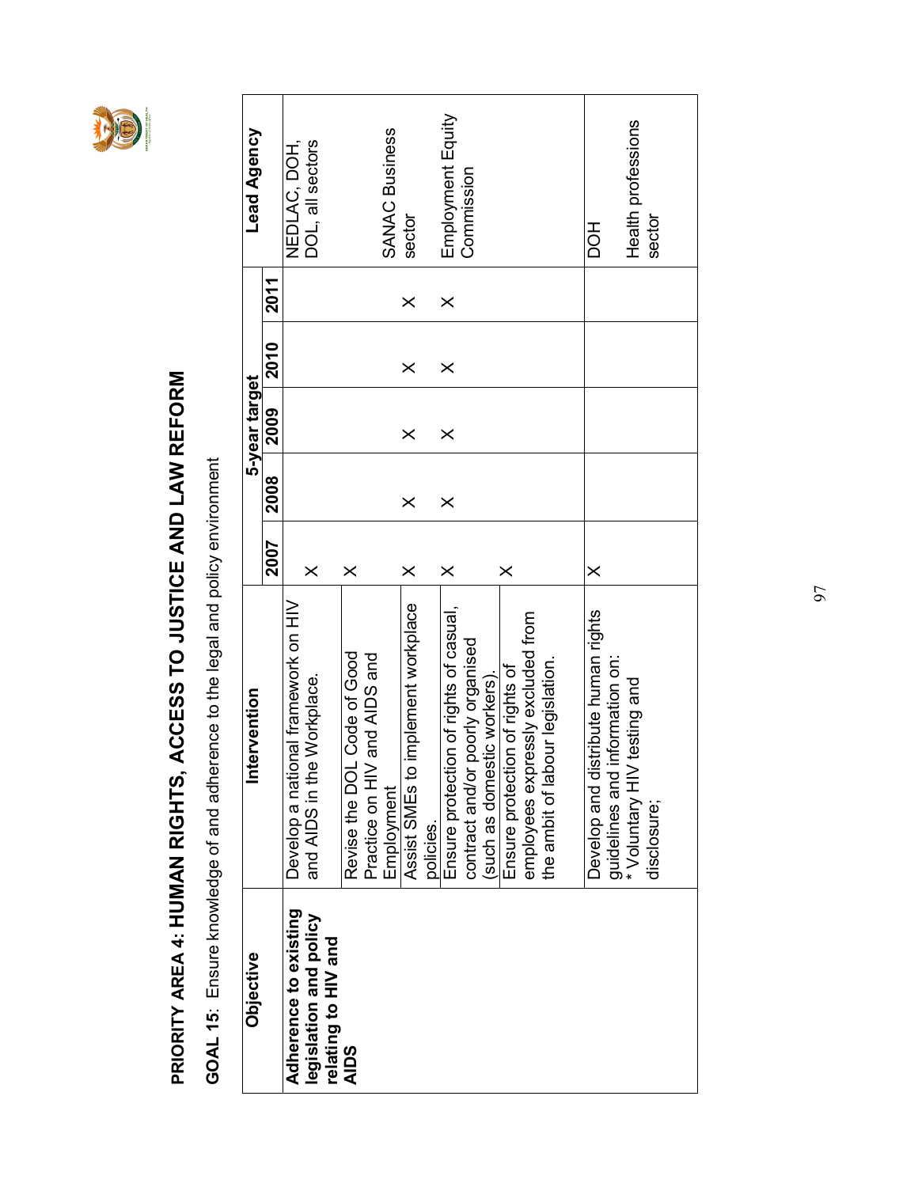# PRIORITY AREA 4: HUMAN RIGHTS, ACCESS TO JUSTICE AND LAW REFORM

**GOAL 15**: Ensure knowledge of and adherence to the legal and policy environment

| Objective | Intervention | 5-year target | | | | | Lead Agency |
|---|---|---|---|---|---|---|---|
| | | 2007 | 2008 | 2009 | 2010 | 2011 | |
| **Adherence to existing legislation and policy relating to HIV and AIDS** | Develop a national framework on HIV and AIDS in the Workplace. | X | | | | | NEDLAC, DOH, DOL, all sectors |
| | Revise the DOL Code of Good Practice on HIV and AIDS and Employment | X | | | | | |
| | Assist SMEs to implement workplace policies. | X | X | X | X | X | SANAC Business sector |
| | Ensure protection of rights of casual, contract and/or poorly organised (such as domestic workers). | X | X | X | X | X | Employment Equity Commission |
| | Ensure protection of rights of employees expressly excluded from the ambit of labour legislation. | X | | | | | |
| | Develop and distribute human rights guidelines and information on:<br>* Voluntary HIV testing and disclosure; | X | | | | | DOH<br><br>Health professions sector |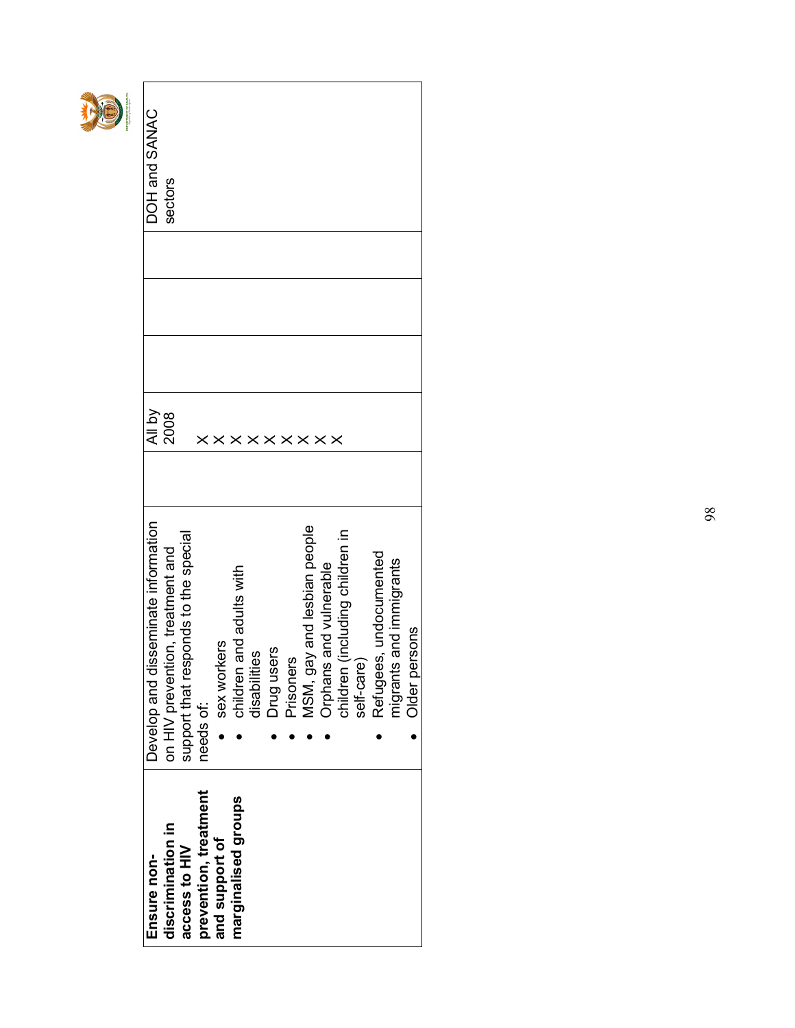| Ensure non-discrimination in access to HIV prevention, treatment and support of marginalised groups | Develop and disseminate information on HIV prevention, treatment and support that responds to the special needs of:<br>• sex workers<br>• children and adults with disabilities<br>• Drug users<br>• Prisoners<br>• MSM, gay and lesbian people<br>• Orphans and vulnerable children (including children in self-care)<br>• Refugees, undocumented migrants and immigrants<br>• Older persons | | All by 2008<br><br>X<br>X<br>X<br>X<br>X<br>X<br>X<br>X | | | | DOH and SANAC sectors |
|---|---|---|---|---|---|---|---|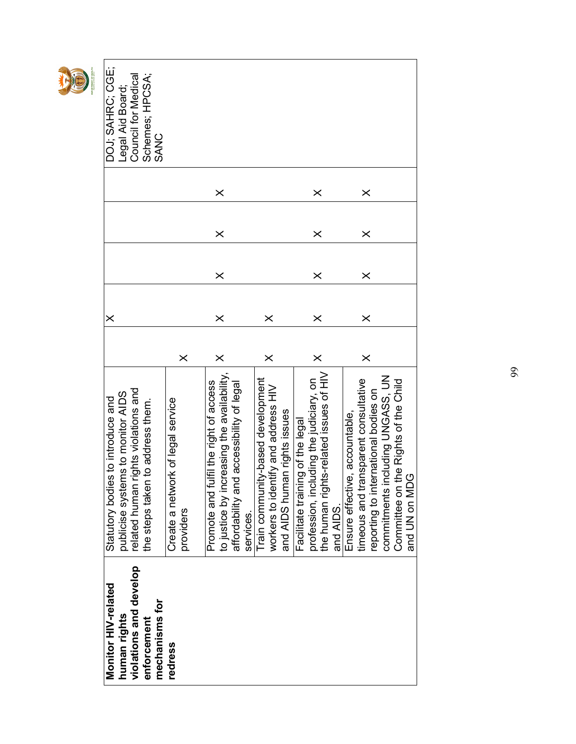| | | | | | | | |
|---|---|---|---|---|---|---|---|
| **Monitor HIV-related human rights violations and develop enforcement mechanisms for redress** | Statutory bodies to introduce and publicise systems to monitor AIDS related human rights violations and the steps taken to address them. | | X | | | | DOJ; SAHRC; CGE; Legal Aid Board; Council for Medical Schemes; HPCSA; SANC |
| | Create a network of legal service providers | X | | | | | |
| | Promote and fulfil the right of access to justice by increasing the availability, affordability and accessibility of legal services. | X | X | X | X | X | |
| | Train community-based development workers to identify and address HIV and AIDS human rights issues | X | X | | | | |
| | Facilitate training of the legal profession, including the judiciary, on the human rights-related issues of HIV and AIDS. | X | X | X | X | X | |
| | Ensure effective, accountable, timeous and transparent consultative reporting to international bodies on commitments including UNGASS, UN Committee on the Rights of the Child and UN on MDG | X | X | X | X | X | |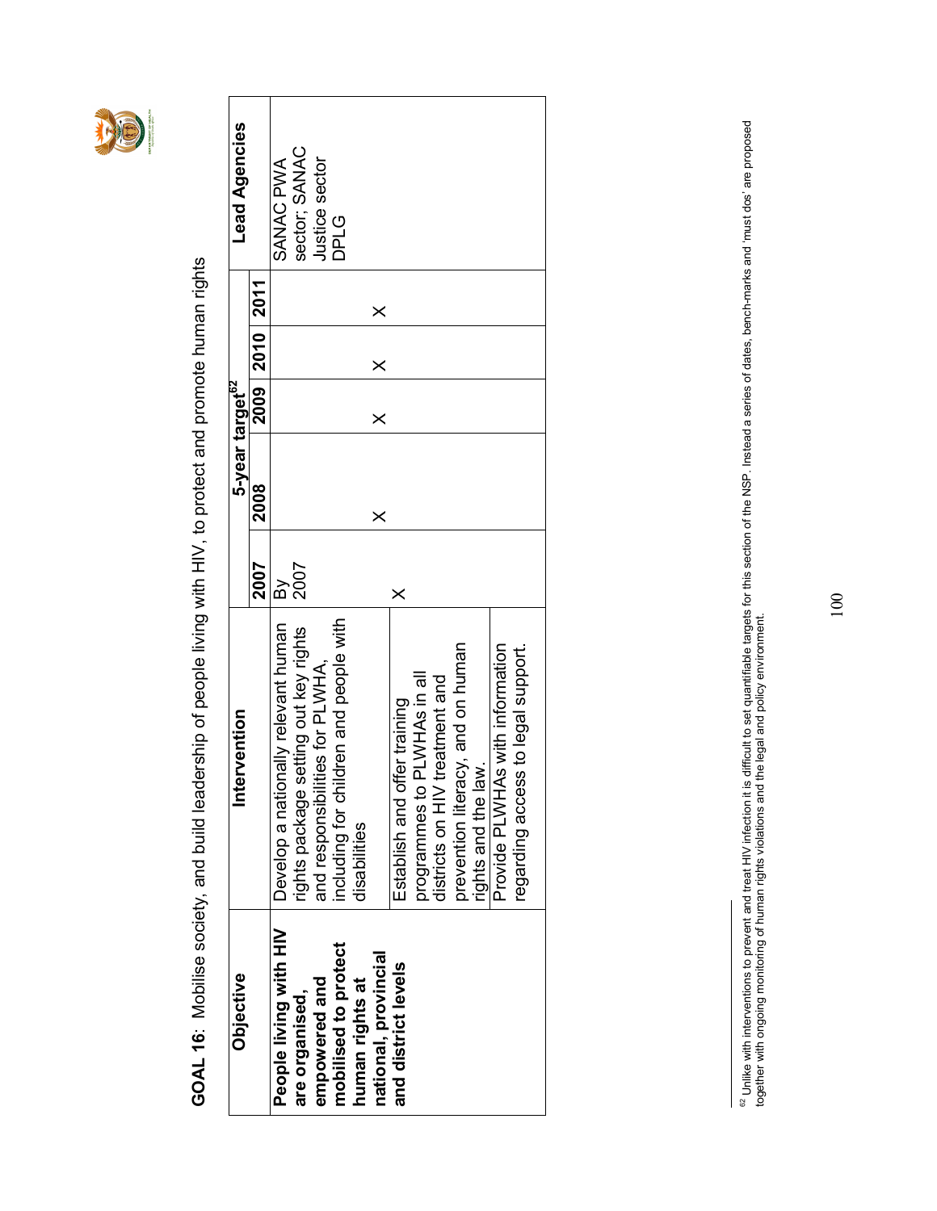**GOAL 16**: Mobilise society, and build leadership of people living with HIV, to protect and promote human rights

| Objective | Intervention | 5-year target[62] | | | | | Lead Agencies |
|---|---|---|---|---|---|---|---|
| | | 2007 | 2008 | 2009 | 2010 | 2011 | |
| **People living with HIV are organised, empowered and mobilised to protect human rights at national, provincial and district levels** | Develop a nationally relevant human rights package setting out key rights and responsibilities for PLWHA, including for children and people with disabilities | By 2007 | | | | | SANAC PWA sector; SANAC Justice sector DPLG |
| | Establish and offer training programmes to PLWHAs in all districts on HIV treatment and prevention literacy, and on human rights and the law. | X | X | X | X | X | |
| | Provide PLWHAs with information regarding access to legal support. | | | | | | |

[62] Unlike with interventions to prevent and treat HIV infection it is difficult to set quantifiable targets for this section of the NSP. Instead a series of dates, bench-marks and 'must dos' are proposed together with ongoing monitoring of human rights violations and the legal and policy environment.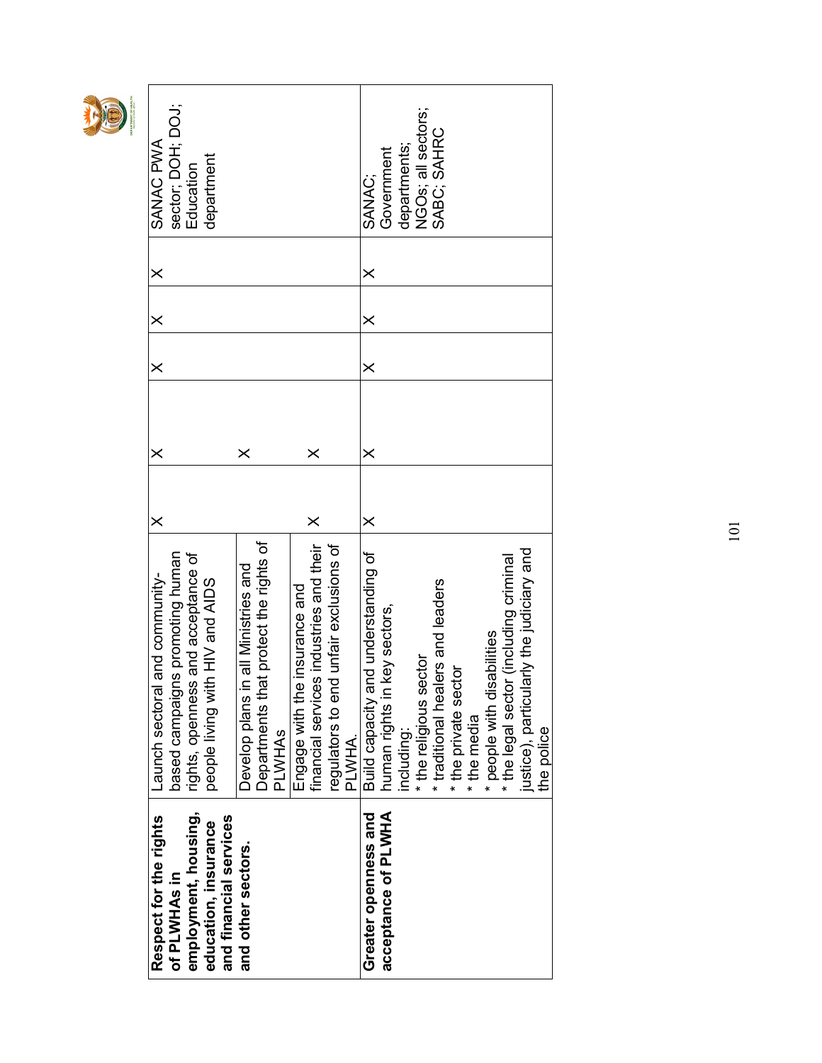| | | | | | | | |
|---|---|---|---|---|---|---|---|
| **Respect for the rights of PLWHAs in employment, housing, education, insurance and financial services and other sectors.** | Launch sectoral and community-based campaigns promoting human rights, openness and acceptance of people living with HIV and AIDS | X | X | X | X | X | SANAC PWA sector; DOH; DOJ; Education department |
| | Develop plans in all Ministries and Departments that protect the rights of PLWHAs | | X | | | | |
| | Engage with the insurance and financial services industries and their regulators to end unfair exclusions of PLWHA. | X | X | | | | |
| **Greater openness and acceptance of PLWHA** | Build capacity and understanding of human rights in key sectors, including:<br>* the religious sector<br>* traditional healers and leaders<br>* the private sector<br>* the media<br>* people with disabilities<br>* the legal sector (including criminal justice), particularly the judiciary and the police | X | X | X | X | X | SANAC; Government departments; NGOs; all sectors; SABC; SAHRC |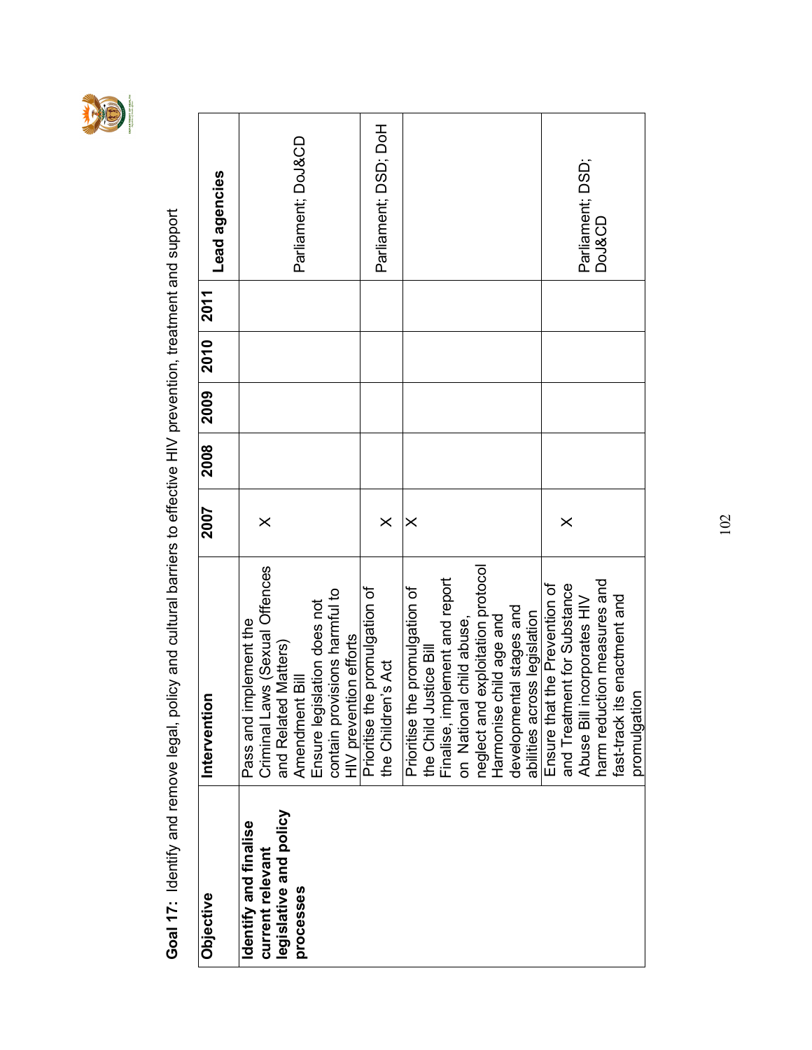**Goal 17:** Identify and remove legal, policy and cultural barriers to effective HIV prevention, treatment and support

| Objective | Intervention | 2007 | 2008 | 2009 | 2010 | 2011 | Lead agencies |
|---|---|---|---|---|---|---|---|
| **Identify and finalise current relevant legislative and policy processes** | Pass and implement the Criminal Laws (Sexual Offences and Related Matters) Amendment Bill<br>Ensure legislation does not contain provisions harmful to HIV prevention efforts | X | | | | | Parliament; DoJ&CD |
| | Prioritise the promulgation of the Children's Act | X | | | | | Parliament; DSD; DoH |
| | Prioritise the promulgation of the Child Justice Bill<br>Finalise, implement and report on National child abuse, neglect and exploitation protocol<br>Harmonise child age and developmental stages and abilities across legislation | X | | | | | |
| | Ensure that the Prevention of and Treatment for Substance Abuse Bill incorporates HIV harm reduction measures and fast-track its enactment and promulgation | X | | | | | Parliament; DSD; DoJ&CD |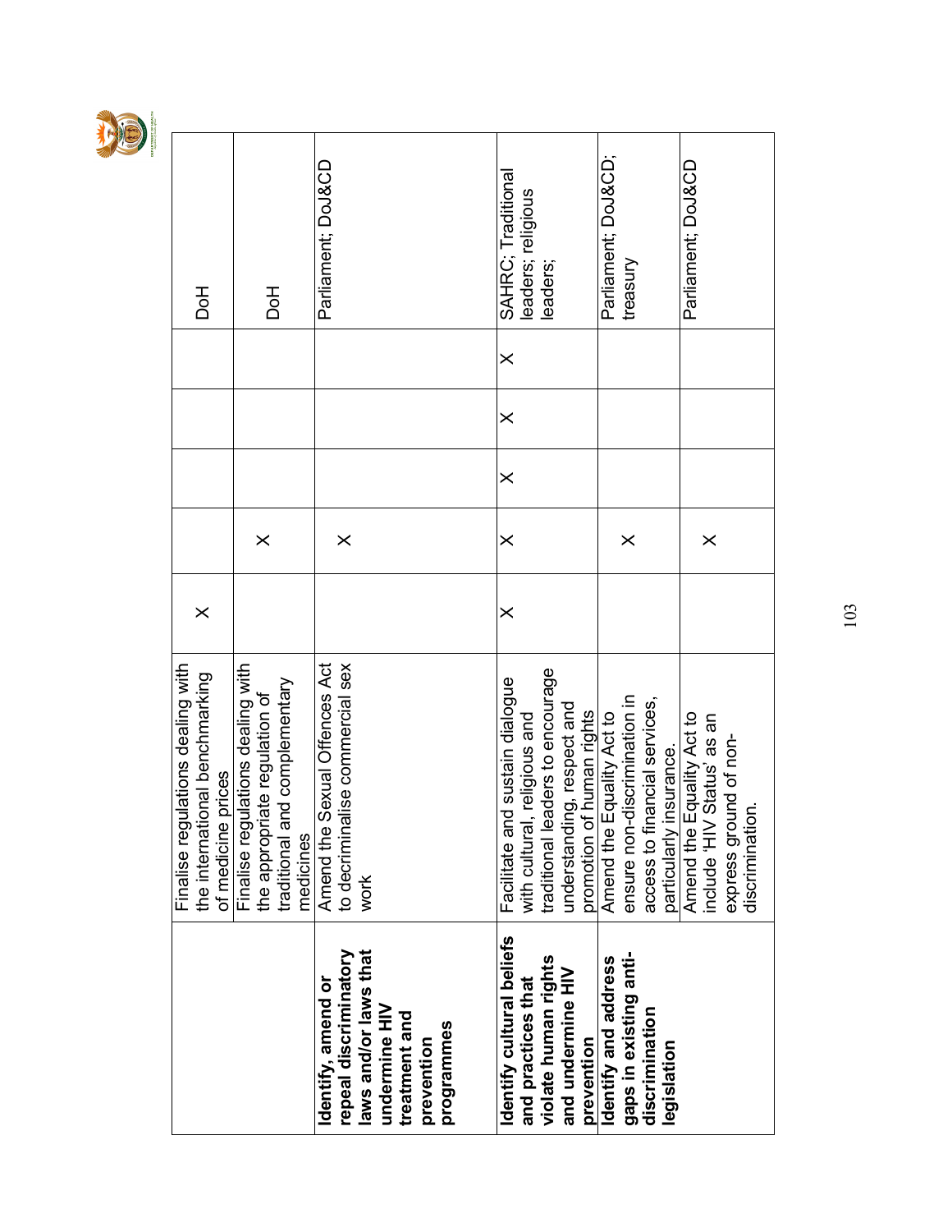|  |  |  |  |  |  |  |
|---|---|---|---|---|---|---|
|  | Finalise regulations dealing with the international benchmarking of medicine prices | X |  |  |  | DoH |
|  | Finalise regulations dealing with the appropriate regulation of traditional and complementary medicines |  | X |  |  | DoH |
| **Identify, amend or repeal discriminatory laws and/or laws that undermine HIV treatment and prevention programmes** | Amend the Sexual Offences Act to decriminalise commercial sex work |  | X |  |  | Parliament; DoJ&CD |
| **Identify cultural beliefs and practices that violate human rights and undermine HIV prevention** | Facilitate and sustain dialogue with cultural, religious and traditional leaders to encourage understanding, respect and promotion of human rights | X | X | X | X | X | SAHRC; Traditional leaders; religious leaders; |
| **Identify and address gaps in existing anti-discrimination legislation** | Amend the Equality Act to ensure non-discrimination in access to financial services, particularly insurance. |  | X |  |  | Parliament; DoJ&CD; treasury |
|  | Amend the Equality Act to include 'HIV Status' as an express ground of non-discrimination. |  | X |  |  | Parliament; DoJ&CD |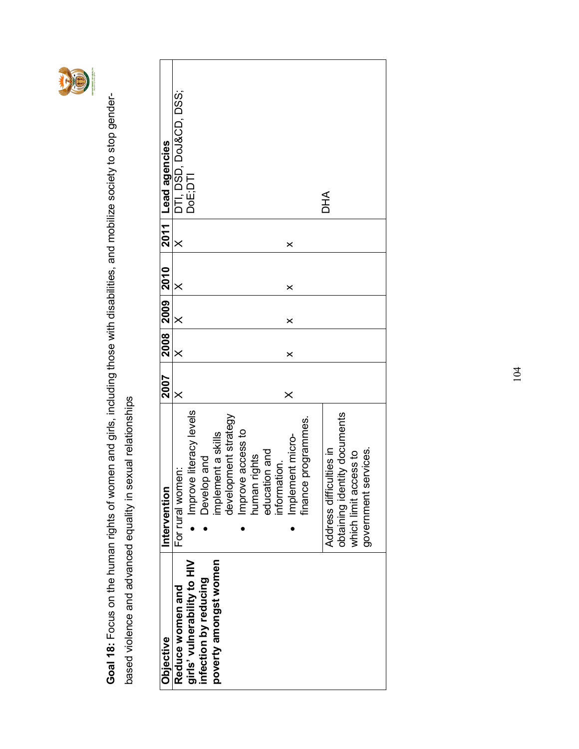**Goal 18:** Focus on the human rights of women and girls, including those with disabilities, and mobilize society to stop gender-based violence and advanced equality in sexual relationships

| Objective | Intervention | 2007 | 2008 | 2009 | 2010 | 2011 | Lead agencies |
|---|---|---|---|---|---|---|---|
| **Reduce women and girls' vulnerability to HIV infection by reducing poverty amongst women** | For rural women: <br>• Improve literacy levels <br>• Develop and implement a skills development strategy <br>• Improve access to human rights education and information. <br>• Implement micro-finance programmes. | X <br><br><br><br><br>X | X <br><br><br><br><br>x | X <br><br><br><br><br>x | X <br><br><br><br><br>x | X <br><br><br><br><br>x | DTI, DSD, DoJ&CD, DSS; DoE;DTI |
| | Address difficulties in obtaining identity documents which limit access to government services. | | | | | | DHA |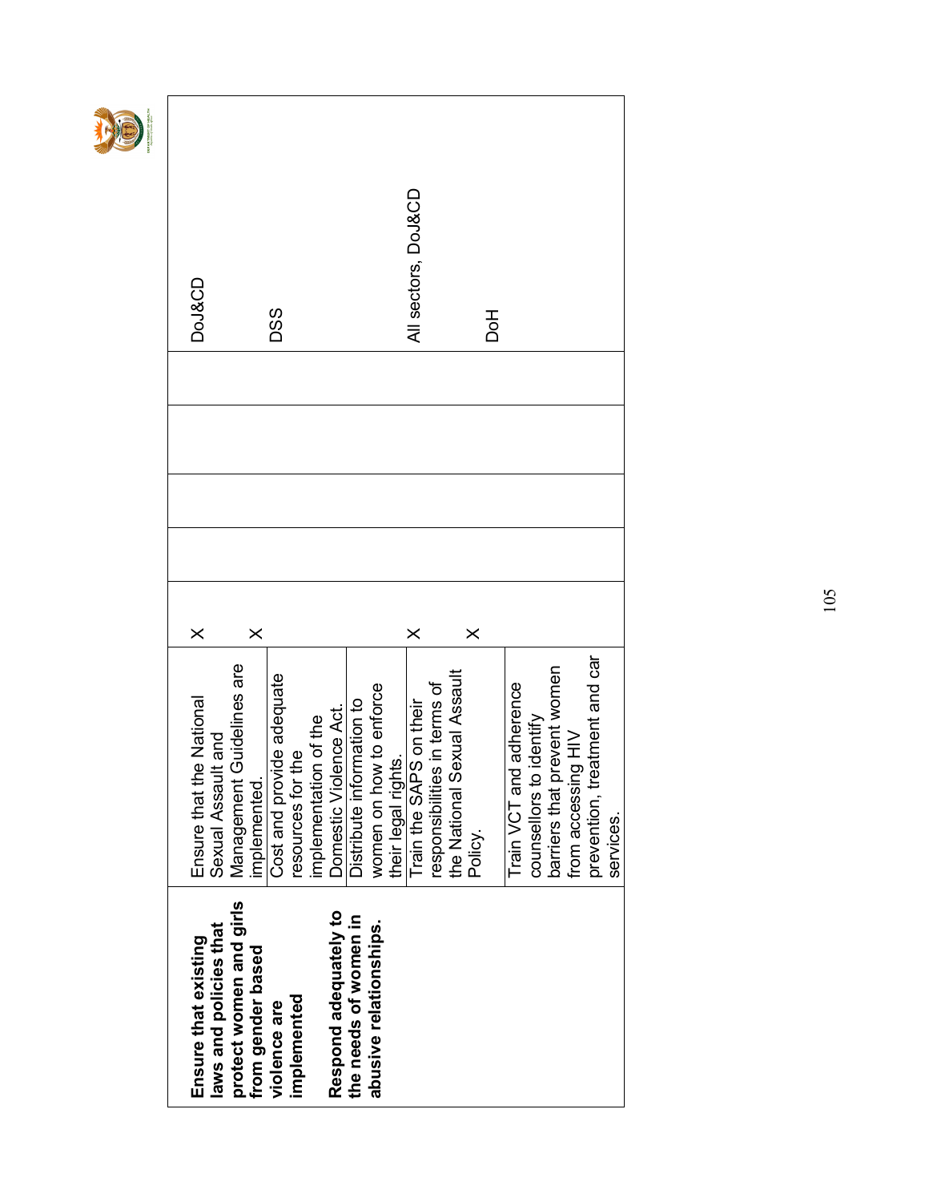| | | | | | | | |
|---|---|---|---|---|---|---|---|
| **Ensure that existing laws and policies that protect women and girls from gender based violence are implemented** | Ensure that the National Sexual Assault and Management Guidelines are implemented. | X | | | | | DoJ&CD |
| | Cost and provide adequate resources for the implementation of the Domestic Violence Act. | X | | | | | DSS |
| **Respond adequately to the needs of women in abusive relationships.** | Distribute information to women on how to enforce their legal rights. | | | | | | |
| | Train the SAPS on their responsibilities in terms of the National Sexual Assault Policy. | X | | | | | All sectors, DoJ&CD |
| | Train VCT and adherence counsellors to identify barriers that prevent women from accessing HIV prevention, treatment and car services. | X | | | | | DoH |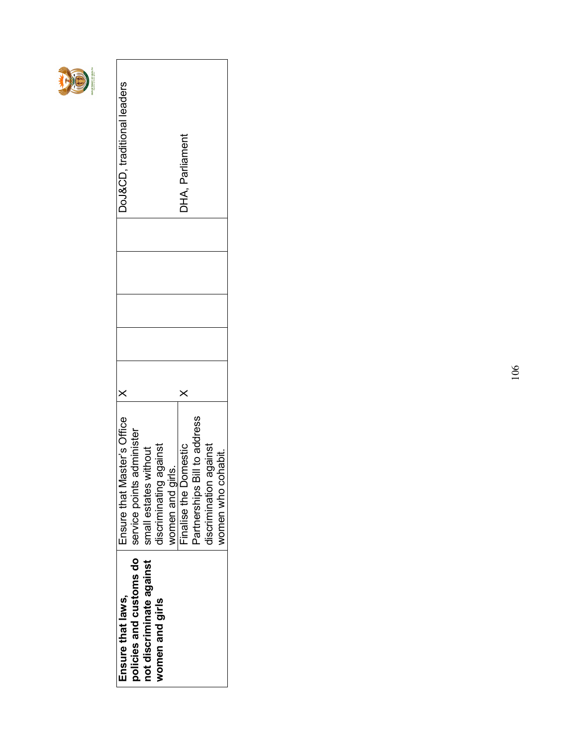| | | | | | | | |
|---|---|---|---|---|---|---|---|
| **Ensure that laws, policies and customs do not discriminate against women and girls** | Ensure that Master's Office service points administer small estates without discriminating against women and girls. | X | | | | | DoJ&CD, traditional leaders |
| | Finalise the Domestic Partnerships Bill to address discrimination against women who cohabit. | X | | | | | DHA, Parliament |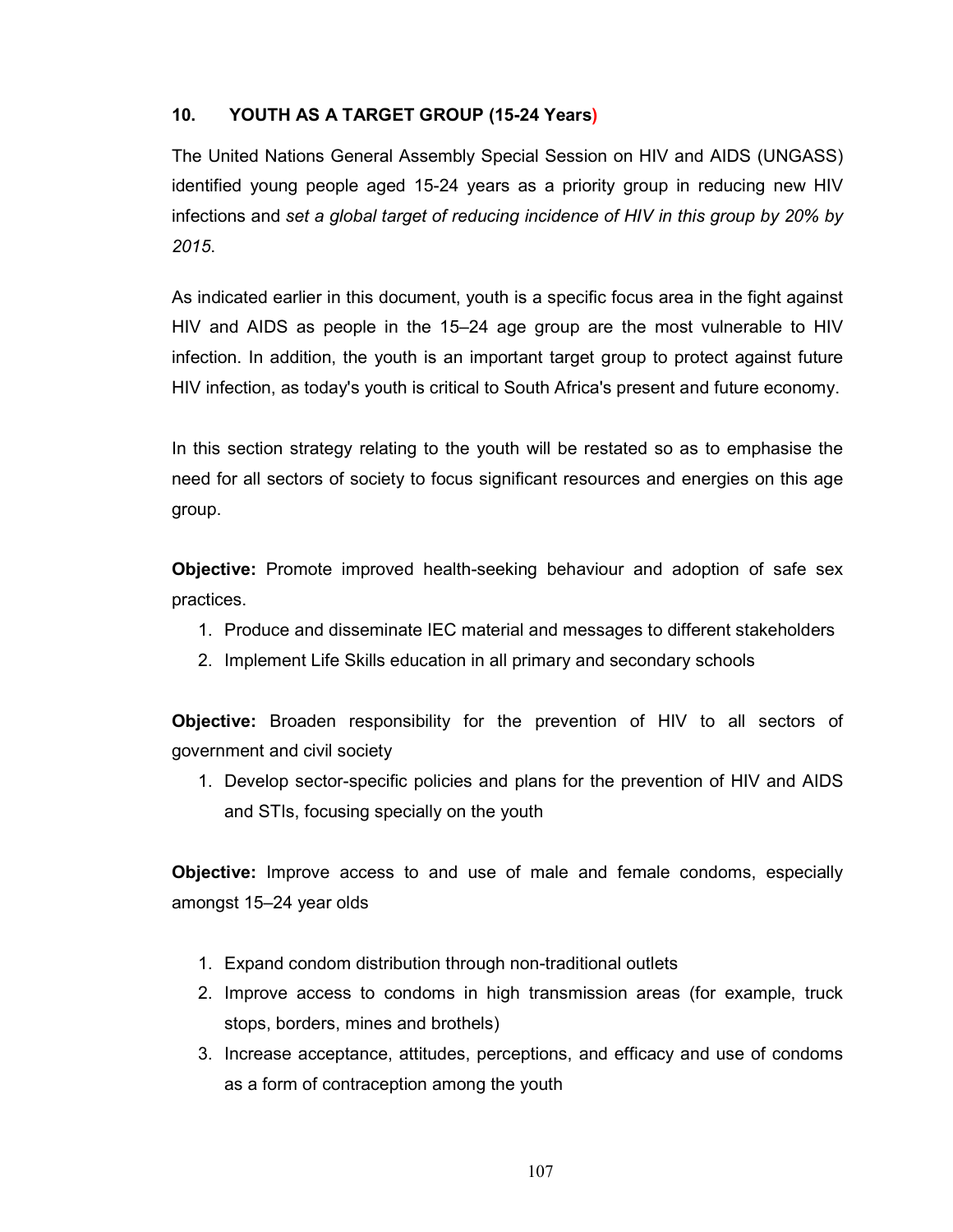## 10. YOUTH AS A TARGET GROUP (15-24 Years)

The United Nations General Assembly Special Session on HIV and AIDS (UNGASS) identified young people aged 15-24 years as a priority group in reducing new HIV infections and *set a global target of reducing incidence of HIV in this group by 20% by 2015*.

As indicated earlier in this document, youth is a specific focus area in the fight against HIV and AIDS as people in the 15–24 age group are the most vulnerable to HIV infection. In addition, the youth is an important target group to protect against future HIV infection, as today's youth is critical to South Africa's present and future economy.

In this section strategy relating to the youth will be restated so as to emphasise the need for all sectors of society to focus significant resources and energies on this age group.

**Objective:** Promote improved health-seeking behaviour and adoption of safe sex practices.

1. Produce and disseminate IEC material and messages to different stakeholders
2. Implement Life Skills education in all primary and secondary schools

**Objective:** Broaden responsibility for the prevention of HIV to all sectors of government and civil society

1. Develop sector-specific policies and plans for the prevention of HIV and AIDS and STIs, focusing specially on the youth

**Objective:** Improve access to and use of male and female condoms, especially amongst 15–24 year olds

1. Expand condom distribution through non-traditional outlets
2. Improve access to condoms in high transmission areas (for example, truck stops, borders, mines and brothels)
3. Increase acceptance, attitudes, perceptions, and efficacy and use of condoms as a form of contraception among the youth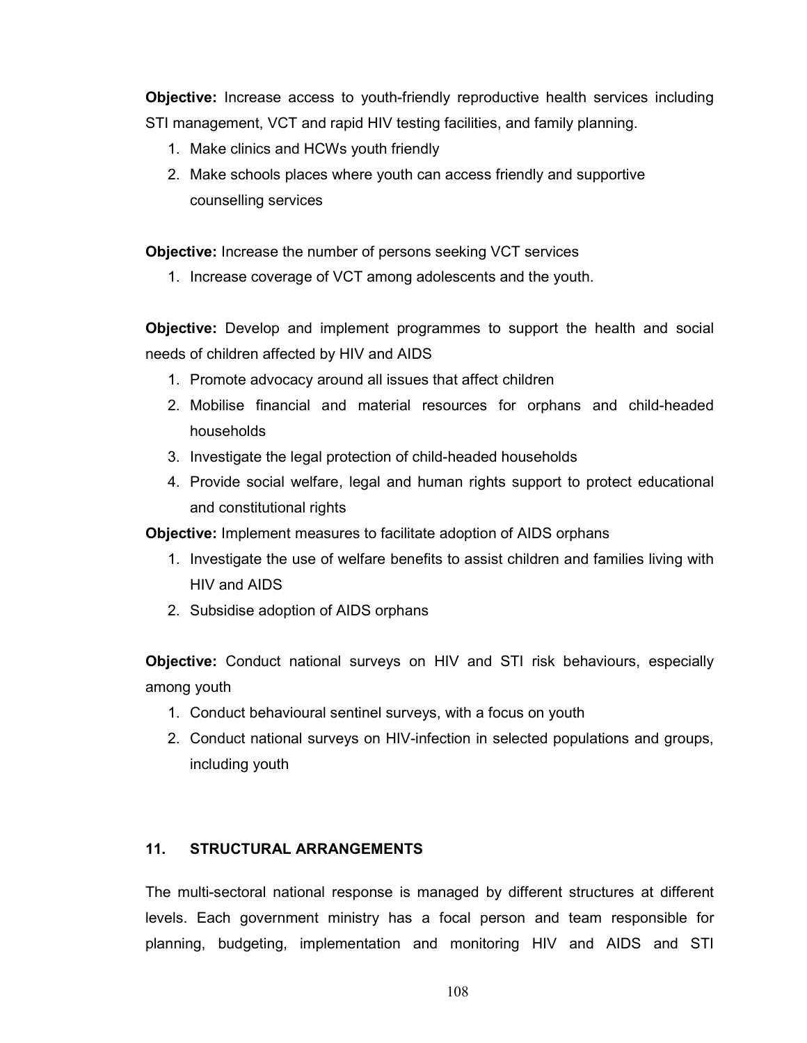**Objective:** Increase access to youth-friendly reproductive health services including STI management, VCT and rapid HIV testing facilities, and family planning.

1. Make clinics and HCWs youth friendly
2. Make schools places where youth can access friendly and supportive counselling services

**Objective:** Increase the number of persons seeking VCT services

1. Increase coverage of VCT among adolescents and the youth.

**Objective:** Develop and implement programmes to support the health and social needs of children affected by HIV and AIDS

1. Promote advocacy around all issues that affect children
2. Mobilise financial and material resources for orphans and child-headed households
3. Investigate the legal protection of child-headed households
4. Provide social welfare, legal and human rights support to protect educational and constitutional rights

**Objective:** Implement measures to facilitate adoption of AIDS orphans

1. Investigate the use of welfare benefits to assist children and families living with HIV and AIDS
2. Subsidise adoption of AIDS orphans

**Objective:** Conduct national surveys on HIV and STI risk behaviours, especially among youth

1. Conduct behavioural sentinel surveys, with a focus on youth
2. Conduct national surveys on HIV-infection in selected populations and groups, including youth

## 11. STRUCTURAL ARRANGEMENTS

The multi-sectoral national response is managed by different structures at different levels. Each government ministry has a focal person and team responsible for planning, budgeting, implementation and monitoring HIV and AIDS and STI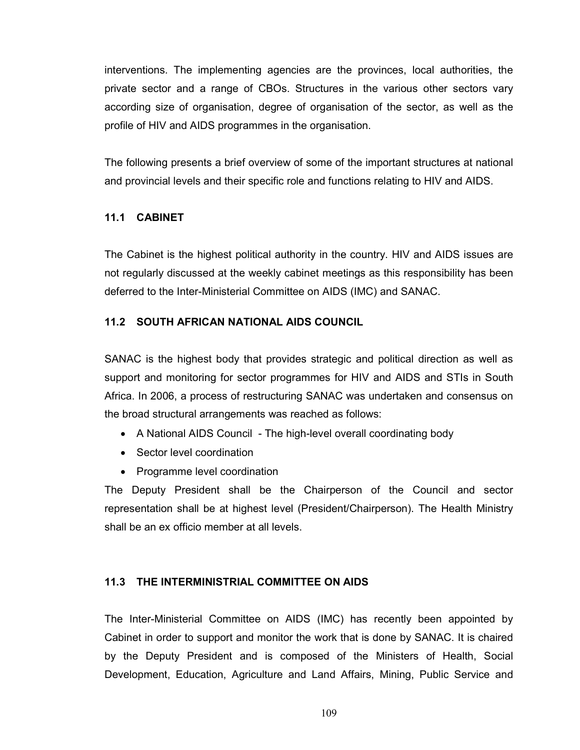interventions. The implementing agencies are the provinces, local authorities, the private sector and a range of CBOs. Structures in the various other sectors vary according size of organisation, degree of organisation of the sector, as well as the profile of HIV and AIDS programmes in the organisation.

The following presents a brief overview of some of the important structures at national and provincial levels and their specific role and functions relating to HIV and AIDS.

## 11.1 CABINET

The Cabinet is the highest political authority in the country. HIV and AIDS issues are not regularly discussed at the weekly cabinet meetings as this responsibility has been deferred to the Inter-Ministerial Committee on AIDS (IMC) and SANAC.

## 11.2 SOUTH AFRICAN NATIONAL AIDS COUNCIL

SANAC is the highest body that provides strategic and political direction as well as support and monitoring for sector programmes for HIV and AIDS and STIs in South Africa. In 2006, a process of restructuring SANAC was undertaken and consensus on the broad structural arrangements was reached as follows:

- A National AIDS Council - The high-level overall coordinating body
- Sector level coordination
- Programme level coordination

The Deputy President shall be the Chairperson of the Council and sector representation shall be at highest level (President/Chairperson). The Health Ministry shall be an ex officio member at all levels.

## 11.3 THE INTERMINISTRIAL COMMITTEE ON AIDS

The Inter-Ministerial Committee on AIDS (IMC) has recently been appointed by Cabinet in order to support and monitor the work that is done by SANAC. It is chaired by the Deputy President and is composed of the Ministers of Health, Social Development, Education, Agriculture and Land Affairs, Mining, Public Service and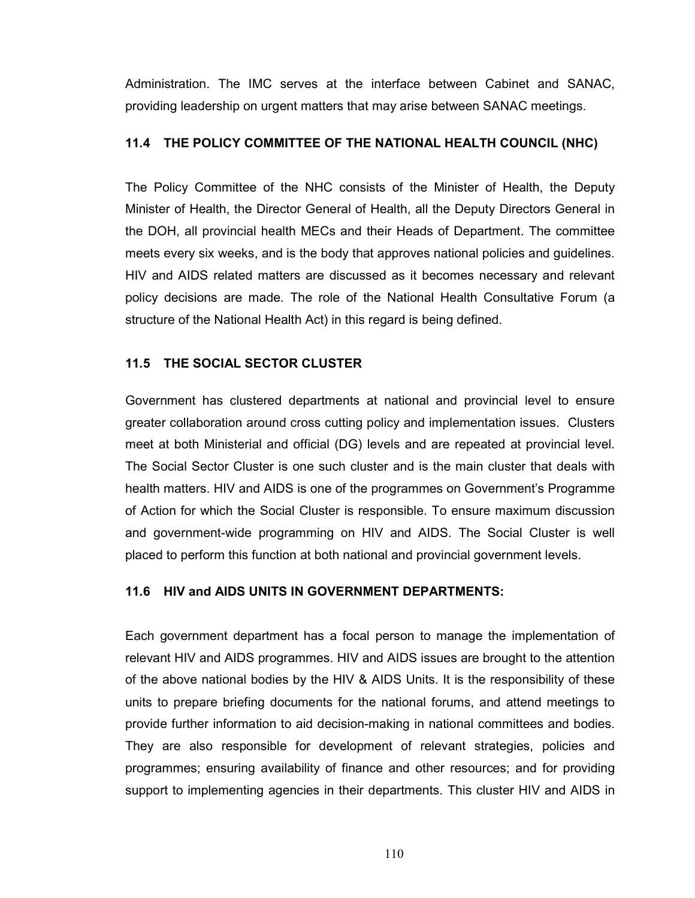Administration. The IMC serves at the interface between Cabinet and SANAC, providing leadership on urgent matters that may arise between SANAC meetings.

### 11.4 THE POLICY COMMITTEE OF THE NATIONAL HEALTH COUNCIL (NHC)

The Policy Committee of the NHC consists of the Minister of Health, the Deputy Minister of Health, the Director General of Health, all the Deputy Directors General in the DOH, all provincial health MECs and their Heads of Department. The committee meets every six weeks, and is the body that approves national policies and guidelines. HIV and AIDS related matters are discussed as it becomes necessary and relevant policy decisions are made. The role of the National Health Consultative Forum (a structure of the National Health Act) in this regard is being defined.

### 11.5 THE SOCIAL SECTOR CLUSTER

Government has clustered departments at national and provincial level to ensure greater collaboration around cross cutting policy and implementation issues. Clusters meet at both Ministerial and official (DG) levels and are repeated at provincial level. The Social Sector Cluster is one such cluster and is the main cluster that deals with health matters. HIV and AIDS is one of the programmes on Government's Programme of Action for which the Social Cluster is responsible. To ensure maximum discussion and government-wide programming on HIV and AIDS. The Social Cluster is well placed to perform this function at both national and provincial government levels.

### 11.6 HIV and AIDS UNITS IN GOVERNMENT DEPARTMENTS:

Each government department has a focal person to manage the implementation of relevant HIV and AIDS programmes. HIV and AIDS issues are brought to the attention of the above national bodies by the HIV & AIDS Units. It is the responsibility of these units to prepare briefing documents for the national forums, and attend meetings to provide further information to aid decision-making in national committees and bodies. They are also responsible for development of relevant strategies, policies and programmes; ensuring availability of finance and other resources; and for providing support to implementing agencies in their departments. This cluster HIV and AIDS in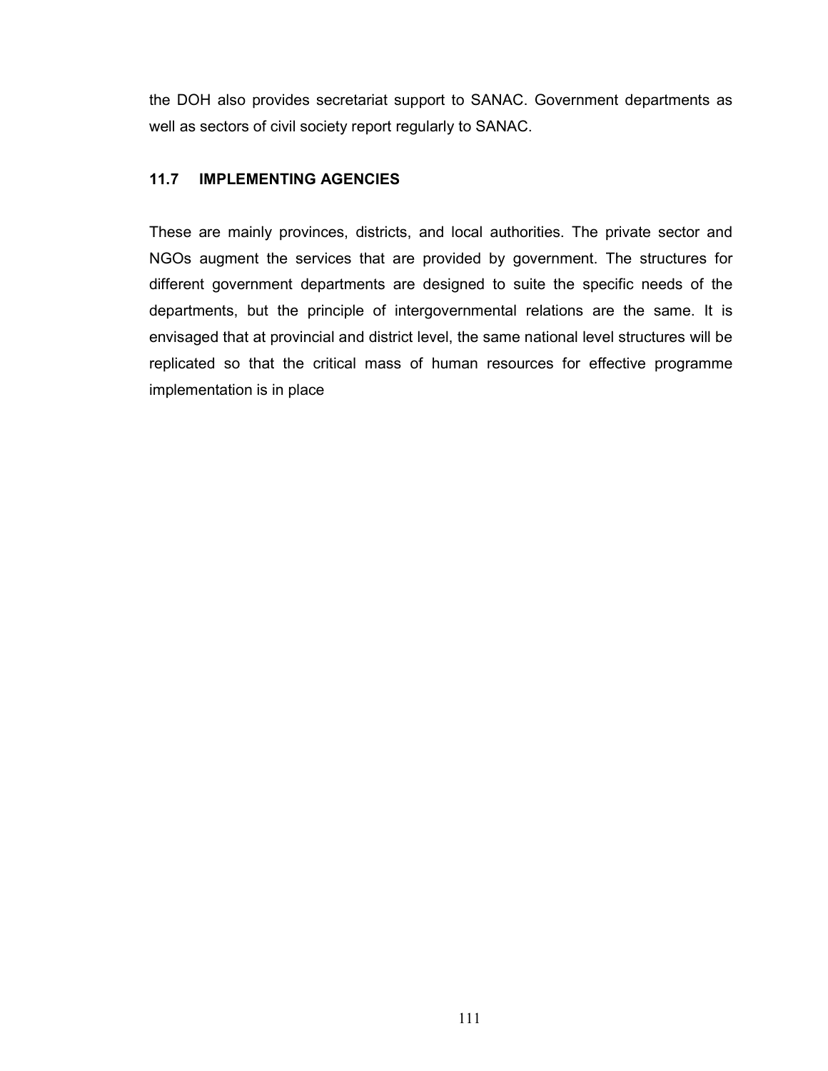the DOH also provides secretariat support to SANAC. Government departments as well as sectors of civil society report regularly to SANAC.

### 11.7 IMPLEMENTING AGENCIES

These are mainly provinces, districts, and local authorities. The private sector and NGOs augment the services that are provided by government. The structures for different government departments are designed to suite the specific needs of the departments, but the principle of intergovernmental relations are the same. It is envisaged that at provincial and district level, the same national level structures will be replicated so that the critical mass of human resources for effective programme implementation is in place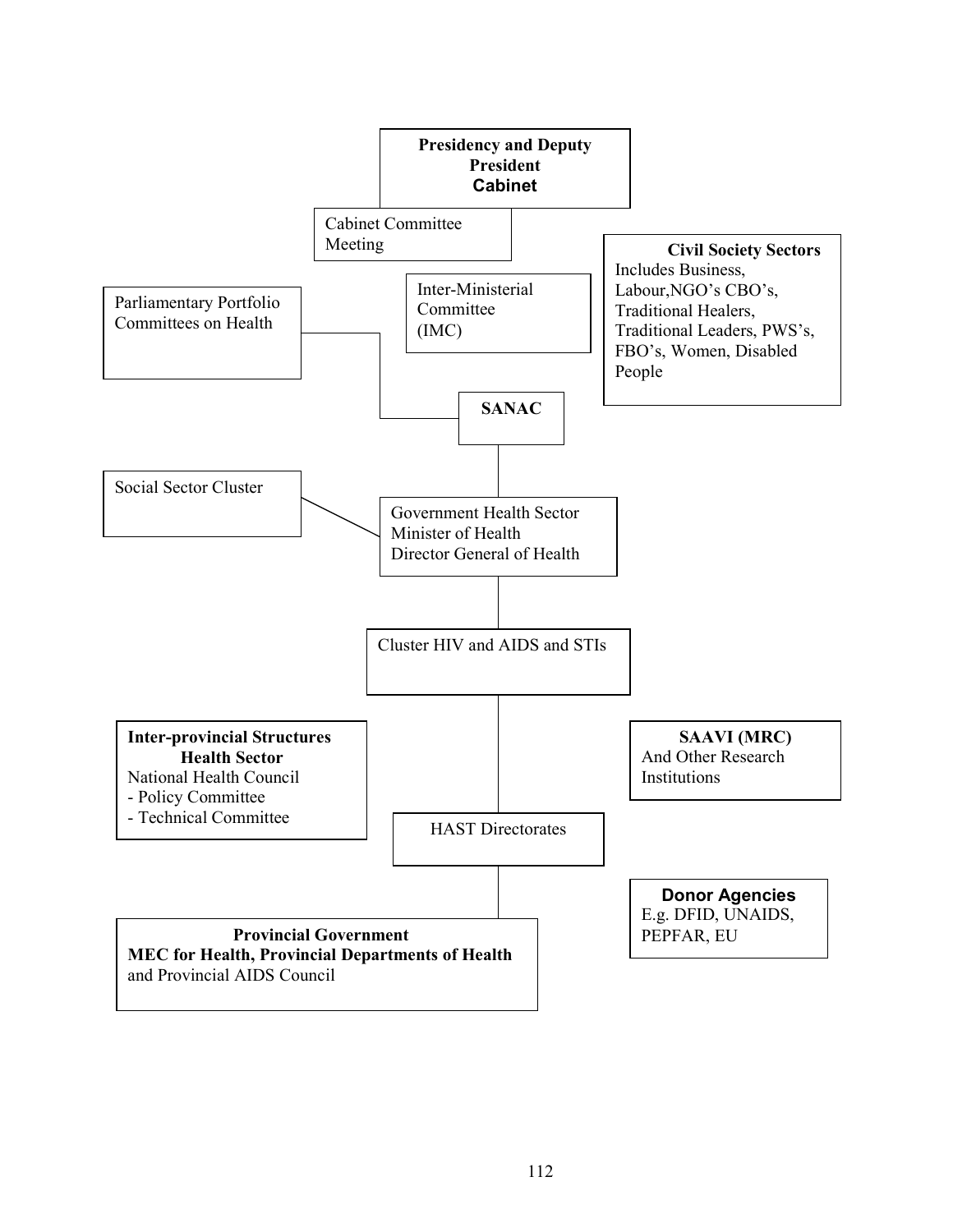**Presidency and Deputy President**
**Cabinet**

Cabinet Committee Meeting

**Civil Society Sectors**
Includes Business, Labour,NGO's CBO's, Traditional Healers, Traditional Leaders, PWS's, FBO's, Women, Disabled People

Parliamentary Portfolio Committees on Health

Inter-Ministerial Committee (IMC)

**SANAC**

Social Sector Cluster

Government Health Sector
Minister of Health
Director General of Health

Cluster HIV and AIDS and STIs

**Inter-provincial Structures**
**Health Sector**
National Health Council
- Policy Committee
- Technical Committee

**SAAVI (MRC)**
And Other Research Institutions

HAST Directorates

**Donor Agencies**
E.g. DFID, UNAIDS, PEPFAR, EU

**Provincial Government**
**MEC for Health, Provincial Departments of Health** and Provincial AIDS Council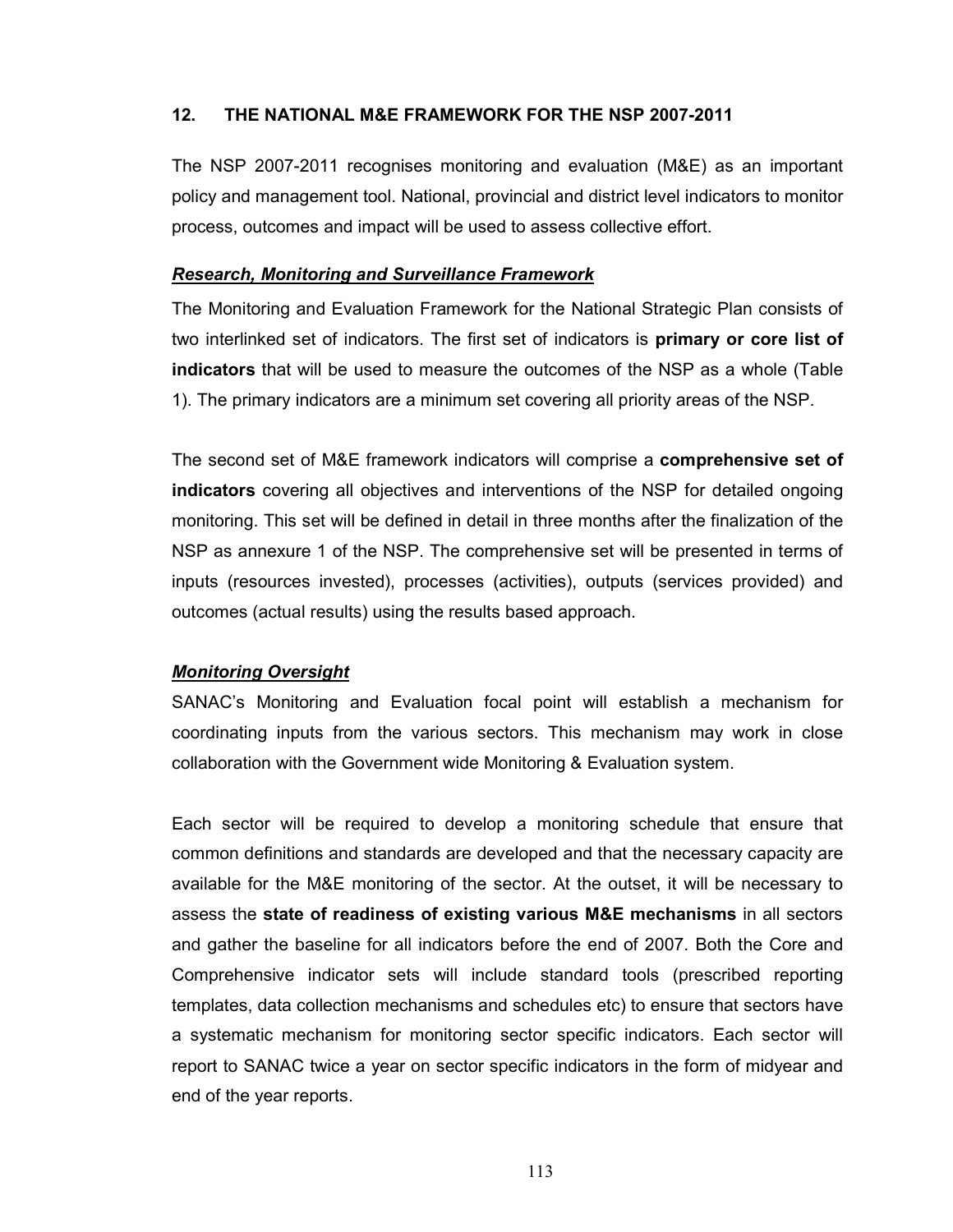## 12. THE NATIONAL M&E FRAMEWORK FOR THE NSP 2007-2011

The NSP 2007-2011 recognises monitoring and evaluation (M&E) as an important policy and management tool. National, provincial and district level indicators to monitor process, outcomes and impact will be used to assess collective effort.

### ***Research, Monitoring and Surveillance Framework***

The Monitoring and Evaluation Framework for the National Strategic Plan consists of two interlinked set of indicators. The first set of indicators is **primary or core list of indicators** that will be used to measure the outcomes of the NSP as a whole (Table 1). The primary indicators are a minimum set covering all priority areas of the NSP.

The second set of M&E framework indicators will comprise a **comprehensive set of indicators** covering all objectives and interventions of the NSP for detailed ongoing monitoring. This set will be defined in detail in three months after the finalization of the NSP as annexure 1 of the NSP. The comprehensive set will be presented in terms of inputs (resources invested), processes (activities), outputs (services provided) and outcomes (actual results) using the results based approach.

### ***Monitoring Oversight***

SANAC's Monitoring and Evaluation focal point will establish a mechanism for coordinating inputs from the various sectors. This mechanism may work in close collaboration with the Government wide Monitoring & Evaluation system.

Each sector will be required to develop a monitoring schedule that ensure that common definitions and standards are developed and that the necessary capacity are available for the M&E monitoring of the sector. At the outset, it will be necessary to assess the **state of readiness of existing various M&E mechanisms** in all sectors and gather the baseline for all indicators before the end of 2007. Both the Core and Comprehensive indicator sets will include standard tools (prescribed reporting templates, data collection mechanisms and schedules etc) to ensure that sectors have a systematic mechanism for monitoring sector specific indicators. Each sector will report to SANAC twice a year on sector specific indicators in the form of midyear and end of the year reports.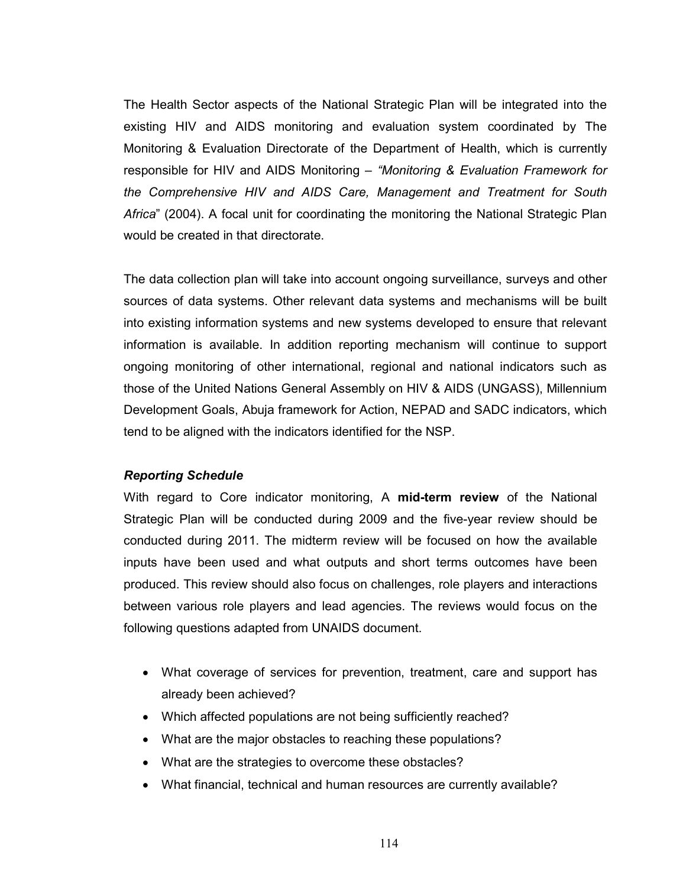The Health Sector aspects of the National Strategic Plan will be integrated into the existing HIV and AIDS monitoring and evaluation system coordinated by The Monitoring & Evaluation Directorate of the Department of Health, which is currently responsible for HIV and AIDS Monitoring – *"Monitoring & Evaluation Framework for the Comprehensive HIV and AIDS Care, Management and Treatment for South Africa*" (2004). A focal unit for coordinating the monitoring the National Strategic Plan would be created in that directorate.

The data collection plan will take into account ongoing surveillance, surveys and other sources of data systems. Other relevant data systems and mechanisms will be built into existing information systems and new systems developed to ensure that relevant information is available. In addition reporting mechanism will continue to support ongoing monitoring of other international, regional and national indicators such as those of the United Nations General Assembly on HIV & AIDS (UNGASS), Millennium Development Goals, Abuja framework for Action, NEPAD and SADC indicators, which tend to be aligned with the indicators identified for the NSP.

***Reporting Schedule***

With regard to Core indicator monitoring, A **mid-term review** of the National Strategic Plan will be conducted during 2009 and the five-year review should be conducted during 2011. The midterm review will be focused on how the available inputs have been used and what outputs and short terms outcomes have been produced. This review should also focus on challenges, role players and interactions between various role players and lead agencies. The reviews would focus on the following questions adapted from UNAIDS document.

- What coverage of services for prevention, treatment, care and support has already been achieved?
- Which affected populations are not being sufficiently reached?
- What are the major obstacles to reaching these populations?
- What are the strategies to overcome these obstacles?
- What financial, technical and human resources are currently available?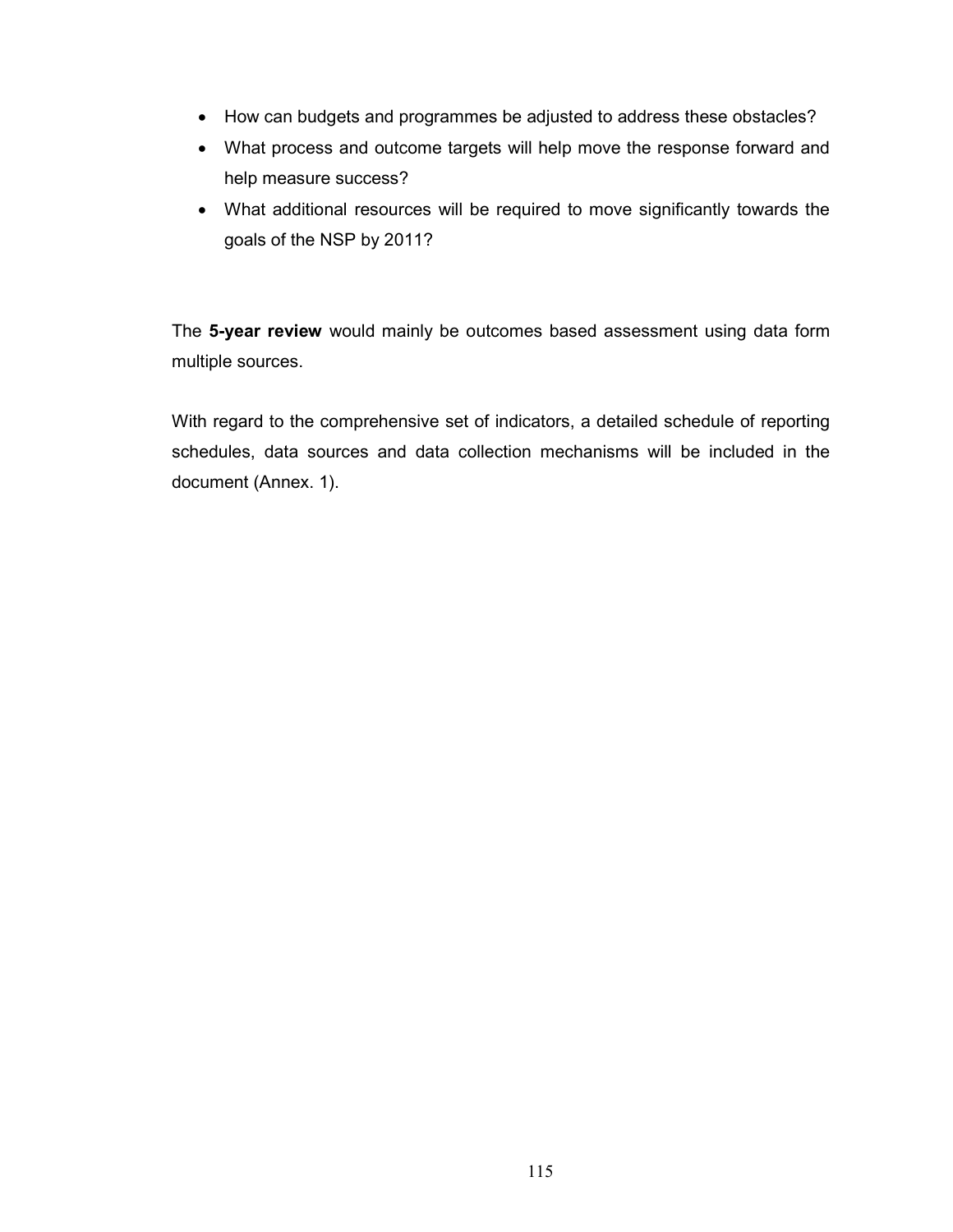- How can budgets and programmes be adjusted to address these obstacles?
- What process and outcome targets will help move the response forward and help measure success?
- What additional resources will be required to move significantly towards the goals of the NSP by 2011?

The **5-year review** would mainly be outcomes based assessment using data form multiple sources.

With regard to the comprehensive set of indicators, a detailed schedule of reporting schedules, data sources and data collection mechanisms will be included in the document (Annex. 1).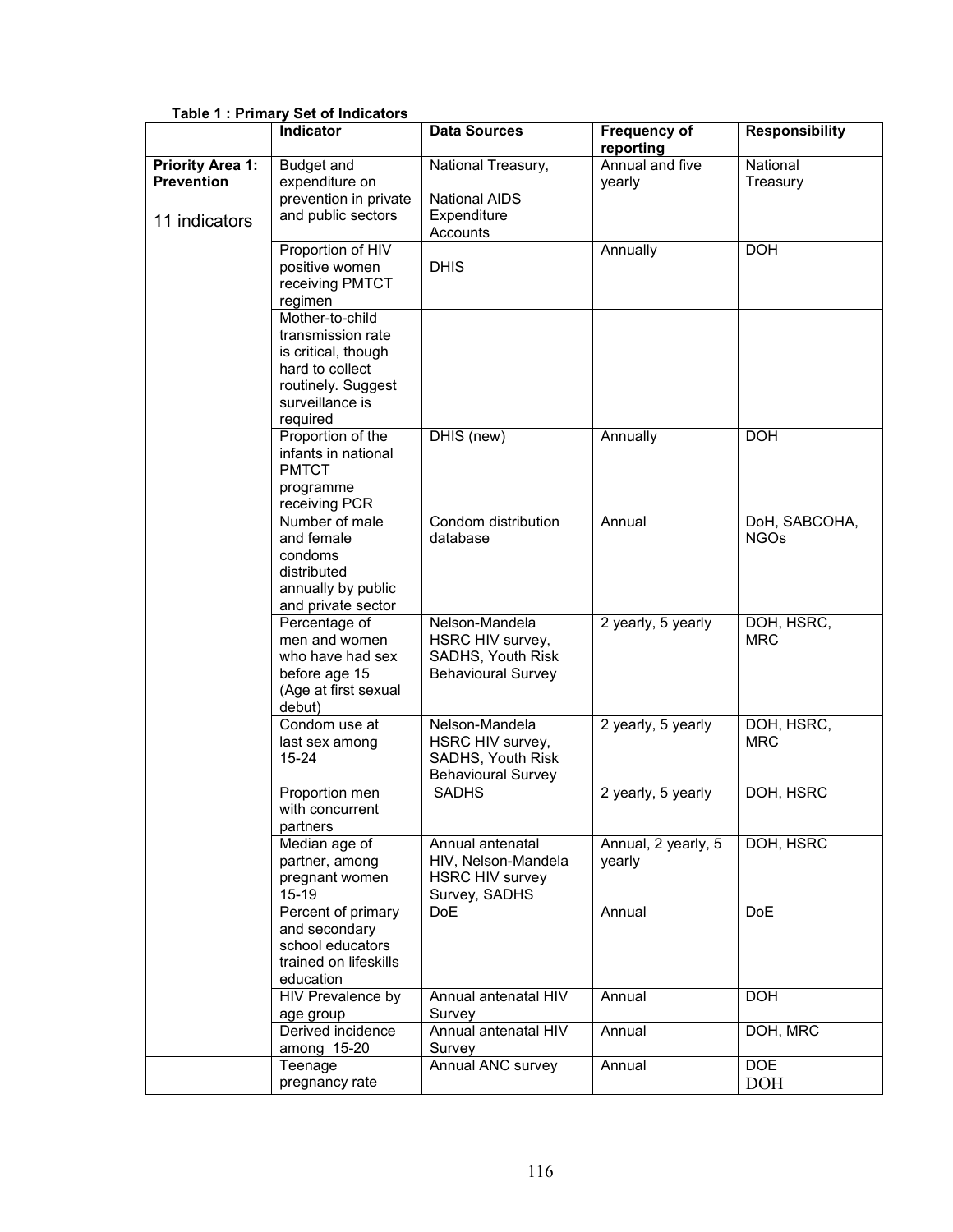**Table 1 : Primary Set of Indicators**

| | Indicator | Data Sources | Frequency of reporting | Responsibility |
|---|---|---|---|---|
| **Priority Area 1: Prevention** 11 indicators | Budget and expenditure on prevention in private and public sectors | National Treasury, National AIDS Expenditure Accounts | Annual and five yearly | National Treasury |
| | Proportion of HIV positive women receiving PMTCT regimen | DHIS | Annually | DOH |
| | Mother-to-child transmission rate is critical, though hard to collect routinely. Suggest surveillance is required | | | |
| | Proportion of the infants in national PMTCT programme receiving PCR | DHIS (new) | Annually | DOH |
| | Number of male and female condoms distributed annually by public and private sector | Condom distribution database | Annual | DoH, SABCOHA, NGOs |
| | Percentage of men and women who have had sex before age 15 (Age at first sexual debut) | Nelson-Mandela HSRC HIV survey, SADHS, Youth Risk Behavioural Survey | 2 yearly, 5 yearly | DOH, HSRC, MRC |
| | Condom use at last sex among 15-24 | Nelson-Mandela HSRC HIV survey, SADHS, Youth Risk Behavioural Survey | 2 yearly, 5 yearly | DOH, HSRC, MRC |
| | Proportion men with concurrent partners | SADHS | 2 yearly, 5 yearly | DOH, HSRC |
| | Median age of partner, among pregnant women 15-19 | Annual antenatal HIV, Nelson-Mandela HSRC HIV survey Survey, SADHS | Annual, 2 yearly, 5 yearly | DOH, HSRC |
| | Percent of primary and secondary school educators trained on lifeskills education | DoE | Annual | DoE |
| | HIV Prevalence by age group | Annual antenatal HIV Survey | Annual | DOH |
| | Derived incidence among 15-20 | Annual antenatal HIV Survey | Annual | DOH, MRC |
| | Teenage pregnancy rate | Annual ANC survey | Annual | DOE DOH |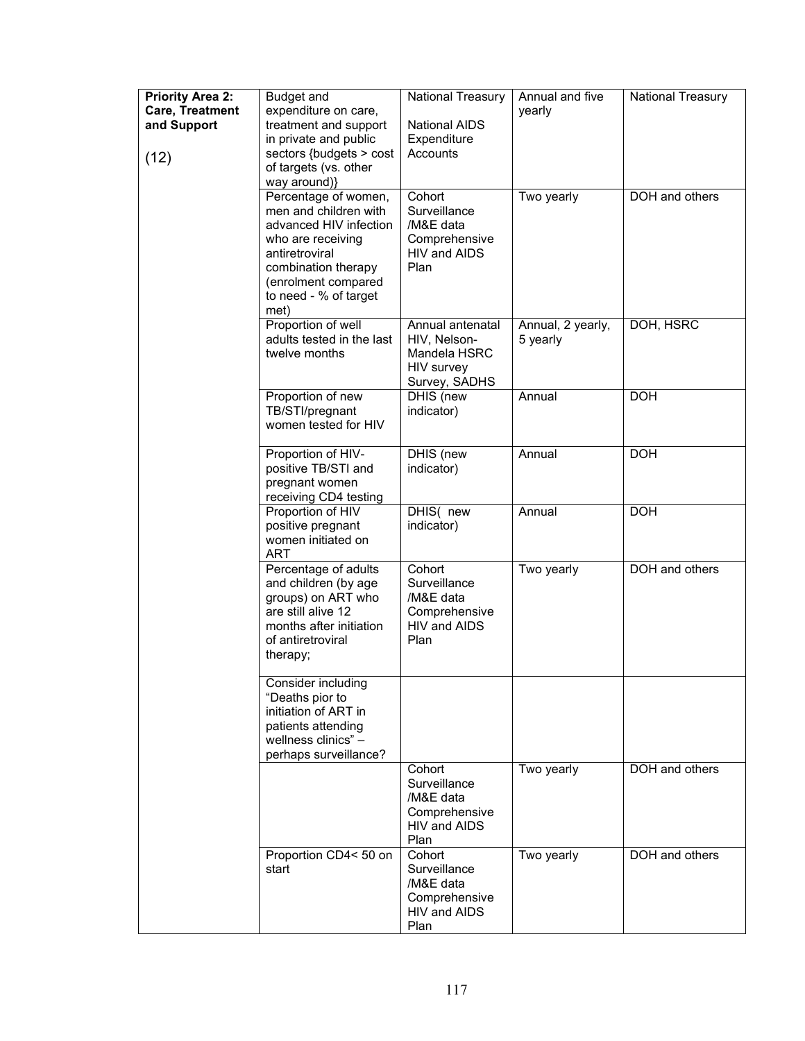| **Priority Area 2: Care, Treatment and Support**<br><br>(12) | Budget and expenditure on care, treatment and support in private and public sectors {budgets > cost of targets (vs. other way around)} | National Treasury<br><br>National AIDS Expenditure Accounts | Annual and five yearly | National Treasury |
|---|---|---|---|---|
| | Percentage of women, men and children with advanced HIV infection who are receiving antiretroviral combination therapy (enrolment compared to need - % of target met) | Cohort Surveillance /M&E data Comprehensive HIV and AIDS Plan | Two yearly | DOH and others |
| | Proportion of well adults tested in the last twelve months | Annual antenatal HIV, Nelson-Mandela HSRC HIV survey Survey, SADHS | Annual, 2 yearly, 5 yearly | DOH, HSRC |
| | Proportion of new TB/STI/pregnant women tested for HIV | DHIS (new indicator) | Annual | DOH |
| | Proportion of HIV-positive TB/STI and pregnant women receiving CD4 testing | DHIS (new indicator) | Annual | DOH |
| | Proportion of HIV positive pregnant women initiated on ART | DHIS( new indicator) | Annual | DOH |
| | Percentage of adults and children (by age groups) on ART who are still alive 12 months after initiation of antiretroviral therapy; | Cohort Surveillance /M&E data Comprehensive HIV and AIDS Plan | Two yearly | DOH and others |
| | Consider including "Deaths pior to initiation of ART in patients attending wellness clinics" – perhaps surveillance? | | | |
| | | Cohort Surveillance /M&E data Comprehensive HIV and AIDS Plan | Two yearly | DOH and others |
| | Proportion CD4< 50 on start | Cohort Surveillance /M&E data Comprehensive HIV and AIDS Plan | Two yearly | DOH and others |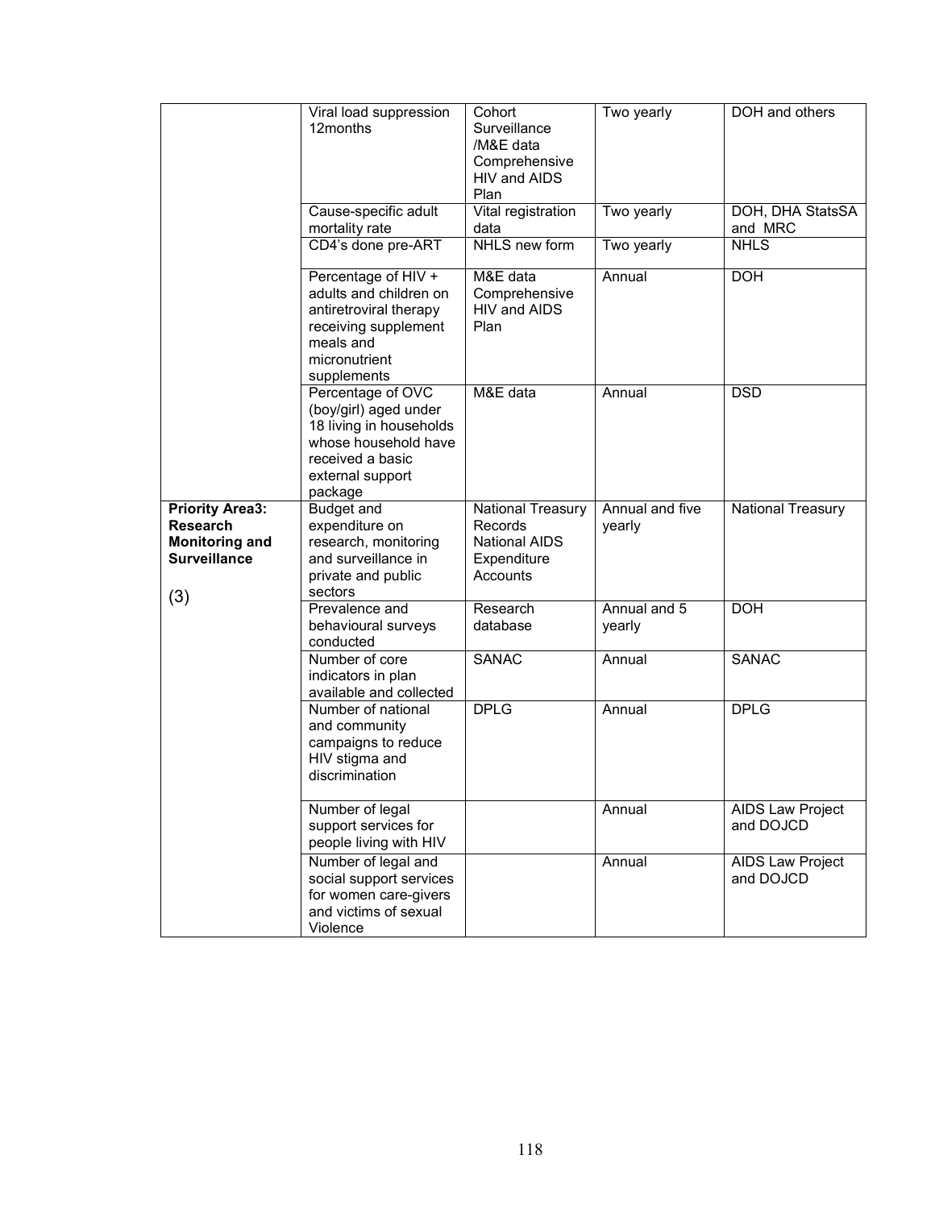| | | | | |
|---|---|---|---|---|
| | Viral load suppression 12months | Cohort Surveillance /M&E data Comprehensive HIV and AIDS Plan | Two yearly | DOH and others |
| | Cause-specific adult mortality rate | Vital registration data | Two yearly | DOH, DHA StatsSA and MRC |
| | CD4's done pre-ART | NHLS new form | Two yearly | NHLS |
| | Percentage of HIV + adults and children on antiretroviral therapy receiving supplement meals and micronutrient supplements | M&E data Comprehensive HIV and AIDS Plan | Annual | DOH |
| | Percentage of OVC (boy/girl) aged under 18 living in households whose household have received a basic external support package | M&E data | Annual | DSD |
| **Priority Area3: Research Monitoring and Surveillance** (3) | Budget and expenditure on research, monitoring and surveillance in private and public sectors | National Treasury Records National AIDS Expenditure Accounts | Annual and five yearly | National Treasury |
| | Prevalence and behavioural surveys conducted | Research database | Annual and 5 yearly | DOH |
| | Number of core indicators in plan available and collected | SANAC | Annual | SANAC |
| | Number of national and community campaigns to reduce HIV stigma and discrimination | DPLG | Annual | DPLG |
| | Number of legal support services for people living with HIV | | Annual | AIDS Law Project and DOJCD |
| | Number of legal and social support services for women care-givers and victims of sexual Violence | | Annual | AIDS Law Project and DOJCD |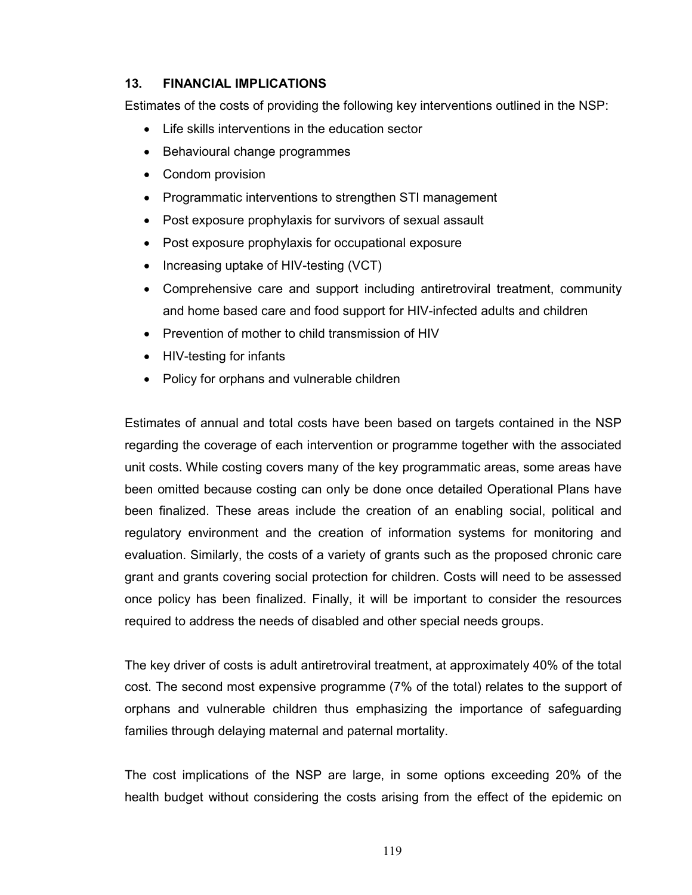## 13. FINANCIAL IMPLICATIONS

Estimates of the costs of providing the following key interventions outlined in the NSP:

- Life skills interventions in the education sector
- Behavioural change programmes
- Condom provision
- Programmatic interventions to strengthen STI management
- Post exposure prophylaxis for survivors of sexual assault
- Post exposure prophylaxis for occupational exposure
- Increasing uptake of HIV-testing (VCT)
- Comprehensive care and support including antiretroviral treatment, community and home based care and food support for HIV-infected adults and children
- Prevention of mother to child transmission of HIV
- HIV-testing for infants
- Policy for orphans and vulnerable children

Estimates of annual and total costs have been based on targets contained in the NSP regarding the coverage of each intervention or programme together with the associated unit costs. While costing covers many of the key programmatic areas, some areas have been omitted because costing can only be done once detailed Operational Plans have been finalized. These areas include the creation of an enabling social, political and regulatory environment and the creation of information systems for monitoring and evaluation. Similarly, the costs of a variety of grants such as the proposed chronic care grant and grants covering social protection for children. Costs will need to be assessed once policy has been finalized. Finally, it will be important to consider the resources required to address the needs of disabled and other special needs groups.

The key driver of costs is adult antiretroviral treatment, at approximately 40% of the total cost. The second most expensive programme (7% of the total) relates to the support of orphans and vulnerable children thus emphasizing the importance of safeguarding families through delaying maternal and paternal mortality.

The cost implications of the NSP are large, in some options exceeding 20% of the health budget without considering the costs arising from the effect of the epidemic on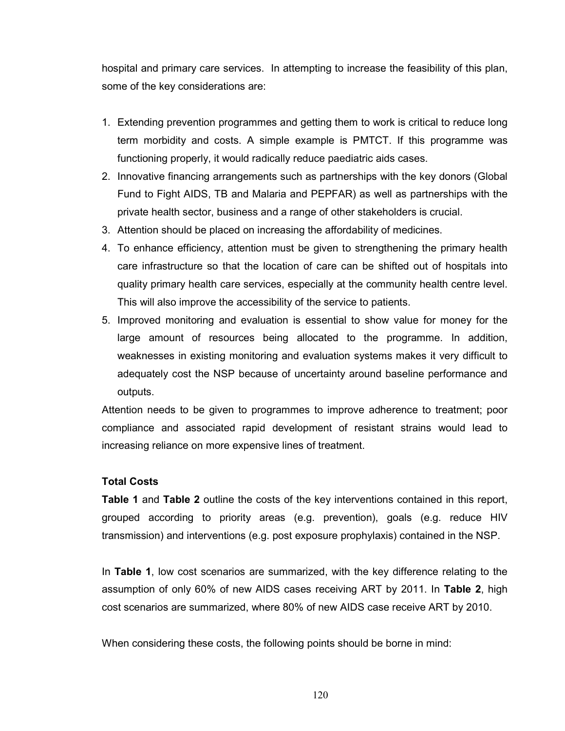hospital and primary care services. In attempting to increase the feasibility of this plan, some of the key considerations are:

1. Extending prevention programmes and getting them to work is critical to reduce long term morbidity and costs. A simple example is PMTCT. If this programme was functioning properly, it would radically reduce paediatric aids cases.
2. Innovative financing arrangements such as partnerships with the key donors (Global Fund to Fight AIDS, TB and Malaria and PEPFAR) as well as partnerships with the private health sector, business and a range of other stakeholders is crucial.
3. Attention should be placed on increasing the affordability of medicines.
4. To enhance efficiency, attention must be given to strengthening the primary health care infrastructure so that the location of care can be shifted out of hospitals into quality primary health care services, especially at the community health centre level. This will also improve the accessibility of the service to patients.
5. Improved monitoring and evaluation is essential to show value for money for the large amount of resources being allocated to the programme. In addition, weaknesses in existing monitoring and evaluation systems makes it very difficult to adequately cost the NSP because of uncertainty around baseline performance and outputs.

Attention needs to be given to programmes to improve adherence to treatment; poor compliance and associated rapid development of resistant strains would lead to increasing reliance on more expensive lines of treatment.

**Total Costs**

**Table 1** and **Table 2** outline the costs of the key interventions contained in this report, grouped according to priority areas (e.g. prevention), goals (e.g. reduce HIV transmission) and interventions (e.g. post exposure prophylaxis) contained in the NSP.

In **Table 1**, low cost scenarios are summarized, with the key difference relating to the assumption of only 60% of new AIDS cases receiving ART by 2011. In **Table 2**, high cost scenarios are summarized, where 80% of new AIDS case receive ART by 2010.

When considering these costs, the following points should be borne in mind: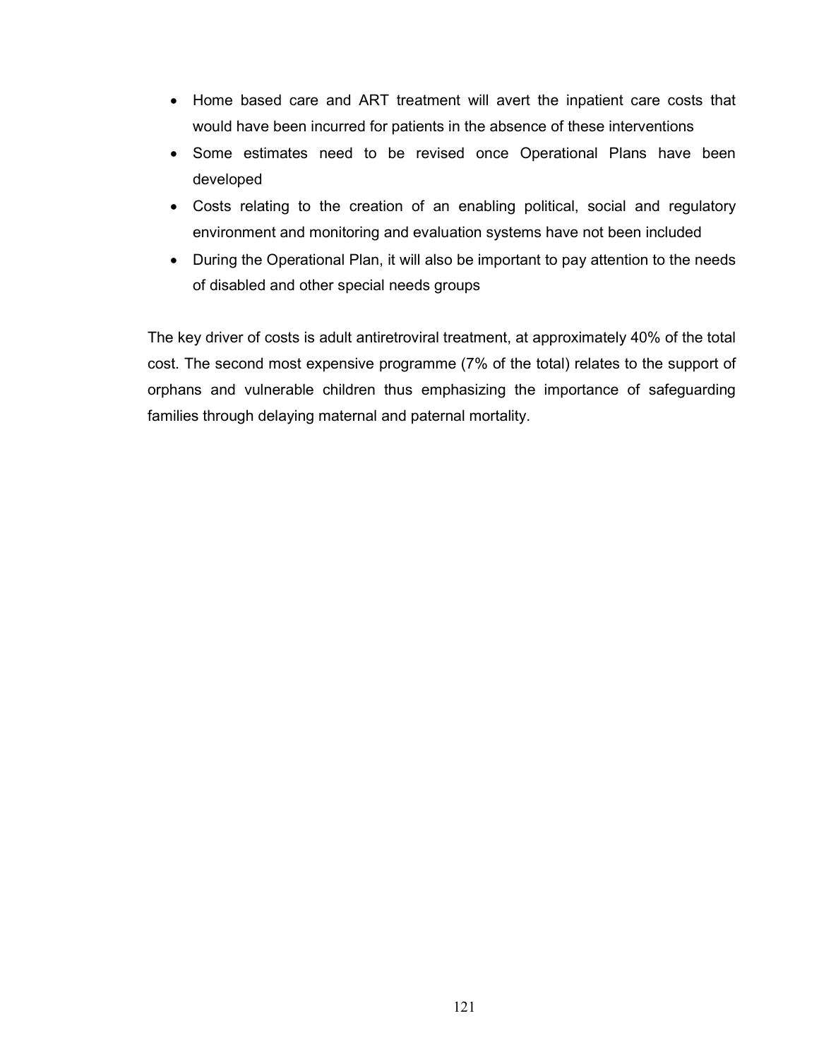- Home based care and ART treatment will avert the inpatient care costs that would have been incurred for patients in the absence of these interventions
- Some estimates need to be revised once Operational Plans have been developed
- Costs relating to the creation of an enabling political, social and regulatory environment and monitoring and evaluation systems have not been included
- During the Operational Plan, it will also be important to pay attention to the needs of disabled and other special needs groups

The key driver of costs is adult antiretroviral treatment, at approximately 40% of the total cost. The second most expensive programme (7% of the total) relates to the support of orphans and vulnerable children thus emphasizing the importance of safeguarding families through delaying maternal and paternal mortality.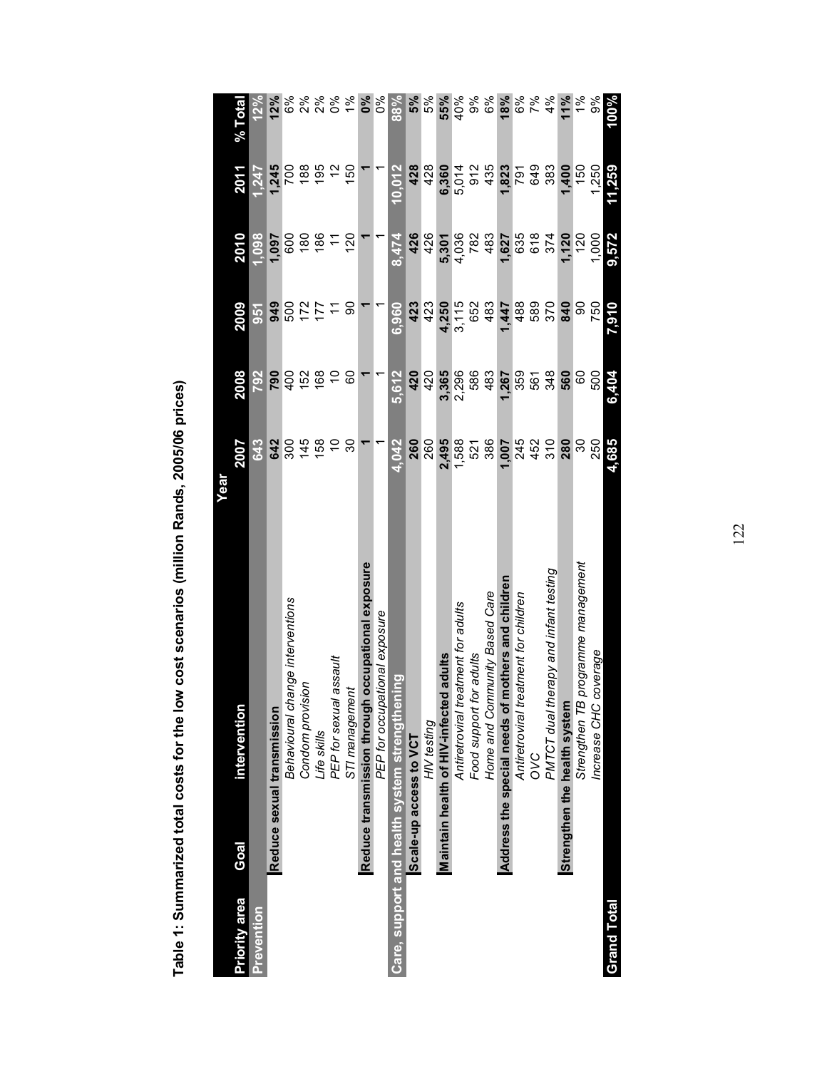**Table 1: Summarized total costs for the low cost scenarios (million Rands, 2005/06 prices)**

| Priority area | Goal | intervention | 2007 | 2008 | 2009 | 2010 | 2011 | % Total |
|---|---|---|---|---|---|---|---|---|
| **Prevention** | | | **643** | **792** | **951** | **1,098** | **1,247** | **12%** |
| | **Reduce sexual transmission** | | **642** | **790** | **949** | **1,097** | **1,245** | **12%** |
| | | *Behavioural change interventions* | 300 | 400 | 500 | 600 | 700 | 6% |
| | | *Condom provision* | 145 | 152 | 172 | 180 | 188 | 2% |
| | | *Life skills* | 158 | 168 | 177 | 186 | 195 | 2% |
| | | *PEP for sexual assault* | 10 | 10 | 11 | 11 | 12 | 0% |
| | | *STI management* | 30 | 60 | 90 | 120 | 150 | 1% |
| | **Reduce transmission through occupational exposure** | | **1** | **1** | **1** | **1** | **1** | **0%** |
| | | *PEP for occupational exposure* | 1 | 1 | 1 | 1 | 1 | 0% |
| **Care, support and health system strengthening** | | | **4,042** | **5,612** | **6,960** | **8,474** | **10,012** | **88%** |
| | **Scale-up access to VCT** | | **260** | **420** | **423** | **426** | **428** | **5%** |
| | | *HIV testing* | 260 | 420 | 423 | 426 | 428 | 5% |
| | **Maintain health of HIV-infected adults** | | **2,495** | **3,365** | **4,250** | **5,301** | **6,360** | **55%** |
| | | *Antiretroviral treatment for adults* | 1,588 | 2,296 | 3,115 | 4,036 | 5,014 | 40% |
| | | *Food support for adults* | 521 | 586 | 652 | 782 | 912 | 9% |
| | | *Home and Community Based Care* | 386 | 483 | 483 | 483 | 435 | 6% |
| | **Address the special needs of mothers and children** | | **1,007** | **1,267** | **1,447** | **1,627** | **1,823** | **18%** |
| | | *Antiretroviral treatment for children* | 245 | 359 | 488 | 635 | 791 | 6% |
| | | *OVC* | 452 | 561 | 589 | 618 | 649 | 7% |
| | | *PMTCT dual therapy and infant testing* | 310 | 348 | 370 | 374 | 383 | 4% |
| | **Strengthen the health system** | | **280** | **560** | **840** | **1,120** | **1,400** | **11%** |
| | | *Strengthen TB programme management* | 30 | 60 | 90 | 120 | 150 | 1% |
| | | *Increase CHC coverage* | 250 | 500 | 750 | 1,000 | 1,250 | 9% |
| **Grand Total** | | | **4,685** | **6,404** | **7,910** | **9,572** | **11,259** | **100%** |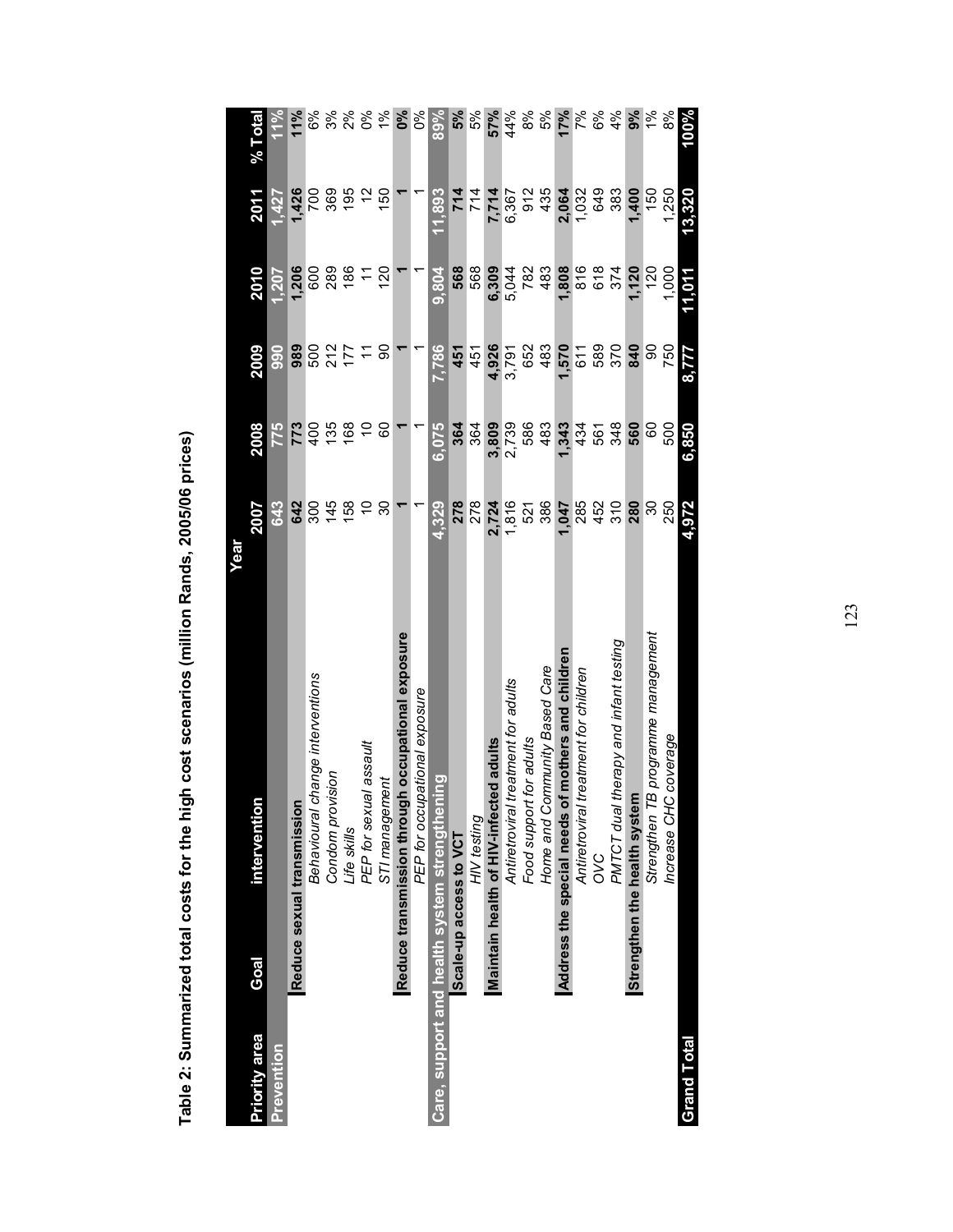**Table 2: Summarized total costs for the high cost scenarios (million Rands, 2005/06 prices)**

| Priority area | Goal | intervention | 2007 | 2008 | 2009 | 2010 | 2011 | % Total |
|---|---|---|---|---|---|---|---|---|
| **Prevention** | | | **643** | **775** | **990** | **1,207** | **1,427** | **11%** |
| | **Reduce sexual transmission** | | **642** | **773** | **989** | **1,206** | **1,426** | **11%** |
| | | *Behavioural change interventions* | 300 | 400 | 500 | 600 | 700 | 6% |
| | | *Condom provision* | 145 | 135 | 212 | 289 | 369 | 3% |
| | | *Life skills* | 158 | 168 | 177 | 186 | 195 | 2% |
| | | *PEP for sexual assault* | 10 | 10 | 11 | 11 | 12 | 0% |
| | | *STI management* | 30 | 60 | 90 | 120 | 150 | 1% |
| | **Reduce transmission through occupational exposure** | | **1** | **1** | **1** | **1** | **1** | **0%** |
| | | *PEP for occupational exposure* | 1 | 1 | 1 | 1 | 1 | 0% |
| **Care, support and health system strengthening** | | | **4,329** | **6,075** | **7,786** | **9,804** | **11,893** | **89%** |
| | **Scale-up access to VCT** | | **278** | **364** | **451** | **568** | **714** | **5%** |
| | | *HIV testing* | 278 | 364 | 451 | 568 | 714 | 5% |
| | **Maintain health of HIV-infected adults** | | **2,724** | **3,809** | **4,926** | **6,309** | **7,714** | **57%** |
| | | *Antiretroviral treatment for adults* | 1,816 | 2,739 | 3,791 | 5,044 | 6,367 | 44% |
| | | *Food support for adults* | 521 | 586 | 652 | 782 | 912 | 8% |
| | | *Home and Community Based Care* | 386 | 483 | 483 | 483 | 435 | 5% |
| | **Address the special needs of mothers and children** | | **1,047** | **1,343** | **1,570** | **1,808** | **2,064** | **17%** |
| | | *Antiretroviral treatment for children* | 285 | 434 | 611 | 816 | 1,032 | 7% |
| | | *OVC* | 452 | 561 | 589 | 618 | 649 | 6% |
| | | *PMTCT dual therapy and infant testing* | 310 | 348 | 370 | 374 | 383 | 4% |
| | **Strengthen the health system** | | **280** | **560** | **840** | **1,120** | **1,400** | **9%** |
| | | *Strengthen TB programme management* | 30 | 60 | 90 | 120 | 150 | 1% |
| | | *Increase CHC coverage* | 250 | 500 | 750 | 1,000 | 1,250 | 8% |
| **Grand Total** | | | **4,972** | **6,850** | **8,777** | **11,011** | **13,320** | **100%** |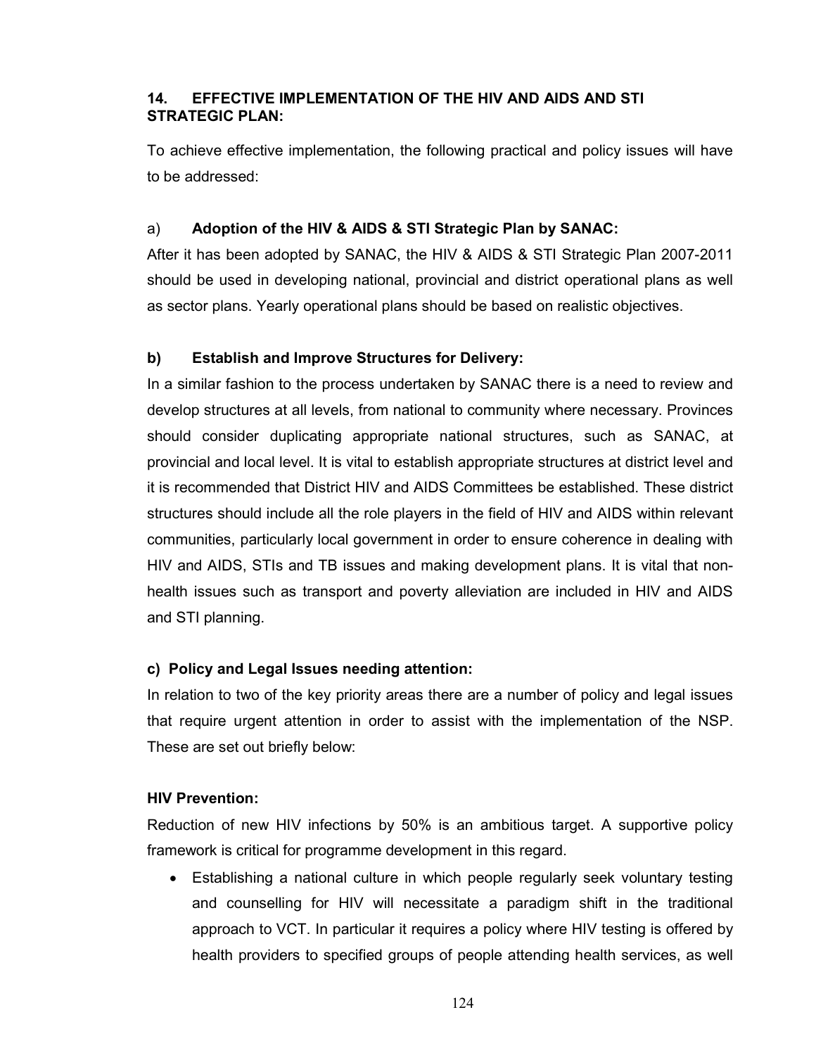## 14. EFFECTIVE IMPLEMENTATION OF THE HIV AND AIDS AND STI STRATEGIC PLAN:

To achieve effective implementation, the following practical and policy issues will have to be addressed:

### a) Adoption of the HIV & AIDS & STI Strategic Plan by SANAC:

After it has been adopted by SANAC, the HIV & AIDS & STI Strategic Plan 2007-2011 should be used in developing national, provincial and district operational plans as well as sector plans. Yearly operational plans should be based on realistic objectives.

### b) Establish and Improve Structures for Delivery:

In a similar fashion to the process undertaken by SANAC there is a need to review and develop structures at all levels, from national to community where necessary. Provinces should consider duplicating appropriate national structures, such as SANAC, at provincial and local level. It is vital to establish appropriate structures at district level and it is recommended that District HIV and AIDS Committees be established. These district structures should include all the role players in the field of HIV and AIDS within relevant communities, particularly local government in order to ensure coherence in dealing with HIV and AIDS, STIs and TB issues and making development plans. It is vital that non-health issues such as transport and poverty alleviation are included in HIV and AIDS and STI planning.

### c) Policy and Legal Issues needing attention:

In relation to two of the key priority areas there are a number of policy and legal issues that require urgent attention in order to assist with the implementation of the NSP. These are set out briefly below:

**HIV Prevention:**

Reduction of new HIV infections by 50% is an ambitious target. A supportive policy framework is critical for programme development in this regard.

- Establishing a national culture in which people regularly seek voluntary testing and counselling for HIV will necessitate a paradigm shift in the traditional approach to VCT. In particular it requires a policy where HIV testing is offered by health providers to specified groups of people attending health services, as well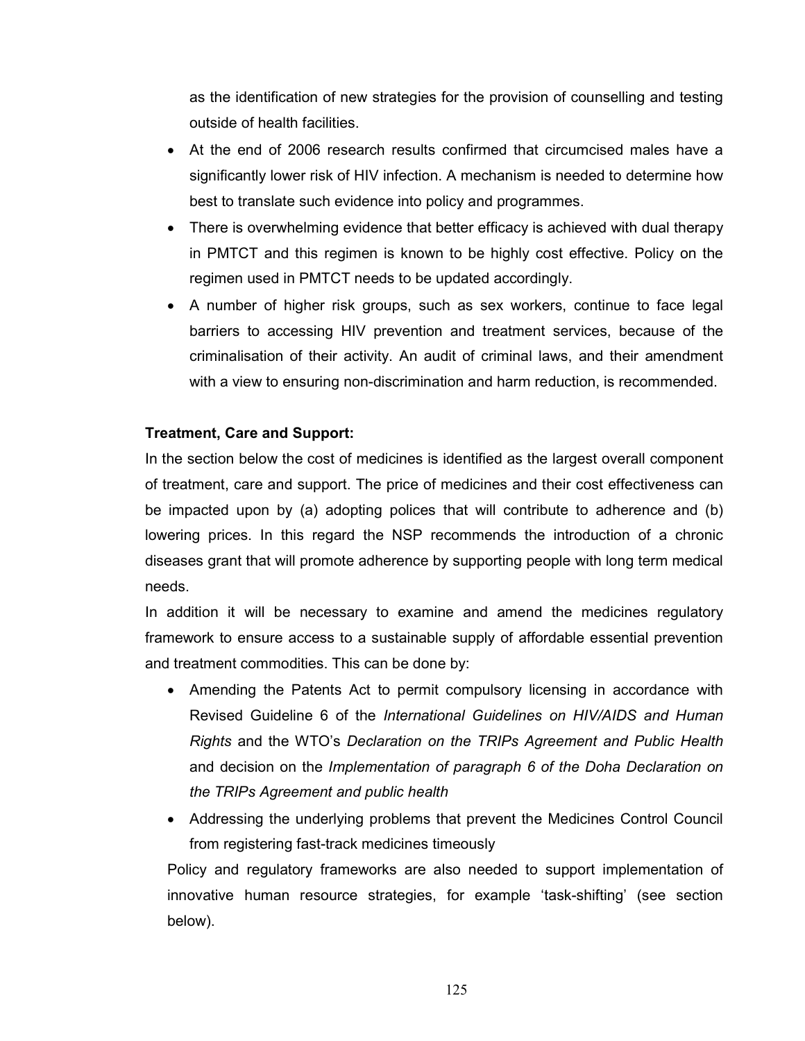as the identification of new strategies for the provision of counselling and testing outside of health facilities.

- At the end of 2006 research results confirmed that circumcised males have a significantly lower risk of HIV infection. A mechanism is needed to determine how best to translate such evidence into policy and programmes.
- There is overwhelming evidence that better efficacy is achieved with dual therapy in PMTCT and this regimen is known to be highly cost effective. Policy on the regimen used in PMTCT needs to be updated accordingly.
- A number of higher risk groups, such as sex workers, continue to face legal barriers to accessing HIV prevention and treatment services, because of the criminalisation of their activity. An audit of criminal laws, and their amendment with a view to ensuring non-discrimination and harm reduction, is recommended.

**Treatment, Care and Support:**

In the section below the cost of medicines is identified as the largest overall component of treatment, care and support. The price of medicines and their cost effectiveness can be impacted upon by (a) adopting polices that will contribute to adherence and (b) lowering prices. In this regard the NSP recommends the introduction of a chronic diseases grant that will promote adherence by supporting people with long term medical needs.

In addition it will be necessary to examine and amend the medicines regulatory framework to ensure access to a sustainable supply of affordable essential prevention and treatment commodities. This can be done by:

- Amending the Patents Act to permit compulsory licensing in accordance with Revised Guideline 6 of the *International Guidelines on HIV/AIDS and Human Rights* and the WTO's *Declaration on the TRIPs Agreement and Public Health* and decision on the *Implementation of paragraph 6 of the Doha Declaration on the TRIPs Agreement and public health*
- Addressing the underlying problems that prevent the Medicines Control Council from registering fast-track medicines timeously

Policy and regulatory frameworks are also needed to support implementation of innovative human resource strategies, for example 'task-shifting' (see section below).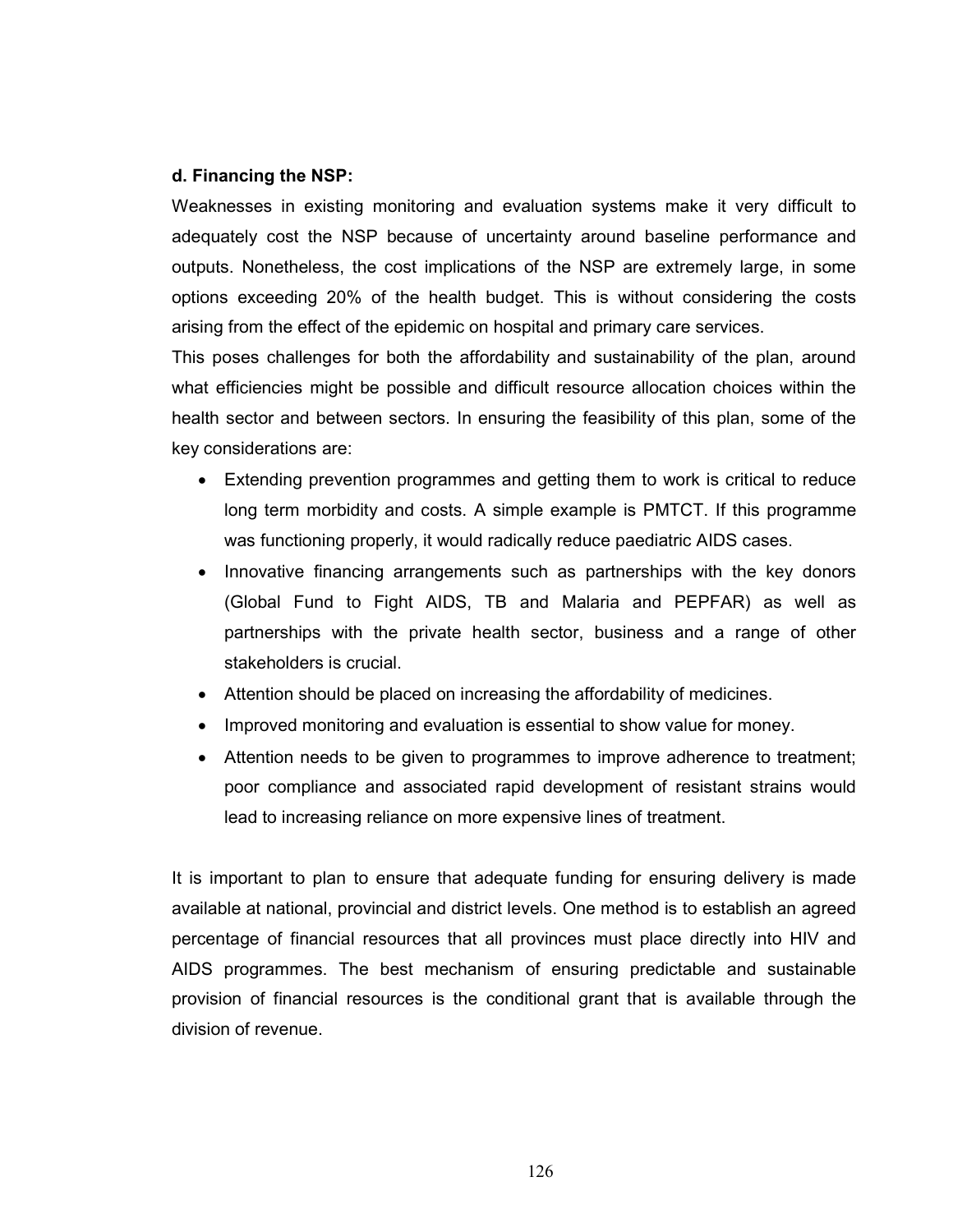**d. Financing the NSP:**

Weaknesses in existing monitoring and evaluation systems make it very difficult to adequately cost the NSP because of uncertainty around baseline performance and outputs. Nonetheless, the cost implications of the NSP are extremely large, in some options exceeding 20% of the health budget. This is without considering the costs arising from the effect of the epidemic on hospital and primary care services.

This poses challenges for both the affordability and sustainability of the plan, around what efficiencies might be possible and difficult resource allocation choices within the health sector and between sectors. In ensuring the feasibility of this plan, some of the key considerations are:

- Extending prevention programmes and getting them to work is critical to reduce long term morbidity and costs. A simple example is PMTCT. If this programme was functioning properly, it would radically reduce paediatric AIDS cases.
- Innovative financing arrangements such as partnerships with the key donors (Global Fund to Fight AIDS, TB and Malaria and PEPFAR) as well as partnerships with the private health sector, business and a range of other stakeholders is crucial.
- Attention should be placed on increasing the affordability of medicines.
- Improved monitoring and evaluation is essential to show value for money.
- Attention needs to be given to programmes to improve adherence to treatment; poor compliance and associated rapid development of resistant strains would lead to increasing reliance on more expensive lines of treatment.

It is important to plan to ensure that adequate funding for ensuring delivery is made available at national, provincial and district levels. One method is to establish an agreed percentage of financial resources that all provinces must place directly into HIV and AIDS programmes. The best mechanism of ensuring predictable and sustainable provision of financial resources is the conditional grant that is available through the division of revenue.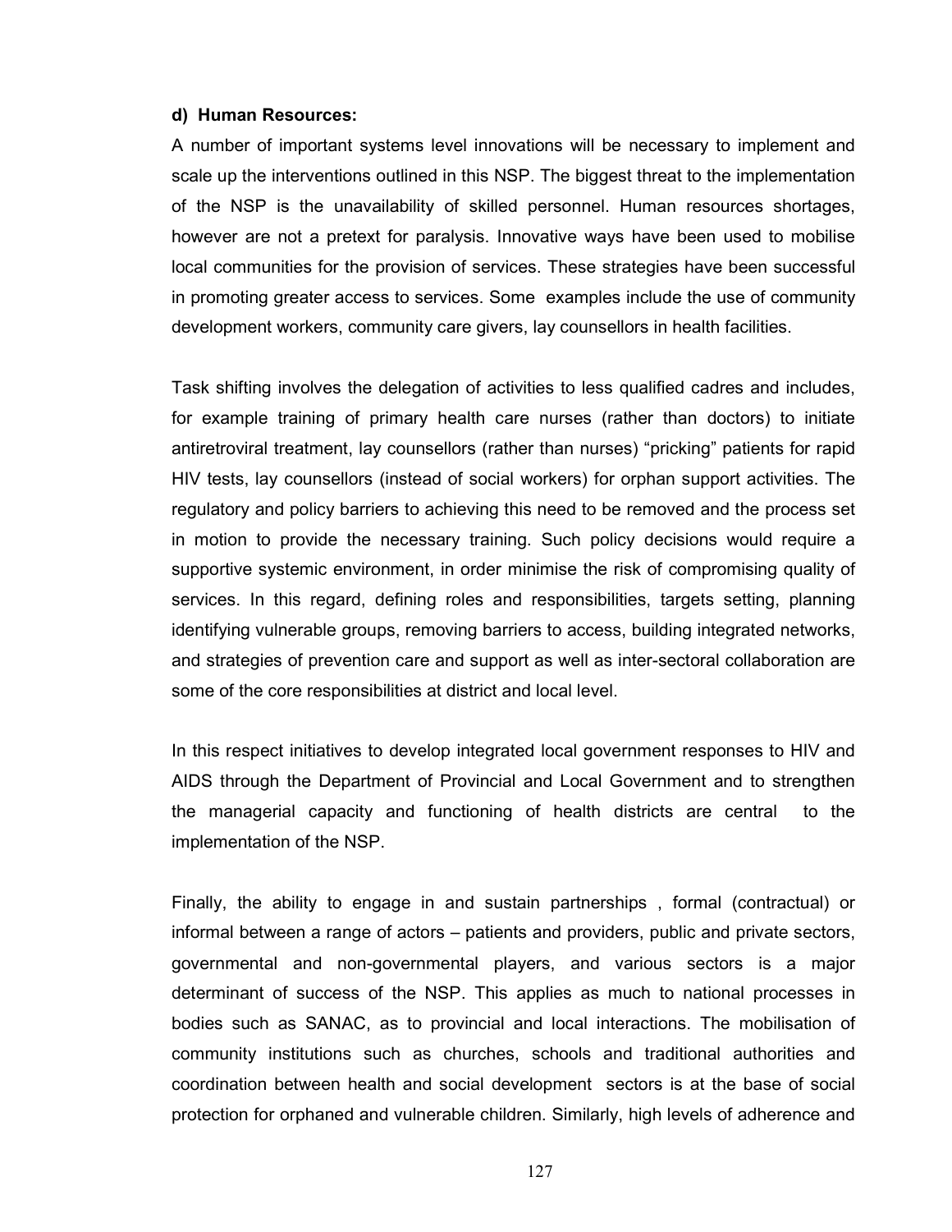**d) Human Resources:**

A number of important systems level innovations will be necessary to implement and scale up the interventions outlined in this NSP. The biggest threat to the implementation of the NSP is the unavailability of skilled personnel. Human resources shortages, however are not a pretext for paralysis. Innovative ways have been used to mobilise local communities for the provision of services. These strategies have been successful in promoting greater access to services. Some examples include the use of community development workers, community care givers, lay counsellors in health facilities.

Task shifting involves the delegation of activities to less qualified cadres and includes, for example training of primary health care nurses (rather than doctors) to initiate antiretroviral treatment, lay counsellors (rather than nurses) "pricking" patients for rapid HIV tests, lay counsellors (instead of social workers) for orphan support activities. The regulatory and policy barriers to achieving this need to be removed and the process set in motion to provide the necessary training. Such policy decisions would require a supportive systemic environment, in order minimise the risk of compromising quality of services. In this regard, defining roles and responsibilities, targets setting, planning identifying vulnerable groups, removing barriers to access, building integrated networks, and strategies of prevention care and support as well as inter-sectoral collaboration are some of the core responsibilities at district and local level.

In this respect initiatives to develop integrated local government responses to HIV and AIDS through the Department of Provincial and Local Government and to strengthen the managerial capacity and functioning of health districts are central to the implementation of the NSP.

Finally, the ability to engage in and sustain partnerships , formal (contractual) or informal between a range of actors – patients and providers, public and private sectors, governmental and non-governmental players, and various sectors is a major determinant of success of the NSP. This applies as much to national processes in bodies such as SANAC, as to provincial and local interactions. The mobilisation of community institutions such as churches, schools and traditional authorities and coordination between health and social development sectors is at the base of social protection for orphaned and vulnerable children. Similarly, high levels of adherence and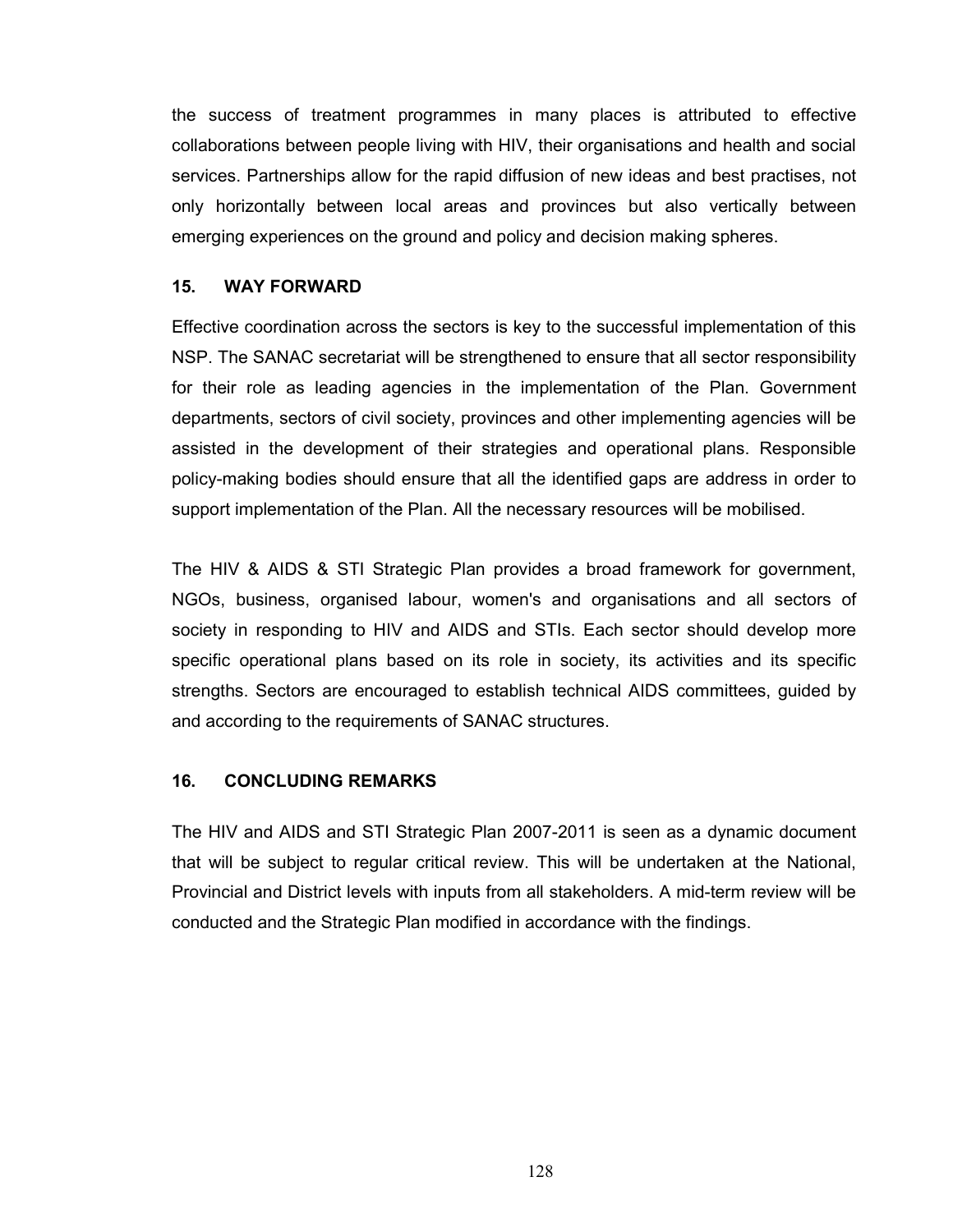the success of treatment programmes in many places is attributed to effective collaborations between people living with HIV, their organisations and health and social services. Partnerships allow for the rapid diffusion of new ideas and best practises, not only horizontally between local areas and provinces but also vertically between emerging experiences on the ground and policy and decision making spheres.

## 15. WAY FORWARD

Effective coordination across the sectors is key to the successful implementation of this NSP. The SANAC secretariat will be strengthened to ensure that all sector responsibility for their role as leading agencies in the implementation of the Plan. Government departments, sectors of civil society, provinces and other implementing agencies will be assisted in the development of their strategies and operational plans. Responsible policy-making bodies should ensure that all the identified gaps are address in order to support implementation of the Plan. All the necessary resources will be mobilised.

The HIV & AIDS & STI Strategic Plan provides a broad framework for government, NGOs, business, organised labour, women's and organisations and all sectors of society in responding to HIV and AIDS and STIs. Each sector should develop more specific operational plans based on its role in society, its activities and its specific strengths. Sectors are encouraged to establish technical AIDS committees, guided by and according to the requirements of SANAC structures.

## 16. CONCLUDING REMARKS

The HIV and AIDS and STI Strategic Plan 2007-2011 is seen as a dynamic document that will be subject to regular critical review. This will be undertaken at the National, Provincial and District levels with inputs from all stakeholders. A mid-term review will be conducted and the Strategic Plan modified in accordance with the findings.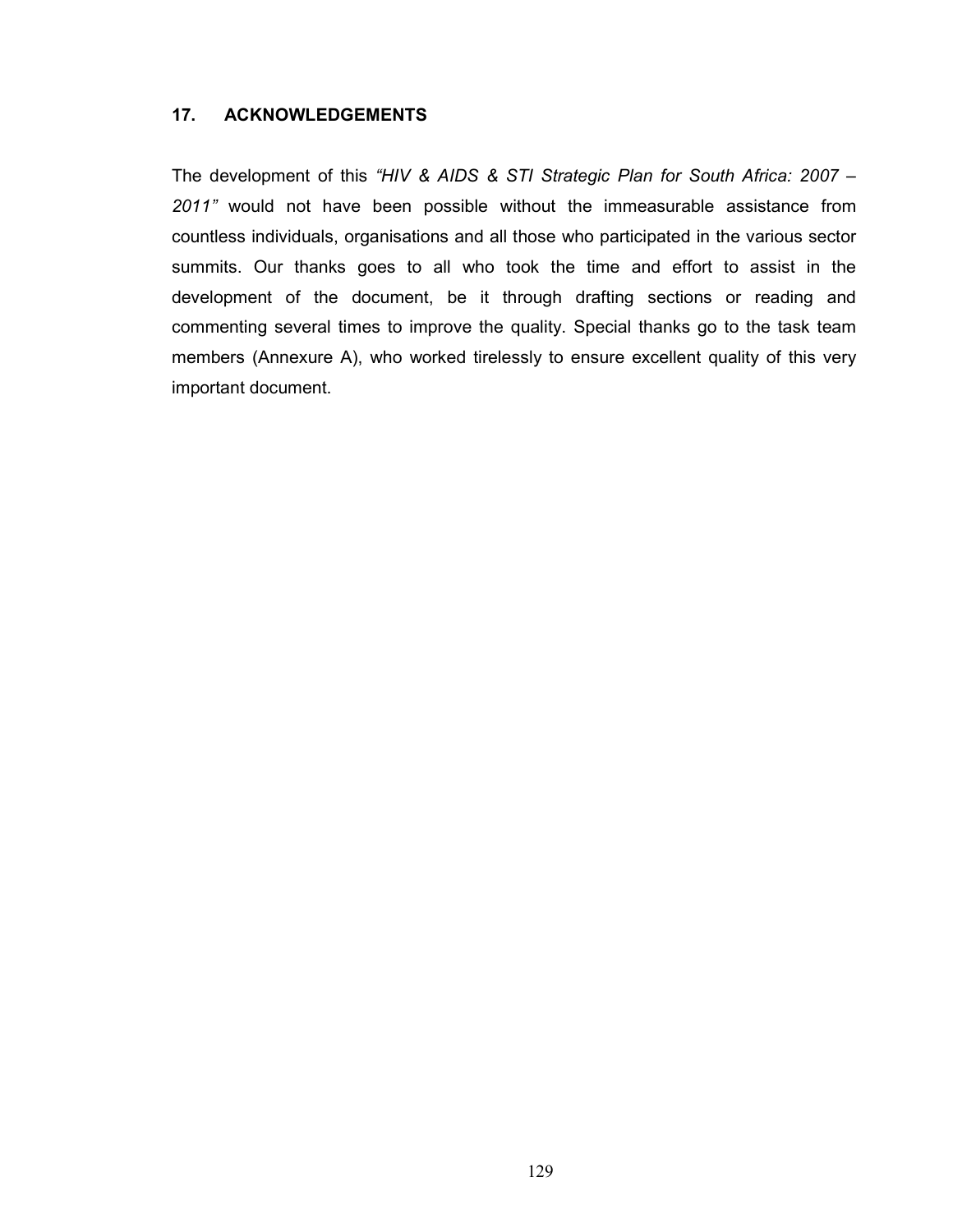## 17. ACKNOWLEDGEMENTS

The development of this *"HIV & AIDS & STI Strategic Plan for South Africa: 2007 – 2011"* would not have been possible without the immeasurable assistance from countless individuals, organisations and all those who participated in the various sector summits. Our thanks goes to all who took the time and effort to assist in the development of the document, be it through drafting sections or reading and commenting several times to improve the quality. Special thanks go to the task team members (Annexure A), who worked tirelessly to ensure excellent quality of this very important document.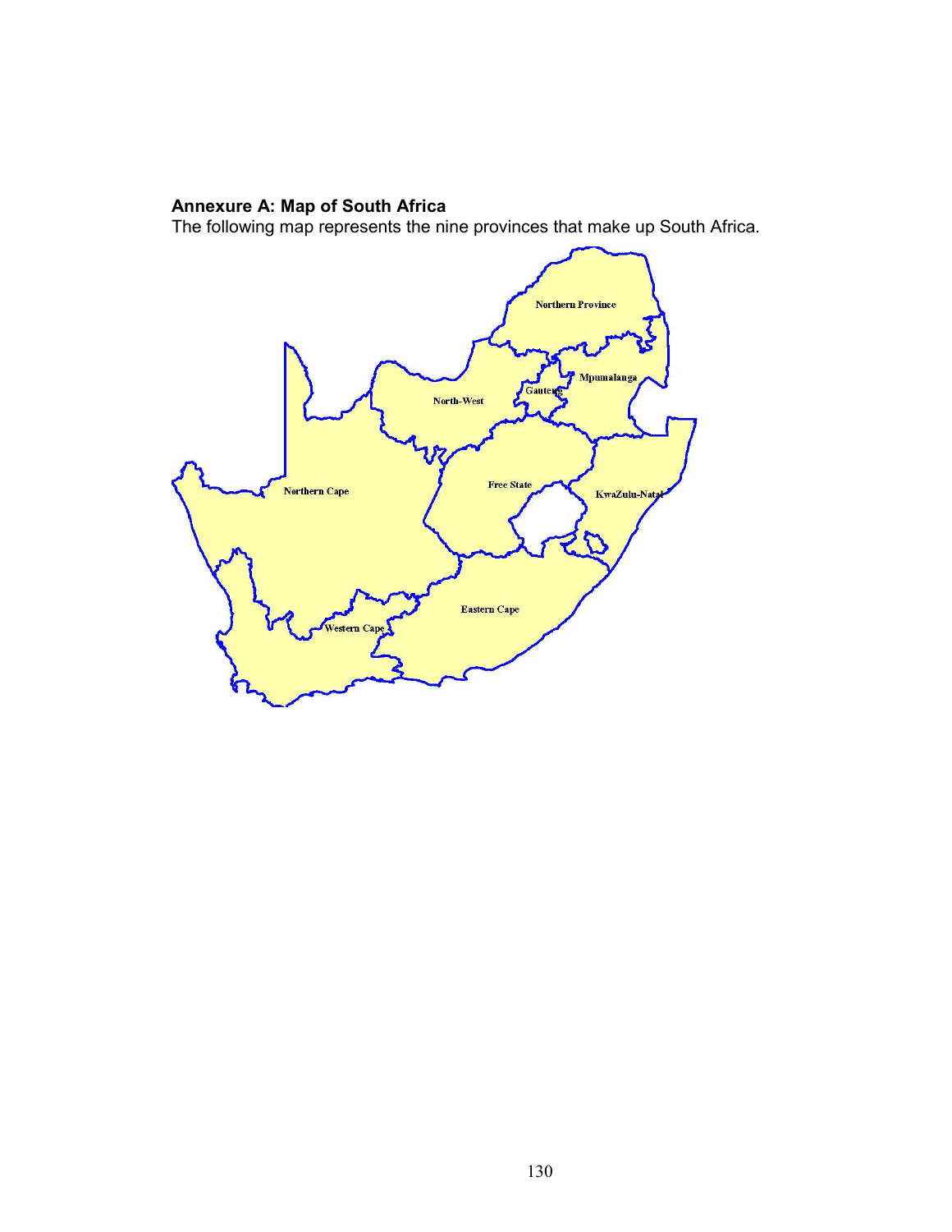**Annexure A: Map of South Africa**

The following map represents the nine provinces that make up South Africa.

Northern Province

Mpumalanga

Gauteng

North-West

Free State

KwaZulu-Natal

Northern Cape

Eastern Cape

Western Cape